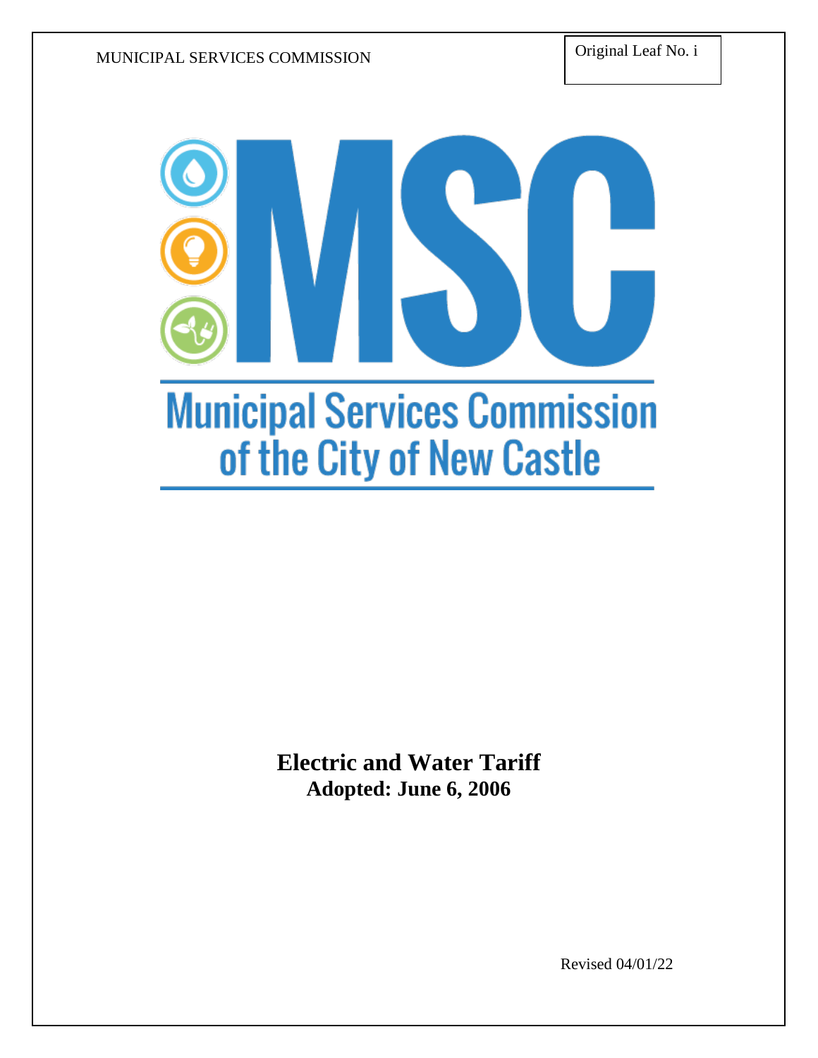# Municipal Services Commission of the City of New Castle

**Electric and Water Tariff**
**Adopted: June 6, 2006**

Revised 04/01/22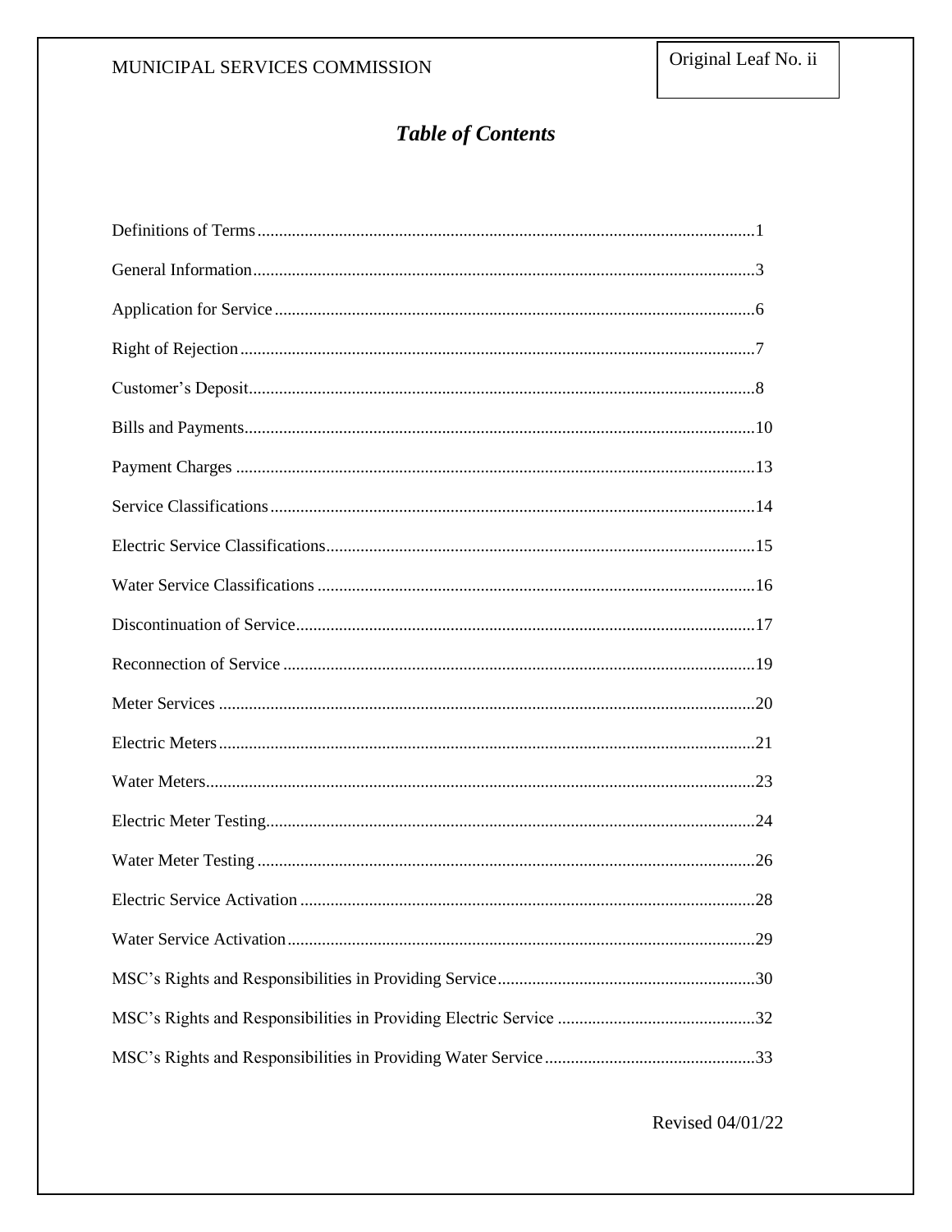# *Table of Contents*

| Section | Page |
|---|---|
| Definitions of Terms | 1 |
| General Information | 3 |
| Application for Service | 6 |
| Right of Rejection | 7 |
| Customer's Deposit | 8 |
| Bills and Payments | 10 |
| Payment Charges | 13 |
| Service Classifications | 14 |
| Electric Service Classifications | 15 |
| Water Service Classifications | 16 |
| Discontinuation of Service | 17 |
| Reconnection of Service | 19 |
| Meter Services | 20 |
| Electric Meters | 21 |
| Water Meters | 23 |
| Electric Meter Testing | 24 |
| Water Meter Testing | 26 |
| Electric Service Activation | 28 |
| Water Service Activation | 29 |
| MSC's Rights and Responsibilities in Providing Service | 30 |
| MSC's Rights and Responsibilities in Providing Electric Service | 32 |
| MSC's Rights and Responsibilities in Providing Water Service | 33 |

Revised 04/01/22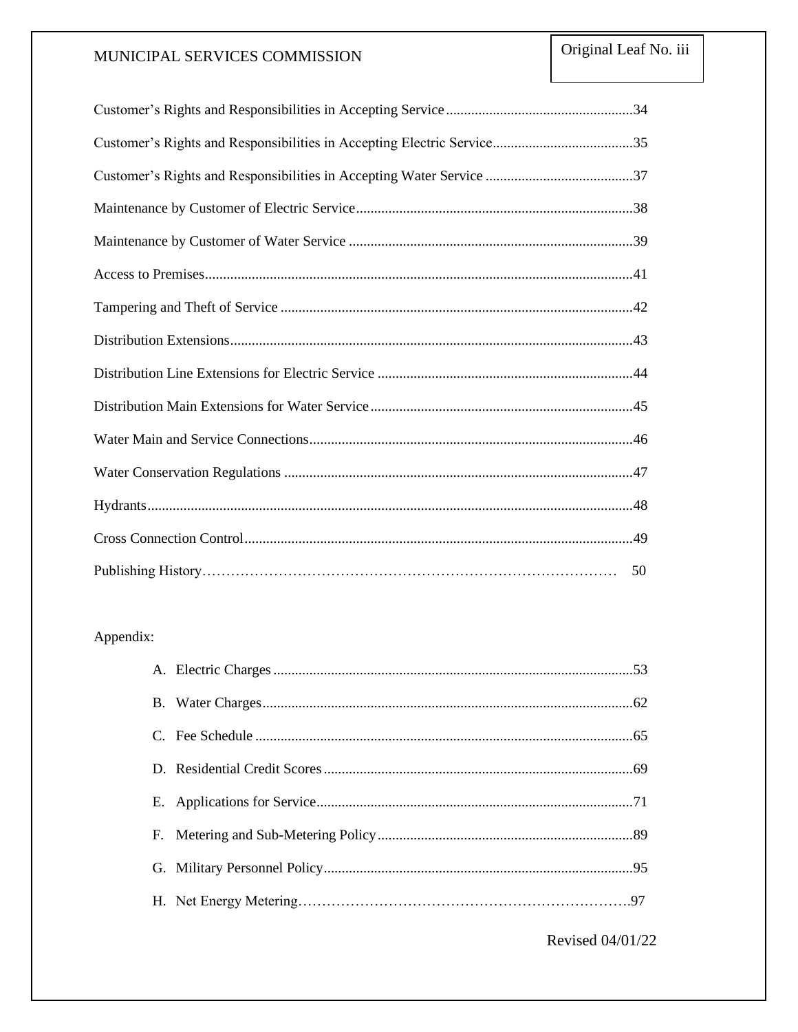Customer's Rights and Responsibilities in Accepting Service....................................................34

Customer's Rights and Responsibilities in Accepting Electric Service.......................................35

Customer's Rights and Responsibilities in Accepting Water Service .........................................37

Maintenance by Customer of Electric Service.............................................................................38

Maintenance by Customer of Water Service ...............................................................................39

Access to Premises.......................................................................................................................41

Tampering and Theft of Service ..................................................................................................42

Distribution Extensions................................................................................................................43

Distribution Line Extensions for Electric Service .......................................................................44

Distribution Main Extensions for Water Service.........................................................................45

Water Main and Service Connections..........................................................................................46

Water Conservation Regulations .................................................................................................47

Hydrants.......................................................................................................................................48

Cross Connection Control............................................................................................................49

Publishing History………………………………………………………………………… 50

Appendix:

A. Electric Charges....................................................................................................53
B. Water Charges.......................................................................................................62
C. Fee Schedule .........................................................................................................65
D. Residential Credit Scores......................................................................................69
E. Applications for Service........................................................................................71
F. Metering and Sub-Metering Policy.......................................................................89
G. Military Personnel Policy......................................................................................95
H. Net Energy Metering………………………………………………………………97

Revised 04/01/22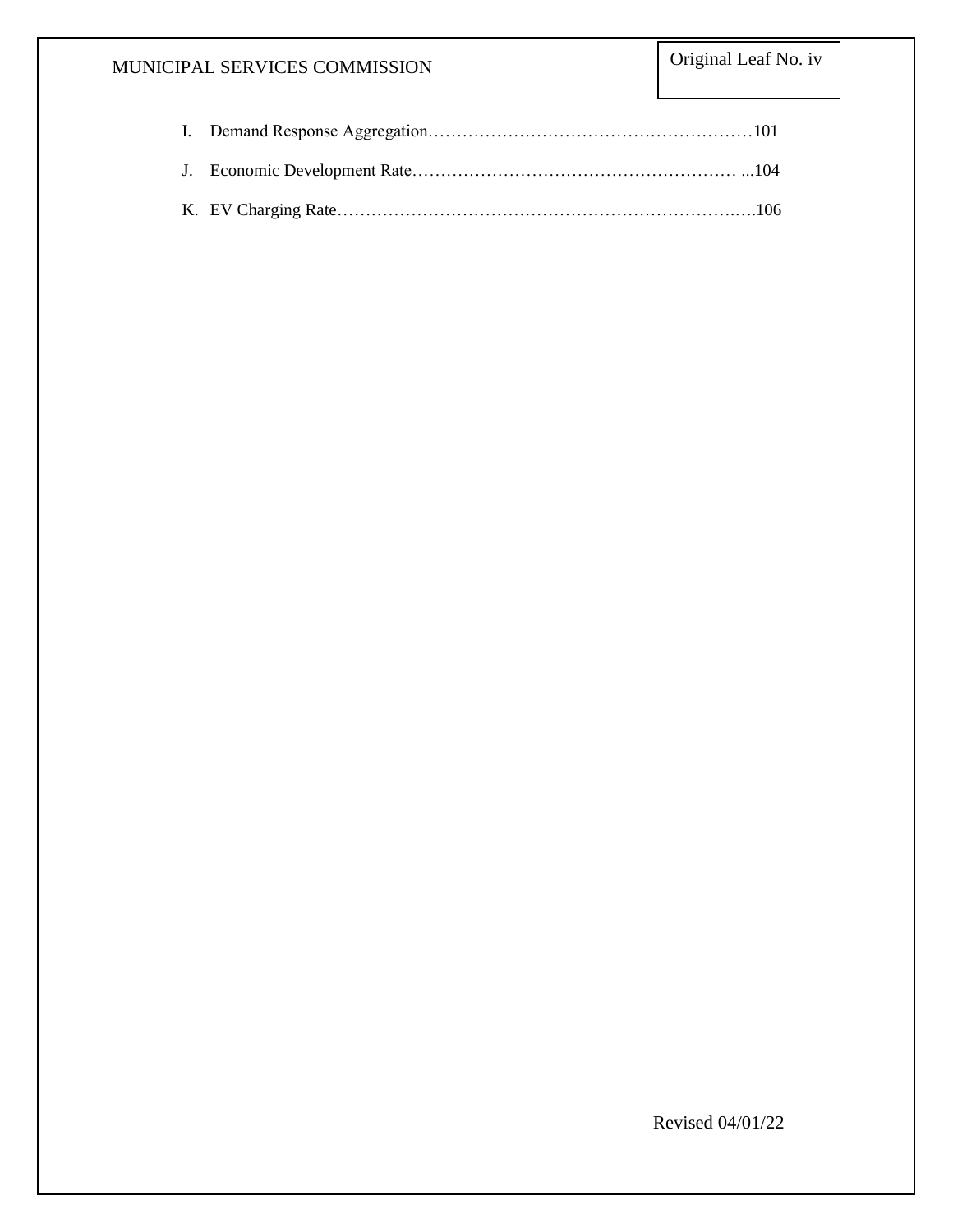I. Demand Response Aggregation……………………………………………………101

J. Economic Development Rate………………………………………………… ...104

K. EV Charging Rate…………………………………………………………….….106

Revised 04/01/22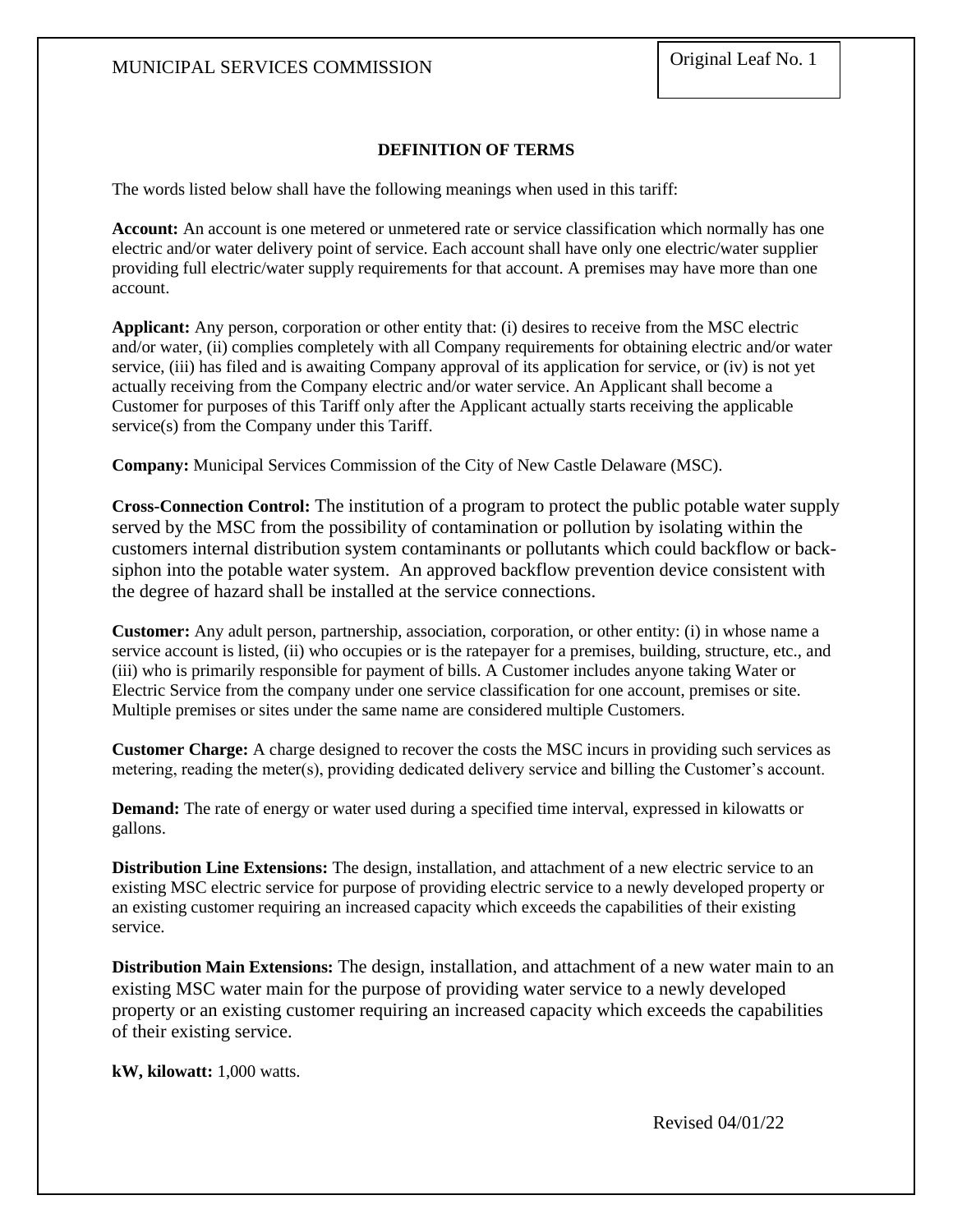## DEFINITION OF TERMS

The words listed below shall have the following meanings when used in this tariff:

**Account:** An account is one metered or unmetered rate or service classification which normally has one electric and/or water delivery point of service. Each account shall have only one electric/water supplier providing full electric/water supply requirements for that account. A premises may have more than one account.

**Applicant:** Any person, corporation or other entity that: (i) desires to receive from the MSC electric and/or water, (ii) complies completely with all Company requirements for obtaining electric and/or water service, (iii) has filed and is awaiting Company approval of its application for service, or (iv) is not yet actually receiving from the Company electric and/or water service. An Applicant shall become a Customer for purposes of this Tariff only after the Applicant actually starts receiving the applicable service(s) from the Company under this Tariff.

**Company:** Municipal Services Commission of the City of New Castle Delaware (MSC).

**Cross-Connection Control:** The institution of a program to protect the public potable water supply served by the MSC from the possibility of contamination or pollution by isolating within the customers internal distribution system contaminants or pollutants which could backflow or back-siphon into the potable water system. An approved backflow prevention device consistent with the degree of hazard shall be installed at the service connections.

**Customer:** Any adult person, partnership, association, corporation, or other entity: (i) in whose name a service account is listed, (ii) who occupies or is the ratepayer for a premises, building, structure, etc., and (iii) who is primarily responsible for payment of bills. A Customer includes anyone taking Water or Electric Service from the company under one service classification for one account, premises or site. Multiple premises or sites under the same name are considered multiple Customers.

**Customer Charge:** A charge designed to recover the costs the MSC incurs in providing such services as metering, reading the meter(s), providing dedicated delivery service and billing the Customer's account.

**Demand:** The rate of energy or water used during a specified time interval, expressed in kilowatts or gallons.

**Distribution Line Extensions:** The design, installation, and attachment of a new electric service to an existing MSC electric service for purpose of providing electric service to a newly developed property or an existing customer requiring an increased capacity which exceeds the capabilities of their existing service.

**Distribution Main Extensions:** The design, installation, and attachment of a new water main to an existing MSC water main for the purpose of providing water service to a newly developed property or an existing customer requiring an increased capacity which exceeds the capabilities of their existing service.

**kW, kilowatt:** 1,000 watts.

Revised 04/01/22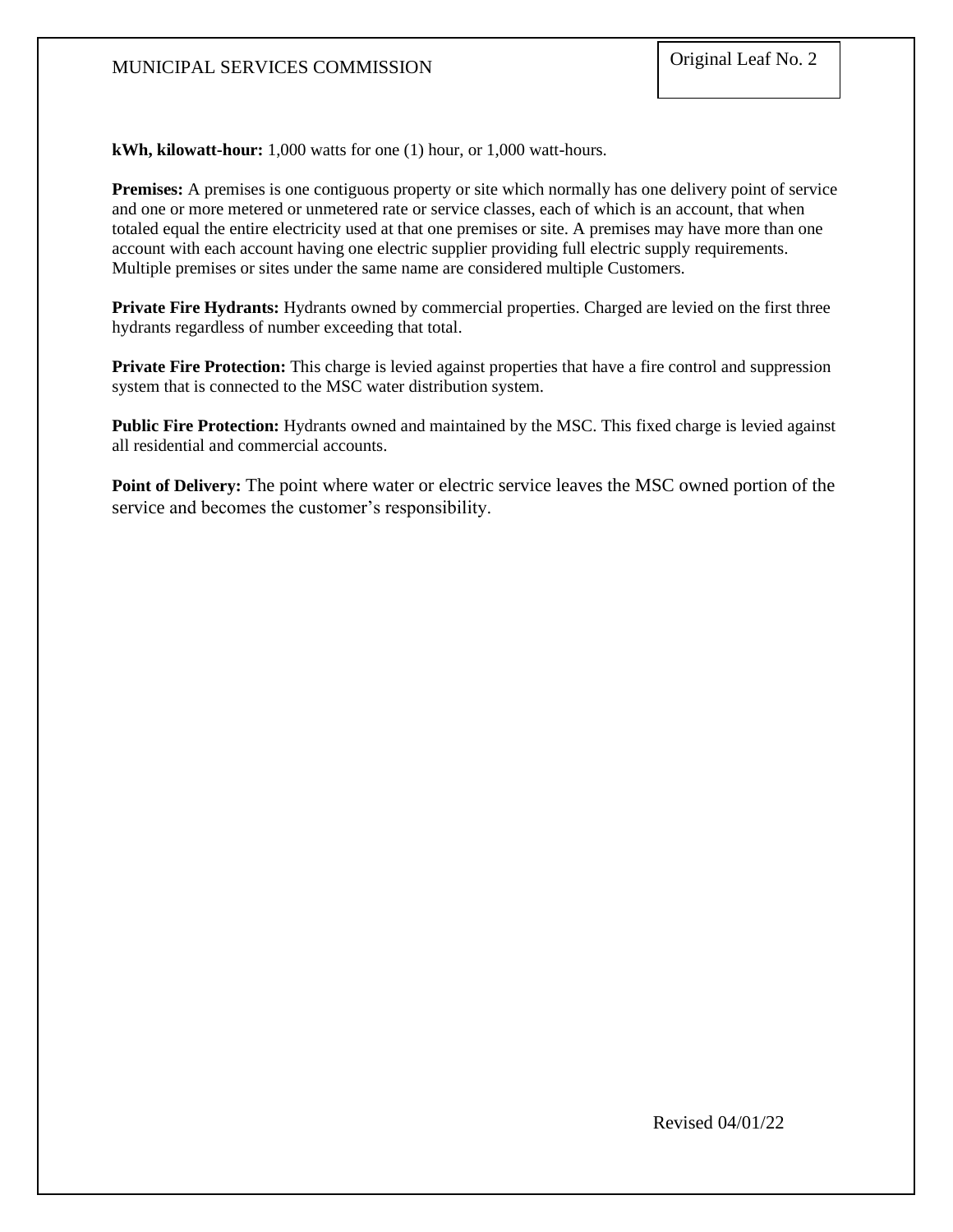**kWh, kilowatt-hour:** 1,000 watts for one (1) hour, or 1,000 watt-hours.

**Premises:** A premises is one contiguous property or site which normally has one delivery point of service and one or more metered or unmetered rate or service classes, each of which is an account, that when totaled equal the entire electricity used at that one premises or site. A premises may have more than one account with each account having one electric supplier providing full electric supply requirements. Multiple premises or sites under the same name are considered multiple Customers.

**Private Fire Hydrants:** Hydrants owned by commercial properties. Charged are levied on the first three hydrants regardless of number exceeding that total.

**Private Fire Protection:** This charge is levied against properties that have a fire control and suppression system that is connected to the MSC water distribution system.

**Public Fire Protection:** Hydrants owned and maintained by the MSC. This fixed charge is levied against all residential and commercial accounts.

**Point of Delivery:** The point where water or electric service leaves the MSC owned portion of the service and becomes the customer's responsibility.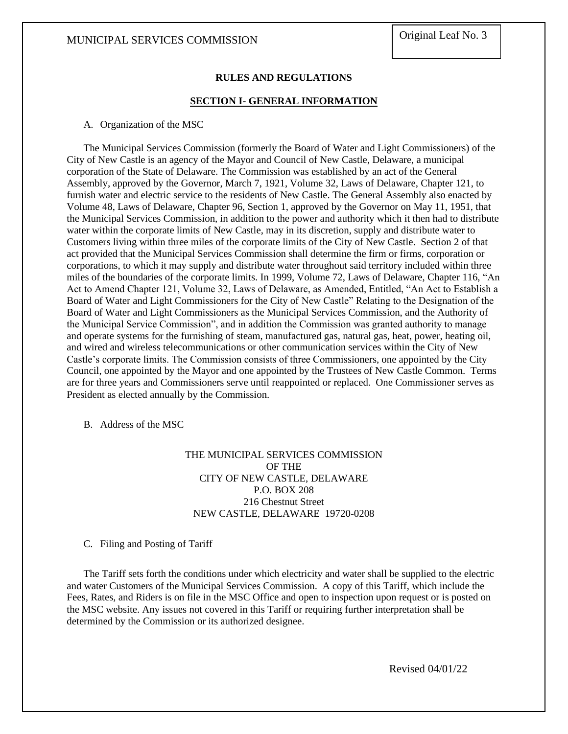## RULES AND REGULATIONS

### SECTION I- GENERAL INFORMATION

A. Organization of the MSC

The Municipal Services Commission (formerly the Board of Water and Light Commissioners) of the City of New Castle is an agency of the Mayor and Council of New Castle, Delaware, a municipal corporation of the State of Delaware. The Commission was established by an act of the General Assembly, approved by the Governor, March 7, 1921, Volume 32, Laws of Delaware, Chapter 121, to furnish water and electric service to the residents of New Castle. The General Assembly also enacted by Volume 48, Laws of Delaware, Chapter 96, Section 1, approved by the Governor on May 11, 1951, that the Municipal Services Commission, in addition to the power and authority which it then had to distribute water within the corporate limits of New Castle, may in its discretion, supply and distribute water to Customers living within three miles of the corporate limits of the City of New Castle. Section 2 of that act provided that the Municipal Services Commission shall determine the firm or firms, corporation or corporations, to which it may supply and distribute water throughout said territory included within three miles of the boundaries of the corporate limits. In 1999, Volume 72, Laws of Delaware, Chapter 116, "An Act to Amend Chapter 121, Volume 32, Laws of Delaware, as Amended, Entitled, "An Act to Establish a Board of Water and Light Commissioners for the City of New Castle" Relating to the Designation of the Board of Water and Light Commissioners as the Municipal Services Commission, and the Authority of the Municipal Service Commission", and in addition the Commission was granted authority to manage and operate systems for the furnishing of steam, manufactured gas, natural gas, heat, power, heating oil, and wired and wireless telecommunications or other communication services within the City of New Castle's corporate limits. The Commission consists of three Commissioners, one appointed by the City Council, one appointed by the Mayor and one appointed by the Trustees of New Castle Common. Terms are for three years and Commissioners serve until reappointed or replaced. One Commissioner serves as President as elected annually by the Commission.

B. Address of the MSC

THE MUNICIPAL SERVICES COMMISSION  
OF THE  
CITY OF NEW CASTLE, DELAWARE  
P.O. BOX 208  
216 Chestnut Street  
NEW CASTLE, DELAWARE 19720-0208

C. Filing and Posting of Tariff

The Tariff sets forth the conditions under which electricity and water shall be supplied to the electric and water Customers of the Municipal Services Commission. A copy of this Tariff, which include the Fees, Rates, and Riders is on file in the MSC Office and open to inspection upon request or is posted on the MSC website. Any issues not covered in this Tariff or requiring further interpretation shall be determined by the Commission or its authorized designee.

Revised 04/01/22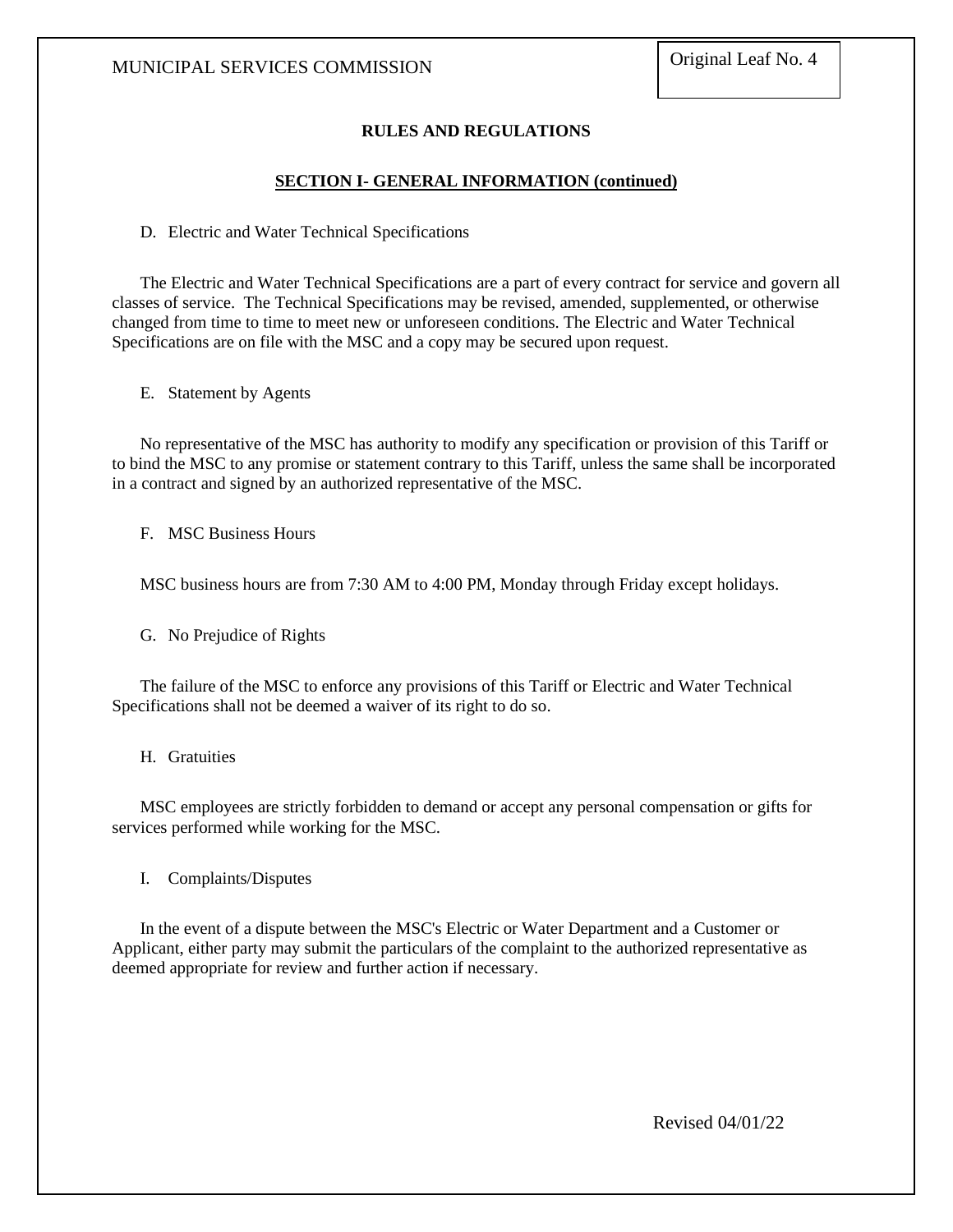## RULES AND REGULATIONS

### SECTION I- GENERAL INFORMATION (continued)

D. Electric and Water Technical Specifications

The Electric and Water Technical Specifications are a part of every contract for service and govern all classes of service. The Technical Specifications may be revised, amended, supplemented, or otherwise changed from time to time to meet new or unforeseen conditions. The Electric and Water Technical Specifications are on file with the MSC and a copy may be secured upon request.

E. Statement by Agents

No representative of the MSC has authority to modify any specification or provision of this Tariff or to bind the MSC to any promise or statement contrary to this Tariff, unless the same shall be incorporated in a contract and signed by an authorized representative of the MSC.

F. MSC Business Hours

MSC business hours are from 7:30 AM to 4:00 PM, Monday through Friday except holidays.

G. No Prejudice of Rights

The failure of the MSC to enforce any provisions of this Tariff or Electric and Water Technical Specifications shall not be deemed a waiver of its right to do so.

H. Gratuities

MSC employees are strictly forbidden to demand or accept any personal compensation or gifts for services performed while working for the MSC.

I. Complaints/Disputes

In the event of a dispute between the MSC's Electric or Water Department and a Customer or Applicant, either party may submit the particulars of the complaint to the authorized representative as deemed appropriate for review and further action if necessary.

Revised 04/01/22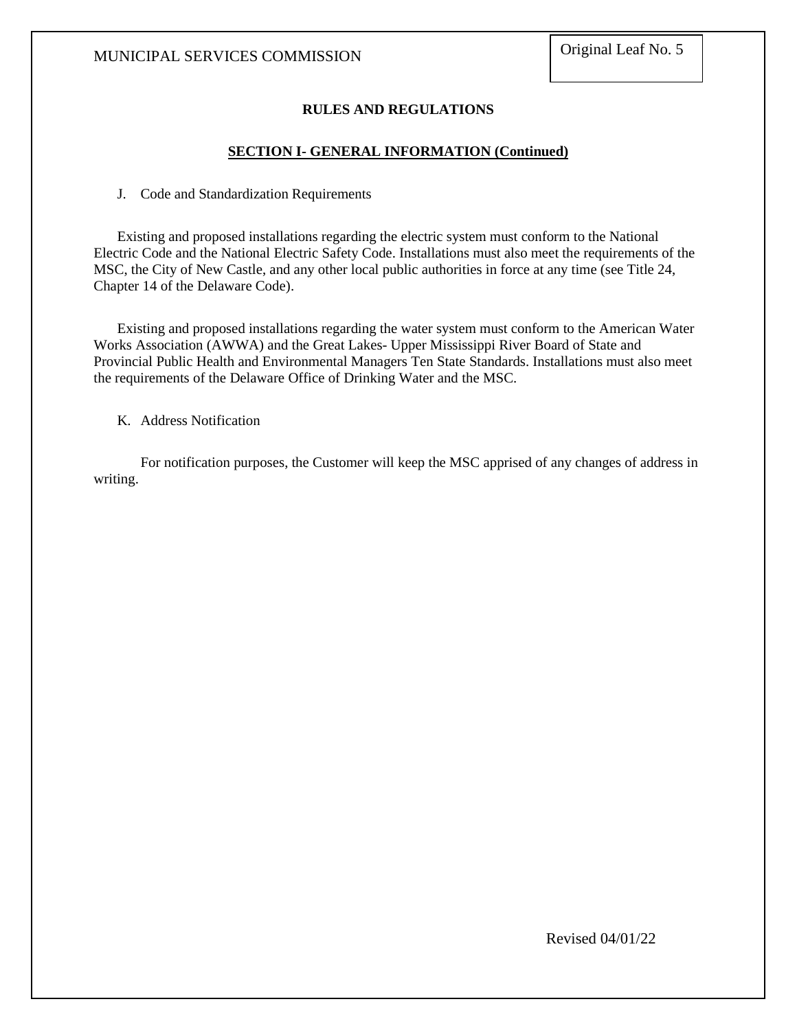## RULES AND REGULATIONS

### SECTION I- GENERAL INFORMATION (Continued)

J. Code and Standardization Requirements

Existing and proposed installations regarding the electric system must conform to the National Electric Code and the National Electric Safety Code. Installations must also meet the requirements of the MSC, the City of New Castle, and any other local public authorities in force at any time (see Title 24, Chapter 14 of the Delaware Code).

Existing and proposed installations regarding the water system must conform to the American Water Works Association (AWWA) and the Great Lakes- Upper Mississippi River Board of State and Provincial Public Health and Environmental Managers Ten State Standards. Installations must also meet the requirements of the Delaware Office of Drinking Water and the MSC.

K. Address Notification

For notification purposes, the Customer will keep the MSC apprised of any changes of address in writing.

Revised 04/01/22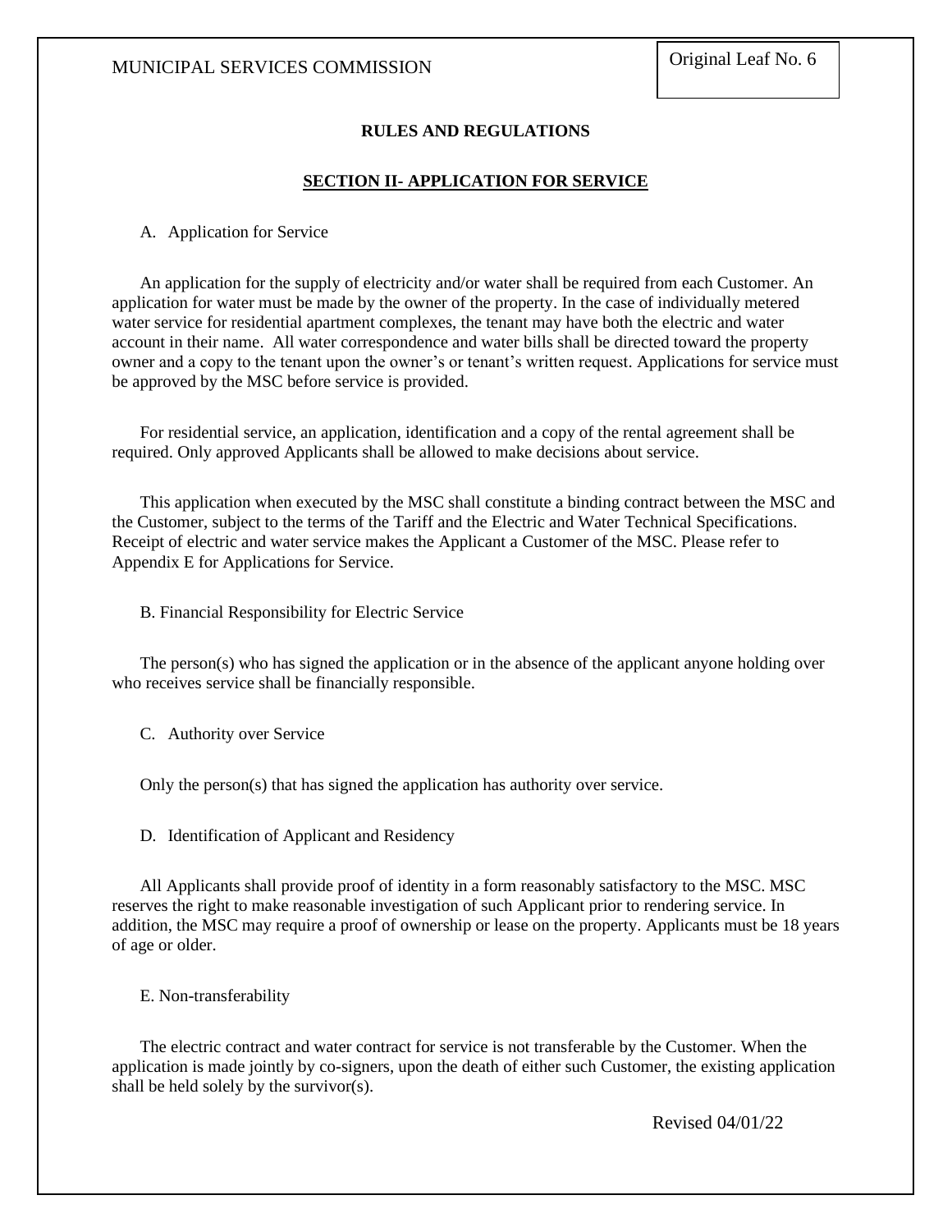## RULES AND REGULATIONS

### SECTION II- APPLICATION FOR SERVICE

A. Application for Service

An application for the supply of electricity and/or water shall be required from each Customer. An application for water must be made by the owner of the property. In the case of individually metered water service for residential apartment complexes, the tenant may have both the electric and water account in their name. All water correspondence and water bills shall be directed toward the property owner and a copy to the tenant upon the owner's or tenant's written request. Applications for service must be approved by the MSC before service is provided.

For residential service, an application, identification and a copy of the rental agreement shall be required. Only approved Applicants shall be allowed to make decisions about service.

This application when executed by the MSC shall constitute a binding contract between the MSC and the Customer, subject to the terms of the Tariff and the Electric and Water Technical Specifications. Receipt of electric and water service makes the Applicant a Customer of the MSC. Please refer to Appendix E for Applications for Service.

B. Financial Responsibility for Electric Service

The person(s) who has signed the application or in the absence of the applicant anyone holding over who receives service shall be financially responsible.

C. Authority over Service

Only the person(s) that has signed the application has authority over service.

D. Identification of Applicant and Residency

All Applicants shall provide proof of identity in a form reasonably satisfactory to the MSC. MSC reserves the right to make reasonable investigation of such Applicant prior to rendering service. In addition, the MSC may require a proof of ownership or lease on the property. Applicants must be 18 years of age or older.

E. Non-transferability

The electric contract and water contract for service is not transferable by the Customer. When the application is made jointly by co-signers, upon the death of either such Customer, the existing application shall be held solely by the survivor(s).

Revised 04/01/22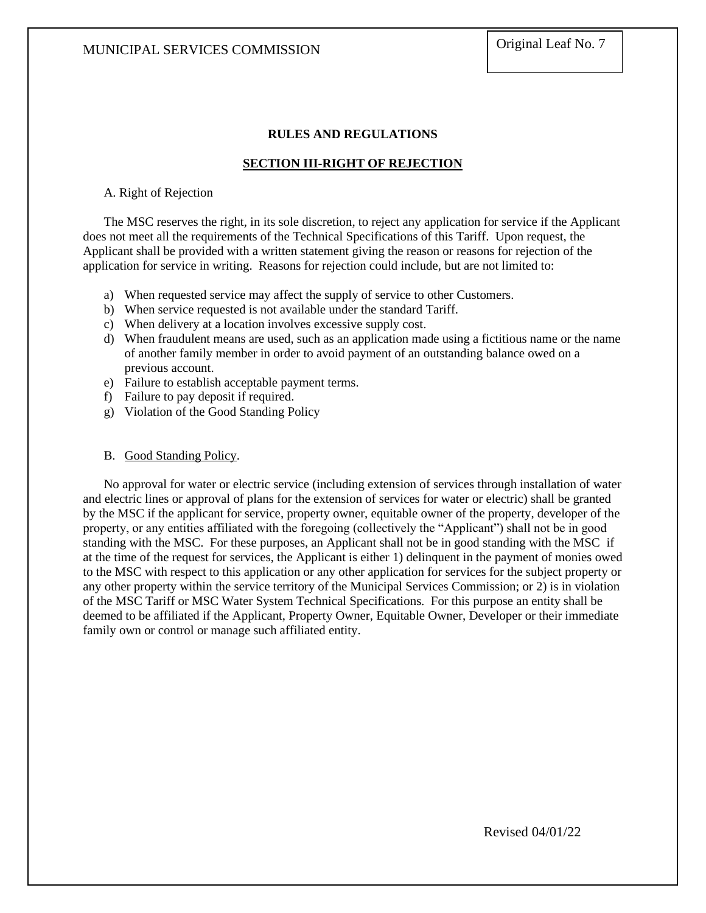## RULES AND REGULATIONS

### SECTION III-RIGHT OF REJECTION

A. Right of Rejection

The MSC reserves the right, in its sole discretion, to reject any application for service if the Applicant does not meet all the requirements of the Technical Specifications of this Tariff. Upon request, the Applicant shall be provided with a written statement giving the reason or reasons for rejection of the application for service in writing. Reasons for rejection could include, but are not limited to:

a) When requested service may affect the supply of service to other Customers.
b) When service requested is not available under the standard Tariff.
c) When delivery at a location involves excessive supply cost.
d) When fraudulent means are used, such as an application made using a fictitious name or the name of another family member in order to avoid payment of an outstanding balance owed on a previous account.
e) Failure to establish acceptable payment terms.
f) Failure to pay deposit if required.
g) Violation of the Good Standing Policy

B. Good Standing Policy.

No approval for water or electric service (including extension of services through installation of water and electric lines or approval of plans for the extension of services for water or electric) shall be granted by the MSC if the applicant for service, property owner, equitable owner of the property, developer of the property, or any entities affiliated with the foregoing (collectively the "Applicant") shall not be in good standing with the MSC. For these purposes, an Applicant shall not be in good standing with the MSC if at the time of the request for services, the Applicant is either 1) delinquent in the payment of monies owed to the MSC with respect to this application or any other application for services for the subject property or any other property within the service territory of the Municipal Services Commission; or 2) is in violation of the MSC Tariff or MSC Water System Technical Specifications. For this purpose an entity shall be deemed to be affiliated if the Applicant, Property Owner, Equitable Owner, Developer or their immediate family own or control or manage such affiliated entity.

Revised 04/01/22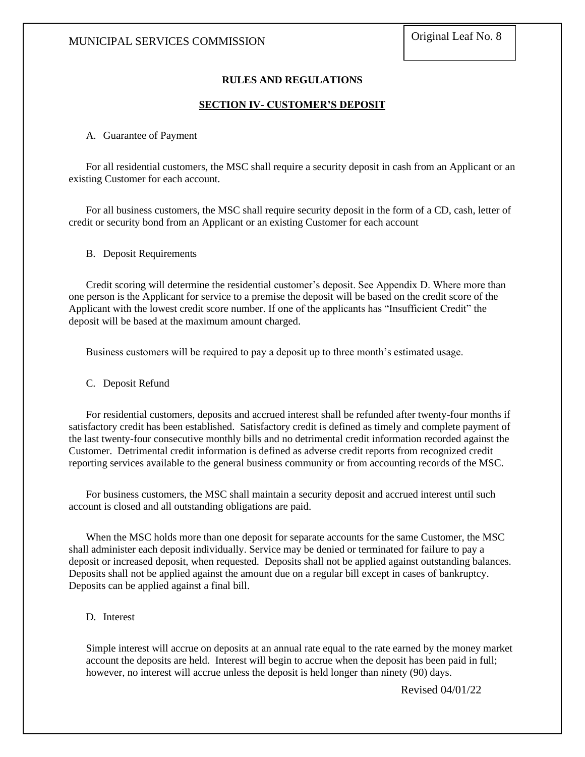**RULES AND REGULATIONS**

## SECTION IV- CUSTOMER'S DEPOSIT

A. Guarantee of Payment

For all residential customers, the MSC shall require a security deposit in cash from an Applicant or an existing Customer for each account.

For all business customers, the MSC shall require security deposit in the form of a CD, cash, letter of credit or security bond from an Applicant or an existing Customer for each account

B. Deposit Requirements

Credit scoring will determine the residential customer's deposit. See Appendix D. Where more than one person is the Applicant for service to a premise the deposit will be based on the credit score of the Applicant with the lowest credit score number. If one of the applicants has "Insufficient Credit" the deposit will be based at the maximum amount charged.

Business customers will be required to pay a deposit up to three month's estimated usage.

C. Deposit Refund

For residential customers, deposits and accrued interest shall be refunded after twenty-four months if satisfactory credit has been established. Satisfactory credit is defined as timely and complete payment of the last twenty-four consecutive monthly bills and no detrimental credit information recorded against the Customer. Detrimental credit information is defined as adverse credit reports from recognized credit reporting services available to the general business community or from accounting records of the MSC.

For business customers, the MSC shall maintain a security deposit and accrued interest until such account is closed and all outstanding obligations are paid.

When the MSC holds more than one deposit for separate accounts for the same Customer, the MSC shall administer each deposit individually. Service may be denied or terminated for failure to pay a deposit or increased deposit, when requested. Deposits shall not be applied against outstanding balances. Deposits shall not be applied against the amount due on a regular bill except in cases of bankruptcy. Deposits can be applied against a final bill.

D. Interest

Simple interest will accrue on deposits at an annual rate equal to the rate earned by the money market account the deposits are held. Interest will begin to accrue when the deposit has been paid in full; however, no interest will accrue unless the deposit is held longer than ninety (90) days.

Revised 04/01/22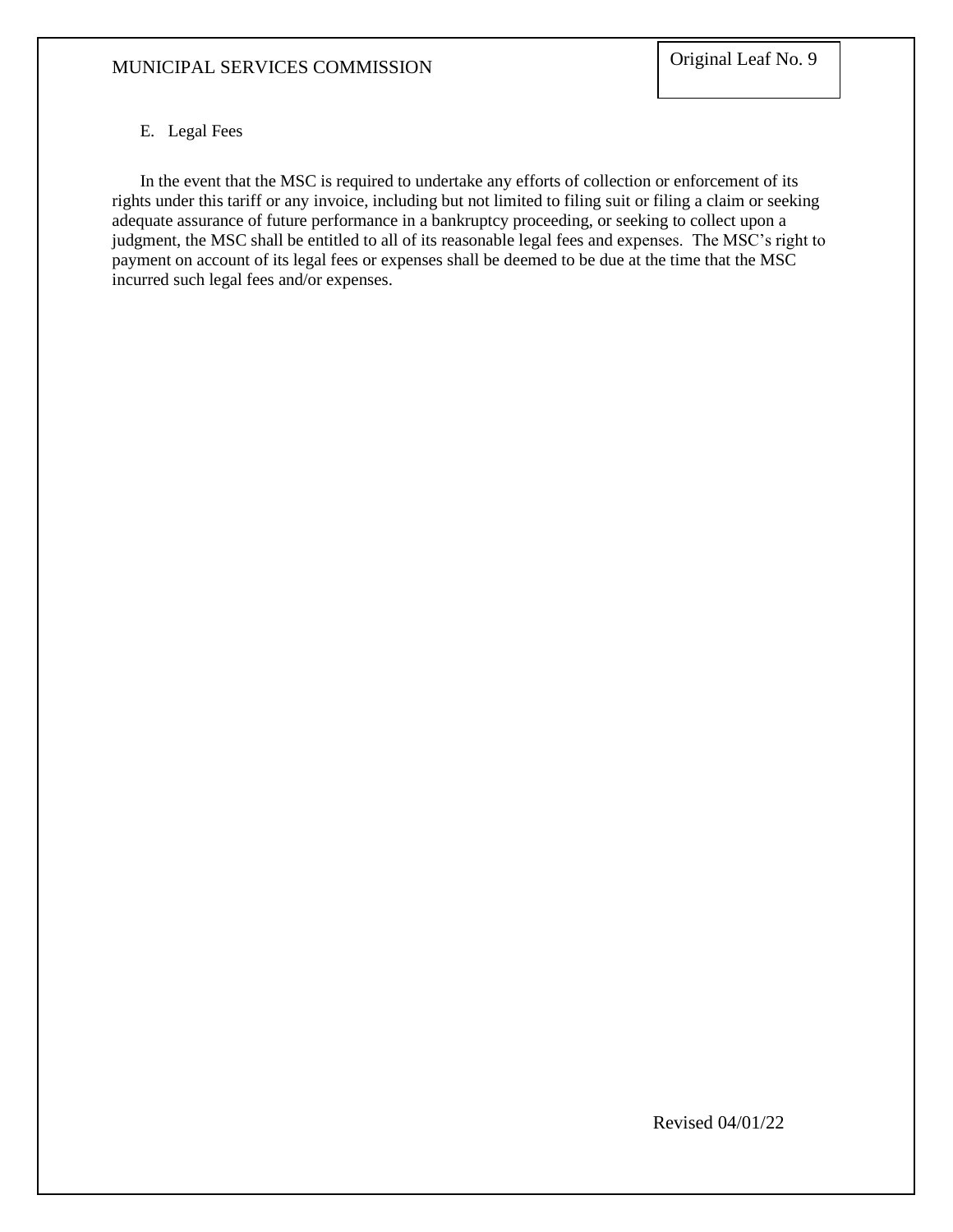E. Legal Fees

In the event that the MSC is required to undertake any efforts of collection or enforcement of its rights under this tariff or any invoice, including but not limited to filing suit or filing a claim or seeking adequate assurance of future performance in a bankruptcy proceeding, or seeking to collect upon a judgment, the MSC shall be entitled to all of its reasonable legal fees and expenses. The MSC's right to payment on account of its legal fees or expenses shall be deemed to be due at the time that the MSC incurred such legal fees and/or expenses.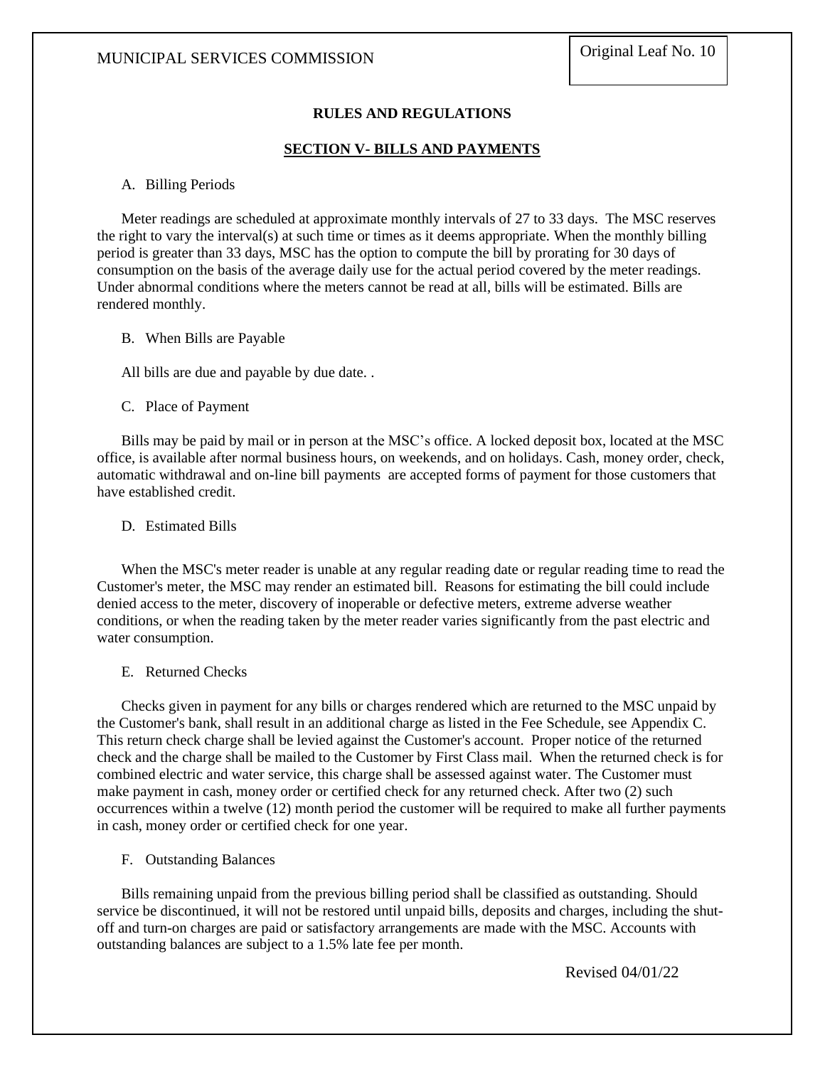MUNICIPAL SERVICES COMMISSION

Original Leaf No. 10

## RULES AND REGULATIONS

## SECTION V- BILLS AND PAYMENTS

A. Billing Periods

Meter readings are scheduled at approximate monthly intervals of 27 to 33 days. The MSC reserves the right to vary the interval(s) at such time or times as it deems appropriate. When the monthly billing period is greater than 33 days, MSC has the option to compute the bill by prorating for 30 days of consumption on the basis of the average daily use for the actual period covered by the meter readings. Under abnormal conditions where the meters cannot be read at all, bills will be estimated. Bills are rendered monthly.

B. When Bills are Payable

All bills are due and payable by due date. .

C. Place of Payment

Bills may be paid by mail or in person at the MSC's office. A locked deposit box, located at the MSC office, is available after normal business hours, on weekends, and on holidays. Cash, money order, check, automatic withdrawal and on-line bill payments are accepted forms of payment for those customers that have established credit.

D. Estimated Bills

When the MSC's meter reader is unable at any regular reading date or regular reading time to read the Customer's meter, the MSC may render an estimated bill. Reasons for estimating the bill could include denied access to the meter, discovery of inoperable or defective meters, extreme adverse weather conditions, or when the reading taken by the meter reader varies significantly from the past electric and water consumption.

E. Returned Checks

Checks given in payment for any bills or charges rendered which are returned to the MSC unpaid by the Customer's bank, shall result in an additional charge as listed in the Fee Schedule, see Appendix C. This return check charge shall be levied against the Customer's account. Proper notice of the returned check and the charge shall be mailed to the Customer by First Class mail. When the returned check is for combined electric and water service, this charge shall be assessed against water. The Customer must make payment in cash, money order or certified check for any returned check. After two (2) such occurrences within a twelve (12) month period the customer will be required to make all further payments in cash, money order or certified check for one year.

F. Outstanding Balances

Bills remaining unpaid from the previous billing period shall be classified as outstanding. Should service be discontinued, it will not be restored until unpaid bills, deposits and charges, including the shut-off and turn-on charges are paid or satisfactory arrangements are made with the MSC. Accounts with outstanding balances are subject to a 1.5% late fee per month.

Revised 04/01/22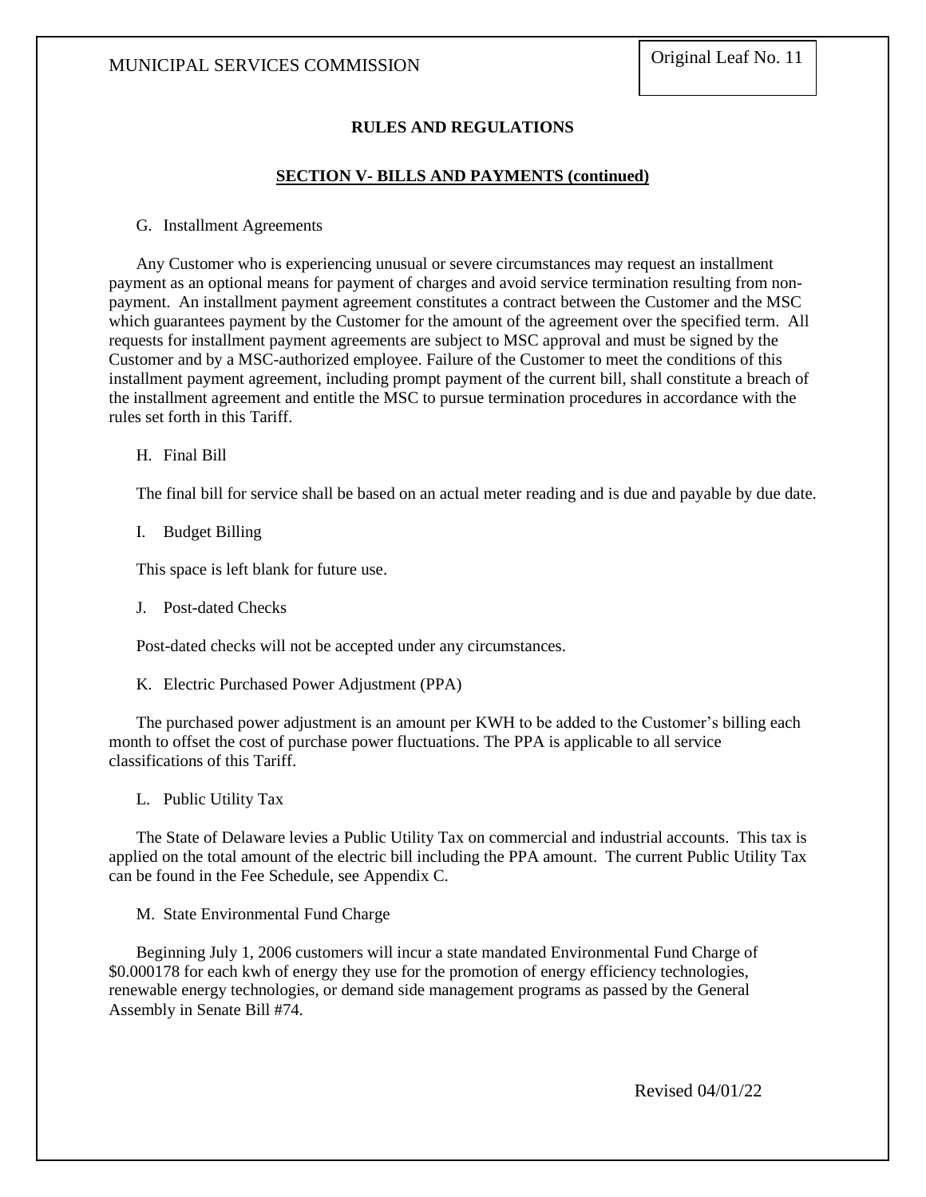## RULES AND REGULATIONS

### SECTION V- BILLS AND PAYMENTS (continued)

G. Installment Agreements

Any Customer who is experiencing unusual or severe circumstances may request an installment payment as an optional means for payment of charges and avoid service termination resulting from non-payment. An installment payment agreement constitutes a contract between the Customer and the MSC which guarantees payment by the Customer for the amount of the agreement over the specified term. All requests for installment payment agreements are subject to MSC approval and must be signed by the Customer and by a MSC-authorized employee. Failure of the Customer to meet the conditions of this installment payment agreement, including prompt payment of the current bill, shall constitute a breach of the installment agreement and entitle the MSC to pursue termination procedures in accordance with the rules set forth in this Tariff.

H. Final Bill

The final bill for service shall be based on an actual meter reading and is due and payable by due date.

I. Budget Billing

This space is left blank for future use.

J. Post-dated Checks

Post-dated checks will not be accepted under any circumstances.

K. Electric Purchased Power Adjustment (PPA)

The purchased power adjustment is an amount per KWH to be added to the Customer's billing each month to offset the cost of purchase power fluctuations. The PPA is applicable to all service classifications of this Tariff.

L. Public Utility Tax

The State of Delaware levies a Public Utility Tax on commercial and industrial accounts. This tax is applied on the total amount of the electric bill including the PPA amount. The current Public Utility Tax can be found in the Fee Schedule, see Appendix C.

M. State Environmental Fund Charge

Beginning July 1, 2006 customers will incur a state mandated Environmental Fund Charge of $0.000178 for each kwh of energy they use for the promotion of energy efficiency technologies, renewable energy technologies, or demand side management programs as passed by the General Assembly in Senate Bill #74.

Revised 04/01/22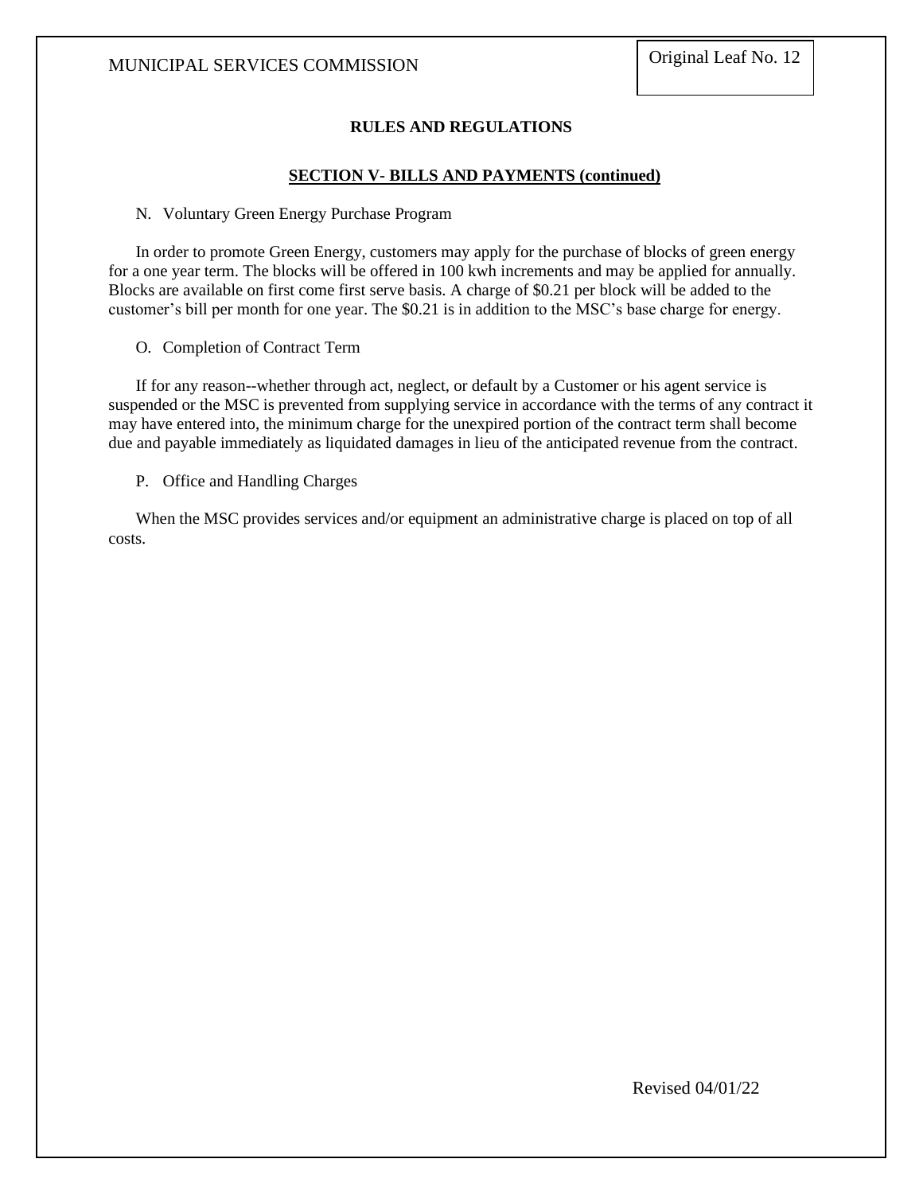## RULES AND REGULATIONS

### SECTION V- BILLS AND PAYMENTS (continued)

N. Voluntary Green Energy Purchase Program

In order to promote Green Energy, customers may apply for the purchase of blocks of green energy for a one year term. The blocks will be offered in 100 kwh increments and may be applied for annually. Blocks are available on first come first serve basis. A charge of $0.21 per block will be added to the customer's bill per month for one year. The $0.21 is in addition to the MSC's base charge for energy.

O. Completion of Contract Term

If for any reason--whether through act, neglect, or default by a Customer or his agent service is suspended or the MSC is prevented from supplying service in accordance with the terms of any contract it may have entered into, the minimum charge for the unexpired portion of the contract term shall become due and payable immediately as liquidated damages in lieu of the anticipated revenue from the contract.

P. Office and Handling Charges

When the MSC provides services and/or equipment an administrative charge is placed on top of all costs.

Revised 04/01/22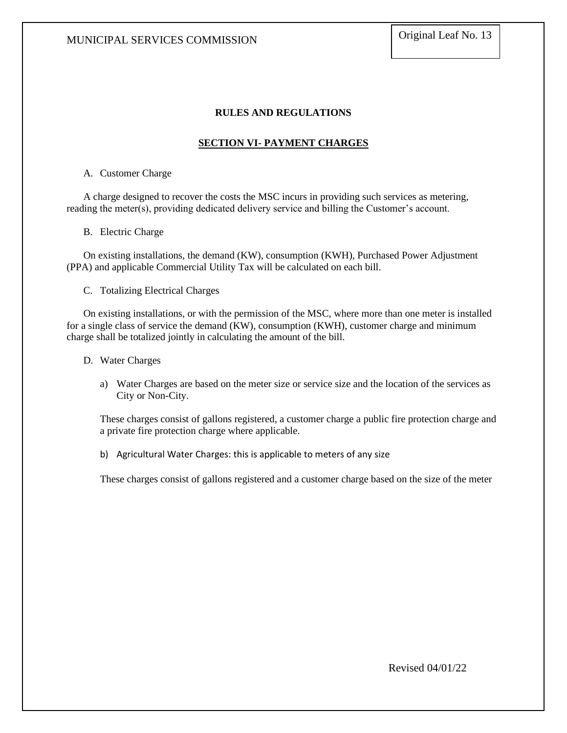## RULES AND REGULATIONS

### SECTION VI- PAYMENT CHARGES

A. Customer Charge

A charge designed to recover the costs the MSC incurs in providing such services as metering, reading the meter(s), providing dedicated delivery service and billing the Customer's account.

B. Electric Charge

On existing installations, the demand (KW), consumption (KWH), Purchased Power Adjustment (PPA) and applicable Commercial Utility Tax will be calculated on each bill.

C. Totalizing Electrical Charges

On existing installations, or with the permission of the MSC, where more than one meter is installed for a single class of service the demand (KW), consumption (KWH), customer charge and minimum charge shall be totalized jointly in calculating the amount of the bill.

D. Water Charges

a) Water Charges are based on the meter size or service size and the location of the services as City or Non-City.

These charges consist of gallons registered, a customer charge a public fire protection charge and a private fire protection charge where applicable.

b) Agricultural Water Charges: this is applicable to meters of any size

These charges consist of gallons registered and a customer charge based on the size of the meter

Revised 04/01/22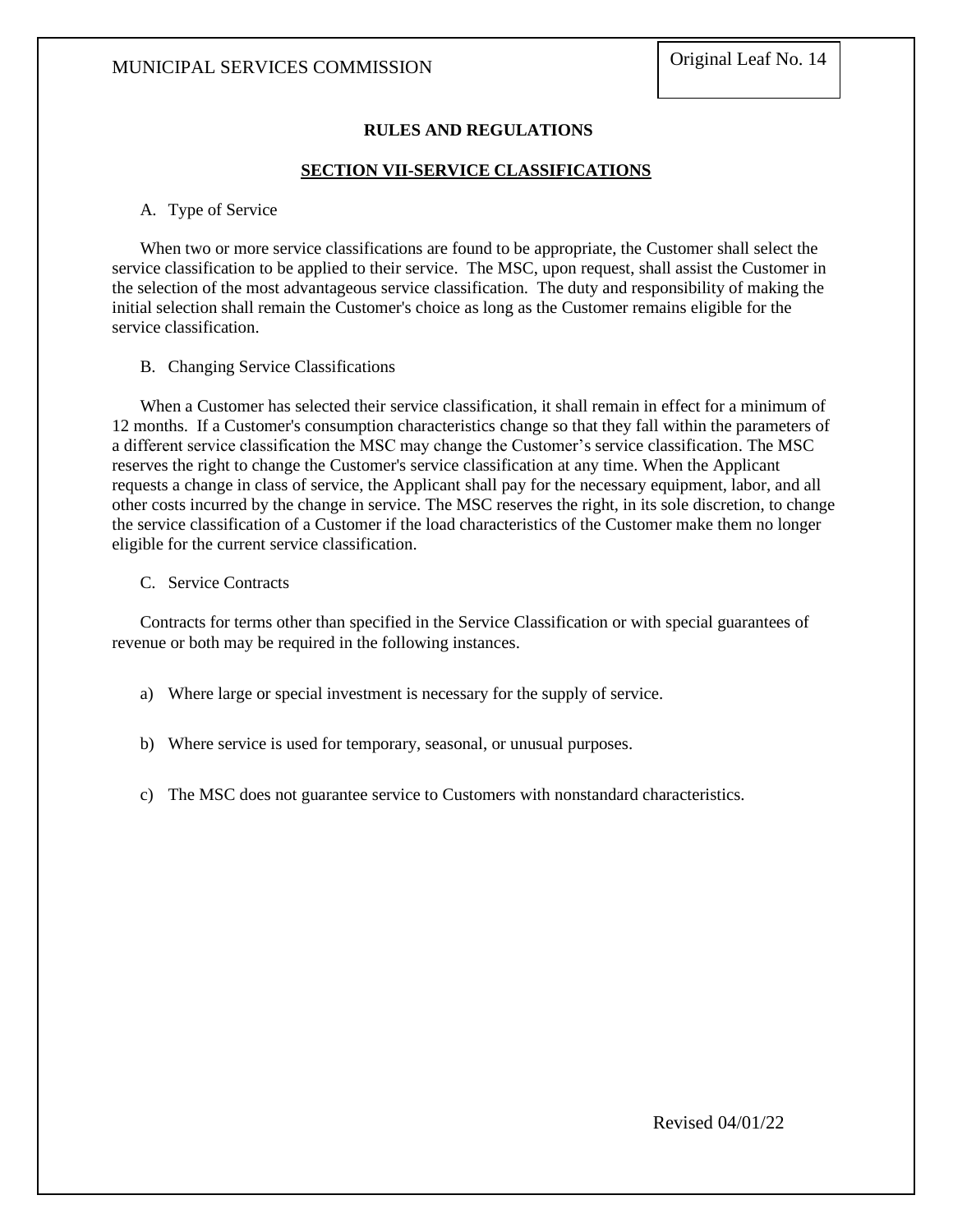## RULES AND REGULATIONS

### SECTION VII-SERVICE CLASSIFICATIONS

A. Type of Service

When two or more service classifications are found to be appropriate, the Customer shall select the service classification to be applied to their service. The MSC, upon request, shall assist the Customer in the selection of the most advantageous service classification. The duty and responsibility of making the initial selection shall remain the Customer's choice as long as the Customer remains eligible for the service classification.

B. Changing Service Classifications

When a Customer has selected their service classification, it shall remain in effect for a minimum of 12 months. If a Customer's consumption characteristics change so that they fall within the parameters of a different service classification the MSC may change the Customer's service classification. The MSC reserves the right to change the Customer's service classification at any time. When the Applicant requests a change in class of service, the Applicant shall pay for the necessary equipment, labor, and all other costs incurred by the change in service. The MSC reserves the right, in its sole discretion, to change the service classification of a Customer if the load characteristics of the Customer make them no longer eligible for the current service classification.

C. Service Contracts

Contracts for terms other than specified in the Service Classification or with special guarantees of revenue or both may be required in the following instances.

a) Where large or special investment is necessary for the supply of service.

b) Where service is used for temporary, seasonal, or unusual purposes.

c) The MSC does not guarantee service to Customers with nonstandard characteristics.

Revised 04/01/22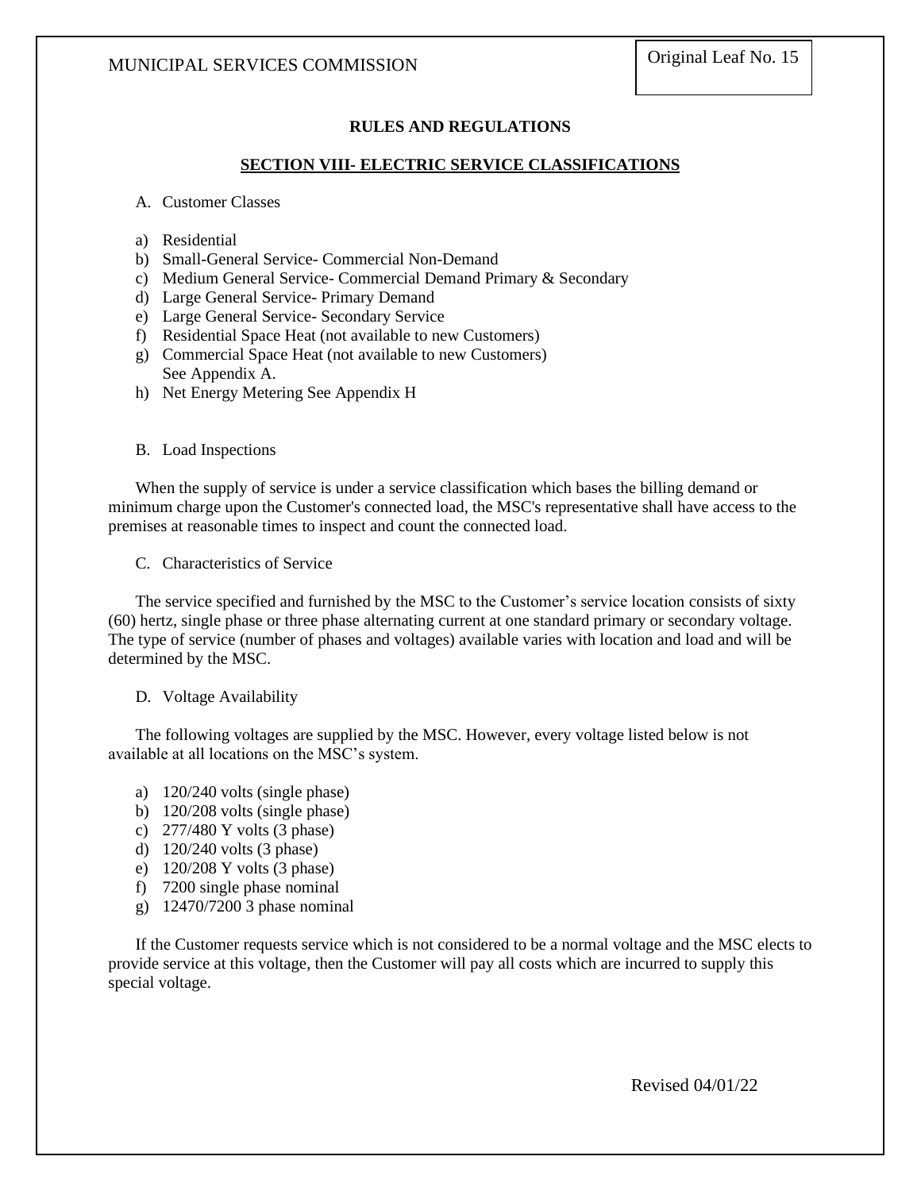## RULES AND REGULATIONS

### SECTION VIII- ELECTRIC SERVICE CLASSIFICATIONS

A. Customer Classes

a) Residential
b) Small-General Service- Commercial Non-Demand
c) Medium General Service- Commercial Demand Primary & Secondary
d) Large General Service- Primary Demand
e) Large General Service- Secondary Service
f) Residential Space Heat (not available to new Customers)
g) Commercial Space Heat (not available to new Customers)
   See Appendix A.
h) Net Energy Metering See Appendix H

B. Load Inspections

When the supply of service is under a service classification which bases the billing demand or minimum charge upon the Customer's connected load, the MSC's representative shall have access to the premises at reasonable times to inspect and count the connected load.

C. Characteristics of Service

The service specified and furnished by the MSC to the Customer's service location consists of sixty (60) hertz, single phase or three phase alternating current at one standard primary or secondary voltage. The type of service (number of phases and voltages) available varies with location and load and will be determined by the MSC.

D. Voltage Availability

The following voltages are supplied by the MSC. However, every voltage listed below is not available at all locations on the MSC's system.

a) 120/240 volts (single phase)
b) 120/208 volts (single phase)
c) 277/480 Y volts (3 phase)
d) 120/240 volts (3 phase)
e) 120/208 Y volts (3 phase)
f) 7200 single phase nominal
g) 12470/7200 3 phase nominal

If the Customer requests service which is not considered to be a normal voltage and the MSC elects to provide service at this voltage, then the Customer will pay all costs which are incurred to supply this special voltage.

Revised 04/01/22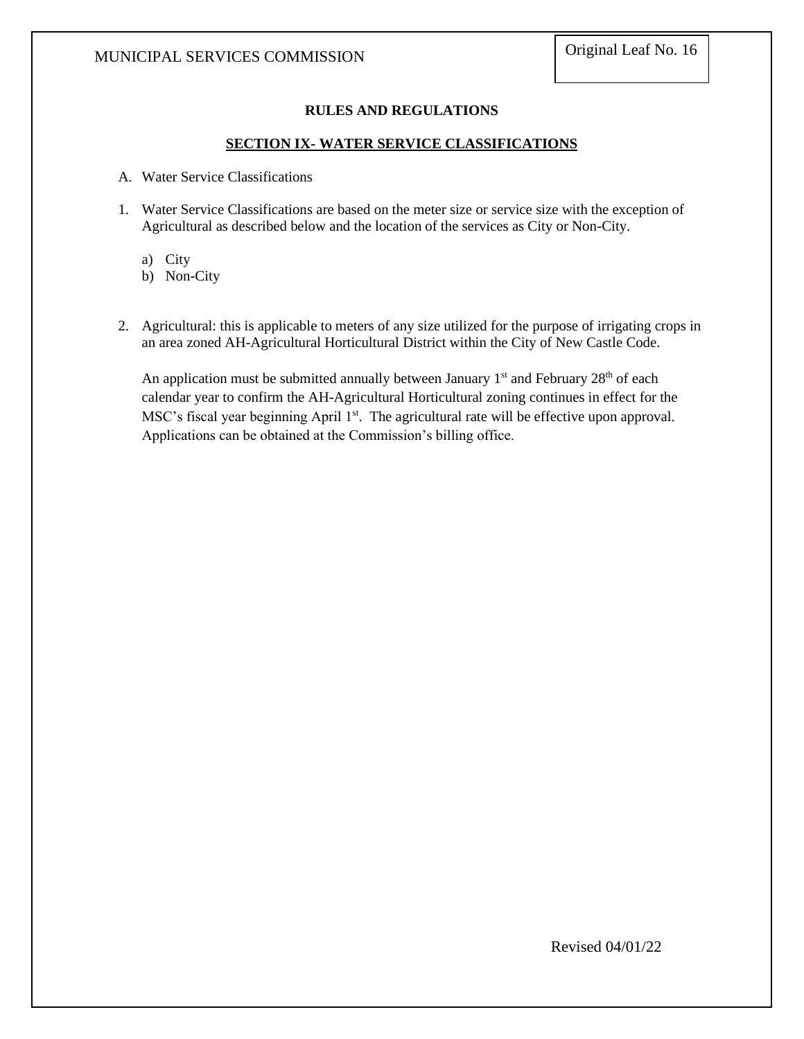## RULES AND REGULATIONS

### SECTION IX- WATER SERVICE CLASSIFICATIONS

A. Water Service Classifications

1. Water Service Classifications are based on the meter size or service size with the exception of Agricultural as described below and the location of the services as City or Non-City.

   a) City
   b) Non-City

2. Agricultural: this is applicable to meters of any size utilized for the purpose of irrigating crops in an area zoned AH-Agricultural Horticultural District within the City of New Castle Code.

   An application must be submitted annually between January 1st and February 28th of each calendar year to confirm the AH-Agricultural Horticultural zoning continues in effect for the MSC's fiscal year beginning April 1st. The agricultural rate will be effective upon approval. Applications can be obtained at the Commission's billing office.

Revised 04/01/22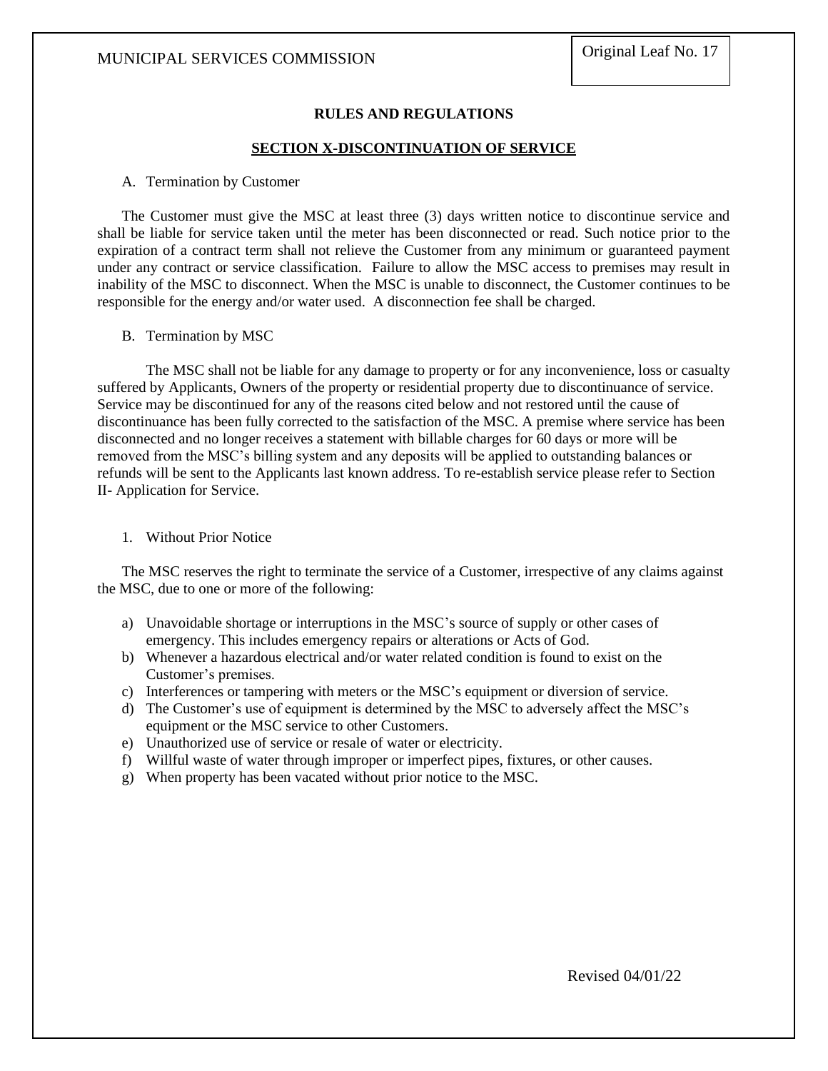## RULES AND REGULATIONS

### SECTION X-DISCONTINUATION OF SERVICE

A. Termination by Customer

The Customer must give the MSC at least three (3) days written notice to discontinue service and shall be liable for service taken until the meter has been disconnected or read. Such notice prior to the expiration of a contract term shall not relieve the Customer from any minimum or guaranteed payment under any contract or service classification. Failure to allow the MSC access to premises may result in inability of the MSC to disconnect. When the MSC is unable to disconnect, the Customer continues to be responsible for the energy and/or water used. A disconnection fee shall be charged.

B. Termination by MSC

The MSC shall not be liable for any damage to property or for any inconvenience, loss or casualty suffered by Applicants, Owners of the property or residential property due to discontinuance of service. Service may be discontinued for any of the reasons cited below and not restored until the cause of discontinuance has been fully corrected to the satisfaction of the MSC. A premise where service has been disconnected and no longer receives a statement with billable charges for 60 days or more will be removed from the MSC's billing system and any deposits will be applied to outstanding balances or refunds will be sent to the Applicants last known address. To re-establish service please refer to Section II- Application for Service.

1. Without Prior Notice

The MSC reserves the right to terminate the service of a Customer, irrespective of any claims against the MSC, due to one or more of the following:

a) Unavoidable shortage or interruptions in the MSC's source of supply or other cases of emergency. This includes emergency repairs or alterations or Acts of God.
b) Whenever a hazardous electrical and/or water related condition is found to exist on the Customer's premises.
c) Interferences or tampering with meters or the MSC's equipment or diversion of service.
d) The Customer's use of equipment is determined by the MSC to adversely affect the MSC's equipment or the MSC service to other Customers.
e) Unauthorized use of service or resale of water or electricity.
f) Willful waste of water through improper or imperfect pipes, fixtures, or other causes.
g) When property has been vacated without prior notice to the MSC.

Revised 04/01/22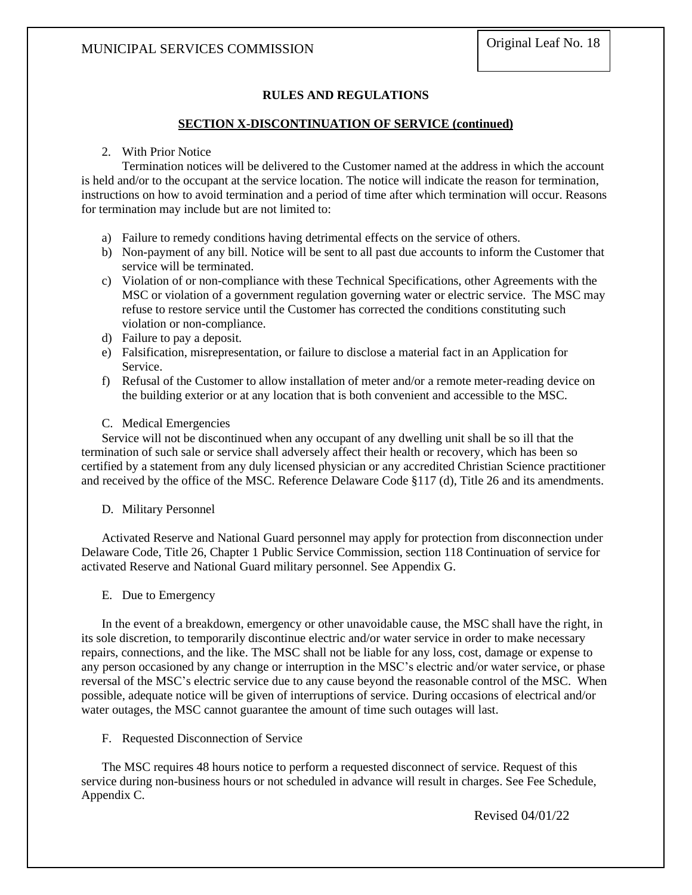## RULES AND REGULATIONS

### SECTION X-DISCONTINUATION OF SERVICE (continued)

2. With Prior Notice

Termination notices will be delivered to the Customer named at the address in which the account is held and/or to the occupant at the service location. The notice will indicate the reason for termination, instructions on how to avoid termination and a period of time after which termination will occur. Reasons for termination may include but are not limited to:

a) Failure to remedy conditions having detrimental effects on the service of others.
b) Non-payment of any bill. Notice will be sent to all past due accounts to inform the Customer that service will be terminated.
c) Violation of or non-compliance with these Technical Specifications, other Agreements with the MSC or violation of a government regulation governing water or electric service. The MSC may refuse to restore service until the Customer has corrected the conditions constituting such violation or non-compliance.
d) Failure to pay a deposit.
e) Falsification, misrepresentation, or failure to disclose a material fact in an Application for Service.
f) Refusal of the Customer to allow installation of meter and/or a remote meter-reading device on the building exterior or at any location that is both convenient and accessible to the MSC.

C. Medical Emergencies

Service will not be discontinued when any occupant of any dwelling unit shall be so ill that the termination of such sale or service shall adversely affect their health or recovery, which has been so certified by a statement from any duly licensed physician or any accredited Christian Science practitioner and received by the office of the MSC. Reference Delaware Code §117 (d), Title 26 and its amendments.

D. Military Personnel

Activated Reserve and National Guard personnel may apply for protection from disconnection under Delaware Code, Title 26, Chapter 1 Public Service Commission, section 118 Continuation of service for activated Reserve and National Guard military personnel. See Appendix G.

E. Due to Emergency

In the event of a breakdown, emergency or other unavoidable cause, the MSC shall have the right, in its sole discretion, to temporarily discontinue electric and/or water service in order to make necessary repairs, connections, and the like. The MSC shall not be liable for any loss, cost, damage or expense to any person occasioned by any change or interruption in the MSC's electric and/or water service, or phase reversal of the MSC's electric service due to any cause beyond the reasonable control of the MSC. When possible, adequate notice will be given of interruptions of service. During occasions of electrical and/or water outages, the MSC cannot guarantee the amount of time such outages will last.

F. Requested Disconnection of Service

The MSC requires 48 hours notice to perform a requested disconnect of service. Request of this service during non-business hours or not scheduled in advance will result in charges. See Fee Schedule, Appendix C.

Revised 04/01/22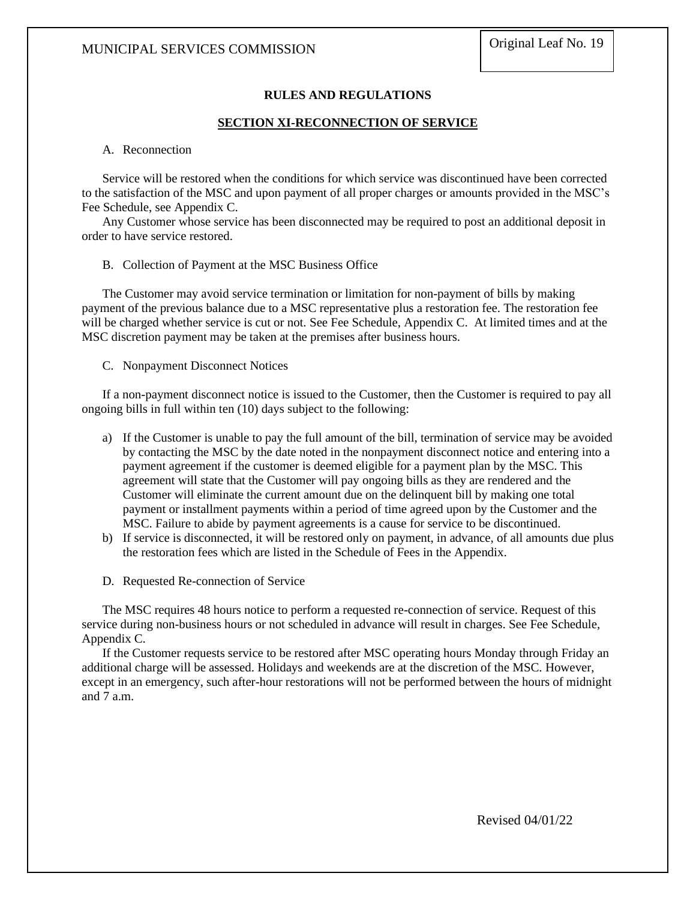## RULES AND REGULATIONS

### SECTION XI-RECONNECTION OF SERVICE

A. Reconnection

Service will be restored when the conditions for which service was discontinued have been corrected to the satisfaction of the MSC and upon payment of all proper charges or amounts provided in the MSC's Fee Schedule, see Appendix C.

Any Customer whose service has been disconnected may be required to post an additional deposit in order to have service restored.

B. Collection of Payment at the MSC Business Office

The Customer may avoid service termination or limitation for non-payment of bills by making payment of the previous balance due to a MSC representative plus a restoration fee. The restoration fee will be charged whether service is cut or not. See Fee Schedule, Appendix C. At limited times and at the MSC discretion payment may be taken at the premises after business hours.

C. Nonpayment Disconnect Notices

If a non-payment disconnect notice is issued to the Customer, then the Customer is required to pay all ongoing bills in full within ten (10) days subject to the following:

a) If the Customer is unable to pay the full amount of the bill, termination of service may be avoided by contacting the MSC by the date noted in the nonpayment disconnect notice and entering into a payment agreement if the customer is deemed eligible for a payment plan by the MSC. This agreement will state that the Customer will pay ongoing bills as they are rendered and the Customer will eliminate the current amount due on the delinquent bill by making one total payment or installment payments within a period of time agreed upon by the Customer and the MSC. Failure to abide by payment agreements is a cause for service to be discontinued.
b) If service is disconnected, it will be restored only on payment, in advance, of all amounts due plus the restoration fees which are listed in the Schedule of Fees in the Appendix.

D. Requested Re-connection of Service

The MSC requires 48 hours notice to perform a requested re-connection of service. Request of this service during non-business hours or not scheduled in advance will result in charges. See Fee Schedule, Appendix C.

If the Customer requests service to be restored after MSC operating hours Monday through Friday an additional charge will be assessed. Holidays and weekends are at the discretion of the MSC. However, except in an emergency, such after-hour restorations will not be performed between the hours of midnight and 7 a.m.

Revised 04/01/22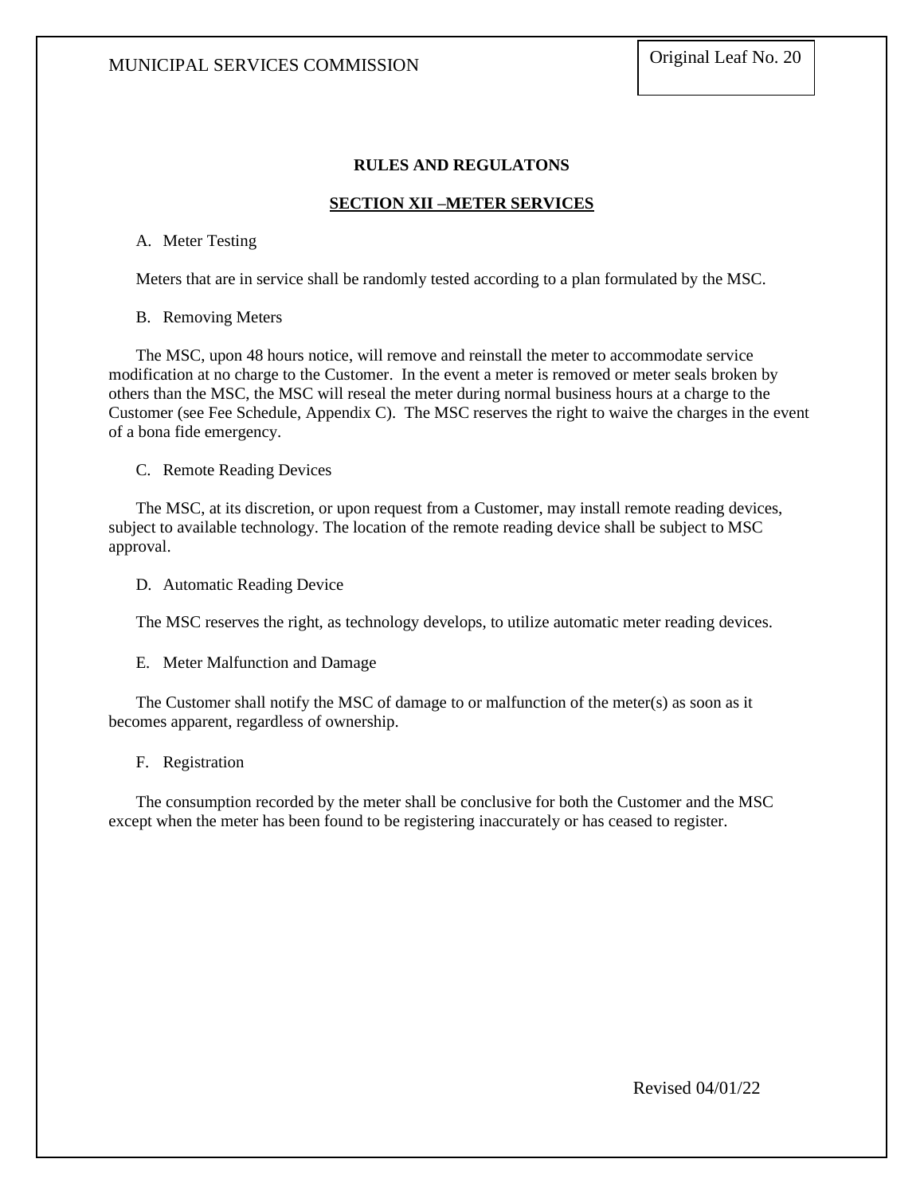## RULES AND REGULATONS

### SECTION XII –METER SERVICES

A. Meter Testing

Meters that are in service shall be randomly tested according to a plan formulated by the MSC.

B. Removing Meters

The MSC, upon 48 hours notice, will remove and reinstall the meter to accommodate service modification at no charge to the Customer. In the event a meter is removed or meter seals broken by others than the MSC, the MSC will reseal the meter during normal business hours at a charge to the Customer (see Fee Schedule, Appendix C). The MSC reserves the right to waive the charges in the event of a bona fide emergency.

C. Remote Reading Devices

The MSC, at its discretion, or upon request from a Customer, may install remote reading devices, subject to available technology. The location of the remote reading device shall be subject to MSC approval.

D. Automatic Reading Device

The MSC reserves the right, as technology develops, to utilize automatic meter reading devices.

E. Meter Malfunction and Damage

The Customer shall notify the MSC of damage to or malfunction of the meter(s) as soon as it becomes apparent, regardless of ownership.

F. Registration

The consumption recorded by the meter shall be conclusive for both the Customer and the MSC except when the meter has been found to be registering inaccurately or has ceased to register.

Revised 04/01/22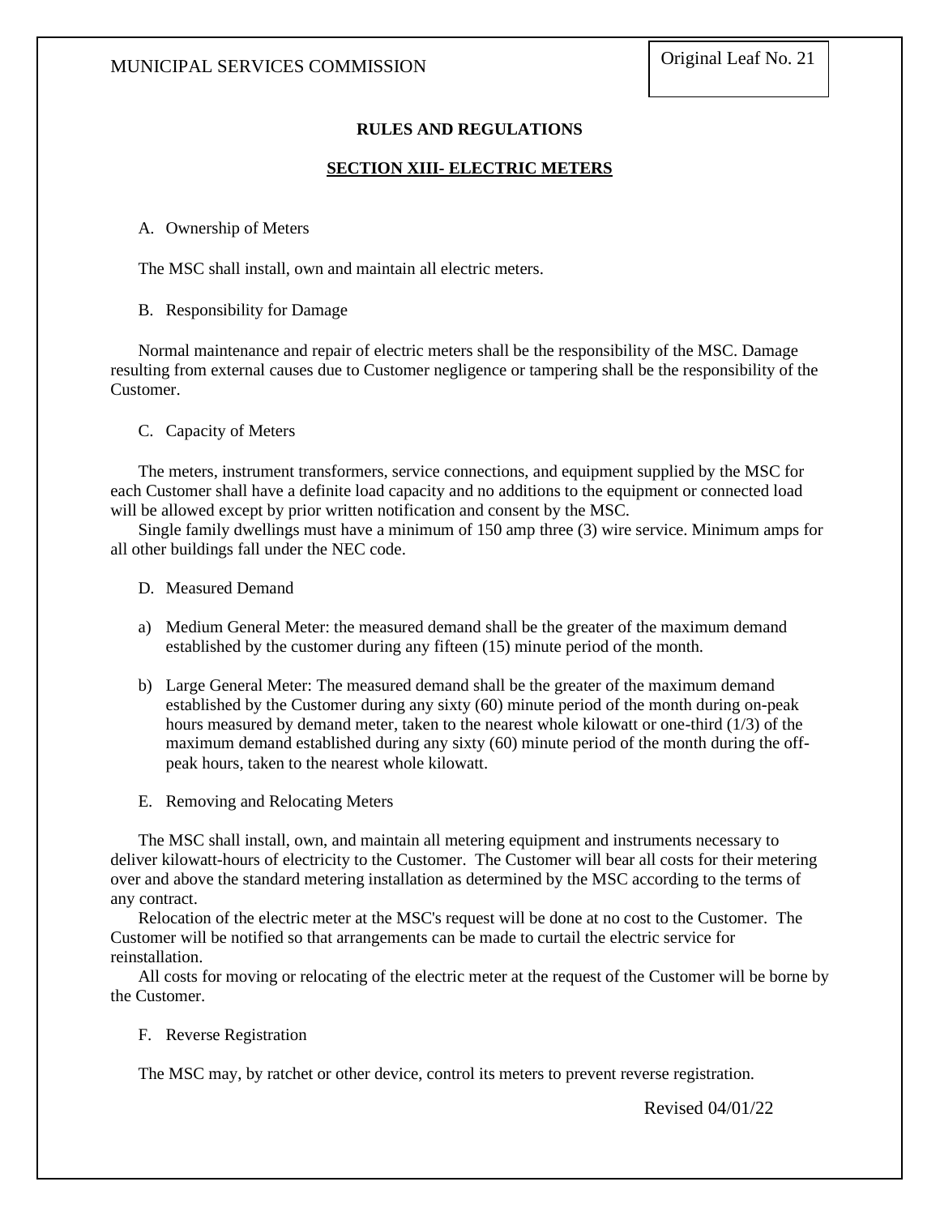## RULES AND REGULATIONS

### SECTION XIII- ELECTRIC METERS

A. Ownership of Meters

The MSC shall install, own and maintain all electric meters.

B. Responsibility for Damage

Normal maintenance and repair of electric meters shall be the responsibility of the MSC. Damage resulting from external causes due to Customer negligence or tampering shall be the responsibility of the Customer.

C. Capacity of Meters

The meters, instrument transformers, service connections, and equipment supplied by the MSC for each Customer shall have a definite load capacity and no additions to the equipment or connected load will be allowed except by prior written notification and consent by the MSC.

Single family dwellings must have a minimum of 150 amp three (3) wire service. Minimum amps for all other buildings fall under the NEC code.

D. Measured Demand

a) Medium General Meter: the measured demand shall be the greater of the maximum demand established by the customer during any fifteen (15) minute period of the month.

b) Large General Meter: The measured demand shall be the greater of the maximum demand established by the Customer during any sixty (60) minute period of the month during on-peak hours measured by demand meter, taken to the nearest whole kilowatt or one-third (1/3) of the maximum demand established during any sixty (60) minute period of the month during the off-peak hours, taken to the nearest whole kilowatt.

E. Removing and Relocating Meters

The MSC shall install, own, and maintain all metering equipment and instruments necessary to deliver kilowatt-hours of electricity to the Customer. The Customer will bear all costs for their metering over and above the standard metering installation as determined by the MSC according to the terms of any contract.

Relocation of the electric meter at the MSC's request will be done at no cost to the Customer. The Customer will be notified so that arrangements can be made to curtail the electric service for reinstallation.

All costs for moving or relocating of the electric meter at the request of the Customer will be borne by the Customer.

F. Reverse Registration

The MSC may, by ratchet or other device, control its meters to prevent reverse registration.

Revised 04/01/22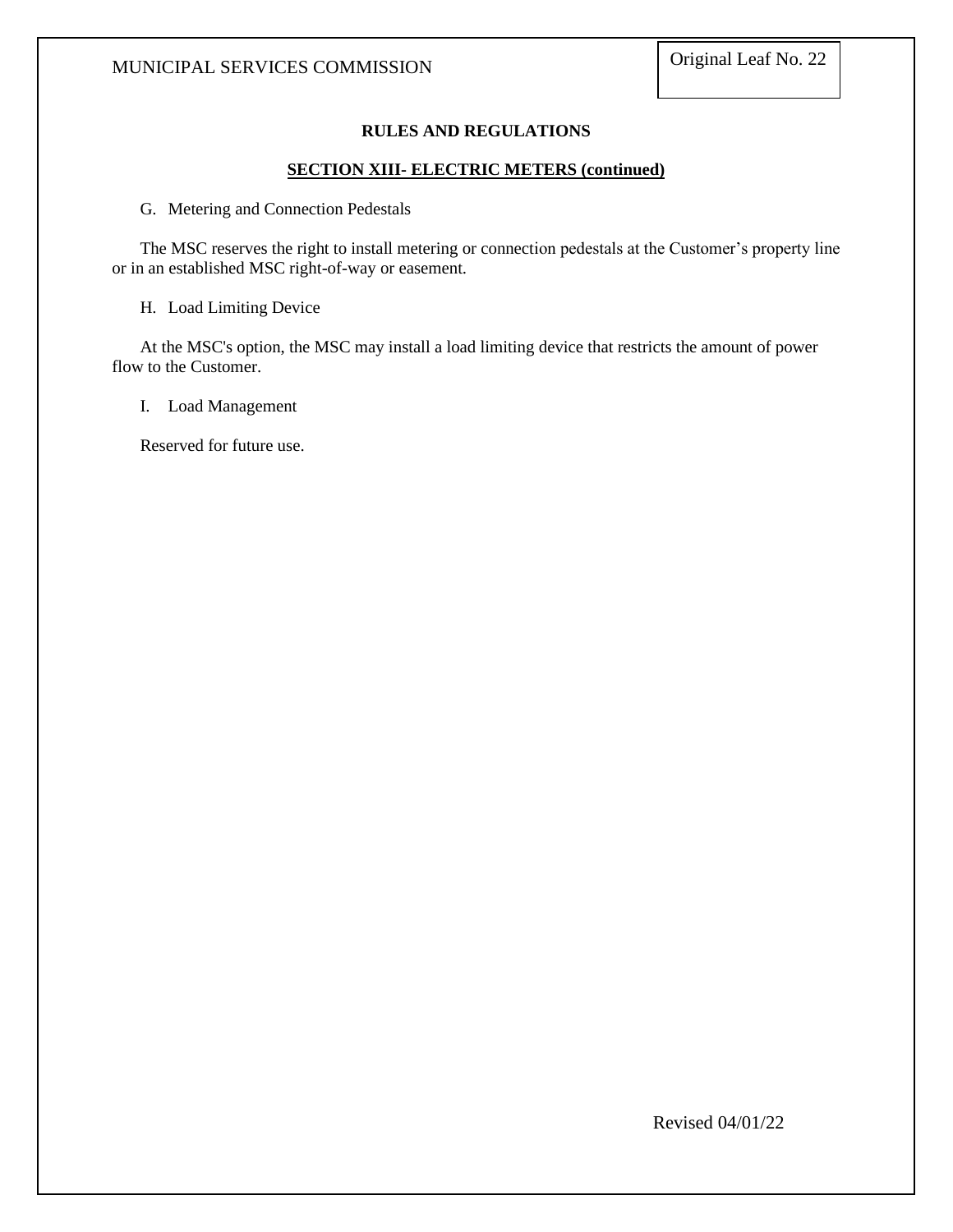## RULES AND REGULATIONS

### SECTION XIII- ELECTRIC METERS (continued)

G. Metering and Connection Pedestals

The MSC reserves the right to install metering or connection pedestals at the Customer's property line or in an established MSC right-of-way or easement.

H. Load Limiting Device

At the MSC's option, the MSC may install a load limiting device that restricts the amount of power flow to the Customer.

I. Load Management

Reserved for future use.

Revised 04/01/22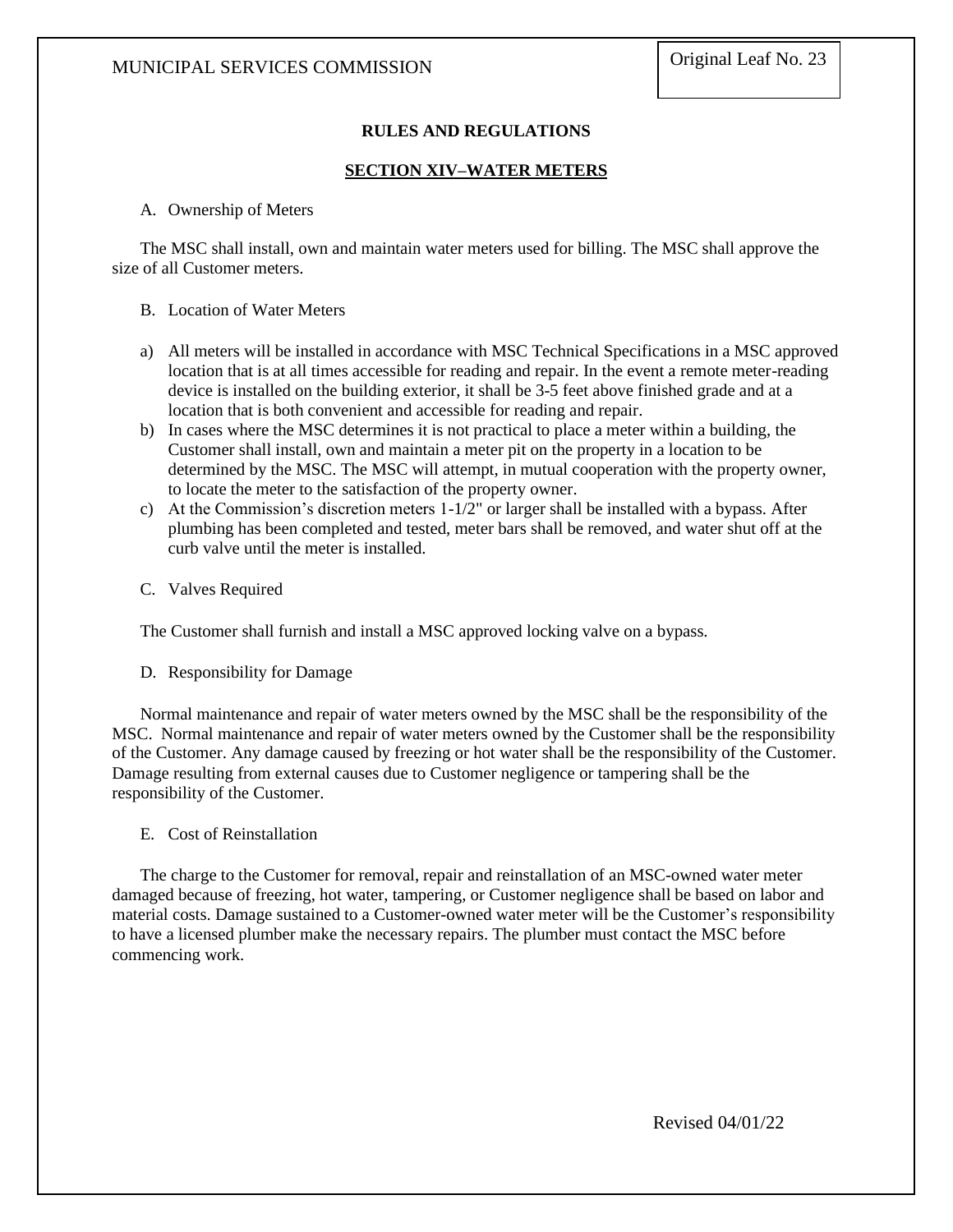**RULES AND REGULATIONS**

## SECTION XIV–WATER METERS

A. Ownership of Meters

The MSC shall install, own and maintain water meters used for billing. The MSC shall approve the size of all Customer meters.

B. Location of Water Meters

a) All meters will be installed in accordance with MSC Technical Specifications in a MSC approved location that is at all times accessible for reading and repair. In the event a remote meter-reading device is installed on the building exterior, it shall be 3-5 feet above finished grade and at a location that is both convenient and accessible for reading and repair.
b) In cases where the MSC determines it is not practical to place a meter within a building, the Customer shall install, own and maintain a meter pit on the property in a location to be determined by the MSC. The MSC will attempt, in mutual cooperation with the property owner, to locate the meter to the satisfaction of the property owner.
c) At the Commission's discretion meters 1-1/2" or larger shall be installed with a bypass. After plumbing has been completed and tested, meter bars shall be removed, and water shut off at the curb valve until the meter is installed.

C. Valves Required

The Customer shall furnish and install a MSC approved locking valve on a bypass.

D. Responsibility for Damage

Normal maintenance and repair of water meters owned by the MSC shall be the responsibility of the MSC. Normal maintenance and repair of water meters owned by the Customer shall be the responsibility of the Customer. Any damage caused by freezing or hot water shall be the responsibility of the Customer. Damage resulting from external causes due to Customer negligence or tampering shall be the responsibility of the Customer.

E. Cost of Reinstallation

The charge to the Customer for removal, repair and reinstallation of an MSC-owned water meter damaged because of freezing, hot water, tampering, or Customer negligence shall be based on labor and material costs. Damage sustained to a Customer-owned water meter will be the Customer's responsibility to have a licensed plumber make the necessary repairs. The plumber must contact the MSC before commencing work.

Revised 04/01/22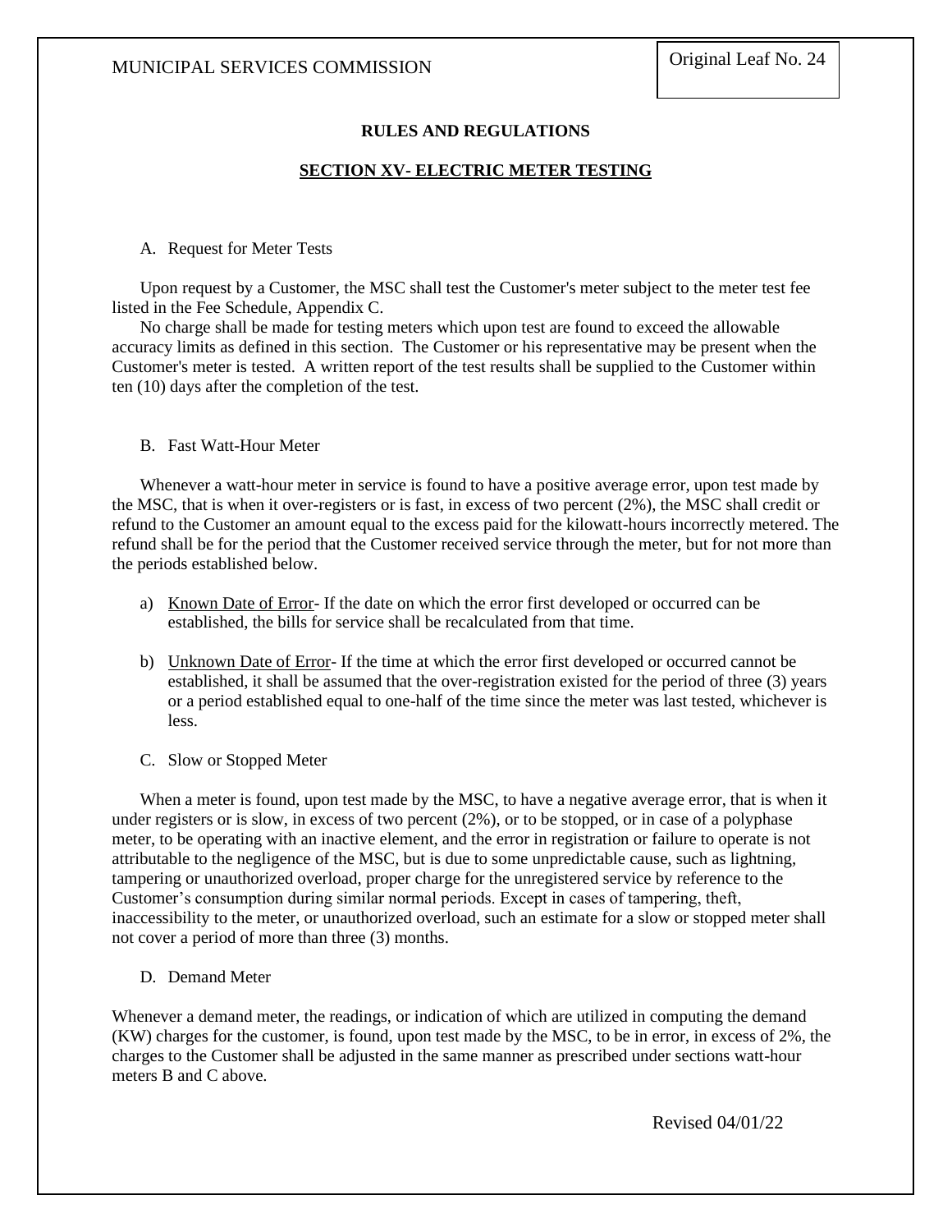## RULES AND REGULATIONS

## SECTION XV- ELECTRIC METER TESTING

A. Request for Meter Tests

Upon request by a Customer, the MSC shall test the Customer's meter subject to the meter test fee listed in the Fee Schedule, Appendix C.

No charge shall be made for testing meters which upon test are found to exceed the allowable accuracy limits as defined in this section. The Customer or his representative may be present when the Customer's meter is tested. A written report of the test results shall be supplied to the Customer within ten (10) days after the completion of the test.

B. Fast Watt-Hour Meter

Whenever a watt-hour meter in service is found to have a positive average error, upon test made by the MSC, that is when it over-registers or is fast, in excess of two percent (2%), the MSC shall credit or refund to the Customer an amount equal to the excess paid for the kilowatt-hours incorrectly metered. The refund shall be for the period that the Customer received service through the meter, but for not more than the periods established below.

a) Known Date of Error- If the date on which the error first developed or occurred can be established, the bills for service shall be recalculated from that time.

b) Unknown Date of Error- If the time at which the error first developed or occurred cannot be established, it shall be assumed that the over-registration existed for the period of three (3) years or a period established equal to one-half of the time since the meter was last tested, whichever is less.

C. Slow or Stopped Meter

When a meter is found, upon test made by the MSC, to have a negative average error, that is when it under registers or is slow, in excess of two percent (2%), or to be stopped, or in case of a polyphase meter, to be operating with an inactive element, and the error in registration or failure to operate is not attributable to the negligence of the MSC, but is due to some unpredictable cause, such as lightning, tampering or unauthorized overload, proper charge for the unregistered service by reference to the Customer's consumption during similar normal periods. Except in cases of tampering, theft, inaccessibility to the meter, or unauthorized overload, such an estimate for a slow or stopped meter shall not cover a period of more than three (3) months.

D. Demand Meter

Whenever a demand meter, the readings, or indication of which are utilized in computing the demand (KW) charges for the customer, is found, upon test made by the MSC, to be in error, in excess of 2%, the charges to the Customer shall be adjusted in the same manner as prescribed under sections watt-hour meters B and C above.

Revised 04/01/22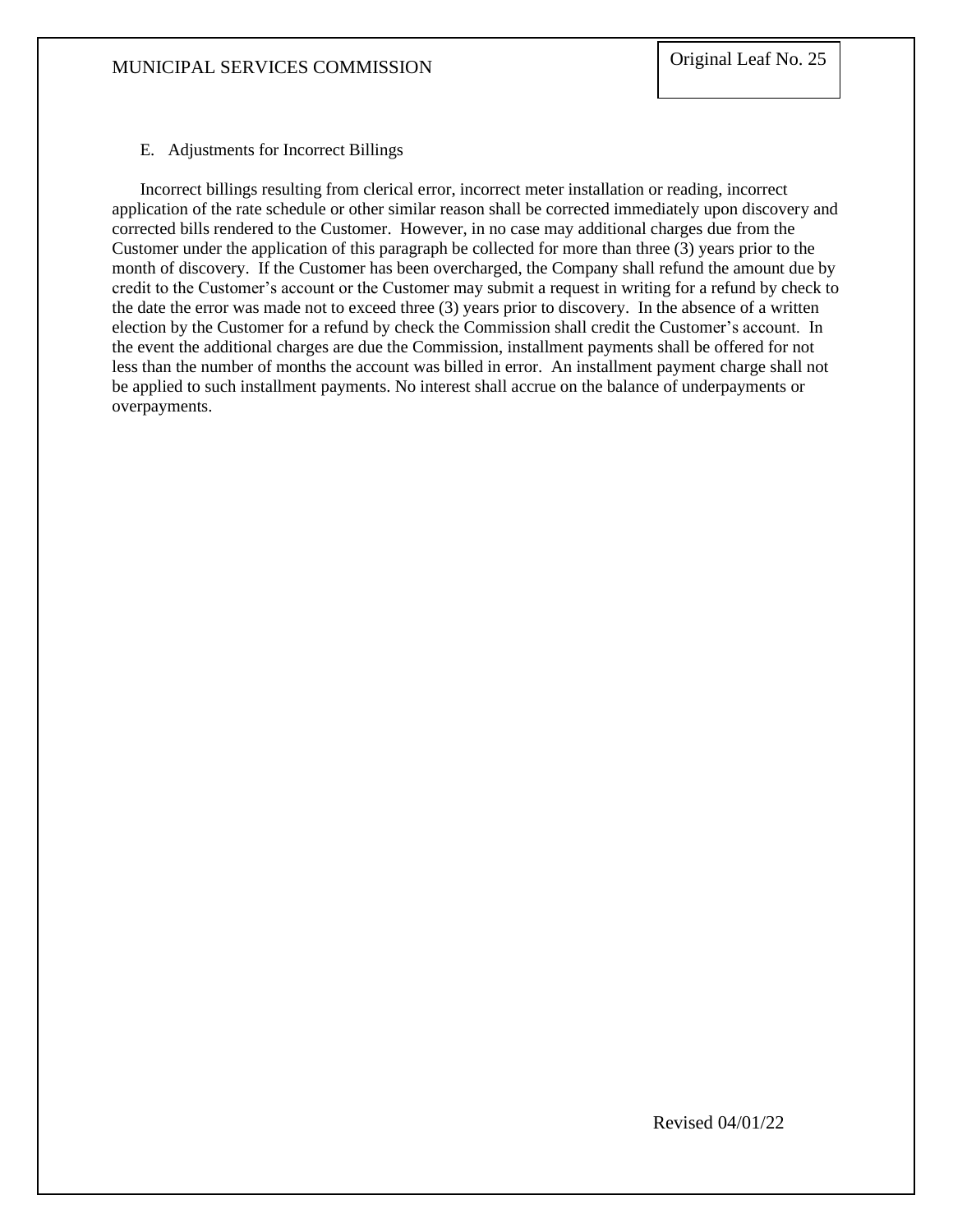E. Adjustments for Incorrect Billings

Incorrect billings resulting from clerical error, incorrect meter installation or reading, incorrect application of the rate schedule or other similar reason shall be corrected immediately upon discovery and corrected bills rendered to the Customer. However, in no case may additional charges due from the Customer under the application of this paragraph be collected for more than three (3) years prior to the month of discovery. If the Customer has been overcharged, the Company shall refund the amount due by credit to the Customer's account or the Customer may submit a request in writing for a refund by check to the date the error was made not to exceed three (3) years prior to discovery. In the absence of a written election by the Customer for a refund by check the Commission shall credit the Customer's account. In the event the additional charges are due the Commission, installment payments shall be offered for not less than the number of months the account was billed in error. An installment payment charge shall not be applied to such installment payments. No interest shall accrue on the balance of underpayments or overpayments.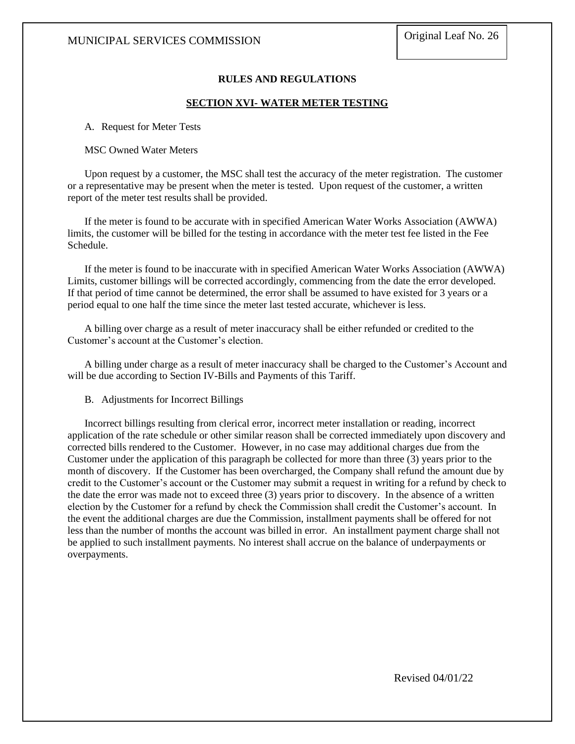## RULES AND REGULATIONS

### SECTION XVI- WATER METER TESTING

A. Request for Meter Tests

MSC Owned Water Meters

Upon request by a customer, the MSC shall test the accuracy of the meter registration. The customer or a representative may be present when the meter is tested. Upon request of the customer, a written report of the meter test results shall be provided.

If the meter is found to be accurate with in specified American Water Works Association (AWWA) limits, the customer will be billed for the testing in accordance with the meter test fee listed in the Fee Schedule.

If the meter is found to be inaccurate with in specified American Water Works Association (AWWA) Limits, customer billings will be corrected accordingly, commencing from the date the error developed. If that period of time cannot be determined, the error shall be assumed to have existed for 3 years or a period equal to one half the time since the meter last tested accurate, whichever is less.

A billing over charge as a result of meter inaccuracy shall be either refunded or credited to the Customer's account at the Customer's election.

A billing under charge as a result of meter inaccuracy shall be charged to the Customer's Account and will be due according to Section IV-Bills and Payments of this Tariff.

B. Adjustments for Incorrect Billings

Incorrect billings resulting from clerical error, incorrect meter installation or reading, incorrect application of the rate schedule or other similar reason shall be corrected immediately upon discovery and corrected bills rendered to the Customer. However, in no case may additional charges due from the Customer under the application of this paragraph be collected for more than three (3) years prior to the month of discovery. If the Customer has been overcharged, the Company shall refund the amount due by credit to the Customer's account or the Customer may submit a request in writing for a refund by check to the date the error was made not to exceed three (3) years prior to discovery. In the absence of a written election by the Customer for a refund by check the Commission shall credit the Customer's account. In the event the additional charges are due the Commission, installment payments shall be offered for not less than the number of months the account was billed in error. An installment payment charge shall not be applied to such installment payments. No interest shall accrue on the balance of underpayments or overpayments.

Revised 04/01/22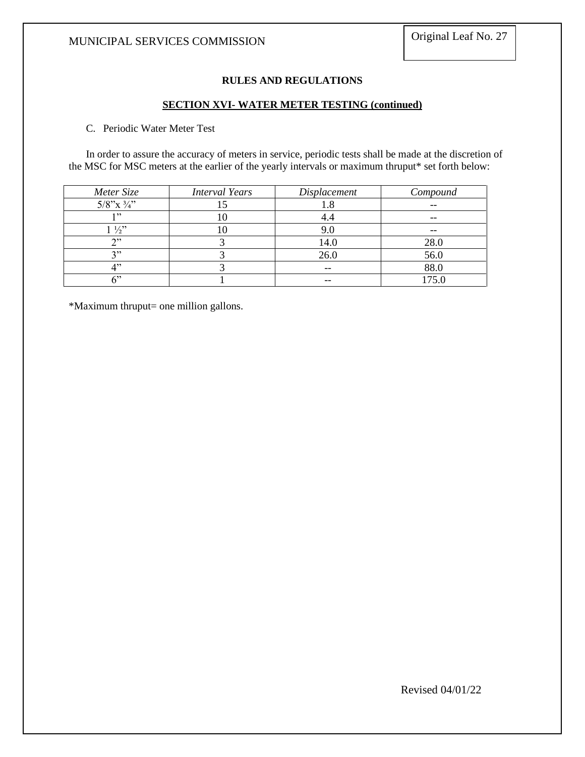## RULES AND REGULATIONS

### SECTION XVI- WATER METER TESTING (continued)

C. Periodic Water Meter Test

In order to assure the accuracy of meters in service, periodic tests shall be made at the discretion of the MSC for MSC meters at the earlier of the yearly intervals or maximum thruput* set forth below:

| *Meter Size* | *Interval Years* | *Displacement* | *Compound* |
|---|---|---|---|
| 5/8"x ¾" | 15 | 1.8 | -- |
| 1" | 10 | 4.4 | -- |
| 1 ½" | 10 | 9.0 | -- |
| 2" | 3 | 14.0 | 28.0 |
| 3" | 3 | 26.0 | 56.0 |
| 4" | 3 | -- | 88.0 |
| 6" | 1 | -- | 175.0 |

*Maximum thruput= one million gallons.

Revised 04/01/22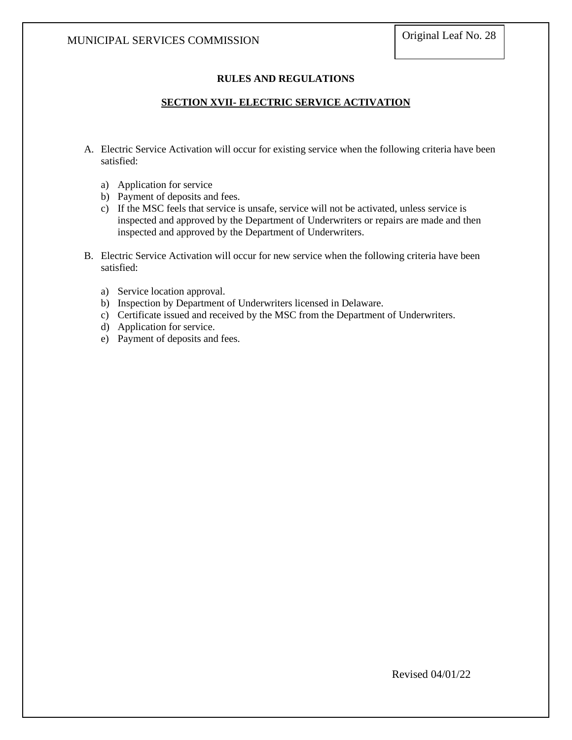## RULES AND REGULATIONS

### SECTION XVII- ELECTRIC SERVICE ACTIVATION

A. Electric Service Activation will occur for existing service when the following criteria have been satisfied:

   a) Application for service
   b) Payment of deposits and fees.
   c) If the MSC feels that service is unsafe, service will not be activated, unless service is inspected and approved by the Department of Underwriters or repairs are made and then inspected and approved by the Department of Underwriters.

B. Electric Service Activation will occur for new service when the following criteria have been satisfied:

   a) Service location approval.
   b) Inspection by Department of Underwriters licensed in Delaware.
   c) Certificate issued and received by the MSC from the Department of Underwriters.
   d) Application for service.
   e) Payment of deposits and fees.

Revised 04/01/22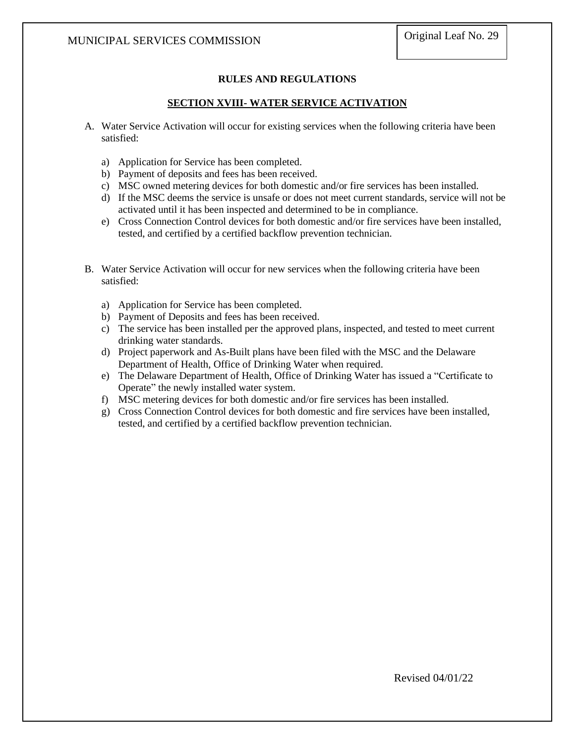## RULES AND REGULATIONS

### SECTION XVIII- WATER SERVICE ACTIVATION

A. Water Service Activation will occur for existing services when the following criteria have been satisfied:

   a) Application for Service has been completed.
   b) Payment of deposits and fees has been received.
   c) MSC owned metering devices for both domestic and/or fire services has been installed.
   d) If the MSC deems the service is unsafe or does not meet current standards, service will not be activated until it has been inspected and determined to be in compliance.
   e) Cross Connection Control devices for both domestic and/or fire services have been installed, tested, and certified by a certified backflow prevention technician.

B. Water Service Activation will occur for new services when the following criteria have been satisfied:

   a) Application for Service has been completed.
   b) Payment of Deposits and fees has been received.
   c) The service has been installed per the approved plans, inspected, and tested to meet current drinking water standards.
   d) Project paperwork and As-Built plans have been filed with the MSC and the Delaware Department of Health, Office of Drinking Water when required.
   e) The Delaware Department of Health, Office of Drinking Water has issued a "Certificate to Operate" the newly installed water system.
   f) MSC metering devices for both domestic and/or fire services has been installed.
   g) Cross Connection Control devices for both domestic and fire services have been installed, tested, and certified by a certified backflow prevention technician.

Revised 04/01/22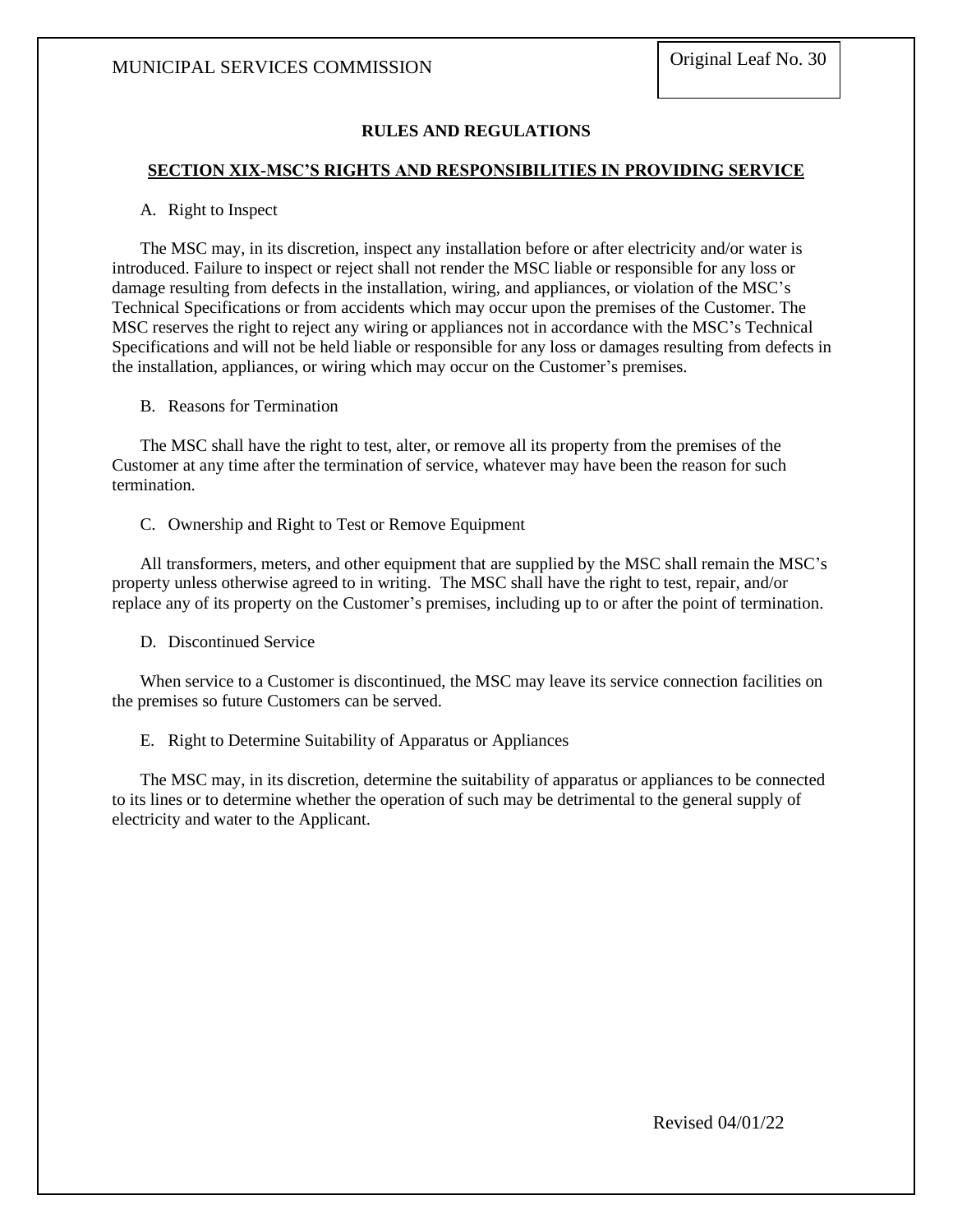## RULES AND REGULATIONS

### SECTION XIX-MSC'S RIGHTS AND RESPONSIBILITIES IN PROVIDING SERVICE

A. Right to Inspect

The MSC may, in its discretion, inspect any installation before or after electricity and/or water is introduced. Failure to inspect or reject shall not render the MSC liable or responsible for any loss or damage resulting from defects in the installation, wiring, and appliances, or violation of the MSC's Technical Specifications or from accidents which may occur upon the premises of the Customer. The MSC reserves the right to reject any wiring or appliances not in accordance with the MSC's Technical Specifications and will not be held liable or responsible for any loss or damages resulting from defects in the installation, appliances, or wiring which may occur on the Customer's premises.

B. Reasons for Termination

The MSC shall have the right to test, alter, or remove all its property from the premises of the Customer at any time after the termination of service, whatever may have been the reason for such termination.

C. Ownership and Right to Test or Remove Equipment

All transformers, meters, and other equipment that are supplied by the MSC shall remain the MSC's property unless otherwise agreed to in writing. The MSC shall have the right to test, repair, and/or replace any of its property on the Customer's premises, including up to or after the point of termination.

D. Discontinued Service

When service to a Customer is discontinued, the MSC may leave its service connection facilities on the premises so future Customers can be served.

E. Right to Determine Suitability of Apparatus or Appliances

The MSC may, in its discretion, determine the suitability of apparatus or appliances to be connected to its lines or to determine whether the operation of such may be detrimental to the general supply of electricity and water to the Applicant.

Revised 04/01/22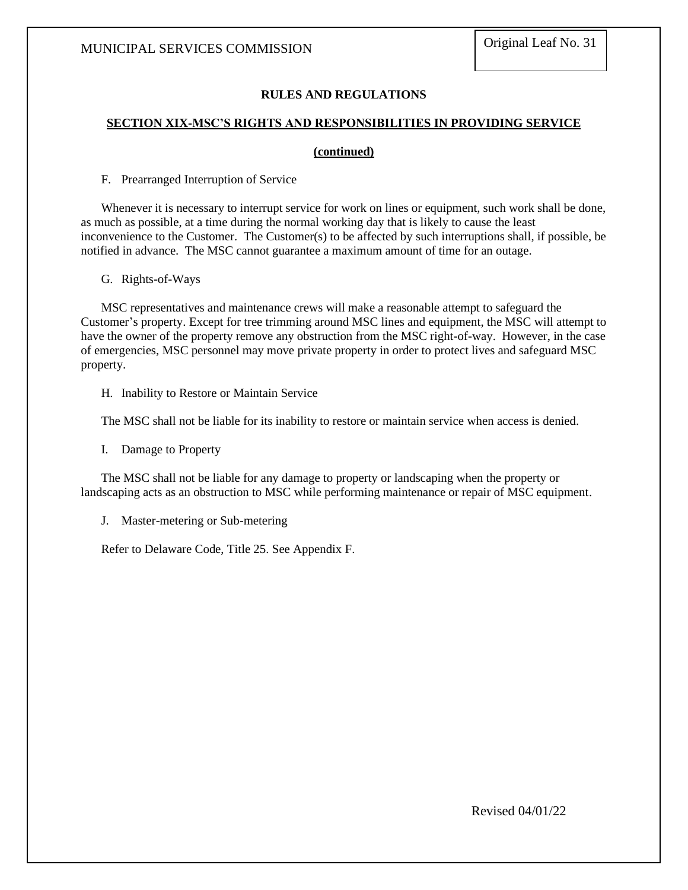## RULES AND REGULATIONS

### SECTION XIX-MSC'S RIGHTS AND RESPONSIBILITIES IN PROVIDING SERVICE

**(continued)**

F. Prearranged Interruption of Service

Whenever it is necessary to interrupt service for work on lines or equipment, such work shall be done, as much as possible, at a time during the normal working day that is likely to cause the least inconvenience to the Customer. The Customer(s) to be affected by such interruptions shall, if possible, be notified in advance. The MSC cannot guarantee a maximum amount of time for an outage.

G. Rights-of-Ways

MSC representatives and maintenance crews will make a reasonable attempt to safeguard the Customer's property. Except for tree trimming around MSC lines and equipment, the MSC will attempt to have the owner of the property remove any obstruction from the MSC right-of-way. However, in the case of emergencies, MSC personnel may move private property in order to protect lives and safeguard MSC property.

H. Inability to Restore or Maintain Service

The MSC shall not be liable for its inability to restore or maintain service when access is denied.

I. Damage to Property

The MSC shall not be liable for any damage to property or landscaping when the property or landscaping acts as an obstruction to MSC while performing maintenance or repair of MSC equipment.

J. Master-metering or Sub-metering

Refer to Delaware Code, Title 25. See Appendix F.

Revised 04/01/22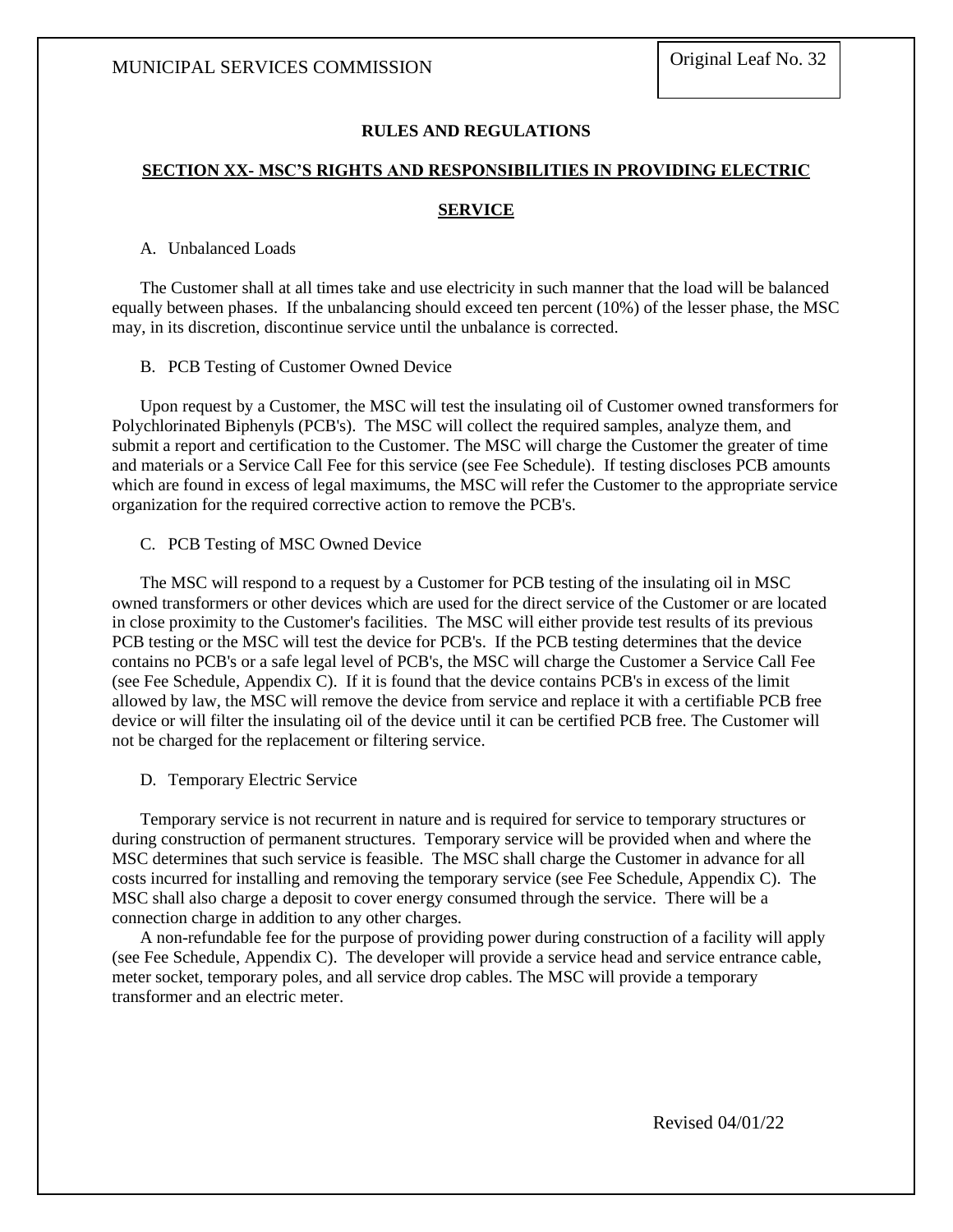## RULES AND REGULATIONS

## SECTION XX- MSC'S RIGHTS AND RESPONSIBILITIES IN PROVIDING ELECTRIC SERVICE

### A. Unbalanced Loads

The Customer shall at all times take and use electricity in such manner that the load will be balanced equally between phases. If the unbalancing should exceed ten percent (10%) of the lesser phase, the MSC may, in its discretion, discontinue service until the unbalance is corrected.

### B. PCB Testing of Customer Owned Device

Upon request by a Customer, the MSC will test the insulating oil of Customer owned transformers for Polychlorinated Biphenyls (PCB's). The MSC will collect the required samples, analyze them, and submit a report and certification to the Customer. The MSC will charge the Customer the greater of time and materials or a Service Call Fee for this service (see Fee Schedule). If testing discloses PCB amounts which are found in excess of legal maximums, the MSC will refer the Customer to the appropriate service organization for the required corrective action to remove the PCB's.

### C. PCB Testing of MSC Owned Device

The MSC will respond to a request by a Customer for PCB testing of the insulating oil in MSC owned transformers or other devices which are used for the direct service of the Customer or are located in close proximity to the Customer's facilities. The MSC will either provide test results of its previous PCB testing or the MSC will test the device for PCB's. If the PCB testing determines that the device contains no PCB's or a safe legal level of PCB's, the MSC will charge the Customer a Service Call Fee (see Fee Schedule, Appendix C). If it is found that the device contains PCB's in excess of the limit allowed by law, the MSC will remove the device from service and replace it with a certifiable PCB free device or will filter the insulating oil of the device until it can be certified PCB free. The Customer will not be charged for the replacement or filtering service.

### D. Temporary Electric Service

Temporary service is not recurrent in nature and is required for service to temporary structures or during construction of permanent structures. Temporary service will be provided when and where the MSC determines that such service is feasible. The MSC shall charge the Customer in advance for all costs incurred for installing and removing the temporary service (see Fee Schedule, Appendix C). The MSC shall also charge a deposit to cover energy consumed through the service. There will be a connection charge in addition to any other charges.

A non-refundable fee for the purpose of providing power during construction of a facility will apply (see Fee Schedule, Appendix C). The developer will provide a service head and service entrance cable, meter socket, temporary poles, and all service drop cables. The MSC will provide a temporary transformer and an electric meter.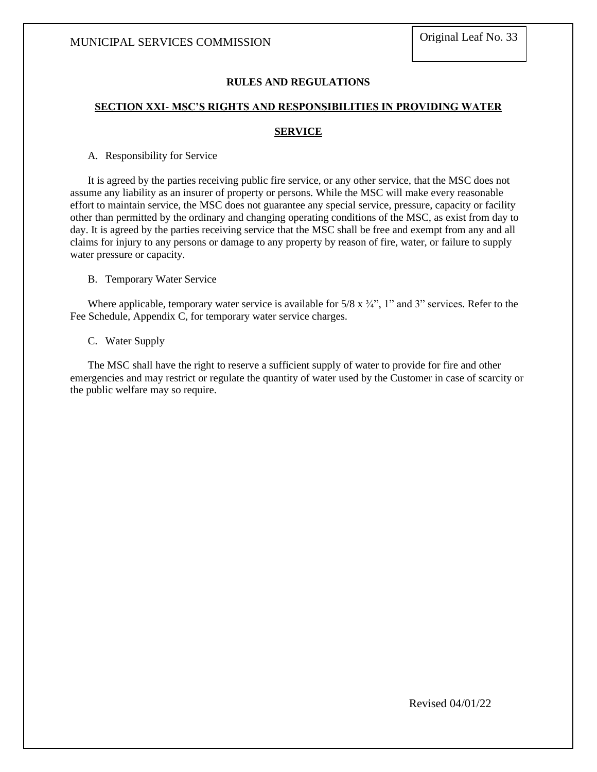## RULES AND REGULATIONS

## SECTION XXI- MSC'S RIGHTS AND RESPONSIBILITIES IN PROVIDING WATER SERVICE

A. Responsibility for Service

It is agreed by the parties receiving public fire service, or any other service, that the MSC does not assume any liability as an insurer of property or persons. While the MSC will make every reasonable effort to maintain service, the MSC does not guarantee any special service, pressure, capacity or facility other than permitted by the ordinary and changing operating conditions of the MSC, as exist from day to day. It is agreed by the parties receiving service that the MSC shall be free and exempt from any and all claims for injury to any persons or damage to any property by reason of fire, water, or failure to supply water pressure or capacity.

B. Temporary Water Service

Where applicable, temporary water service is available for 5/8 x ¾", 1" and 3" services. Refer to the Fee Schedule, Appendix C, for temporary water service charges.

C. Water Supply

The MSC shall have the right to reserve a sufficient supply of water to provide for fire and other emergencies and may restrict or regulate the quantity of water used by the Customer in case of scarcity or the public welfare may so require.

Revised 04/01/22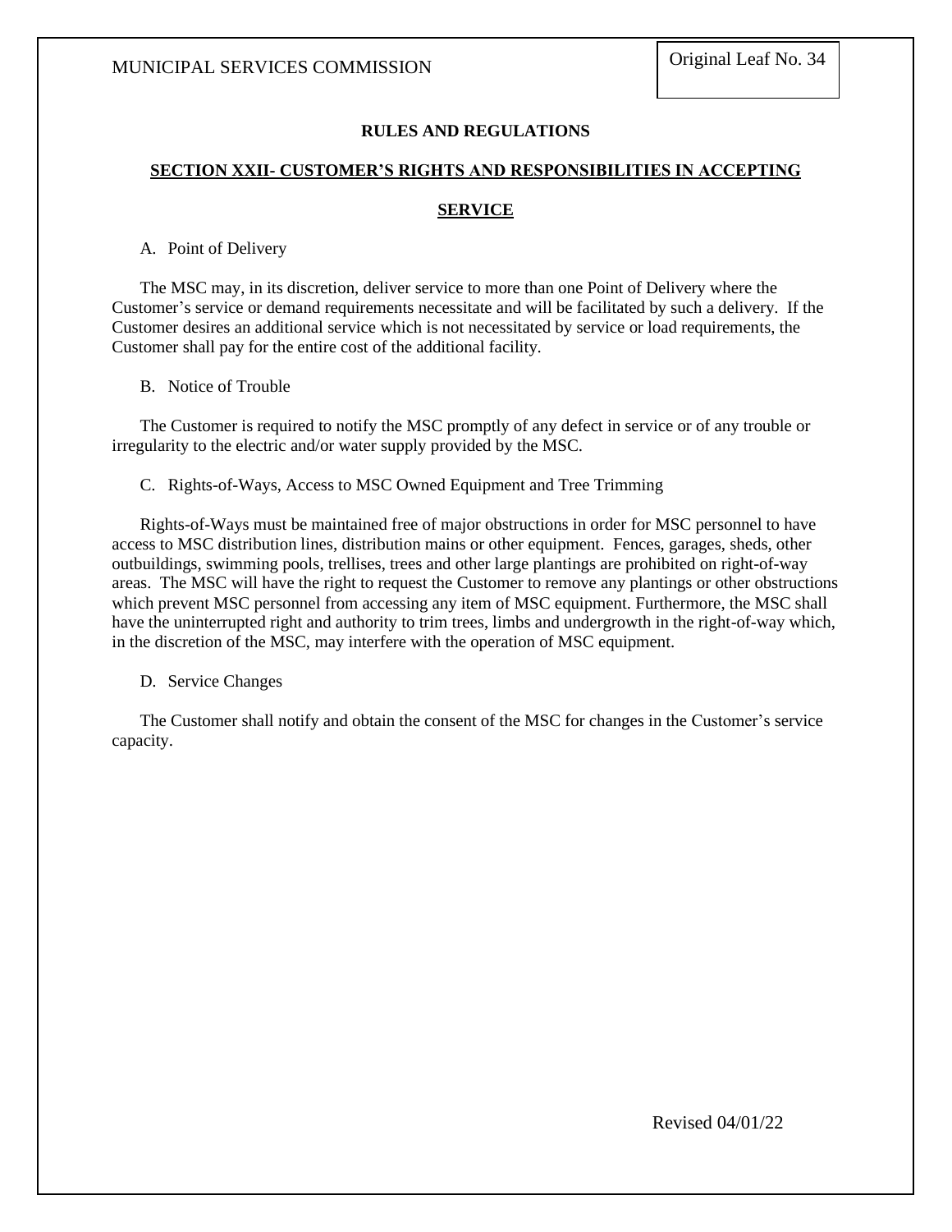## RULES AND REGULATIONS

## SECTION XXII- CUSTOMER'S RIGHTS AND RESPONSIBILITIES IN ACCEPTING SERVICE

A. Point of Delivery

The MSC may, in its discretion, deliver service to more than one Point of Delivery where the Customer's service or demand requirements necessitate and will be facilitated by such a delivery. If the Customer desires an additional service which is not necessitated by service or load requirements, the Customer shall pay for the entire cost of the additional facility.

B. Notice of Trouble

The Customer is required to notify the MSC promptly of any defect in service or of any trouble or irregularity to the electric and/or water supply provided by the MSC.

C. Rights-of-Ways, Access to MSC Owned Equipment and Tree Trimming

Rights-of-Ways must be maintained free of major obstructions in order for MSC personnel to have access to MSC distribution lines, distribution mains or other equipment. Fences, garages, sheds, other outbuildings, swimming pools, trellises, trees and other large plantings are prohibited on right-of-way areas. The MSC will have the right to request the Customer to remove any plantings or other obstructions which prevent MSC personnel from accessing any item of MSC equipment. Furthermore, the MSC shall have the uninterrupted right and authority to trim trees, limbs and undergrowth in the right-of-way which, in the discretion of the MSC, may interfere with the operation of MSC equipment.

D. Service Changes

The Customer shall notify and obtain the consent of the MSC for changes in the Customer's service capacity.

Revised 04/01/22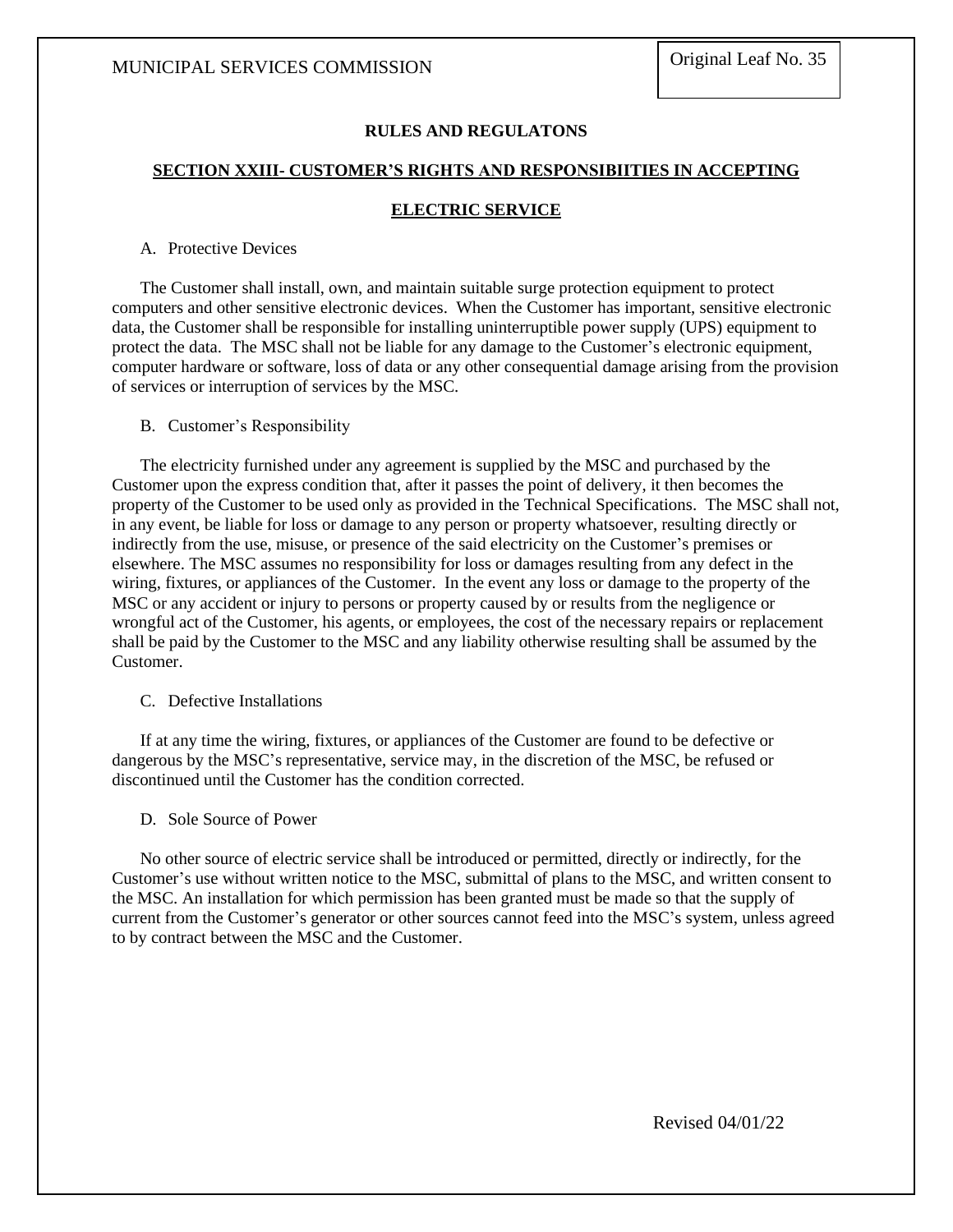## RULES AND REGULATONS

### SECTION XXIII- CUSTOMER'S RIGHTS AND RESPONSIBIITIES IN ACCEPTING ELECTRIC SERVICE

A. Protective Devices

The Customer shall install, own, and maintain suitable surge protection equipment to protect computers and other sensitive electronic devices. When the Customer has important, sensitive electronic data, the Customer shall be responsible for installing uninterruptible power supply (UPS) equipment to protect the data. The MSC shall not be liable for any damage to the Customer's electronic equipment, computer hardware or software, loss of data or any other consequential damage arising from the provision of services or interruption of services by the MSC.

B. Customer's Responsibility

The electricity furnished under any agreement is supplied by the MSC and purchased by the Customer upon the express condition that, after it passes the point of delivery, it then becomes the property of the Customer to be used only as provided in the Technical Specifications. The MSC shall not, in any event, be liable for loss or damage to any person or property whatsoever, resulting directly or indirectly from the use, misuse, or presence of the said electricity on the Customer's premises or elsewhere. The MSC assumes no responsibility for loss or damages resulting from any defect in the wiring, fixtures, or appliances of the Customer. In the event any loss or damage to the property of the MSC or any accident or injury to persons or property caused by or results from the negligence or wrongful act of the Customer, his agents, or employees, the cost of the necessary repairs or replacement shall be paid by the Customer to the MSC and any liability otherwise resulting shall be assumed by the Customer.

C. Defective Installations

If at any time the wiring, fixtures, or appliances of the Customer are found to be defective or dangerous by the MSC's representative, service may, in the discretion of the MSC, be refused or discontinued until the Customer has the condition corrected.

D. Sole Source of Power

No other source of electric service shall be introduced or permitted, directly or indirectly, for the Customer's use without written notice to the MSC, submittal of plans to the MSC, and written consent to the MSC. An installation for which permission has been granted must be made so that the supply of current from the Customer's generator or other sources cannot feed into the MSC's system, unless agreed to by contract between the MSC and the Customer.

Revised 04/01/22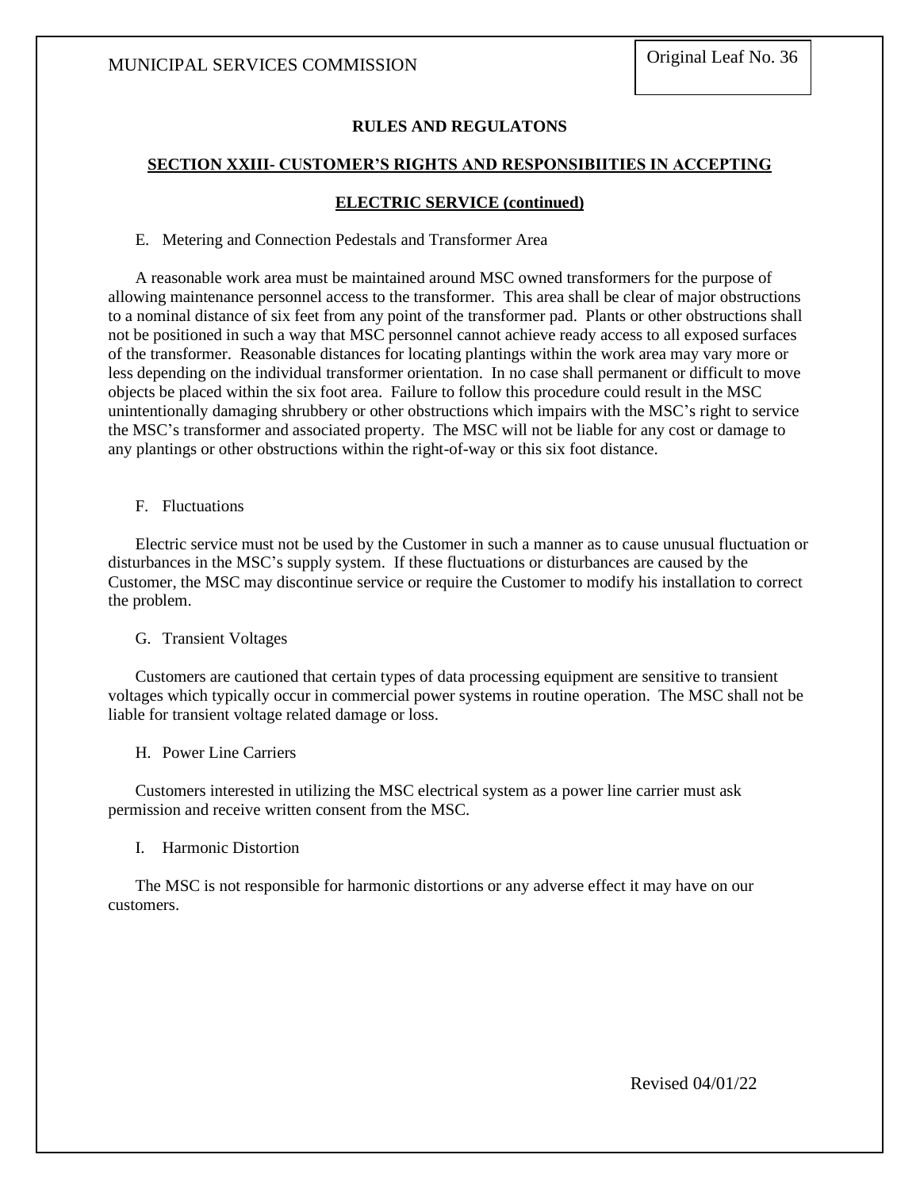**RULES AND REGULATONS**

**SECTION XXIII- CUSTOMER'S RIGHTS AND RESPONSIBIITIES IN ACCEPTING ELECTRIC SERVICE (continued)**

E. Metering and Connection Pedestals and Transformer Area

A reasonable work area must be maintained around MSC owned transformers for the purpose of allowing maintenance personnel access to the transformer. This area shall be clear of major obstructions to a nominal distance of six feet from any point of the transformer pad. Plants or other obstructions shall not be positioned in such a way that MSC personnel cannot achieve ready access to all exposed surfaces of the transformer. Reasonable distances for locating plantings within the work area may vary more or less depending on the individual transformer orientation. In no case shall permanent or difficult to move objects be placed within the six foot area. Failure to follow this procedure could result in the MSC unintentionally damaging shrubbery or other obstructions which impairs with the MSC's right to service the MSC's transformer and associated property. The MSC will not be liable for any cost or damage to any plantings or other obstructions within the right-of-way or this six foot distance.

F. Fluctuations

Electric service must not be used by the Customer in such a manner as to cause unusual fluctuation or disturbances in the MSC's supply system. If these fluctuations or disturbances are caused by the Customer, the MSC may discontinue service or require the Customer to modify his installation to correct the problem.

G. Transient Voltages

Customers are cautioned that certain types of data processing equipment are sensitive to transient voltages which typically occur in commercial power systems in routine operation. The MSC shall not be liable for transient voltage related damage or loss.

H. Power Line Carriers

Customers interested in utilizing the MSC electrical system as a power line carrier must ask permission and receive written consent from the MSC.

I. Harmonic Distortion

The MSC is not responsible for harmonic distortions or any adverse effect it may have on our customers.

Revised 04/01/22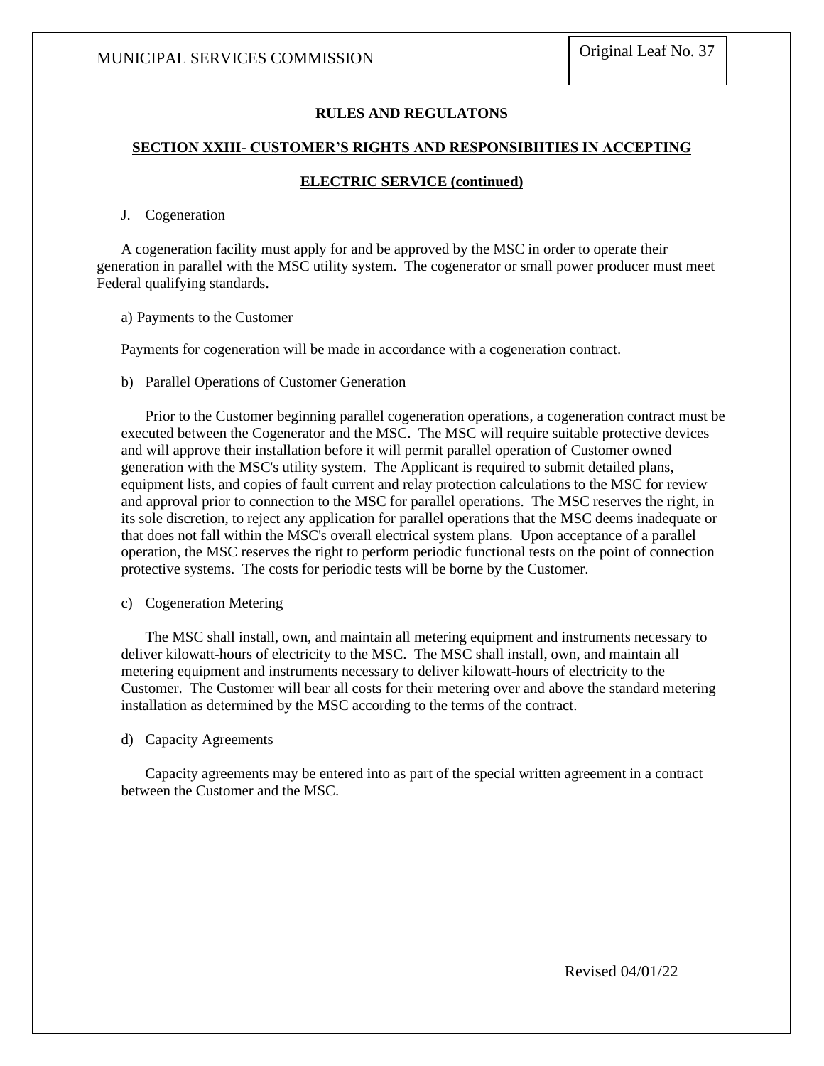## RULES AND REGULATONS

## SECTION XXIII- CUSTOMER'S RIGHTS AND RESPONSIBIITIES IN ACCEPTING ELECTRIC SERVICE (continued)

J. Cogeneration

A cogeneration facility must apply for and be approved by the MSC in order to operate their generation in parallel with the MSC utility system. The cogenerator or small power producer must meet Federal qualifying standards.

a) Payments to the Customer

Payments for cogeneration will be made in accordance with a cogeneration contract.

b) Parallel Operations of Customer Generation

Prior to the Customer beginning parallel cogeneration operations, a cogeneration contract must be executed between the Cogenerator and the MSC. The MSC will require suitable protective devices and will approve their installation before it will permit parallel operation of Customer owned generation with the MSC's utility system. The Applicant is required to submit detailed plans, equipment lists, and copies of fault current and relay protection calculations to the MSC for review and approval prior to connection to the MSC for parallel operations. The MSC reserves the right, in its sole discretion, to reject any application for parallel operations that the MSC deems inadequate or that does not fall within the MSC's overall electrical system plans. Upon acceptance of a parallel operation, the MSC reserves the right to perform periodic functional tests on the point of connection protective systems. The costs for periodic tests will be borne by the Customer.

c) Cogeneration Metering

The MSC shall install, own, and maintain all metering equipment and instruments necessary to deliver kilowatt-hours of electricity to the MSC. The MSC shall install, own, and maintain all metering equipment and instruments necessary to deliver kilowatt-hours of electricity to the Customer. The Customer will bear all costs for their metering over and above the standard metering installation as determined by the MSC according to the terms of the contract.

d) Capacity Agreements

Capacity agreements may be entered into as part of the special written agreement in a contract between the Customer and the MSC.

Revised 04/01/22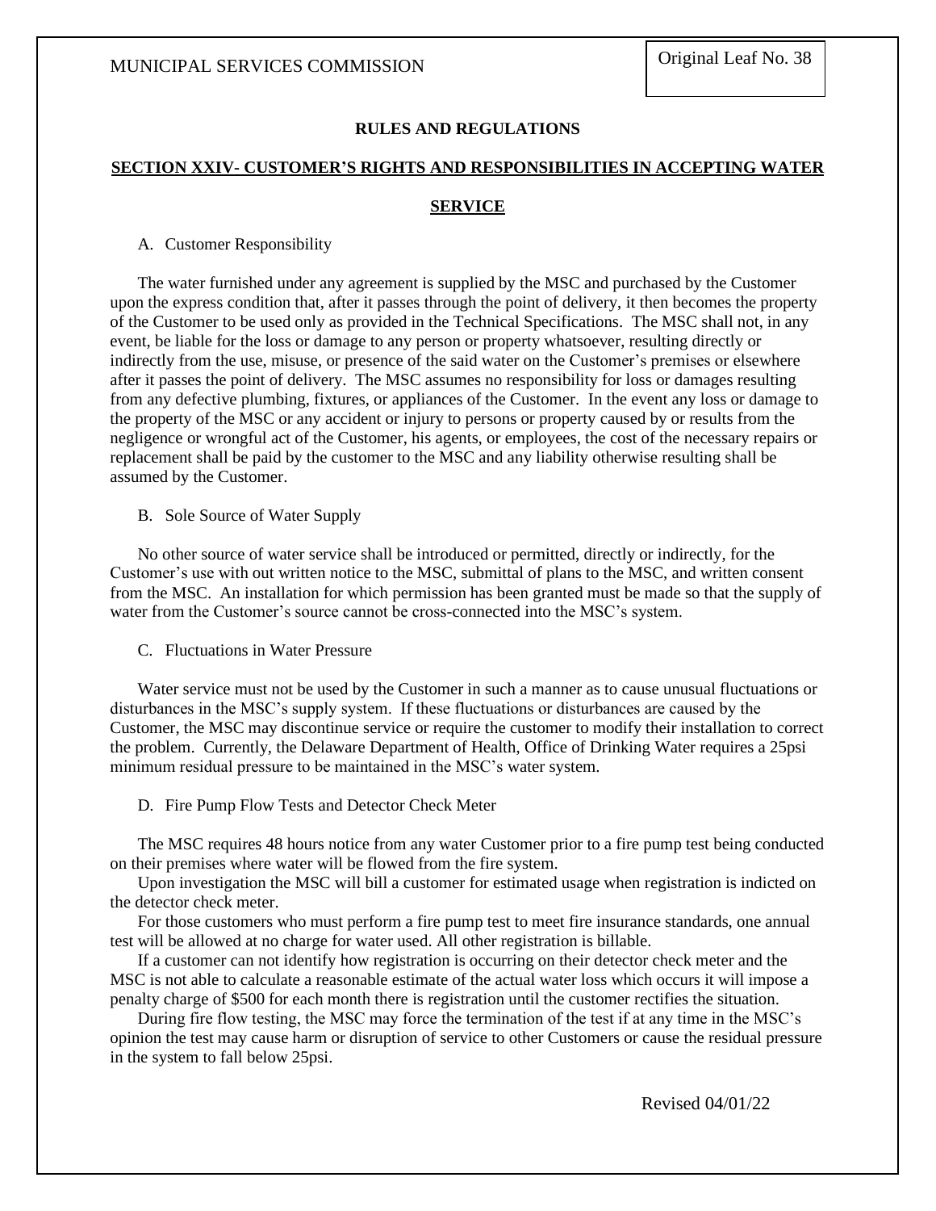# RULES AND REGULATIONS

## SECTION XXIV- CUSTOMER'S RIGHTS AND RESPONSIBILITIES IN ACCEPTING WATER SERVICE

A. Customer Responsibility

The water furnished under any agreement is supplied by the MSC and purchased by the Customer upon the express condition that, after it passes through the point of delivery, it then becomes the property of the Customer to be used only as provided in the Technical Specifications. The MSC shall not, in any event, be liable for the loss or damage to any person or property whatsoever, resulting directly or indirectly from the use, misuse, or presence of the said water on the Customer's premises or elsewhere after it passes the point of delivery. The MSC assumes no responsibility for loss or damages resulting from any defective plumbing, fixtures, or appliances of the Customer. In the event any loss or damage to the property of the MSC or any accident or injury to persons or property caused by or results from the negligence or wrongful act of the Customer, his agents, or employees, the cost of the necessary repairs or replacement shall be paid by the customer to the MSC and any liability otherwise resulting shall be assumed by the Customer.

B. Sole Source of Water Supply

No other source of water service shall be introduced or permitted, directly or indirectly, for the Customer's use with out written notice to the MSC, submittal of plans to the MSC, and written consent from the MSC. An installation for which permission has been granted must be made so that the supply of water from the Customer's source cannot be cross-connected into the MSC's system.

C. Fluctuations in Water Pressure

Water service must not be used by the Customer in such a manner as to cause unusual fluctuations or disturbances in the MSC's supply system. If these fluctuations or disturbances are caused by the Customer, the MSC may discontinue service or require the customer to modify their installation to correct the problem. Currently, the Delaware Department of Health, Office of Drinking Water requires a 25psi minimum residual pressure to be maintained in the MSC's water system.

D. Fire Pump Flow Tests and Detector Check Meter

The MSC requires 48 hours notice from any water Customer prior to a fire pump test being conducted on their premises where water will be flowed from the fire system.

Upon investigation the MSC will bill a customer for estimated usage when registration is indicted on the detector check meter.

For those customers who must perform a fire pump test to meet fire insurance standards, one annual test will be allowed at no charge for water used. All other registration is billable.

If a customer can not identify how registration is occurring on their detector check meter and the MSC is not able to calculate a reasonable estimate of the actual water loss which occurs it will impose a penalty charge of $500 for each month there is registration until the customer rectifies the situation.

During fire flow testing, the MSC may force the termination of the test if at any time in the MSC's opinion the test may cause harm or disruption of service to other Customers or cause the residual pressure in the system to fall below 25psi.

Revised 04/01/22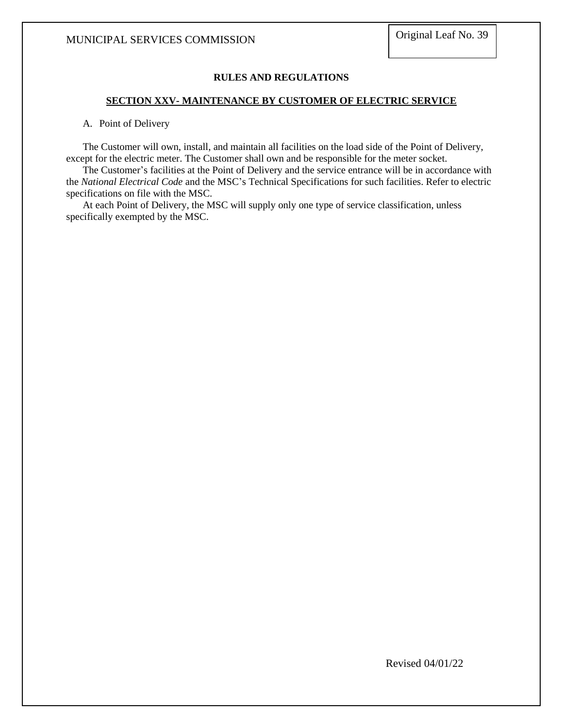## RULES AND REGULATIONS

### SECTION XXV- MAINTENANCE BY CUSTOMER OF ELECTRIC SERVICE

A. Point of Delivery

The Customer will own, install, and maintain all facilities on the load side of the Point of Delivery, except for the electric meter. The Customer shall own and be responsible for the meter socket.

The Customer's facilities at the Point of Delivery and the service entrance will be in accordance with the *National Electrical Code* and the MSC's Technical Specifications for such facilities. Refer to electric specifications on file with the MSC.

At each Point of Delivery, the MSC will supply only one type of service classification, unless specifically exempted by the MSC.

Revised 04/01/22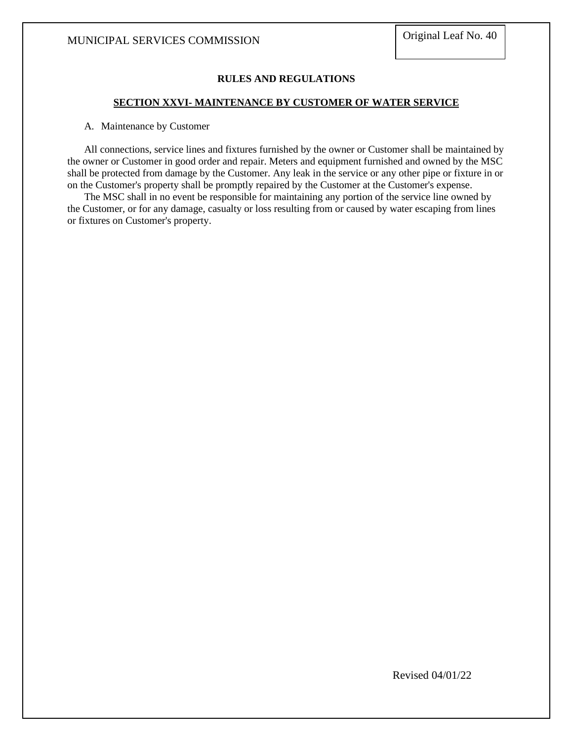## RULES AND REGULATIONS

### SECTION XXVI- MAINTENANCE BY CUSTOMER OF WATER SERVICE

A. Maintenance by Customer

All connections, service lines and fixtures furnished by the owner or Customer shall be maintained by the owner or Customer in good order and repair. Meters and equipment furnished and owned by the MSC shall be protected from damage by the Customer. Any leak in the service or any other pipe or fixture in or on the Customer's property shall be promptly repaired by the Customer at the Customer's expense.

The MSC shall in no event be responsible for maintaining any portion of the service line owned by the Customer, or for any damage, casualty or loss resulting from or caused by water escaping from lines or fixtures on Customer's property.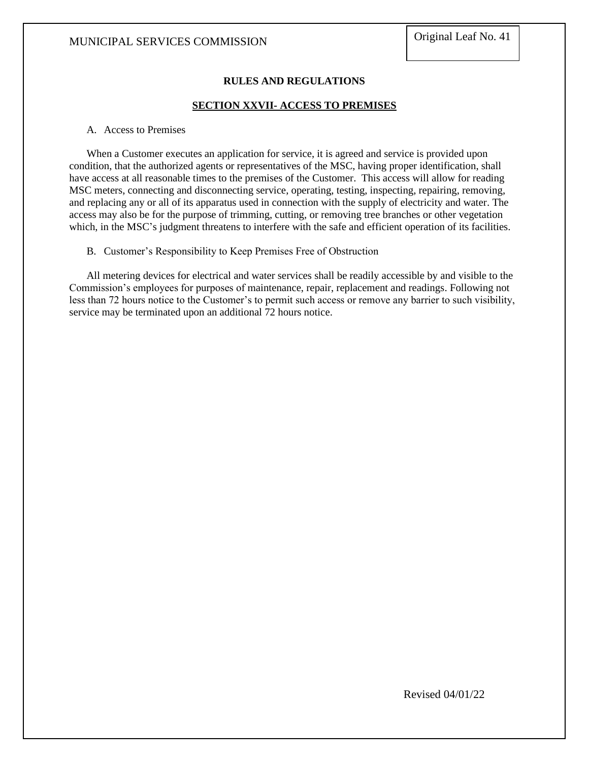## RULES AND REGULATIONS

### SECTION XXVII- ACCESS TO PREMISES

A. Access to Premises

When a Customer executes an application for service, it is agreed and service is provided upon condition, that the authorized agents or representatives of the MSC, having proper identification, shall have access at all reasonable times to the premises of the Customer. This access will allow for reading MSC meters, connecting and disconnecting service, operating, testing, inspecting, repairing, removing, and replacing any or all of its apparatus used in connection with the supply of electricity and water. The access may also be for the purpose of trimming, cutting, or removing tree branches or other vegetation which, in the MSC's judgment threatens to interfere with the safe and efficient operation of its facilities.

B. Customer's Responsibility to Keep Premises Free of Obstruction

All metering devices for electrical and water services shall be readily accessible by and visible to the Commission's employees for purposes of maintenance, repair, replacement and readings. Following not less than 72 hours notice to the Customer's to permit such access or remove any barrier to such visibility, service may be terminated upon an additional 72 hours notice.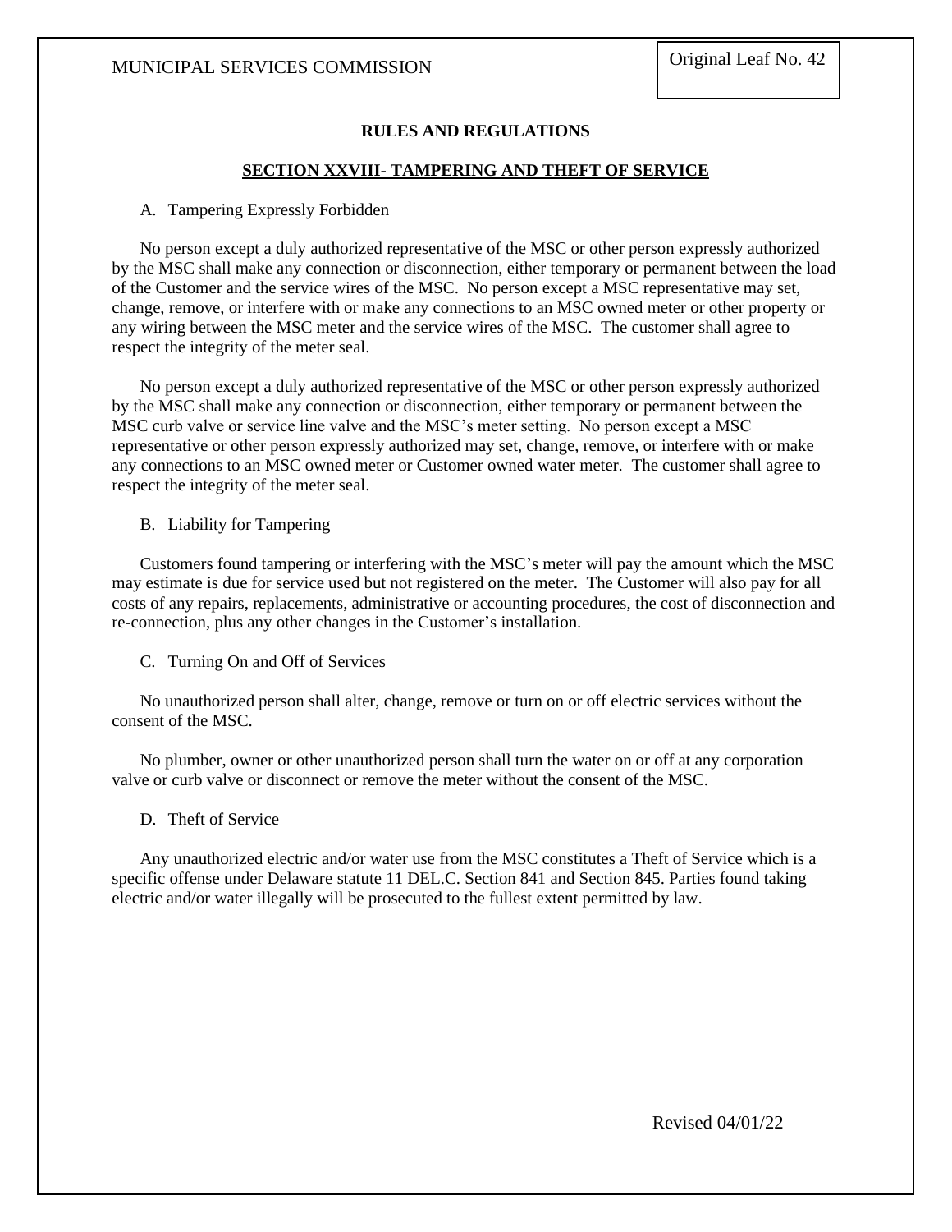## RULES AND REGULATIONS

### SECTION XXVIII- TAMPERING AND THEFT OF SERVICE

A. Tampering Expressly Forbidden

No person except a duly authorized representative of the MSC or other person expressly authorized by the MSC shall make any connection or disconnection, either temporary or permanent between the load of the Customer and the service wires of the MSC. No person except a MSC representative may set, change, remove, or interfere with or make any connections to an MSC owned meter or other property or any wiring between the MSC meter and the service wires of the MSC. The customer shall agree to respect the integrity of the meter seal.

No person except a duly authorized representative of the MSC or other person expressly authorized by the MSC shall make any connection or disconnection, either temporary or permanent between the MSC curb valve or service line valve and the MSC's meter setting. No person except a MSC representative or other person expressly authorized may set, change, remove, or interfere with or make any connections to an MSC owned meter or Customer owned water meter. The customer shall agree to respect the integrity of the meter seal.

B. Liability for Tampering

Customers found tampering or interfering with the MSC's meter will pay the amount which the MSC may estimate is due for service used but not registered on the meter. The Customer will also pay for all costs of any repairs, replacements, administrative or accounting procedures, the cost of disconnection and re-connection, plus any other changes in the Customer's installation.

C. Turning On and Off of Services

No unauthorized person shall alter, change, remove or turn on or off electric services without the consent of the MSC.

No plumber, owner or other unauthorized person shall turn the water on or off at any corporation valve or curb valve or disconnect or remove the meter without the consent of the MSC.

D. Theft of Service

Any unauthorized electric and/or water use from the MSC constitutes a Theft of Service which is a specific offense under Delaware statute 11 DEL.C. Section 841 and Section 845. Parties found taking electric and/or water illegally will be prosecuted to the fullest extent permitted by law.

Revised 04/01/22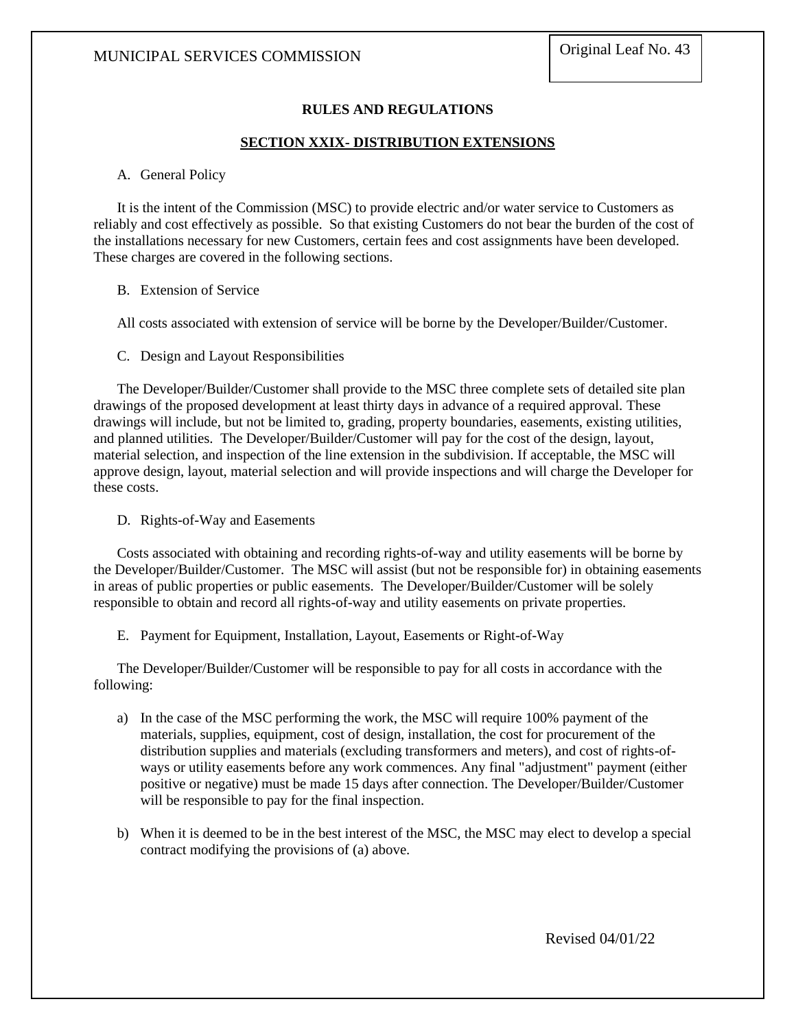## RULES AND REGULATIONS

## SECTION XXIX- DISTRIBUTION EXTENSIONS

A. General Policy

It is the intent of the Commission (MSC) to provide electric and/or water service to Customers as reliably and cost effectively as possible. So that existing Customers do not bear the burden of the cost of the installations necessary for new Customers, certain fees and cost assignments have been developed. These charges are covered in the following sections.

B. Extension of Service

All costs associated with extension of service will be borne by the Developer/Builder/Customer.

C. Design and Layout Responsibilities

The Developer/Builder/Customer shall provide to the MSC three complete sets of detailed site plan drawings of the proposed development at least thirty days in advance of a required approval. These drawings will include, but not be limited to, grading, property boundaries, easements, existing utilities, and planned utilities. The Developer/Builder/Customer will pay for the cost of the design, layout, material selection, and inspection of the line extension in the subdivision. If acceptable, the MSC will approve design, layout, material selection and will provide inspections and will charge the Developer for these costs.

D. Rights-of-Way and Easements

Costs associated with obtaining and recording rights-of-way and utility easements will be borne by the Developer/Builder/Customer. The MSC will assist (but not be responsible for) in obtaining easements in areas of public properties or public easements. The Developer/Builder/Customer will be solely responsible to obtain and record all rights-of-way and utility easements on private properties.

E. Payment for Equipment, Installation, Layout, Easements or Right-of-Way

The Developer/Builder/Customer will be responsible to pay for all costs in accordance with the following:

a) In the case of the MSC performing the work, the MSC will require 100% payment of the materials, supplies, equipment, cost of design, installation, the cost for procurement of the distribution supplies and materials (excluding transformers and meters), and cost of rights-of-ways or utility easements before any work commences. Any final "adjustment" payment (either positive or negative) must be made 15 days after connection. The Developer/Builder/Customer will be responsible to pay for the final inspection.

b) When it is deemed to be in the best interest of the MSC, the MSC may elect to develop a special contract modifying the provisions of (a) above.

Revised 04/01/22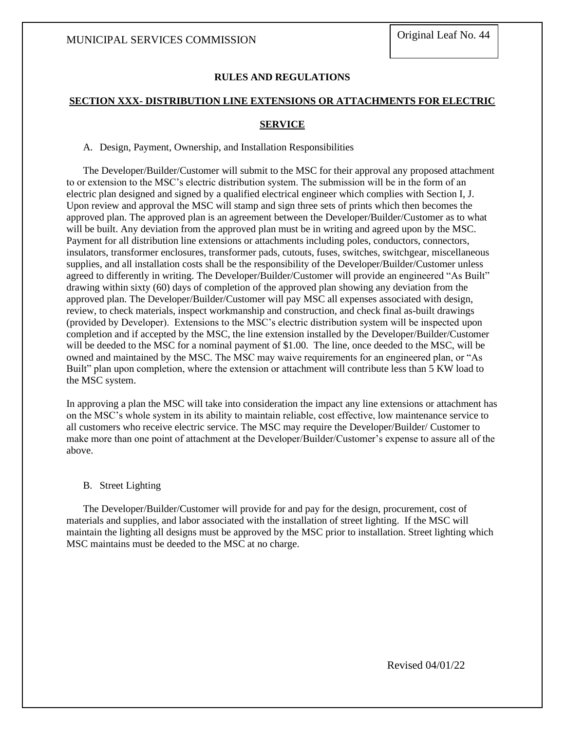## RULES AND REGULATIONS

## SECTION XXX- DISTRIBUTION LINE EXTENSIONS OR ATTACHMENTS FOR ELECTRIC SERVICE

A. Design, Payment, Ownership, and Installation Responsibilities

The Developer/Builder/Customer will submit to the MSC for their approval any proposed attachment to or extension to the MSC's electric distribution system. The submission will be in the form of an electric plan designed and signed by a qualified electrical engineer which complies with Section I, J. Upon review and approval the MSC will stamp and sign three sets of prints which then becomes the approved plan. The approved plan is an agreement between the Developer/Builder/Customer as to what will be built. Any deviation from the approved plan must be in writing and agreed upon by the MSC. Payment for all distribution line extensions or attachments including poles, conductors, connectors, insulators, transformer enclosures, transformer pads, cutouts, fuses, switches, switchgear, miscellaneous supplies, and all installation costs shall be the responsibility of the Developer/Builder/Customer unless agreed to differently in writing. The Developer/Builder/Customer will provide an engineered "As Built" drawing within sixty (60) days of completion of the approved plan showing any deviation from the approved plan. The Developer/Builder/Customer will pay MSC all expenses associated with design, review, to check materials, inspect workmanship and construction, and check final as-built drawings (provided by Developer). Extensions to the MSC's electric distribution system will be inspected upon completion and if accepted by the MSC, the line extension installed by the Developer/Builder/Customer will be deeded to the MSC for a nominal payment of $1.00. The line, once deeded to the MSC, will be owned and maintained by the MSC. The MSC may waive requirements for an engineered plan, or "As Built" plan upon completion, where the extension or attachment will contribute less than 5 KW load to the MSC system.

In approving a plan the MSC will take into consideration the impact any line extensions or attachment has on the MSC's whole system in its ability to maintain reliable, cost effective, low maintenance service to all customers who receive electric service. The MSC may require the Developer/Builder/ Customer to make more than one point of attachment at the Developer/Builder/Customer's expense to assure all of the above.

B. Street Lighting

The Developer/Builder/Customer will provide for and pay for the design, procurement, cost of materials and supplies, and labor associated with the installation of street lighting. If the MSC will maintain the lighting all designs must be approved by the MSC prior to installation. Street lighting which MSC maintains must be deeded to the MSC at no charge.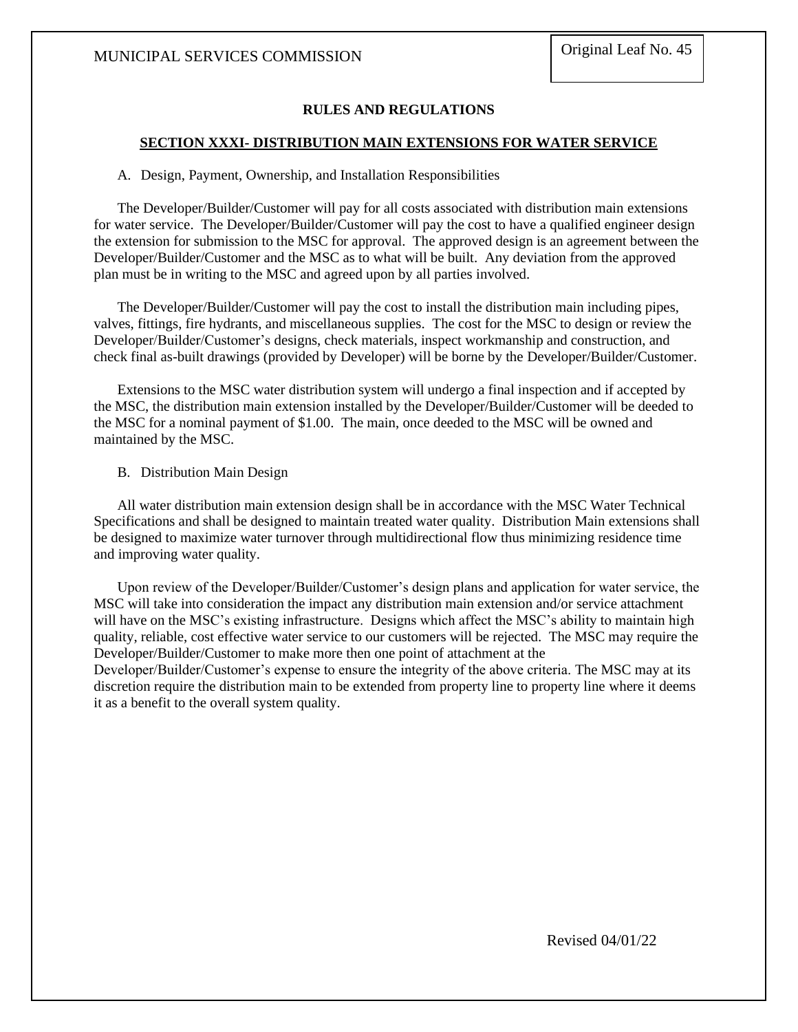## RULES AND REGULATIONS

### SECTION XXXI- DISTRIBUTION MAIN EXTENSIONS FOR WATER SERVICE

A. Design, Payment, Ownership, and Installation Responsibilities

The Developer/Builder/Customer will pay for all costs associated with distribution main extensions for water service. The Developer/Builder/Customer will pay the cost to have a qualified engineer design the extension for submission to the MSC for approval. The approved design is an agreement between the Developer/Builder/Customer and the MSC as to what will be built. Any deviation from the approved plan must be in writing to the MSC and agreed upon by all parties involved.

The Developer/Builder/Customer will pay the cost to install the distribution main including pipes, valves, fittings, fire hydrants, and miscellaneous supplies. The cost for the MSC to design or review the Developer/Builder/Customer's designs, check materials, inspect workmanship and construction, and check final as-built drawings (provided by Developer) will be borne by the Developer/Builder/Customer.

Extensions to the MSC water distribution system will undergo a final inspection and if accepted by the MSC, the distribution main extension installed by the Developer/Builder/Customer will be deeded to the MSC for a nominal payment of $1.00. The main, once deeded to the MSC will be owned and maintained by the MSC.

B. Distribution Main Design

All water distribution main extension design shall be in accordance with the MSC Water Technical Specifications and shall be designed to maintain treated water quality. Distribution Main extensions shall be designed to maximize water turnover through multidirectional flow thus minimizing residence time and improving water quality.

Upon review of the Developer/Builder/Customer's design plans and application for water service, the MSC will take into consideration the impact any distribution main extension and/or service attachment will have on the MSC's existing infrastructure. Designs which affect the MSC's ability to maintain high quality, reliable, cost effective water service to our customers will be rejected. The MSC may require the Developer/Builder/Customer to make more then one point of attachment at the Developer/Builder/Customer's expense to ensure the integrity of the above criteria. The MSC may at its discretion require the distribution main to be extended from property line to property line where it deems it as a benefit to the overall system quality.

Revised 04/01/22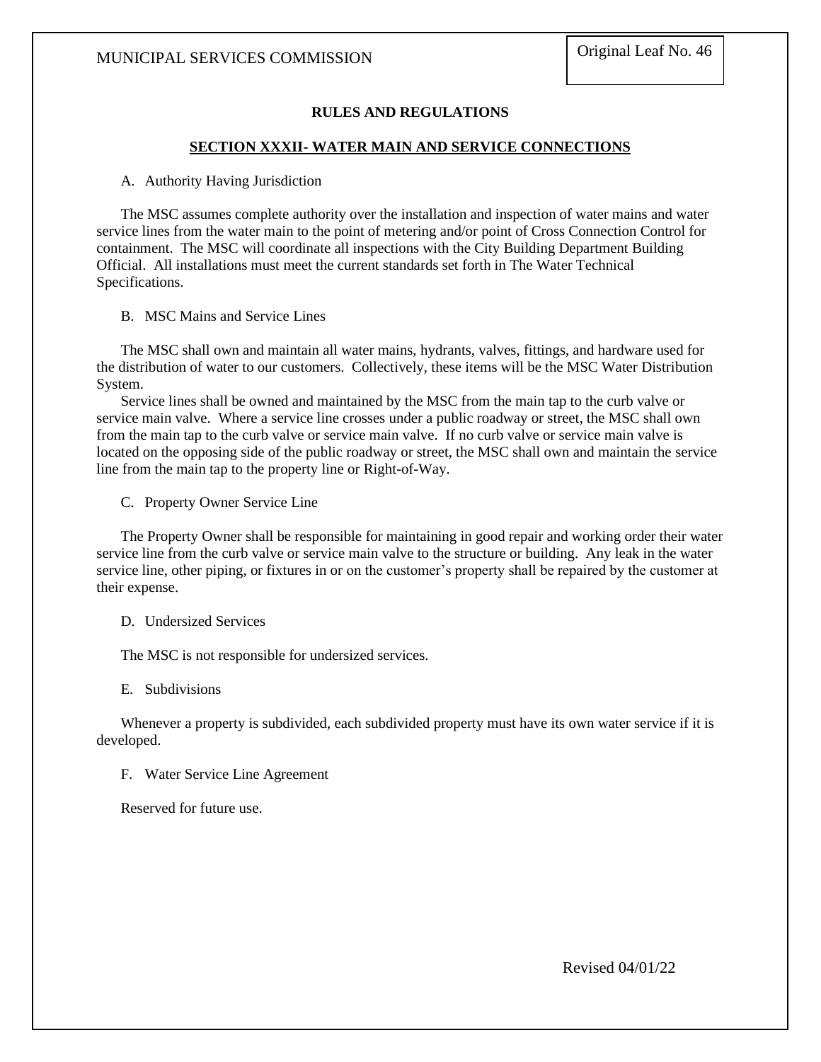## RULES AND REGULATIONS

### SECTION XXXII- WATER MAIN AND SERVICE CONNECTIONS

A. Authority Having Jurisdiction

The MSC assumes complete authority over the installation and inspection of water mains and water service lines from the water main to the point of metering and/or point of Cross Connection Control for containment. The MSC will coordinate all inspections with the City Building Department Building Official. All installations must meet the current standards set forth in The Water Technical Specifications.

B. MSC Mains and Service Lines

The MSC shall own and maintain all water mains, hydrants, valves, fittings, and hardware used for the distribution of water to our customers. Collectively, these items will be the MSC Water Distribution System.

Service lines shall be owned and maintained by the MSC from the main tap to the curb valve or service main valve. Where a service line crosses under a public roadway or street, the MSC shall own from the main tap to the curb valve or service main valve. If no curb valve or service main valve is located on the opposing side of the public roadway or street, the MSC shall own and maintain the service line from the main tap to the property line or Right-of-Way.

C. Property Owner Service Line

The Property Owner shall be responsible for maintaining in good repair and working order their water service line from the curb valve or service main valve to the structure or building. Any leak in the water service line, other piping, or fixtures in or on the customer's property shall be repaired by the customer at their expense.

D. Undersized Services

The MSC is not responsible for undersized services.

E. Subdivisions

Whenever a property is subdivided, each subdivided property must have its own water service if it is developed.

F. Water Service Line Agreement

Reserved for future use.

Revised 04/01/22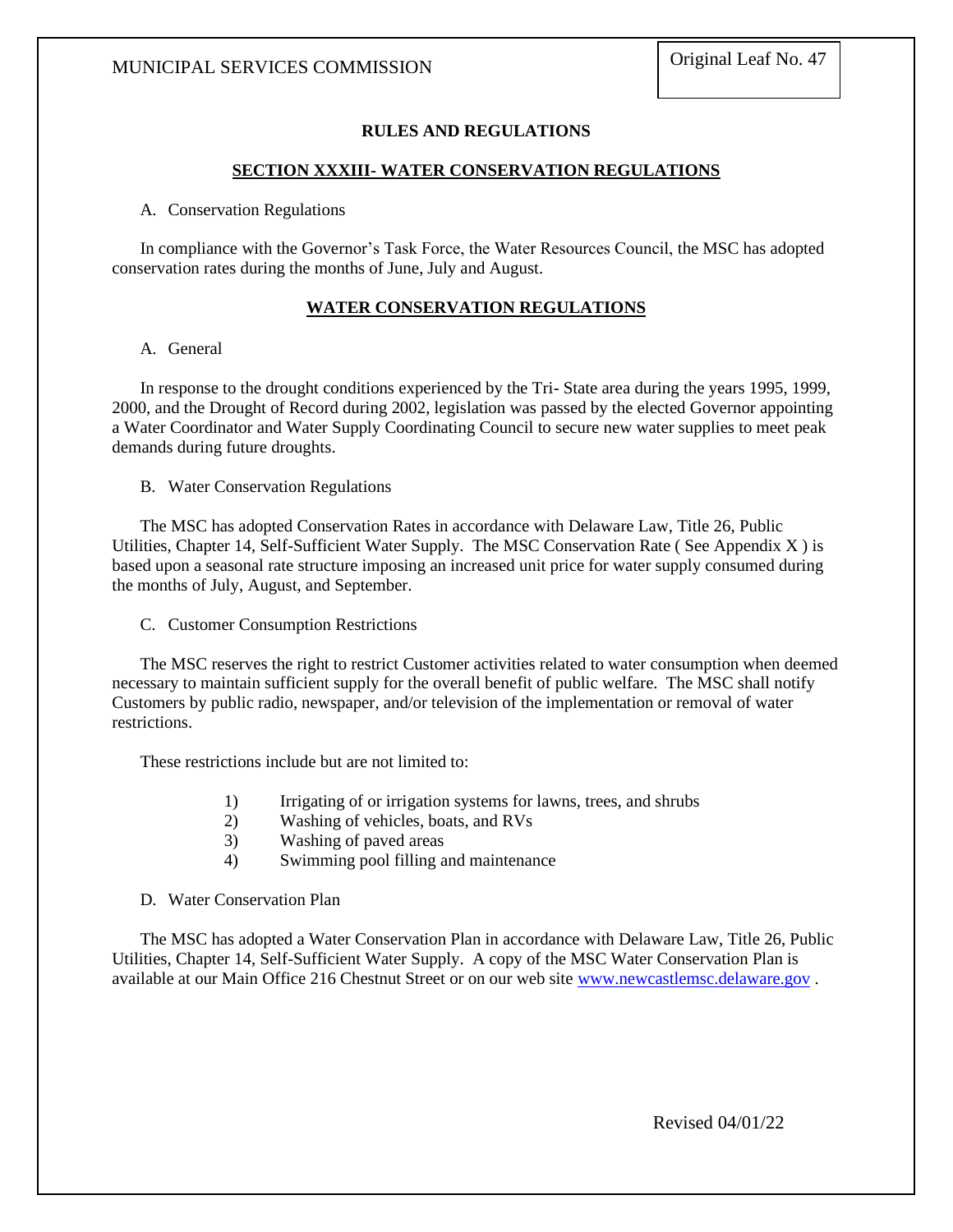**RULES AND REGULATIONS**

## SECTION XXXIII- WATER CONSERVATION REGULATIONS

A. Conservation Regulations

In compliance with the Governor's Task Force, the Water Resources Council, the MSC has adopted conservation rates during the months of June, July and August.

## WATER CONSERVATION REGULATIONS

A. General

In response to the drought conditions experienced by the Tri- State area during the years 1995, 1999, 2000, and the Drought of Record during 2002, legislation was passed by the elected Governor appointing a Water Coordinator and Water Supply Coordinating Council to secure new water supplies to meet peak demands during future droughts.

B. Water Conservation Regulations

The MSC has adopted Conservation Rates in accordance with Delaware Law, Title 26, Public Utilities, Chapter 14, Self-Sufficient Water Supply. The MSC Conservation Rate ( See Appendix X ) is based upon a seasonal rate structure imposing an increased unit price for water supply consumed during the months of July, August, and September.

C. Customer Consumption Restrictions

The MSC reserves the right to restrict Customer activities related to water consumption when deemed necessary to maintain sufficient supply for the overall benefit of public welfare. The MSC shall notify Customers by public radio, newspaper, and/or television of the implementation or removal of water restrictions.

These restrictions include but are not limited to:

1) Irrigating of or irrigation systems for lawns, trees, and shrubs
2) Washing of vehicles, boats, and RVs
3) Washing of paved areas
4) Swimming pool filling and maintenance

D. Water Conservation Plan

The MSC has adopted a Water Conservation Plan in accordance with Delaware Law, Title 26, Public Utilities, Chapter 14, Self-Sufficient Water Supply. A copy of the MSC Water Conservation Plan is available at our Main Office 216 Chestnut Street or on our web site www.newcastlemsc.delaware.gov .

Revised 04/01/22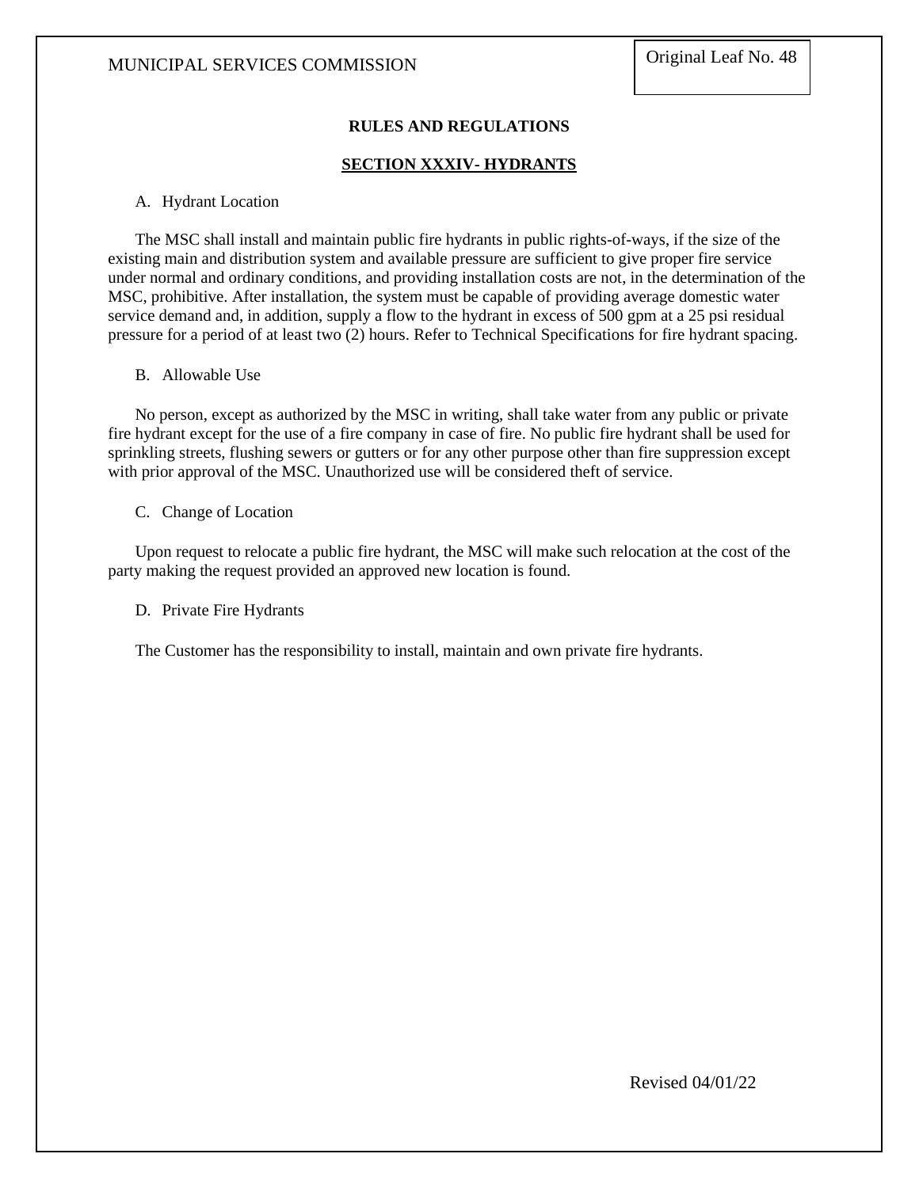## RULES AND REGULATIONS

### SECTION XXXIV- HYDRANTS

A. Hydrant Location

The MSC shall install and maintain public fire hydrants in public rights-of-ways, if the size of the existing main and distribution system and available pressure are sufficient to give proper fire service under normal and ordinary conditions, and providing installation costs are not, in the determination of the MSC, prohibitive. After installation, the system must be capable of providing average domestic water service demand and, in addition, supply a flow to the hydrant in excess of 500 gpm at a 25 psi residual pressure for a period of at least two (2) hours. Refer to Technical Specifications for fire hydrant spacing.

B. Allowable Use

No person, except as authorized by the MSC in writing, shall take water from any public or private fire hydrant except for the use of a fire company in case of fire. No public fire hydrant shall be used for sprinkling streets, flushing sewers or gutters or for any other purpose other than fire suppression except with prior approval of the MSC. Unauthorized use will be considered theft of service.

C. Change of Location

Upon request to relocate a public fire hydrant, the MSC will make such relocation at the cost of the party making the request provided an approved new location is found.

D. Private Fire Hydrants

The Customer has the responsibility to install, maintain and own private fire hydrants.

Revised 04/01/22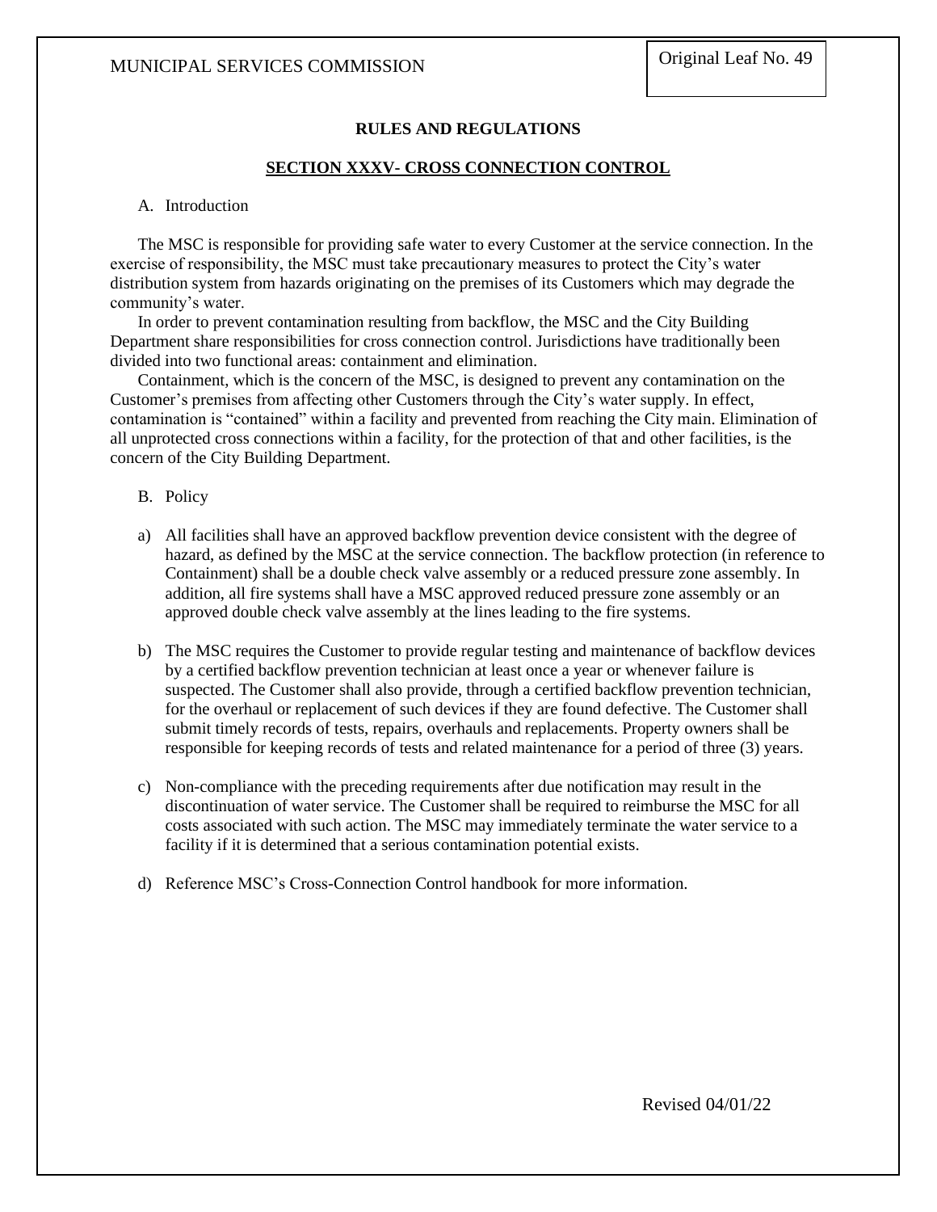## RULES AND REGULATIONS

## SECTION XXXV- CROSS CONNECTION CONTROL

A. Introduction

The MSC is responsible for providing safe water to every Customer at the service connection. In the exercise of responsibility, the MSC must take precautionary measures to protect the City's water distribution system from hazards originating on the premises of its Customers which may degrade the community's water.

In order to prevent contamination resulting from backflow, the MSC and the City Building Department share responsibilities for cross connection control. Jurisdictions have traditionally been divided into two functional areas: containment and elimination.

Containment, which is the concern of the MSC, is designed to prevent any contamination on the Customer's premises from affecting other Customers through the City's water supply. In effect, contamination is "contained" within a facility and prevented from reaching the City main. Elimination of all unprotected cross connections within a facility, for the protection of that and other facilities, is the concern of the City Building Department.

B. Policy

a) All facilities shall have an approved backflow prevention device consistent with the degree of hazard, as defined by the MSC at the service connection. The backflow protection (in reference to Containment) shall be a double check valve assembly or a reduced pressure zone assembly. In addition, all fire systems shall have a MSC approved reduced pressure zone assembly or an approved double check valve assembly at the lines leading to the fire systems.

b) The MSC requires the Customer to provide regular testing and maintenance of backflow devices by a certified backflow prevention technician at least once a year or whenever failure is suspected. The Customer shall also provide, through a certified backflow prevention technician, for the overhaul or replacement of such devices if they are found defective. The Customer shall submit timely records of tests, repairs, overhauls and replacements. Property owners shall be responsible for keeping records of tests and related maintenance for a period of three (3) years.

c) Non-compliance with the preceding requirements after due notification may result in the discontinuation of water service. The Customer shall be required to reimburse the MSC for all costs associated with such action. The MSC may immediately terminate the water service to a facility if it is determined that a serious contamination potential exists.

d) Reference MSC's Cross-Connection Control handbook for more information.

Revised 04/01/22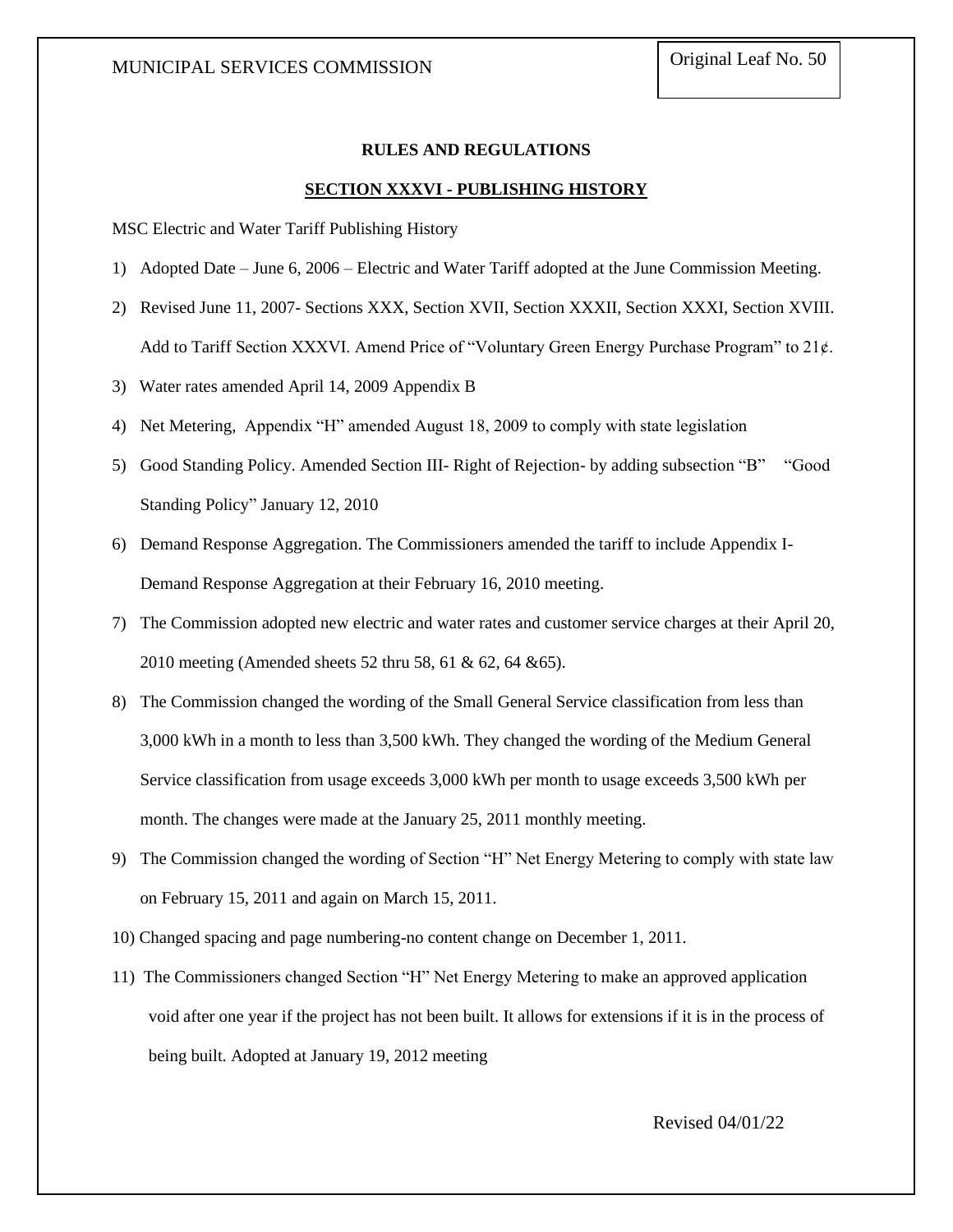**RULES AND REGULATIONS**

## SECTION XXXVI - PUBLISHING HISTORY

MSC Electric and Water Tariff Publishing History

1) Adopted Date – June 6, 2006 – Electric and Water Tariff adopted at the June Commission Meeting.
2) Revised June 11, 2007- Sections XXX, Section XVII, Section XXXII, Section XXXI, Section XVIII. Add to Tariff Section XXXVI. Amend Price of "Voluntary Green Energy Purchase Program" to 21¢.
3) Water rates amended April 14, 2009 Appendix B
4) Net Metering, Appendix "H" amended August 18, 2009 to comply with state legislation
5) Good Standing Policy. Amended Section III- Right of Rejection- by adding subsection "B" "Good Standing Policy" January 12, 2010
6) Demand Response Aggregation. The Commissioners amended the tariff to include Appendix I- Demand Response Aggregation at their February 16, 2010 meeting.
7) The Commission adopted new electric and water rates and customer service charges at their April 20, 2010 meeting (Amended sheets 52 thru 58, 61 & 62, 64 &65).
8) The Commission changed the wording of the Small General Service classification from less than 3,000 kWh in a month to less than 3,500 kWh. They changed the wording of the Medium General Service classification from usage exceeds 3,000 kWh per month to usage exceeds 3,500 kWh per month. The changes were made at the January 25, 2011 monthly meeting.
9) The Commission changed the wording of Section "H" Net Energy Metering to comply with state law on February 15, 2011 and again on March 15, 2011.
10) Changed spacing and page numbering-no content change on December 1, 2011.
11) The Commissioners changed Section "H" Net Energy Metering to make an approved application void after one year if the project has not been built. It allows for extensions if it is in the process of being built. Adopted at January 19, 2012 meeting

Revised 04/01/22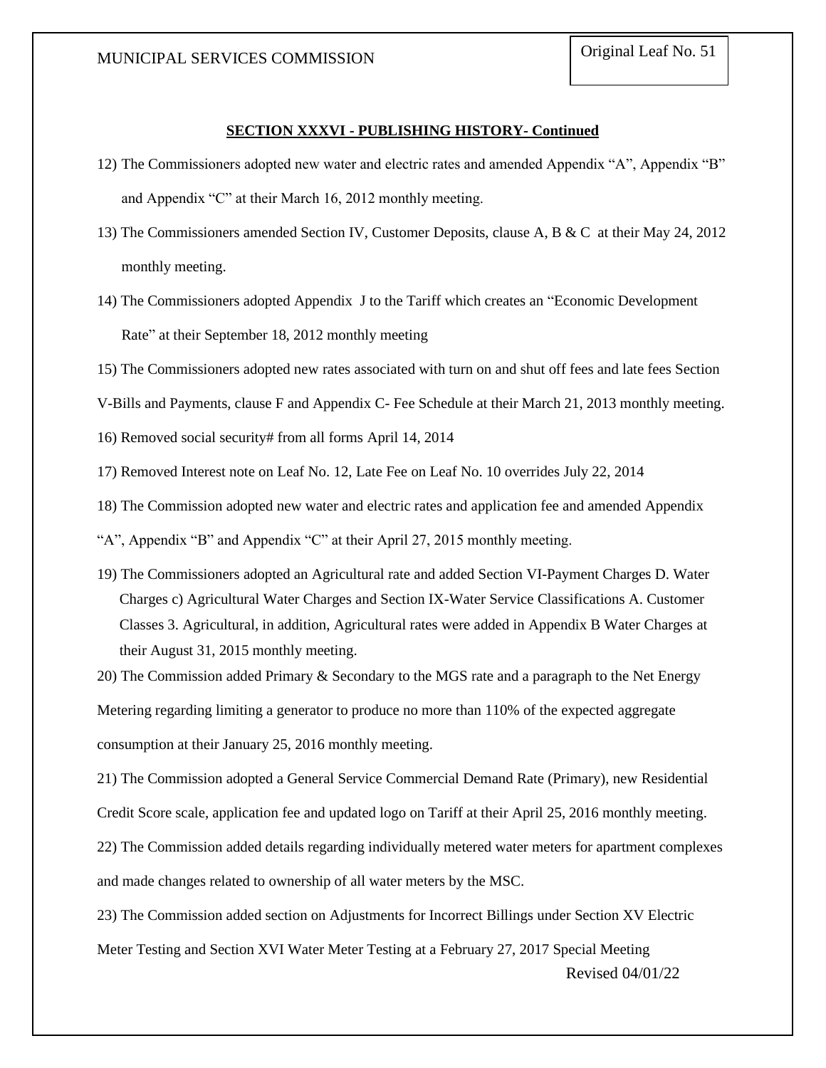## SECTION XXXVI - PUBLISHING HISTORY- Continued

12) The Commissioners adopted new water and electric rates and amended Appendix "A", Appendix "B" and Appendix "C" at their March 16, 2012 monthly meeting.

13) The Commissioners amended Section IV, Customer Deposits, clause A, B & C at their May 24, 2012 monthly meeting.

14) The Commissioners adopted Appendix J to the Tariff which creates an "Economic Development Rate" at their September 18, 2012 monthly meeting

15) The Commissioners adopted new rates associated with turn on and shut off fees and late fees Section V-Bills and Payments, clause F and Appendix C- Fee Schedule at their March 21, 2013 monthly meeting.

16) Removed social security# from all forms April 14, 2014

17) Removed Interest note on Leaf No. 12, Late Fee on Leaf No. 10 overrides July 22, 2014

18) The Commission adopted new water and electric rates and application fee and amended Appendix "A", Appendix "B" and Appendix "C" at their April 27, 2015 monthly meeting.

19) The Commissioners adopted an Agricultural rate and added Section VI-Payment Charges D. Water Charges c) Agricultural Water Charges and Section IX-Water Service Classifications A. Customer Classes 3. Agricultural, in addition, Agricultural rates were added in Appendix B Water Charges at their August 31, 2015 monthly meeting.

20) The Commission added Primary & Secondary to the MGS rate and a paragraph to the Net Energy Metering regarding limiting a generator to produce no more than 110% of the expected aggregate consumption at their January 25, 2016 monthly meeting.

21) The Commission adopted a General Service Commercial Demand Rate (Primary), new Residential Credit Score scale, application fee and updated logo on Tariff at their April 25, 2016 monthly meeting.

22) The Commission added details regarding individually metered water meters for apartment complexes and made changes related to ownership of all water meters by the MSC.

23) The Commission added section on Adjustments for Incorrect Billings under Section XV Electric Meter Testing and Section XVI Water Meter Testing at a February 27, 2017 Special Meeting

Revised 04/01/22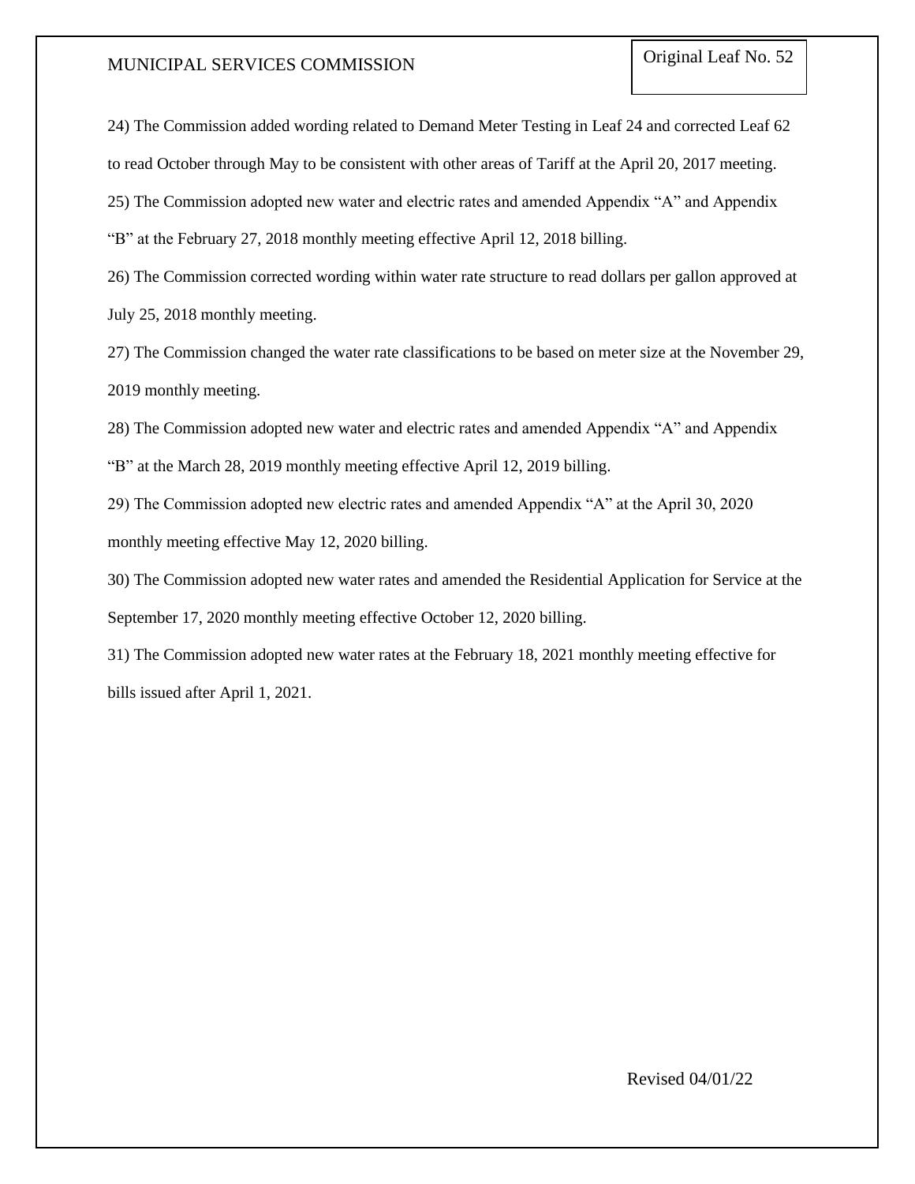24) The Commission added wording related to Demand Meter Testing in Leaf 24 and corrected Leaf 62 to read October through May to be consistent with other areas of Tariff at the April 20, 2017 meeting.

25) The Commission adopted new water and electric rates and amended Appendix “A” and Appendix “B” at the February 27, 2018 monthly meeting effective April 12, 2018 billing.

26) The Commission corrected wording within water rate structure to read dollars per gallon approved at July 25, 2018 monthly meeting.

27) The Commission changed the water rate classifications to be based on meter size at the November 29, 2019 monthly meeting.

28) The Commission adopted new water and electric rates and amended Appendix “A” and Appendix “B” at the March 28, 2019 monthly meeting effective April 12, 2019 billing.

29) The Commission adopted new electric rates and amended Appendix “A” at the April 30, 2020 monthly meeting effective May 12, 2020 billing.

30) The Commission adopted new water rates and amended the Residential Application for Service at the September 17, 2020 monthly meeting effective October 12, 2020 billing.

31) The Commission adopted new water rates at the February 18, 2021 monthly meeting effective for bills issued after April 1, 2021.

Revised 04/01/22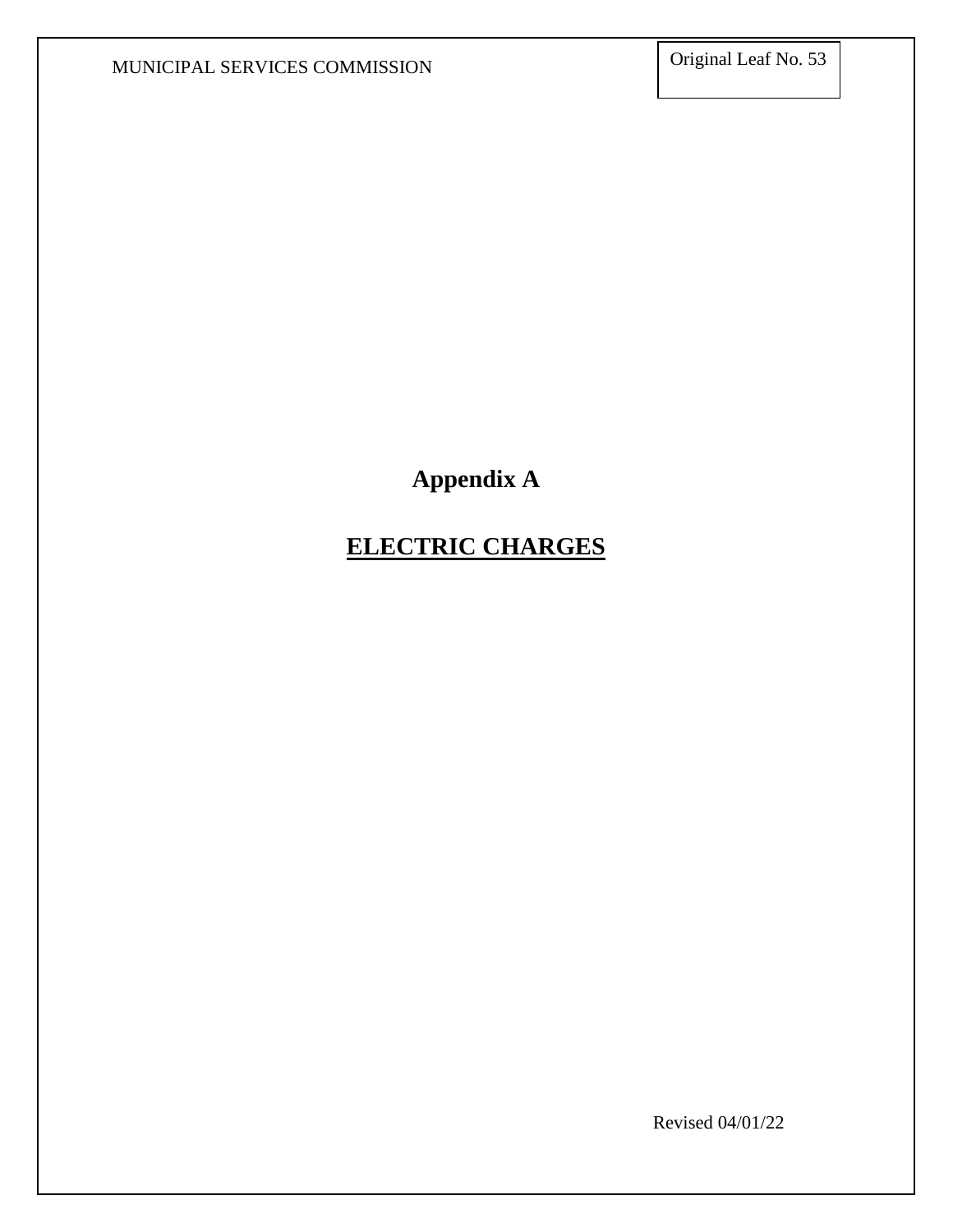# Appendix A

## ELECTRIC CHARGES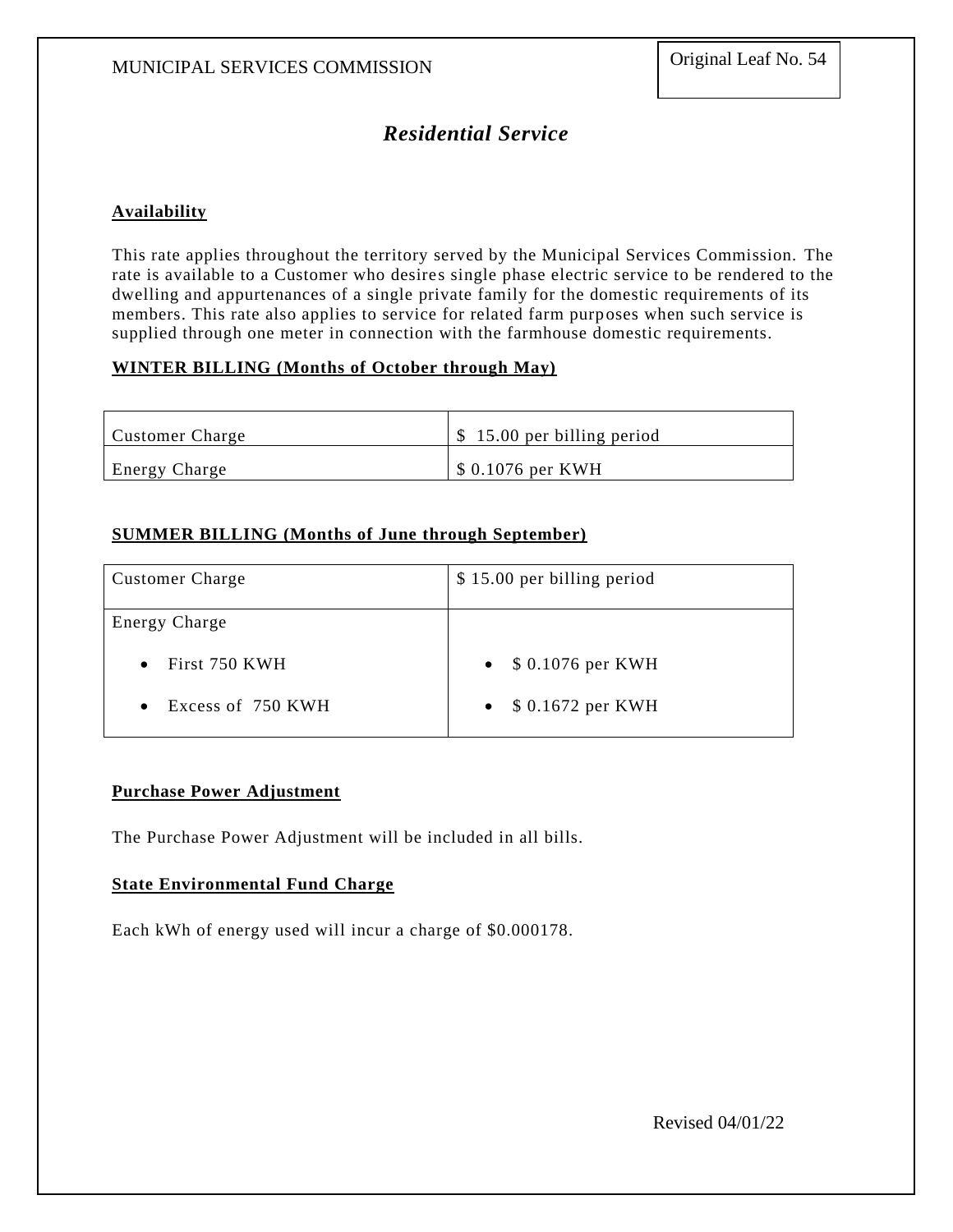MUNICIPAL SERVICES COMMISSION

Original Leaf No. 54

## *Residential Service*

**Availability**

This rate applies throughout the territory served by the Municipal Services Commission. The rate is available to a Customer who desires single phase electric service to be rendered to the dwelling and appurtenances of a single private family for the domestic requirements of its members. This rate also applies to service for related farm purposes when such service is supplied through one meter in connection with the farmhouse domestic requirements.

**WINTER BILLING (Months of October through May)**

| | |
|---|---|
| Customer Charge | $ 15.00 per billing period |
| Energy Charge | $ 0.1076 per KWH |

**SUMMER BILLING (Months of June through September)**

| | |
|---|---|
| Customer Charge | $ 15.00 per billing period |
| Energy Charge<br>• First 750 KWH<br>• Excess of 750 KWH | <br>• $ 0.1076 per KWH<br>• $ 0.1672 per KWH |

**Purchase Power Adjustment**

The Purchase Power Adjustment will be included in all bills.

**State Environmental Fund Charge**

Each kWh of energy used will incur a charge of $0.000178.

Revised 04/01/22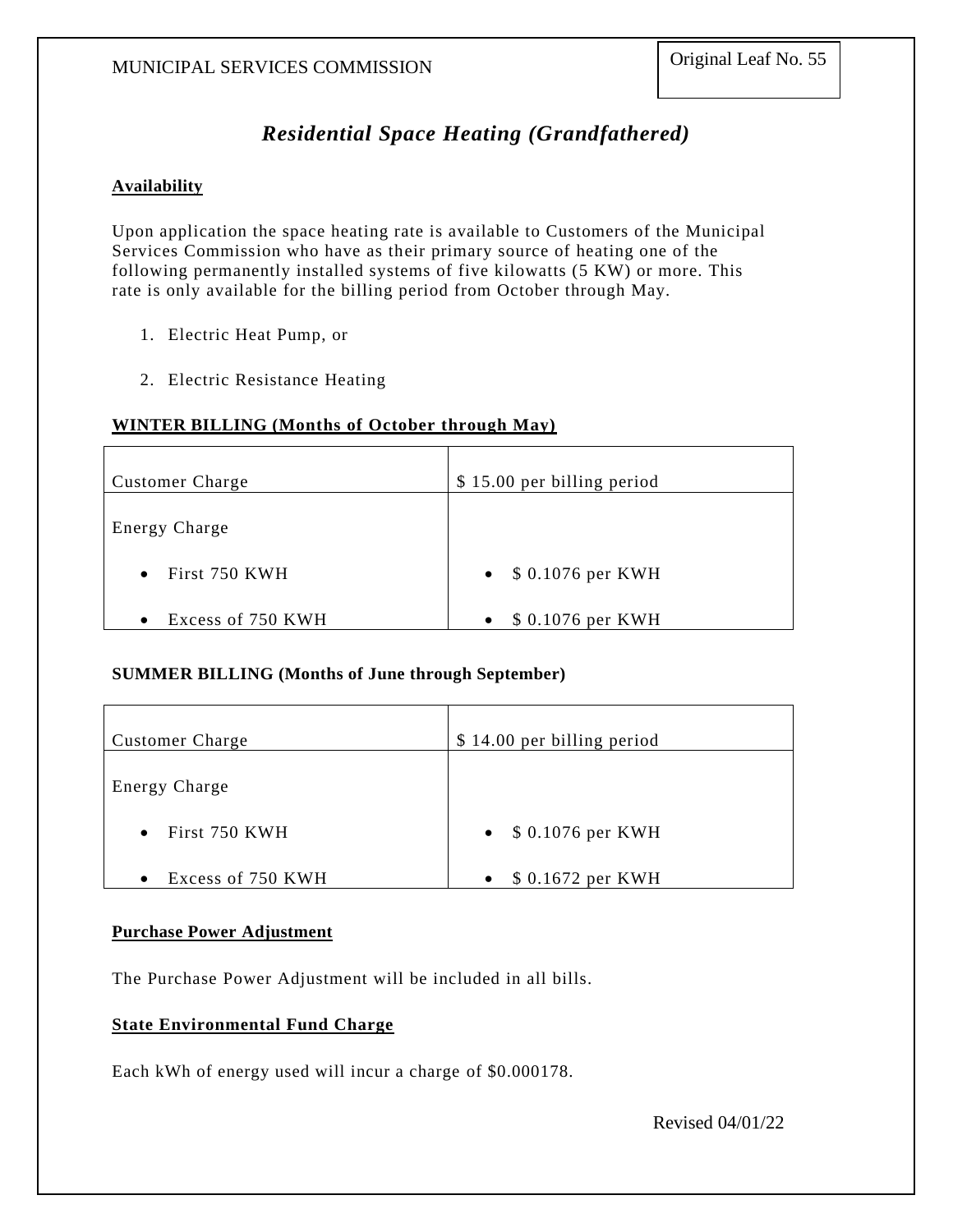MUNICIPAL SERVICES COMMISSION

Original Leaf No. 55

# *Residential Space Heating (Grandfathered)*

**Availability**

Upon application the space heating rate is available to Customers of the Municipal Services Commission who have as their primary source of heating one of the following permanently installed systems of five kilowatts (5 KW) or more. This rate is only available for the billing period from October through May.

1. Electric Heat Pump, or
2. Electric Resistance Heating

**WINTER BILLING (Months of October through May)**

| | |
|---|---|
| Customer Charge | $ 15.00 per billing period |
| Energy Charge<br>• First 750 KWH<br>• Excess of 750 KWH | <br>• $ 0.1076 per KWH<br>• $ 0.1076 per KWH |

**SUMMER BILLING (Months of June through September)**

| | |
|---|---|
| Customer Charge | $ 14.00 per billing period |
| Energy Charge<br>• First 750 KWH<br>• Excess of 750 KWH | <br>• $ 0.1076 per KWH<br>• $ 0.1672 per KWH |

**Purchase Power Adjustment**

The Purchase Power Adjustment will be included in all bills.

**State Environmental Fund Charge**

Each kWh of energy used will incur a charge of $0.000178.

Revised 04/01/22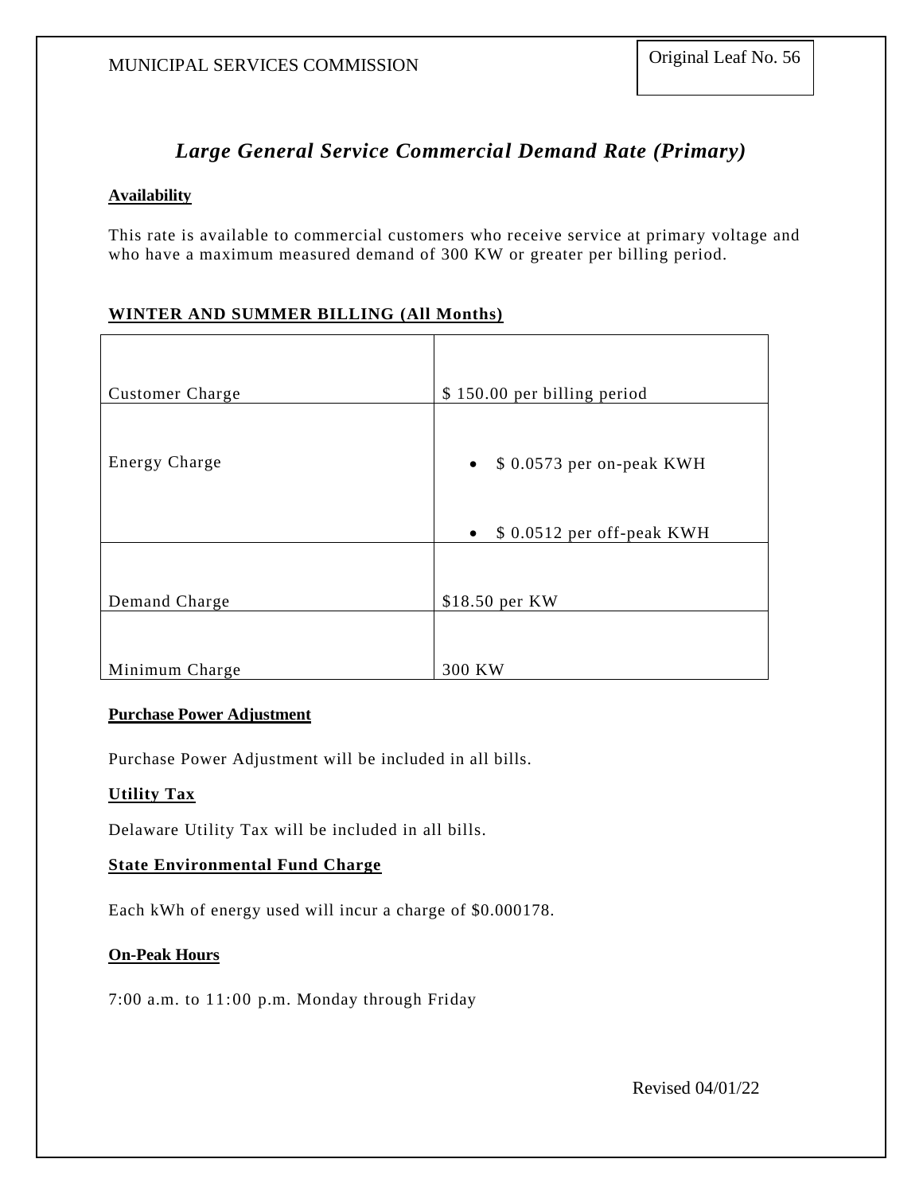MUNICIPAL SERVICES COMMISSION

Original Leaf No. 56

# *Large General Service Commercial Demand Rate (Primary)*

**Availability**

This rate is available to commercial customers who receive service at primary voltage and who have a maximum measured demand of 300 KW or greater per billing period.

**WINTER AND SUMMER BILLING (All Months)**

| | |
|---|---|
| Customer Charge | $ 150.00 per billing period |
| Energy Charge | • $ 0.0573 per on-peak KWH<br>• $ 0.0512 per off-peak KWH |
| Demand Charge | $18.50 per KW |
| Minimum Charge | 300 KW |

**Purchase Power Adjustment**

Purchase Power Adjustment will be included in all bills.

**Utility Tax**

Delaware Utility Tax will be included in all bills.

**State Environmental Fund Charge**

Each kWh of energy used will incur a charge of $0.000178.

**On-Peak Hours**

7:00 a.m. to 11:00 p.m. Monday through Friday

Revised 04/01/22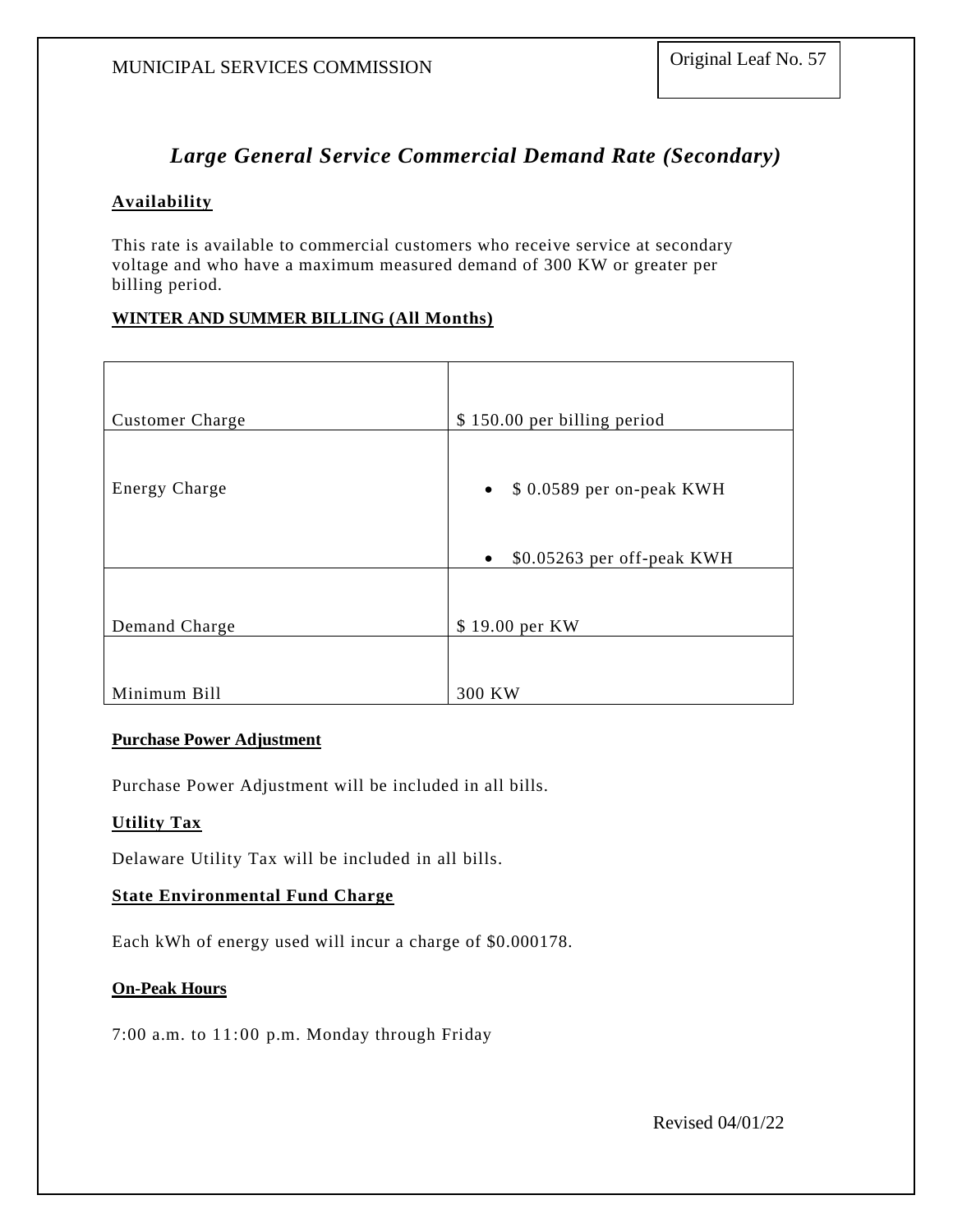MUNICIPAL SERVICES COMMISSION

Original Leaf No. 57

## *Large General Service Commercial Demand Rate (Secondary)*

### Availability

This rate is available to commercial customers who receive service at secondary voltage and who have a maximum measured demand of 300 KW or greater per billing period.

**WINTER AND SUMMER BILLING (All Months)**

| | |
|---|---|
| Customer Charge | \$ 150.00 per billing period |
| Energy Charge | • \$ 0.0589 per on-peak KWH<br>• \$0.05263 per off-peak KWH |
| Demand Charge | \$ 19.00 per KW |
| Minimum Bill | 300 KW |

**Purchase Power Adjustment**

Purchase Power Adjustment will be included in all bills.

**Utility Tax**

Delaware Utility Tax will be included in all bills.

**State Environmental Fund Charge**

Each kWh of energy used will incur a charge of \$0.000178.

**On-Peak Hours**

7:00 a.m. to 11:00 p.m. Monday through Friday

Revised 04/01/22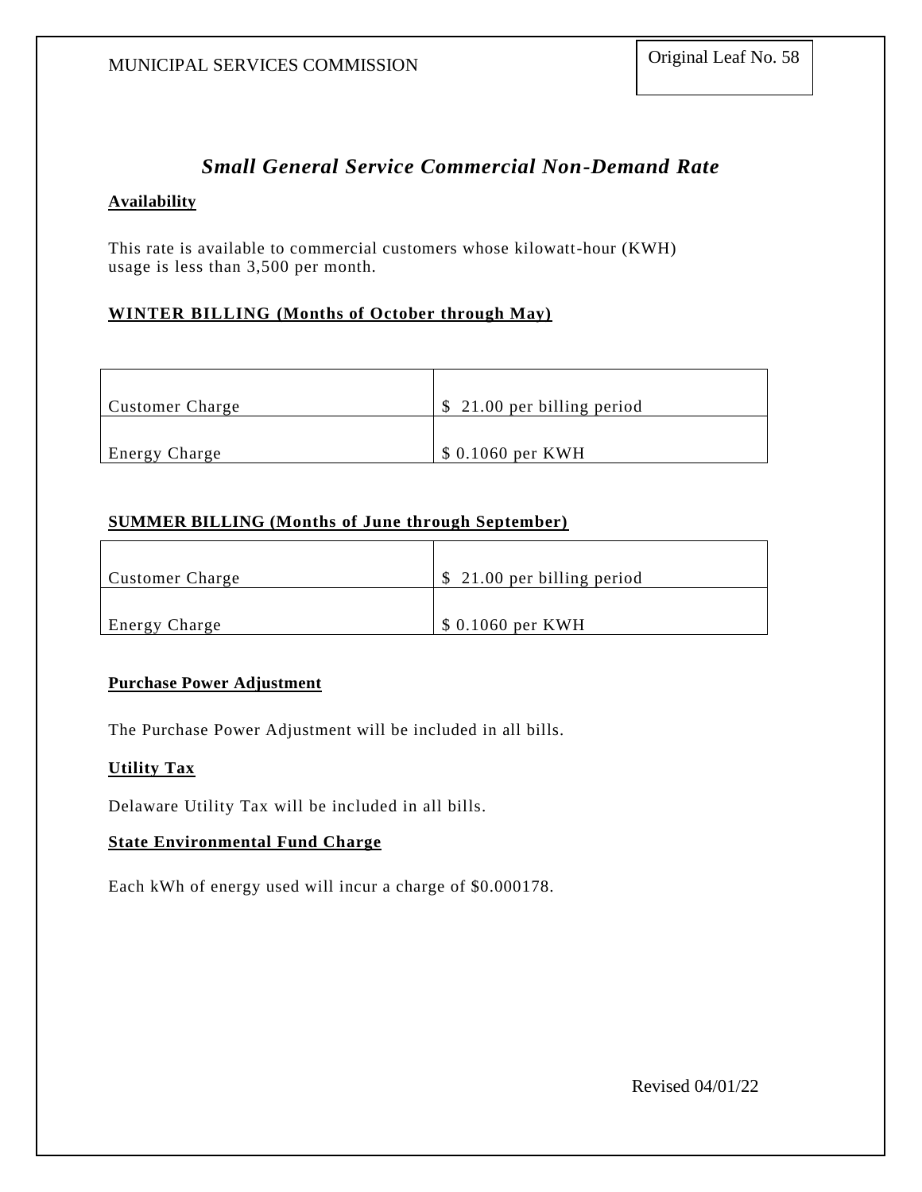MUNICIPAL SERVICES COMMISSION

Original Leaf No. 58

# *Small General Service Commercial Non-Demand Rate*

**Availability**

This rate is available to commercial customers whose kilowatt-hour (KWH) usage is less than 3,500 per month.

**WINTER BILLING (Months of October through May)**

| | |
|---|---|
| Customer Charge | $ 21.00 per billing period |
| Energy Charge | $ 0.1060 per KWH |

**SUMMER BILLING (Months of June through September)**

| | |
|---|---|
| Customer Charge | $ 21.00 per billing period |
| Energy Charge | $ 0.1060 per KWH |

**Purchase Power Adjustment**

The Purchase Power Adjustment will be included in all bills.

**Utility Tax**

Delaware Utility Tax will be included in all bills.

**State Environmental Fund Charge**

Each kWh of energy used will incur a charge of $0.000178.

Revised 04/01/22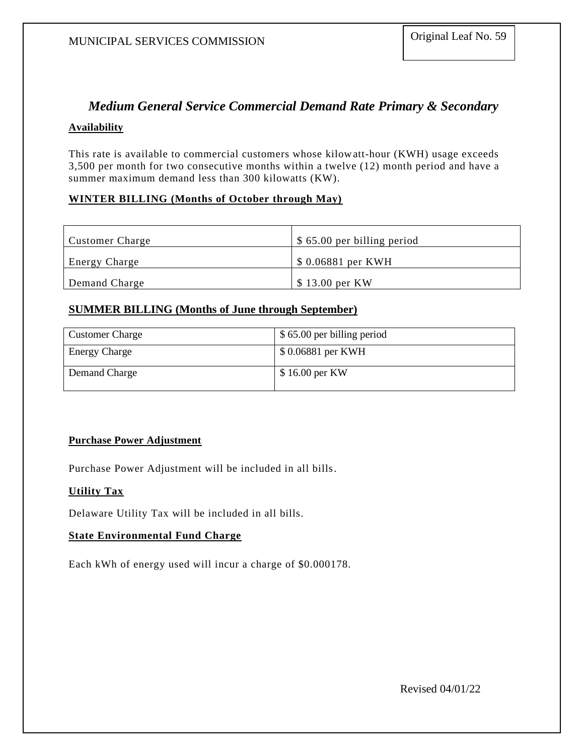MUNICIPAL SERVICES COMMISSION

Original Leaf No. 59

## *Medium General Service Commercial Demand Rate Primary & Secondary*

**Availability**

This rate is available to commercial customers whose kilowatt-hour (KWH) usage exceeds 3,500 per month for two consecutive months within a twelve (12) month period and have a summer maximum demand less than 300 kilowatts (KW).

**WINTER BILLING (Months of October through May)**

| | |
|---|---|
| Customer Charge | $ 65.00 per billing period |
| Energy Charge | $ 0.06881 per KWH |
| Demand Charge | $ 13.00 per KW |

**SUMMER BILLING (Months of June through September)**

| | |
|---|---|
| Customer Charge | $ 65.00 per billing period |
| Energy Charge | $ 0.06881 per KWH |
| Demand Charge | $ 16.00 per KW |

**Purchase Power Adjustment**

Purchase Power Adjustment will be included in all bills.

**Utility Tax**

Delaware Utility Tax will be included in all bills.

**State Environmental Fund Charge**

Each kWh of energy used will incur a charge of $0.000178.

Revised 04/01/22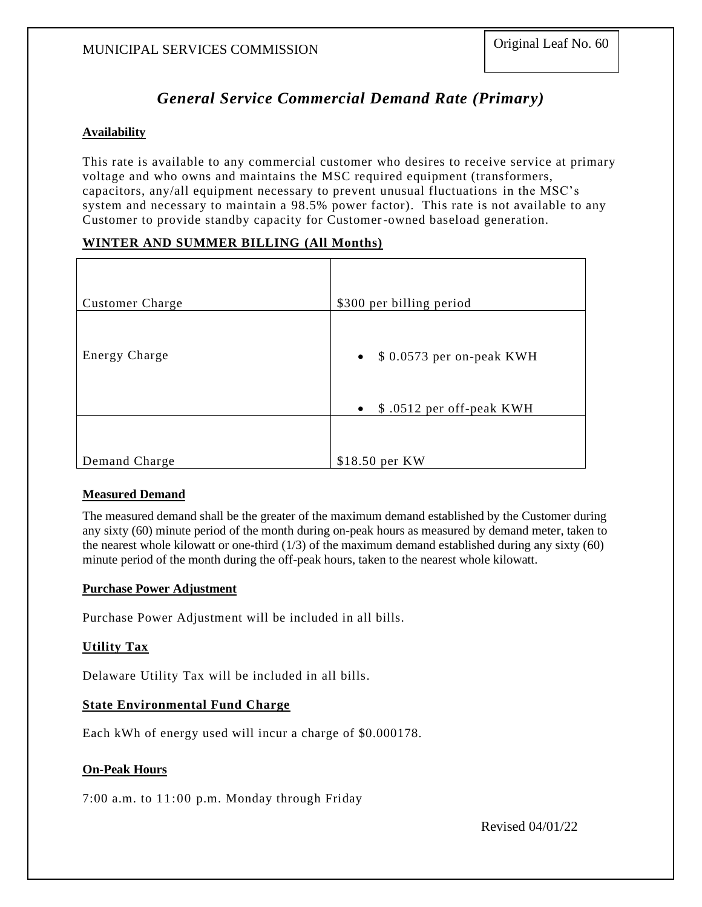MUNICIPAL SERVICES COMMISSION

Original Leaf No. 60

# *General Service Commercial Demand Rate (Primary)*

**Availability**

This rate is available to any commercial customer who desires to receive service at primary voltage and who owns and maintains the MSC required equipment (transformers, capacitors, any/all equipment necessary to prevent unusual fluctuations in the MSC's system and necessary to maintain a 98.5% power factor). This rate is not available to any Customer to provide standby capacity for Customer-owned baseload generation.

**WINTER AND SUMMER BILLING (All Months)**

| | |
|---|---|
| Customer Charge | \$300 per billing period |
| Energy Charge | • \$ 0.0573 per on-peak KWH<br>• \$ .0512 per off-peak KWH |
| Demand Charge | \$18.50 per KW |

**Measured Demand**

The measured demand shall be the greater of the maximum demand established by the Customer during any sixty (60) minute period of the month during on-peak hours as measured by demand meter, taken to the nearest whole kilowatt or one-third (1/3) of the maximum demand established during any sixty (60) minute period of the month during the off-peak hours, taken to the nearest whole kilowatt.

**Purchase Power Adjustment**

Purchase Power Adjustment will be included in all bills.

**Utility Tax**

Delaware Utility Tax will be included in all bills.

**State Environmental Fund Charge**

Each kWh of energy used will incur a charge of \$0.000178.

**On-Peak Hours**

7:00 a.m. to 11:00 p.m. Monday through Friday

Revised 04/01/22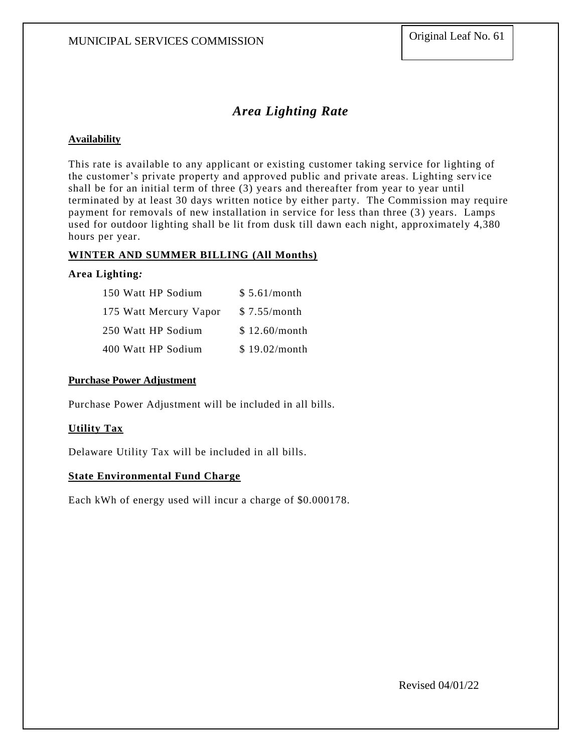# Area Lighting Rate

**Availability**

This rate is available to any applicant or existing customer taking service for lighting of the customer's private property and approved public and private areas. Lighting service shall be for an initial term of three (3) years and thereafter from year to year until terminated by at least 30 days written notice by either party. The Commission may require payment for removals of new installation in service for less than three (3) years. Lamps used for outdoor lighting shall be lit from dusk till dawn each night, approximately 4,380 hours per year.

**WINTER AND SUMMER BILLING (All Months)**

**Area Lighting:**

| | |
|---|---|
| 150 Watt HP Sodium | $ 5.61/month |
| 175 Watt Mercury Vapor | $ 7.55/month |
| 250 Watt HP Sodium | $ 12.60/month |
| 400 Watt HP Sodium | $ 19.02/month |

**Purchase Power Adjustment**

Purchase Power Adjustment will be included in all bills.

**Utility Tax**

Delaware Utility Tax will be included in all bills.

**State Environmental Fund Charge**

Each kWh of energy used will incur a charge of $0.000178.

Revised 04/01/22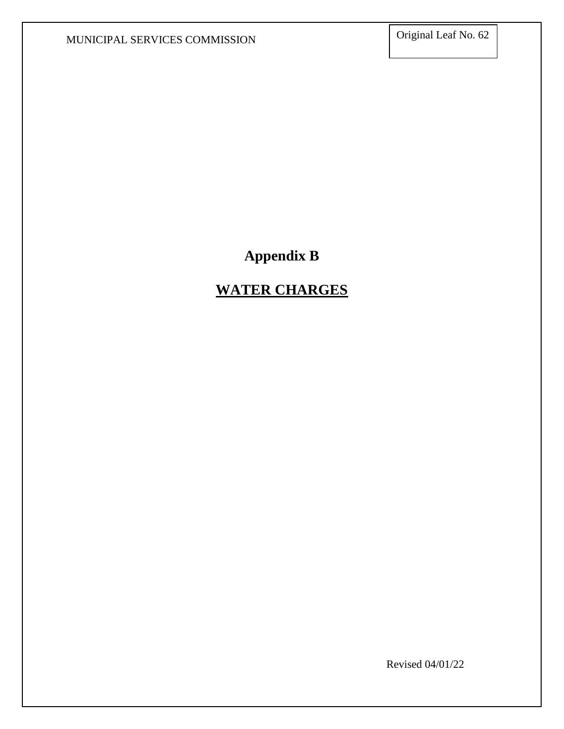# Appendix B

## WATER CHARGES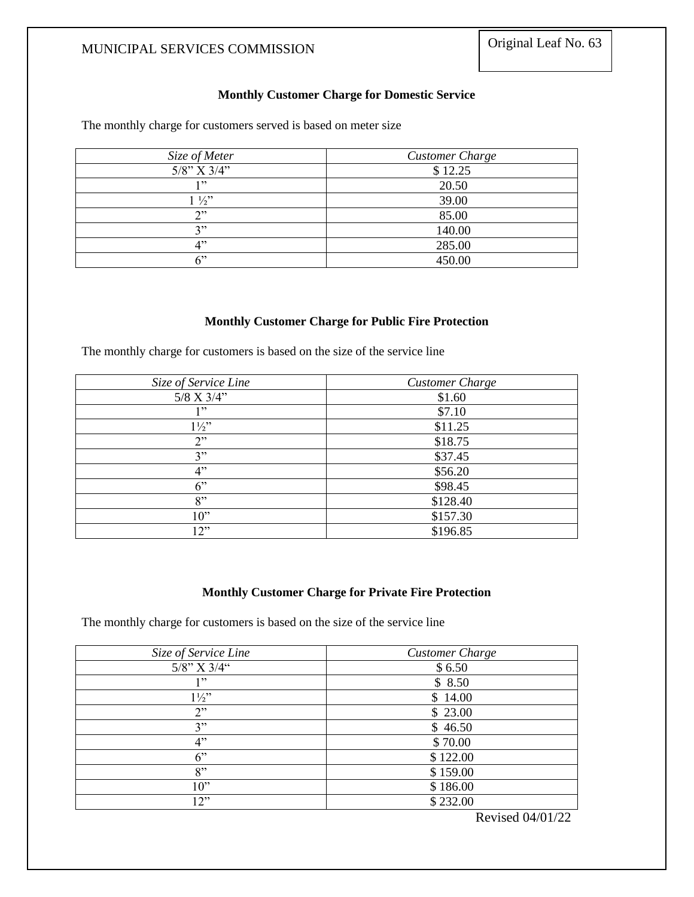### Monthly Customer Charge for Domestic Service

The monthly charge for customers served is based on meter size

| *Size of Meter* | *Customer Charge* |
|---|---|
| 5/8" X 3/4" | $ 12.25 |
| 1" | 20.50 |
| 1 ½" | 39.00 |
| 2" | 85.00 |
| 3" | 140.00 |
| 4" | 285.00 |
| 6" | 450.00 |

### Monthly Customer Charge for Public Fire Protection

The monthly charge for customers is based on the size of the service line

| *Size of Service Line* | *Customer Charge* |
|---|---|
| 5/8 X 3/4" | $1.60 |
| 1" | $7.10 |
| 1½" | $11.25 |
| 2" | $18.75 |
| 3" | $37.45 |
| 4" | $56.20 |
| 6" | $98.45 |
| 8" | $128.40 |
| 10" | $157.30 |
| 12" | $196.85 |

### Monthly Customer Charge for Private Fire Protection

The monthly charge for customers is based on the size of the service line

| *Size of Service Line* | *Customer Charge* |
|---|---|
| 5/8" X 3/4" | $ 6.50 |
| 1" | $ 8.50 |
| 1½" | $ 14.00 |
| 2" | $ 23.00 |
| 3" | $ 46.50 |
| 4" | $ 70.00 |
| 6" | $ 122.00 |
| 8" | $ 159.00 |
| 10" | $ 186.00 |
| 12" | $ 232.00 |

Revised 04/01/22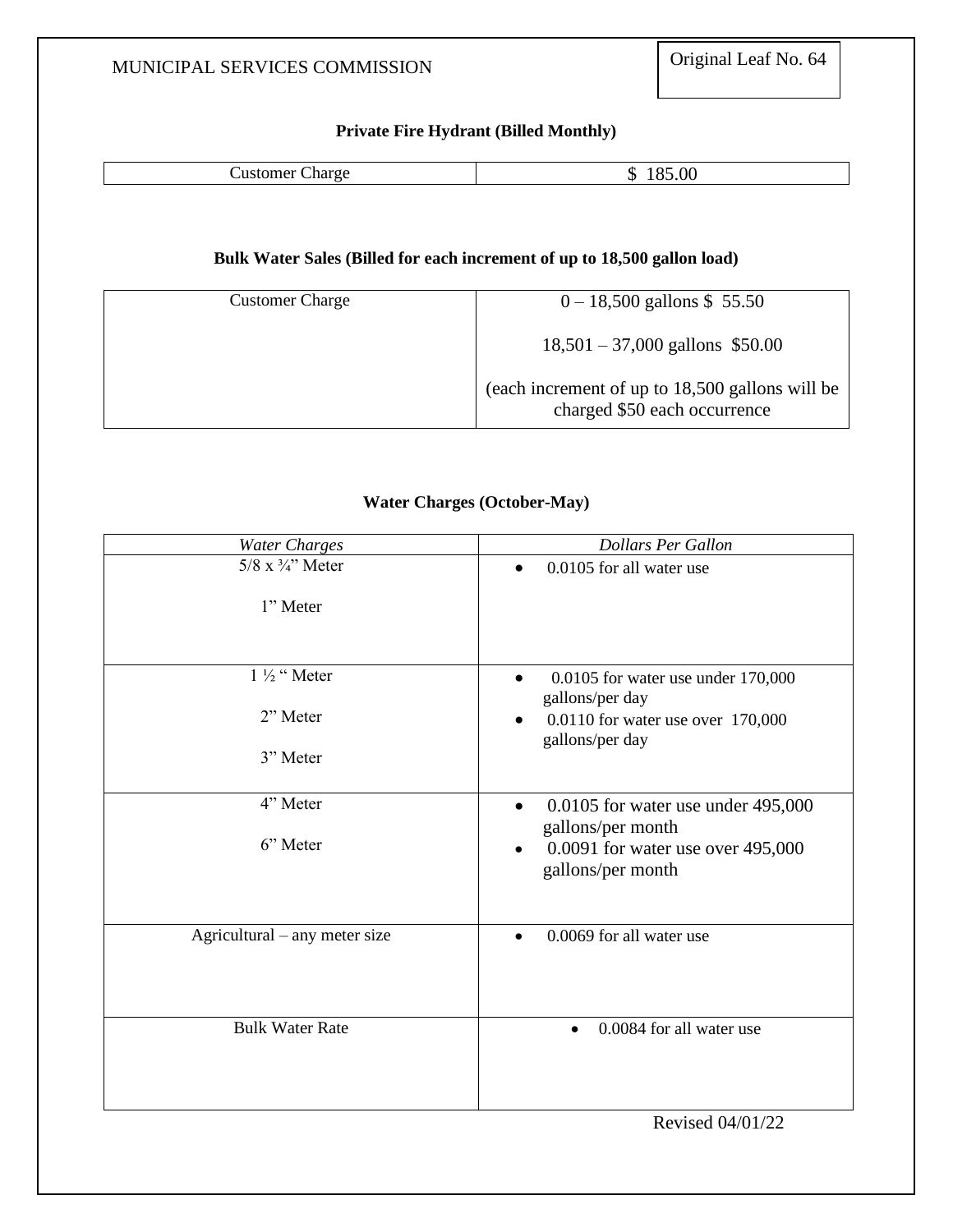MUNICIPAL SERVICES COMMISSION

Original Leaf No. 64

**Private Fire Hydrant (Billed Monthly)**

| Customer Charge | $ 185.00 |
|---|---|

**Bulk Water Sales (Billed for each increment of up to 18,500 gallon load)**

| Customer Charge | 0 – 18,500 gallons $ 55.50<br><br>18,501 – 37,000 gallons $50.00<br><br>(each increment of up to 18,500 gallons will be charged $50 each occurrence |
|---|---|

**Water Charges (October-May)**

| *Water Charges* | *Dollars Per Gallon* |
|---|---|
| 5/8 x ¾" Meter<br><br>1" Meter | • 0.0105 for all water use |
| 1 ½ " Meter<br><br>2" Meter<br><br>3" Meter | • 0.0105 for water use under 170,000 gallons/per day<br>• 0.0110 for water use over 170,000 gallons/per day |
| 4" Meter<br><br>6" Meter | • 0.0105 for water use under 495,000 gallons/per month<br>• 0.0091 for water use over 495,000 gallons/per month |
| Agricultural – any meter size | • 0.0069 for all water use |
| Bulk Water Rate | • 0.0084 for all water use |

Revised 04/01/22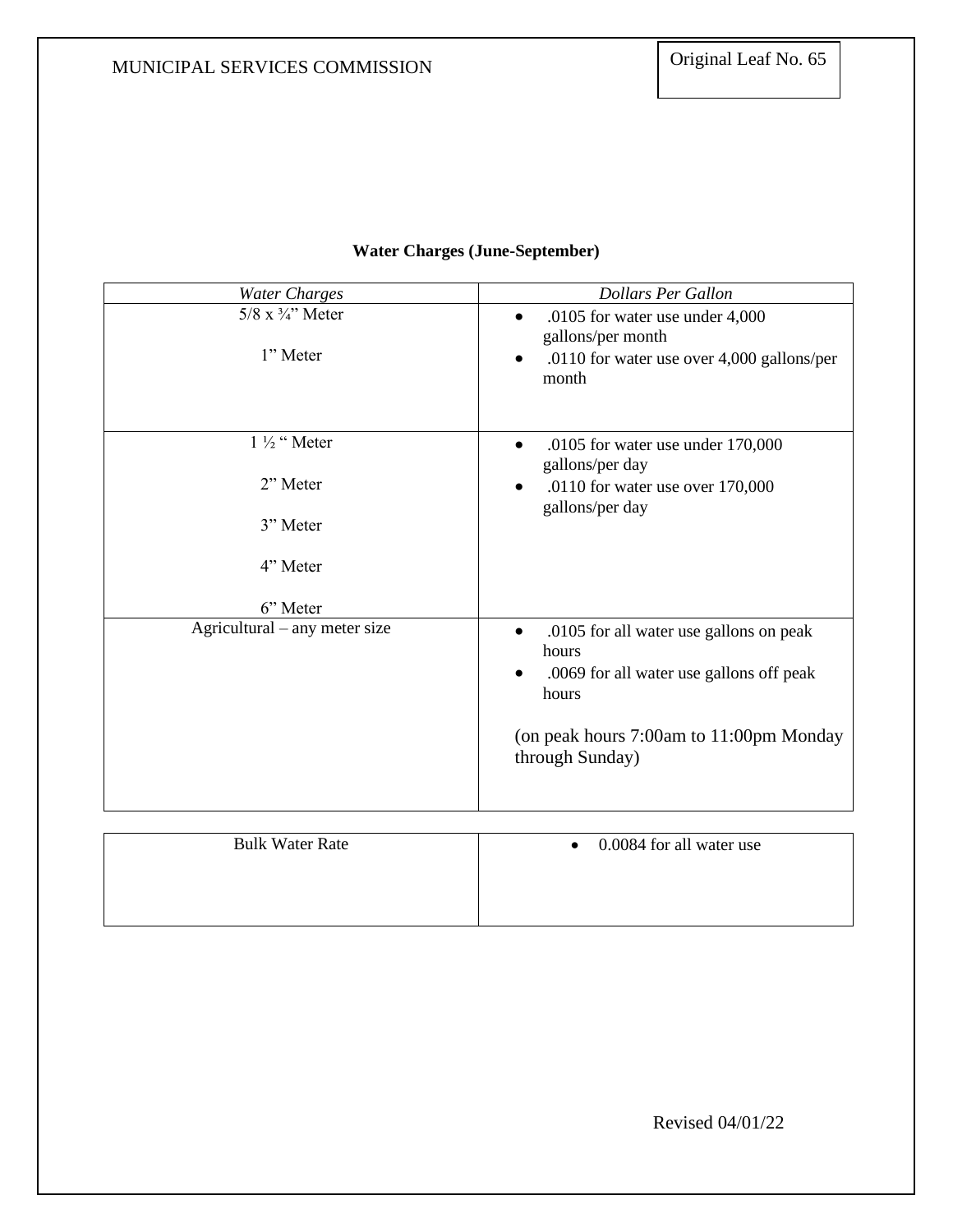MUNICIPAL SERVICES COMMISSION

Original Leaf No. 65

**Water Charges (June-September)**

| *Water Charges* | *Dollars Per Gallon* |
|---|---|
| 5/8 x ¾" Meter<br><br>1" Meter | • .0105 for water use under 4,000 gallons/per month<br>• .0110 for water use over 4,000 gallons/per month |
| 1 ½ " Meter<br><br>2" Meter<br><br>3" Meter<br><br>4" Meter<br><br>6" Meter | • .0105 for water use under 170,000 gallons/per day<br>• .0110 for water use over 170,000 gallons/per day |
| Agricultural – any meter size | • .0105 for all water use gallons on peak hours<br>• .0069 for all water use gallons off peak hours<br><br>(on peak hours 7:00am to 11:00pm Monday through Sunday) |

| Bulk Water Rate | • 0.0084 for all water use |
|---|---|

Revised 04/01/22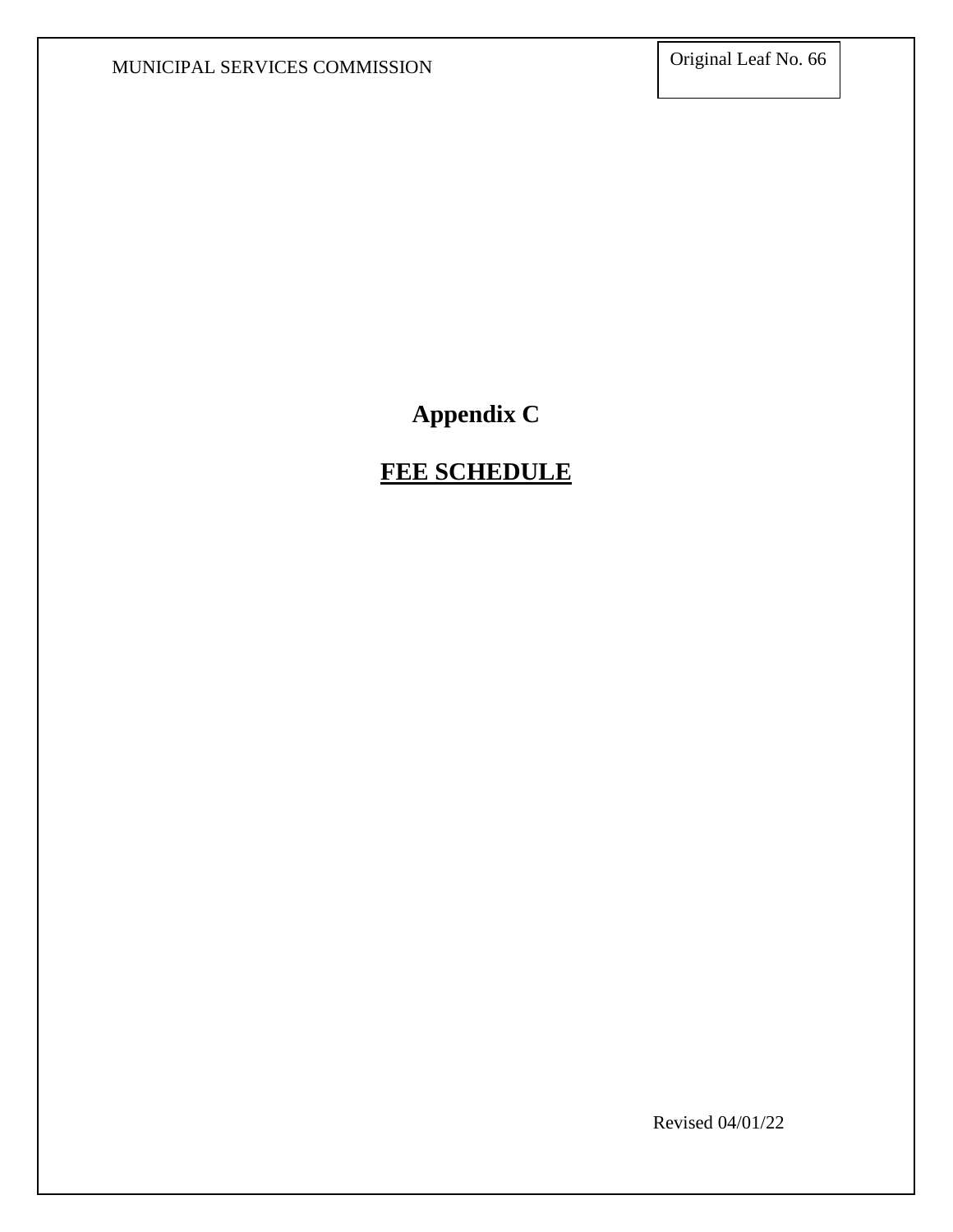# Appendix C

## **FEE SCHEDULE**

Revised 04/01/22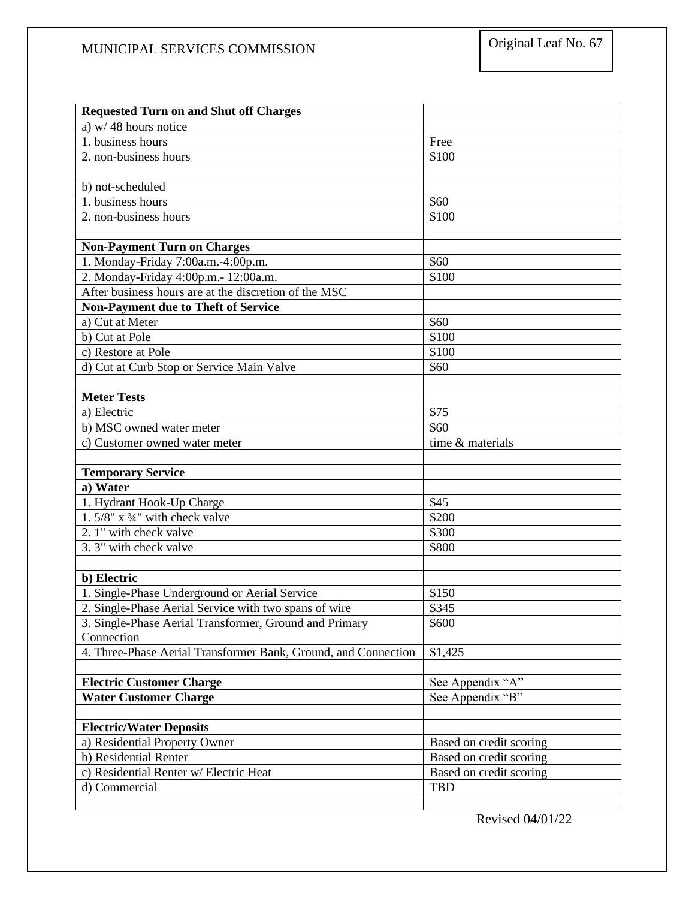MUNICIPAL SERVICES COMMISSION

Original Leaf No. 67

| **Requested Turn on and Shut off Charges** | |
|---|---|
| a) w/ 48 hours notice | |
| 1. business hours | Free |
| 2. non-business hours | $100 |
| | |
| b) not-scheduled | |
| 1. business hours | $60 |
| 2. non-business hours | $100 |
| | |
| **Non-Payment Turn on Charges** | |
| 1. Monday-Friday 7:00a.m.-4:00p.m. | $60 |
| 2. Monday-Friday 4:00p.m.- 12:00a.m. | $100 |
| After business hours are at the discretion of the MSC | |
| **Non-Payment due to Theft of Service** | |
| a) Cut at Meter | $60 |
| b) Cut at Pole | $100 |
| c) Restore at Pole | $100 |
| d) Cut at Curb Stop or Service Main Valve | $60 |
| | |
| **Meter Tests** | |
| a) Electric | $75 |
| b) MSC owned water meter | $60 |
| c) Customer owned water meter | time & materials |
| | |
| **Temporary Service** | |
| **a) Water** | |
| 1. Hydrant Hook-Up Charge | $45 |
| 1. 5/8" x ¾" with check valve | $200 |
| 2. 1" with check valve | $300 |
| 3. 3" with check valve | $800 |
| | |
| **b) Electric** | |
| 1. Single-Phase Underground or Aerial Service | $150 |
| 2. Single-Phase Aerial Service with two spans of wire | $345 |
| 3. Single-Phase Aerial Transformer, Ground and Primary Connection | $600 |
| 4. Three-Phase Aerial Transformer Bank, Ground, and Connection | $1,425 |
| | |
| **Electric Customer Charge** | See Appendix "A" |
| **Water Customer Charge** | See Appendix "B" |
| | |
| **Electric/Water Deposits** | |
| a) Residential Property Owner | Based on credit scoring |
| b) Residential Renter | Based on credit scoring |
| c) Residential Renter w/ Electric Heat | Based on credit scoring |
| d) Commercial | TBD |
| | |

Revised 04/01/22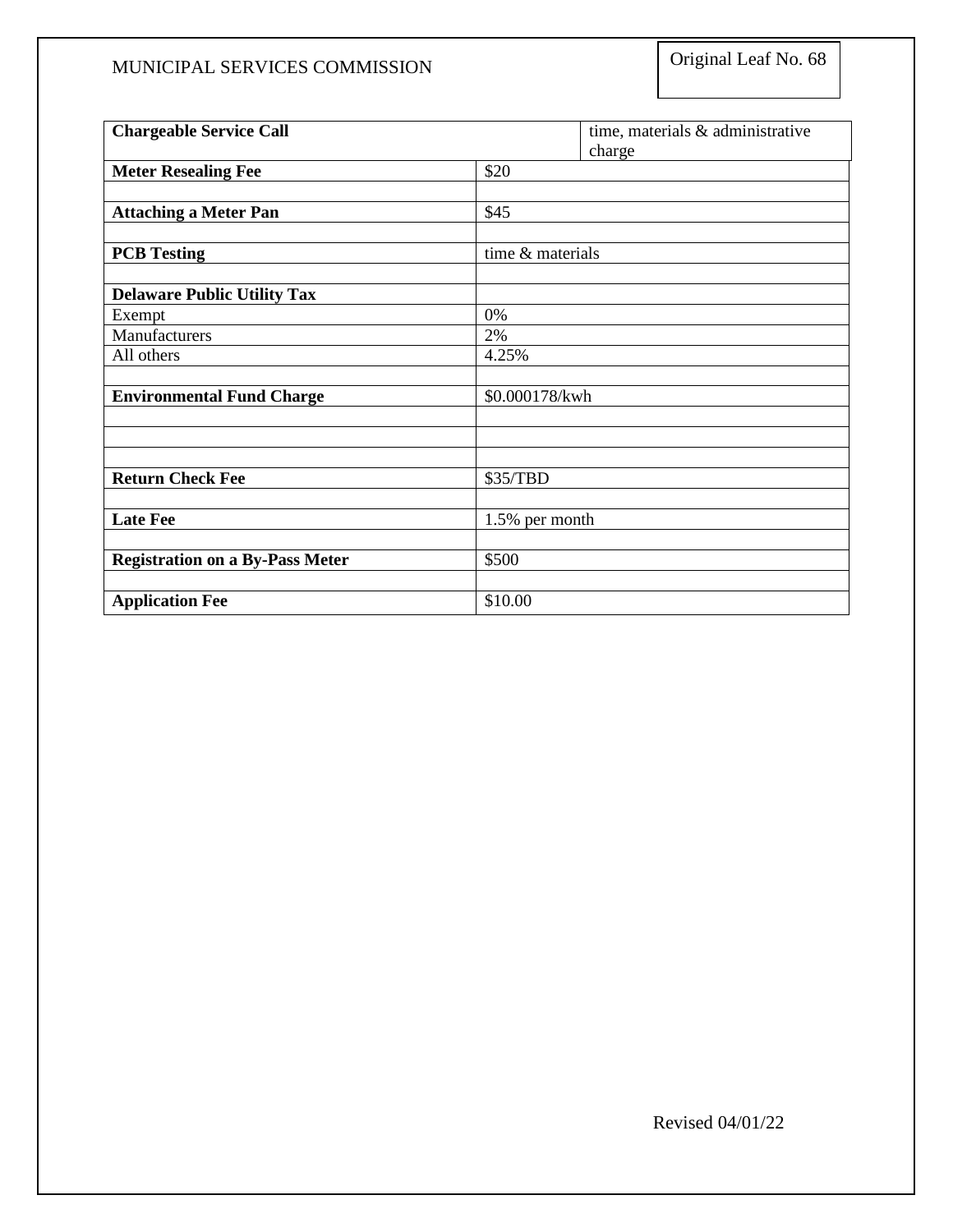MUNICIPAL SERVICES COMMISSION

Original Leaf No. 68

| **Chargeable Service Call** | time, materials & administrative charge |
|---|---|
| **Meter Resealing Fee** | $20 |
| | |
| **Attaching a Meter Pan** | $45 |
| | |
| **PCB Testing** | time & materials |
| | |
| **Delaware Public Utility Tax** | |
| Exempt | 0% |
| Manufacturers | 2% |
| All others | 4.25% |
| | |
| **Environmental Fund Charge** | $0.000178/kwh |
| | |
| | |
| | |
| **Return Check Fee** | $35/TBD |
| | |
| **Late Fee** | 1.5% per month |
| | |
| **Registration on a By-Pass Meter** | $500 |
| | |
| **Application Fee** | $10.00 |

Revised 04/01/22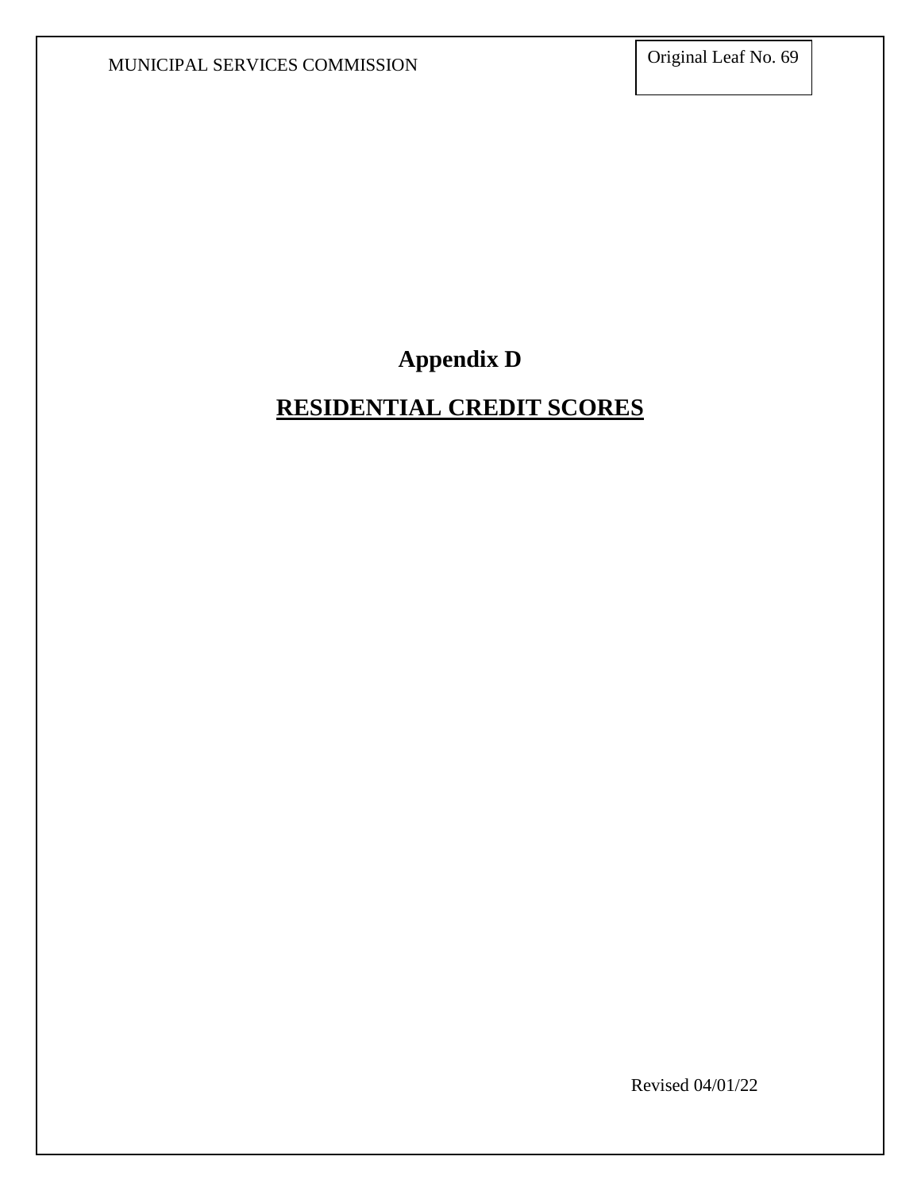# Appendix D

## RESIDENTIAL CREDIT SCORES

Revised 04/01/22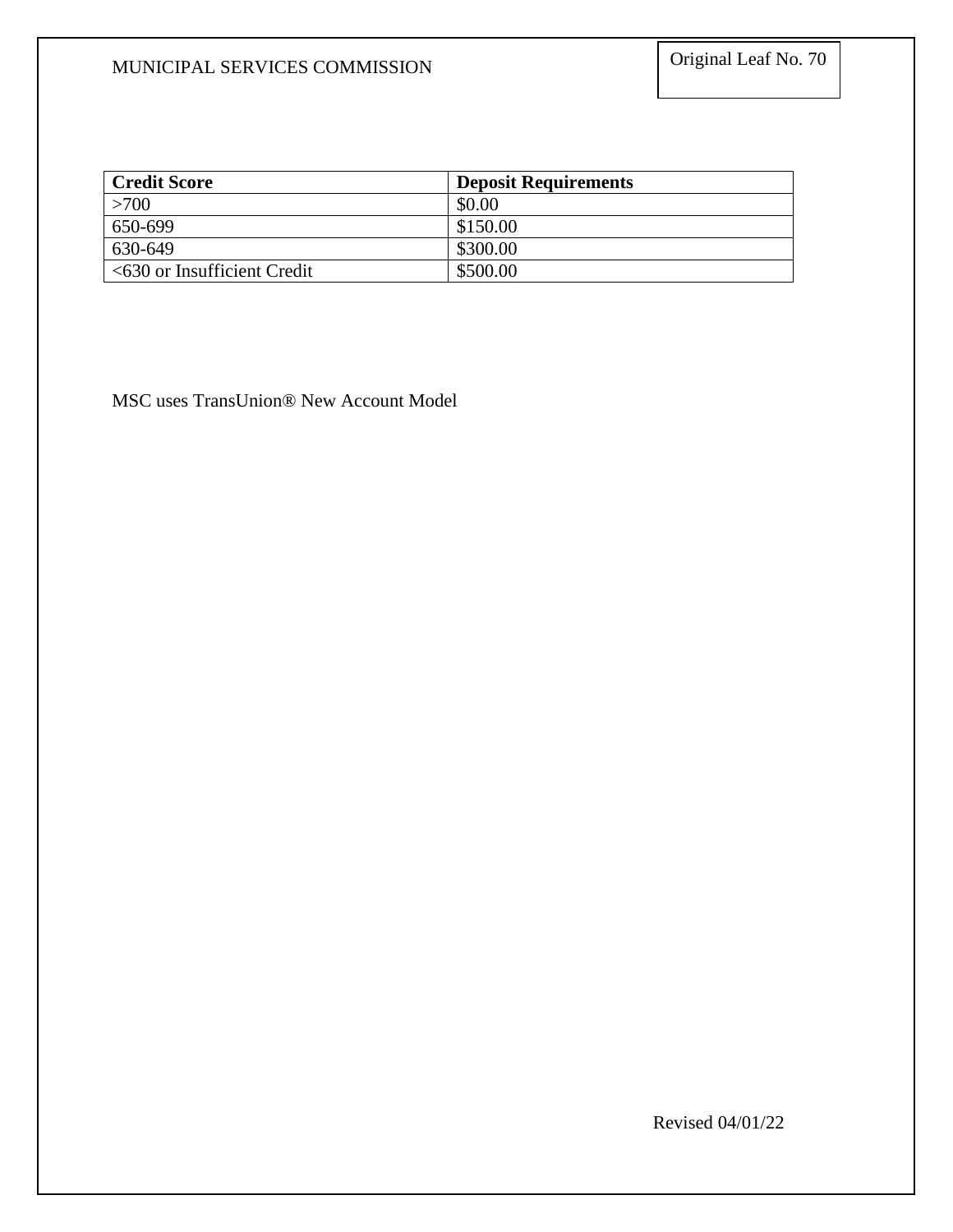| Credit Score | Deposit Requirements |
| --- | --- |
| >700 | $0.00 |
| 650-699 | $150.00 |
| 630-649 | $300.00 |
| <630 or Insufficient Credit | $500.00 |

MSC uses TransUnion® New Account Model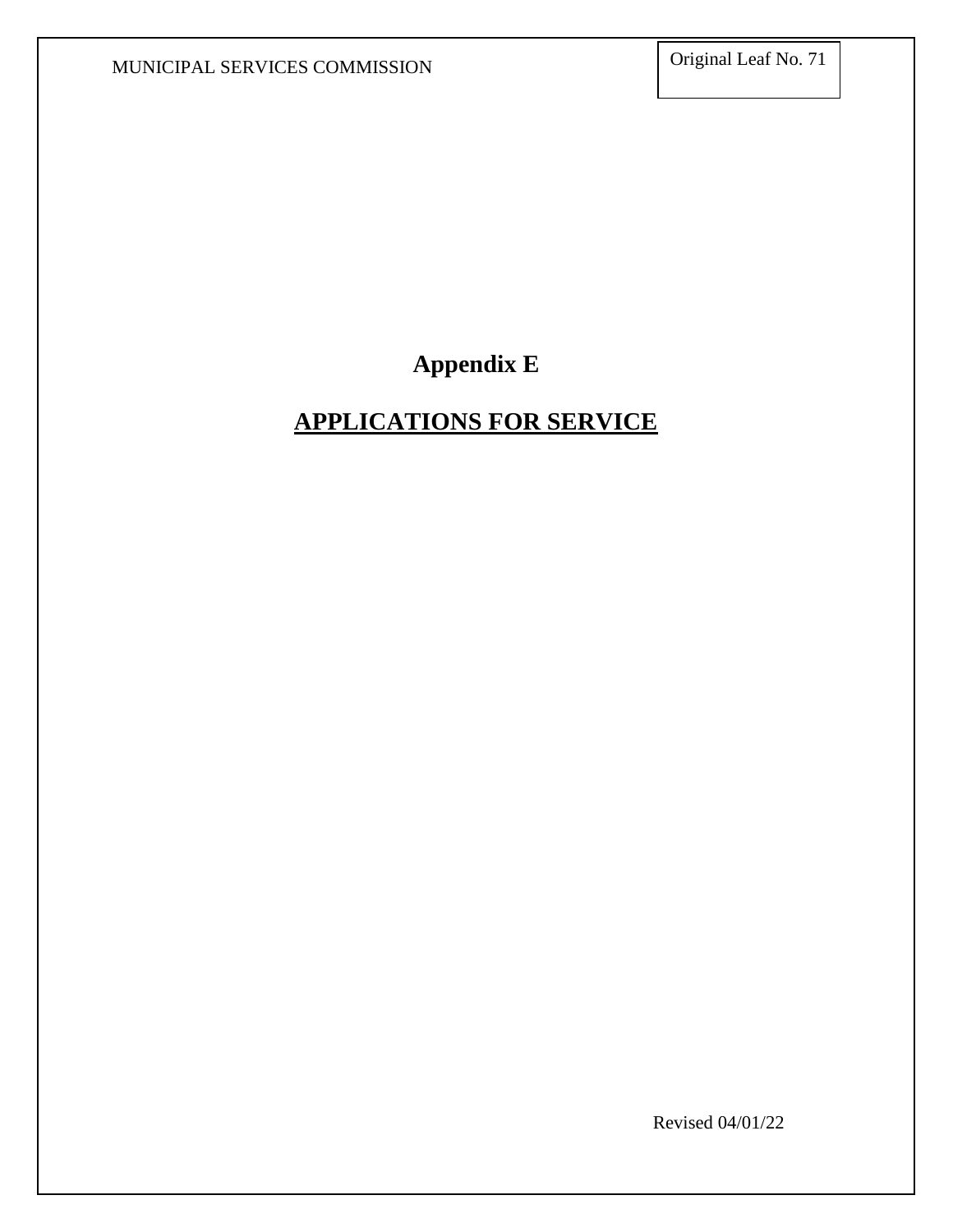# Appendix E

## APPLICATIONS FOR SERVICE

Revised 04/01/22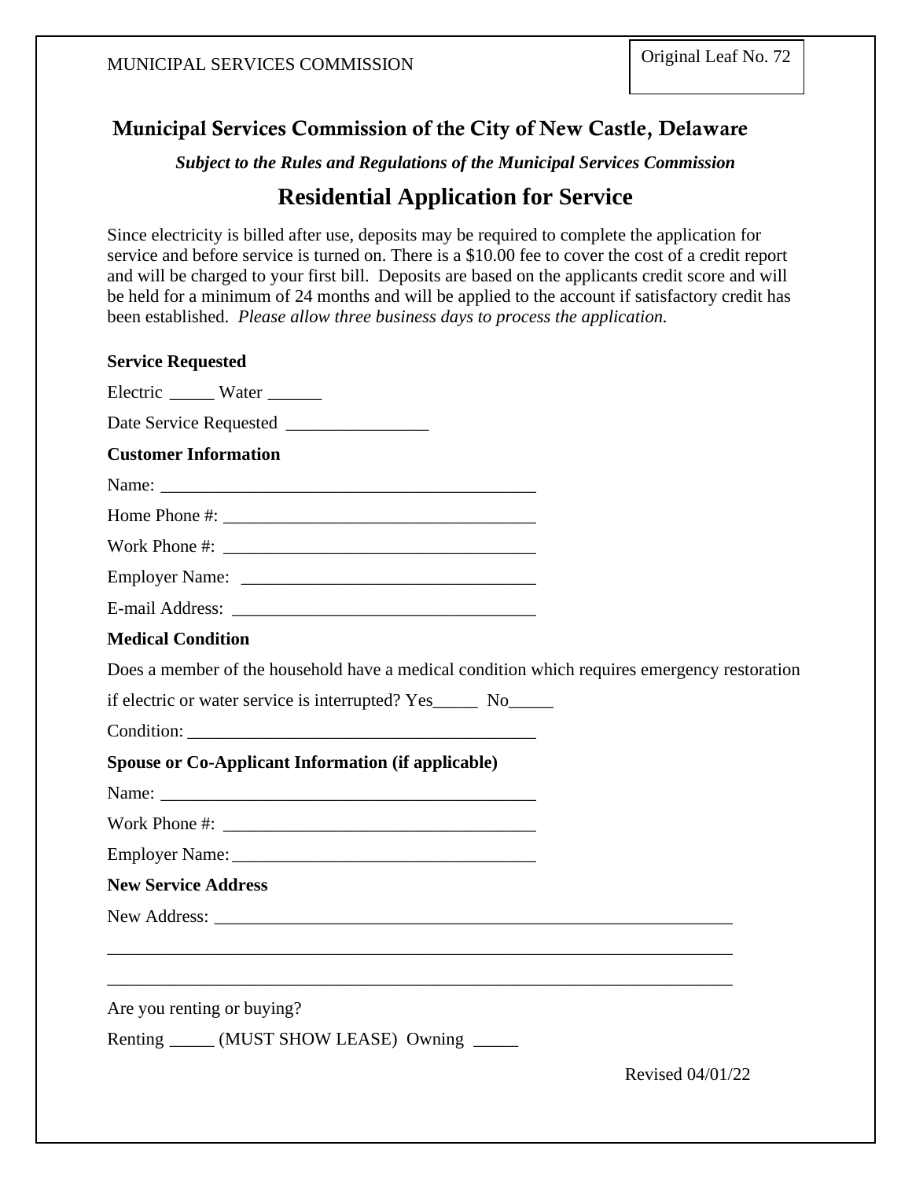MUNICIPAL SERVICES COMMISSION

Original Leaf No. 72

## Municipal Services Commission of the City of New Castle, Delaware

***Subject to the Rules and Regulations of the Municipal Services Commission***

# Residential Application for Service

Since electricity is billed after use, deposits may be required to complete the application for service and before service is turned on. There is a $10.00 fee to cover the cost of a credit report and will be charged to your first bill. Deposits are based on the applicants credit score and will be held for a minimum of 24 months and will be applied to the account if satisfactory credit has been established. *Please allow three business days to process the application.*

**Service Requested**

Electric _____ Water ______

Date Service Requested ________________

**Customer Information**

Name: ___________________________________________

Home Phone #: ___________________________________

Work Phone #: ___________________________________

Employer Name: _________________________________

E-mail Address: _________________________________

**Medical Condition**

Does a member of the household have a medical condition which requires emergency restoration if electric or water service is interrupted? Yes_____ No_____

Condition: ______________________________________

**Spouse or Co-Applicant Information (if applicable)**

Name: ___________________________________________

Work Phone #: ___________________________________

Employer Name: __________________________________

**New Service Address**

New Address: ____________________________________________________________

________________________________________________________________________

________________________________________________________________________

Are you renting or buying?

Renting _____ (MUST SHOW LEASE) Owning _____

Revised 04/01/22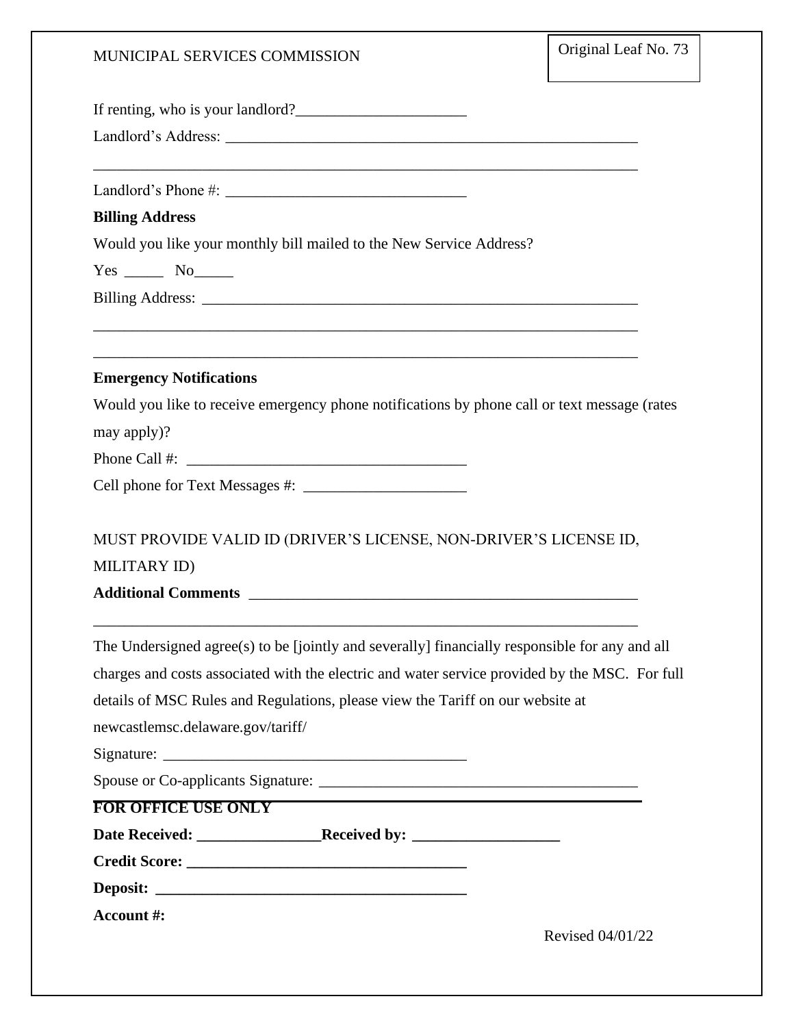MUNICIPAL SERVICES COMMISSION

Original Leaf No. 73

If renting, who is your landlord?______________________

Landlord's Address: ______________________________________________________

________________________________________________________________________

Landlord's Phone #: _______________________________

**Billing Address**

Would you like your monthly bill mailed to the New Service Address?

Yes _____ No_____

Billing Address: __________________________________________________________

________________________________________________________________________

________________________________________________________________________

**Emergency Notifications**

Would you like to receive emergency phone notifications by phone call or text message (rates may apply)?

Phone Call #: ____________________________________

Cell phone for Text Messages #: _____________________

MUST PROVIDE VALID ID (DRIVER'S LICENSE, NON-DRIVER'S LICENSE ID, MILITARY ID)

**Additional Comments** ____________________________________________________

________________________________________________________________________

The Undersigned agree(s) to be [jointly and severally] financially responsible for any and all charges and costs associated with the electric and water service provided by the MSC. For full details of MSC Rules and Regulations, please view the Tariff on our website at newcastlemsc.delaware.gov/tariff/

Signature: _______________________________________

Spouse or Co-applicants Signature: _________________________________________

**FOR OFFICE USE ONLY**

**Date Received: ________________Received by: ___________________**

**Credit Score: ____________________________________**

**Deposit: ________________________________________**

**Account #:**

Revised 04/01/22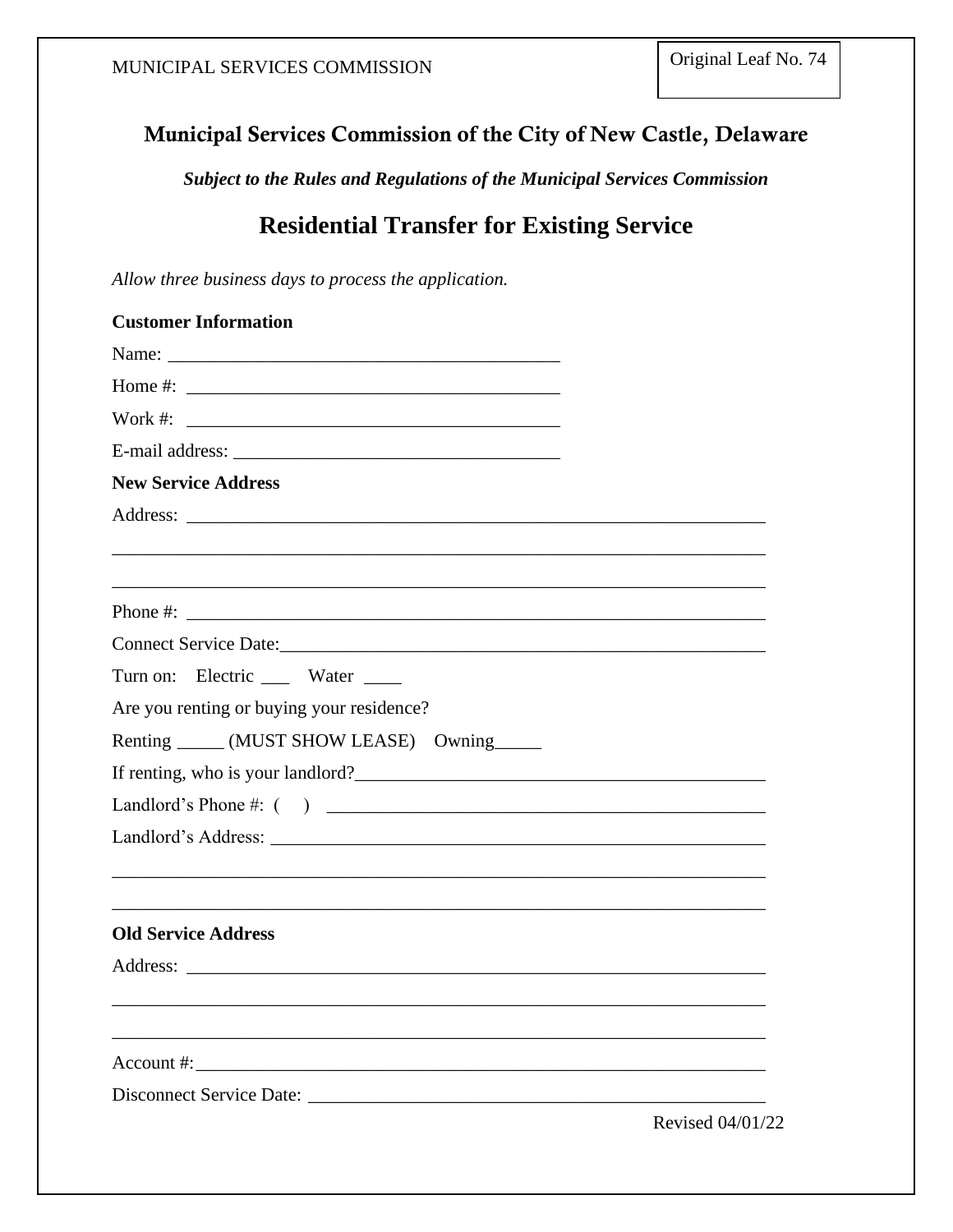MUNICIPAL SERVICES COMMISSION

Original Leaf No. 74

## Municipal Services Commission of the City of New Castle, Delaware

***Subject to the Rules and Regulations of the Municipal Services Commission***

# Residential Transfer for Existing Service

*Allow three business days to process the application.*

**Customer Information**

Name: ___________________________________________

Home #: ________________________________________

Work #: ________________________________________

E-mail address: ___________________________________

**New Service Address**

Address: ________________________________________________________________

_______________________________________________________________________

_______________________________________________________________________

Phone #: ________________________________________________________________

Connect Service Date:_____________________________________________________

Turn on: Electric ___ Water ____

Are you renting or buying your residence?

Renting _____ (MUST SHOW LEASE) Owning_____

If renting, who is your landlord?_____________________________________________

Landlord's Phone #: ( ) ______________________________________________

Landlord's Address: _______________________________________________________

_______________________________________________________________________

_______________________________________________________________________

**Old Service Address**

Address: ________________________________________________________________

_______________________________________________________________________

_______________________________________________________________________

Account #:_______________________________________________________________

Disconnect Service Date: ___________________________________________________

Revised 04/01/22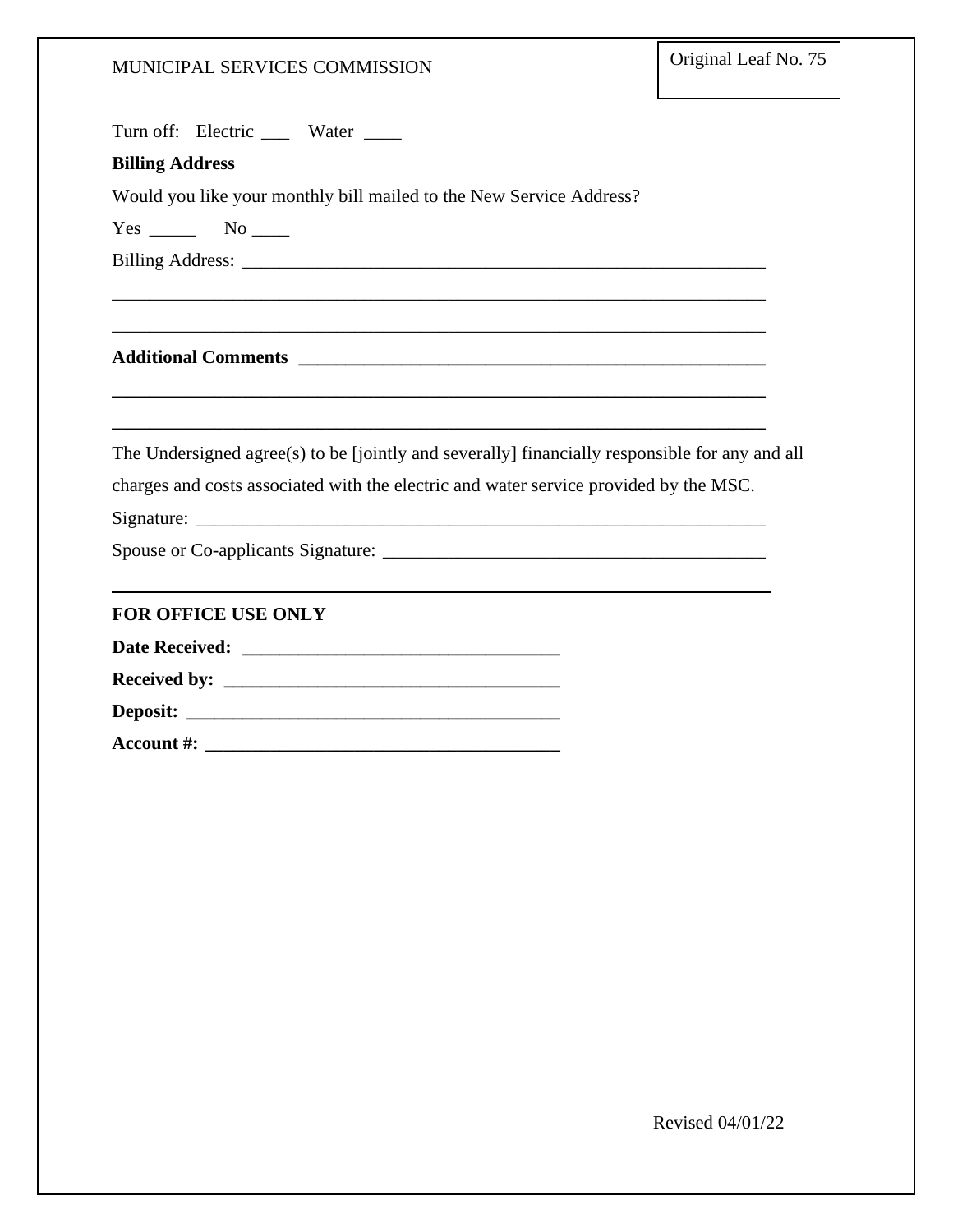Turn off: Electric ___ Water ____

**Billing Address**

Would you like your monthly bill mailed to the New Service Address?

Yes _____ No ____

Billing Address: ___________________________________________________________

___________________________________________________________________________

___________________________________________________________________________

**Additional Comments** ____________________________________________________

___________________________________________________________________________

___________________________________________________________________________

The Undersigned agree(s) to be [jointly and severally] financially responsible for any and all charges and costs associated with the electric and water service provided by the MSC.

Signature: _________________________________________________________________

Spouse or Co-applicants Signature: ___________________________________________

---

**FOR OFFICE USE ONLY**

**Date Received:** _________________________________

**Received by:** ___________________________________

**Deposit:** _______________________________________

**Account #:** _____________________________________

Revised 04/01/22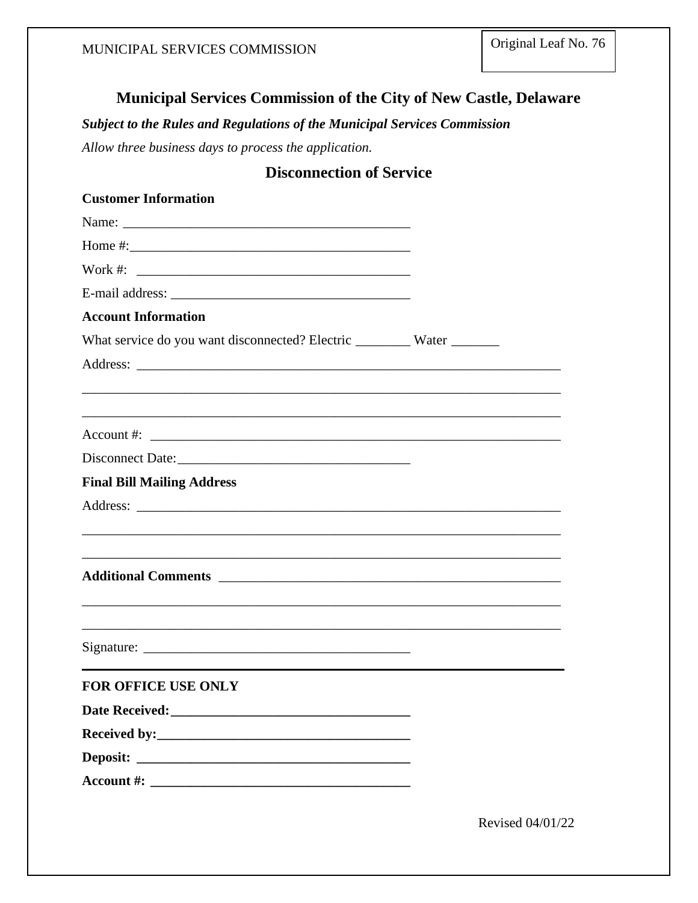# Municipal Services Commission of the City of New Castle, Delaware

***Subject to the Rules and Regulations of the Municipal Services Commission***

*Allow three business days to process the application.*

## Disconnection of Service

**Customer Information**

Name: ________________________________________

Home #:________________________________________

Work #: ________________________________________

E-mail address: __________________________________

**Account Information**

What service do you want disconnected? Electric ________ Water _______

Address: ______________________________________________________________

______________________________________________________________________

______________________________________________________________________

Account #: _____________________________________________________________

Disconnect Date:_________________________________

**Final Bill Mailing Address**

Address: ______________________________________________________________

______________________________________________________________________

______________________________________________________________________

**Additional Comments** ___________________________________________________

______________________________________________________________________

______________________________________________________________________

Signature: ______________________________________

---

**FOR OFFICE USE ONLY**

**Date Received:**__________________________________

**Received by:**____________________________________

**Deposit:** ________________________________________

**Account #:** ______________________________________

Revised 04/01/22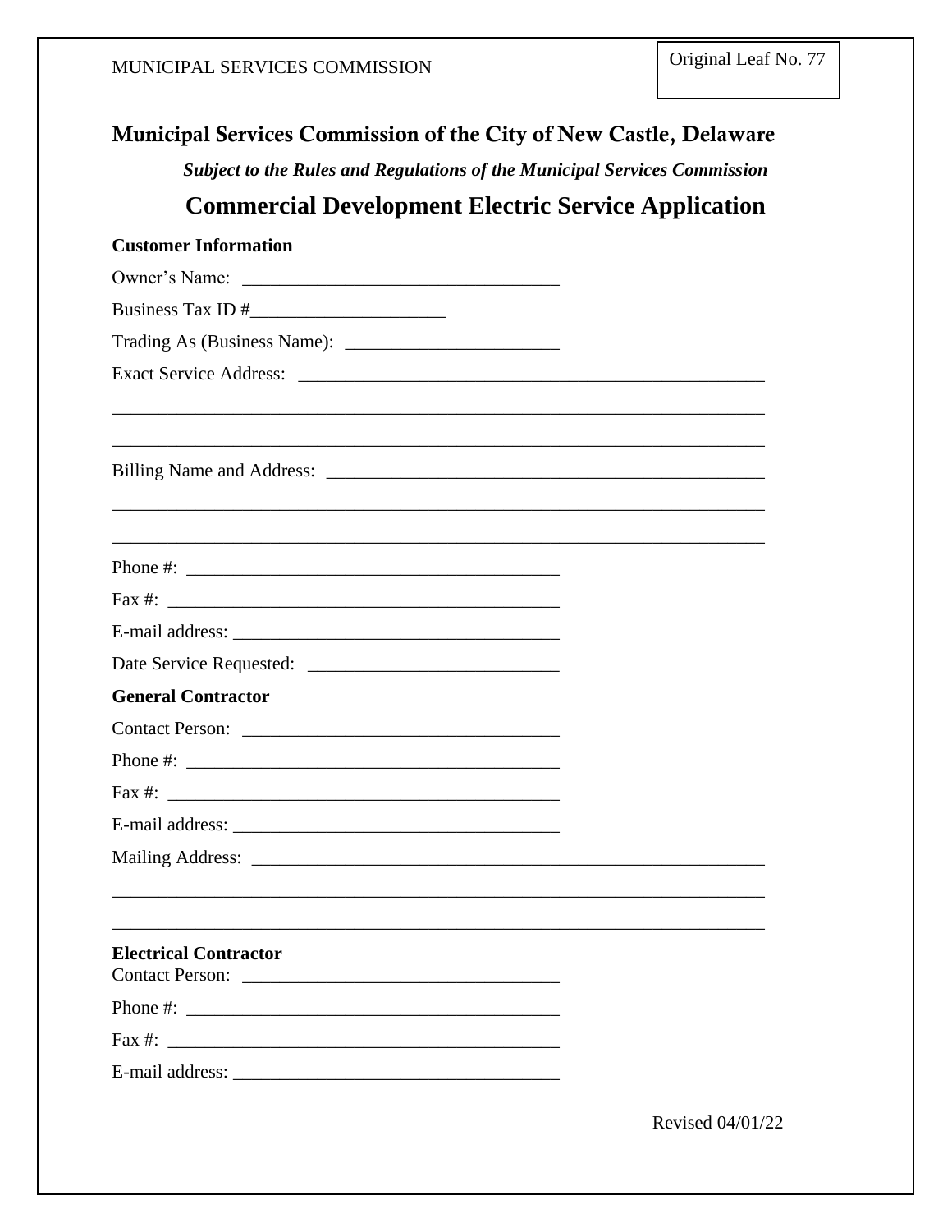# Municipal Services Commission of the City of New Castle, Delaware

***Subject to the Rules and Regulations of the Municipal Services Commission***

## Commercial Development Electric Service Application

**Customer Information**

Owner's Name: ________________________________

Business Tax ID #____________________

Trading As (Business Name): ______________________

Exact Service Address: _______________________________________________

_______________________________________________________________________

_______________________________________________________________________

Billing Name and Address: _____________________________________________

_______________________________________________________________________

_______________________________________________________________________

Phone #: ______________________________________

Fax #: ________________________________________

E-mail address: _________________________________

Date Service Requested: __________________________

**General Contractor**

Contact Person: _________________________________

Phone #: ______________________________________

Fax #: ________________________________________

E-mail address: _________________________________

Mailing Address: ________________________________________________

_______________________________________________________________________

_______________________________________________________________________

**Electrical Contractor**

Contact Person: _________________________________

Phone #: ______________________________________

Fax #: ________________________________________

E-mail address: _________________________________

Revised 04/01/22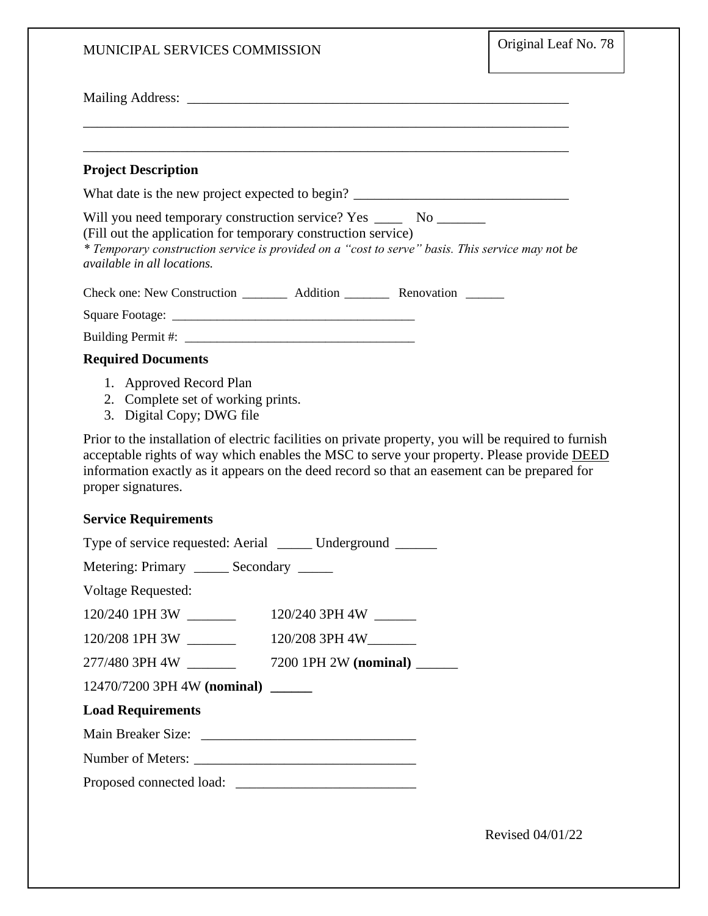Mailing Address: ___________________________________________________________

______________________________________________________________________

______________________________________________________________________

**Project Description**

What date is the new project expected to begin? _______________________________

Will you need temporary construction service? Yes ____ No _______
(Fill out the application for temporary construction service)
*\* Temporary construction service is provided on a "cost to serve" basis. This service may not be available in all locations.*

Check one: New Construction _______ Addition _______ Renovation ______

Square Footage: _____________________________________

Building Permit #: ___________________________________

**Required Documents**

1. Approved Record Plan
2. Complete set of working prints.
3. Digital Copy; DWG file

Prior to the installation of electric facilities on private property, you will be required to furnish acceptable rights of way which enables the MSC to serve your property. Please provide <u>DEED</u> information exactly as it appears on the deed record so that an easement can be prepared for proper signatures.

**Service Requirements**

Type of service requested: Aerial _____ Underground ______

Metering: Primary _____ Secondary _____

Voltage Requested:

120/240 1PH 3W _______ 120/240 3PH 4W ______

120/208 1PH 3W _______ 120/208 3PH 4W_______

277/480 3PH 4W _______ 7200 1PH 2W **(nominal)** ______

12470/7200 3PH 4W **(nominal)** ______

**Load Requirements**

Main Breaker Size: ______________________________

Number of Meters: _______________________________

Proposed connected load: _________________________

Revised 04/01/22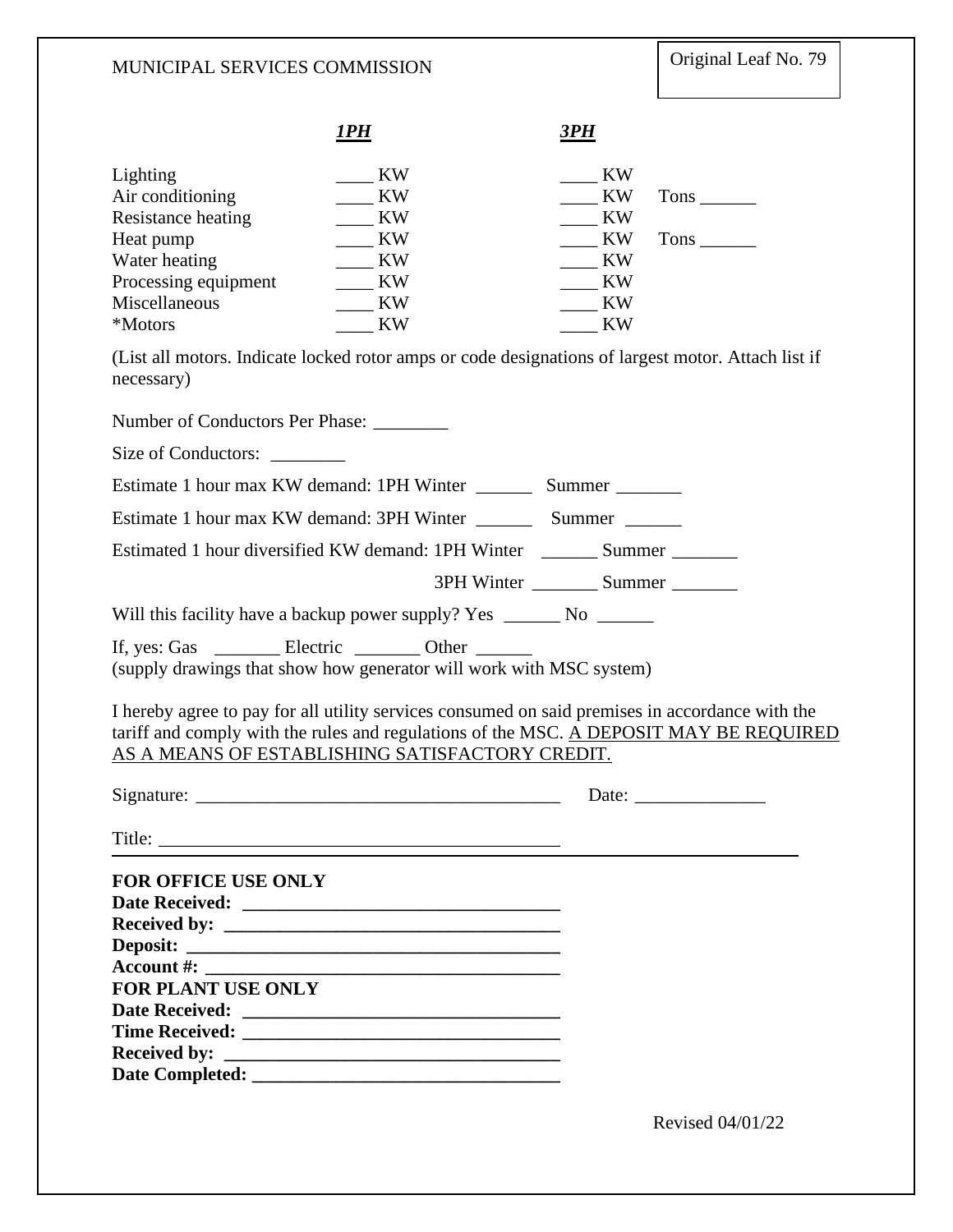MUNICIPAL SERVICES COMMISSION

Original Leaf No. 79

| | ***1PH*** | ***3PH*** | |
|---|---|---|---|
| Lighting | ____ KW | ____ KW | |
| Air conditioning | ____ KW | ____ KW | Tons ______ |
| Resistance heating | ____ KW | ____ KW | |
| Heat pump | ____ KW | ____ KW | Tons ______ |
| Water heating | ____ KW | ____ KW | |
| Processing equipment | ____ KW | ____ KW | |
| Miscellaneous | ____ KW | ____ KW | |
| *Motors | ____ KW | ____ KW | |

(List all motors. Indicate locked rotor amps or code designations of largest motor. Attach list if necessary)

Number of Conductors Per Phase: ________

Size of Conductors: ________

Estimate 1 hour max KW demand: 1PH Winter ______ Summer _______

Estimate 1 hour max KW demand: 3PH Winter ______ Summer ______

Estimated 1 hour diversified KW demand: 1PH Winter ______ Summer _______

3PH Winter _______ Summer _______

Will this facility have a backup power supply? Yes ______ No ______

If, yes: Gas _______ Electric _______ Other ______
(supply drawings that show how generator will work with MSC system)

I hereby agree to pay for all utility services consumed on said premises in accordance with the tariff and comply with the rules and regulations of the MSC. <u>A DEPOSIT MAY BE REQUIRED AS A MEANS OF ESTABLISHING SATISFACTORY CREDIT.</u>

Signature: ______________________________________ Date: ______________

Title: ___________________________________________

**FOR OFFICE USE ONLY**
**Date Received: ________________________________**
**Received by: __________________________________**
**Deposit: ______________________________________**
**Account #: ____________________________________**
**FOR PLANT USE ONLY**
**Date Received: ________________________________**
**Time Received: ________________________________**
**Received by: __________________________________**
**Date Completed: _______________________________**

Revised 04/01/22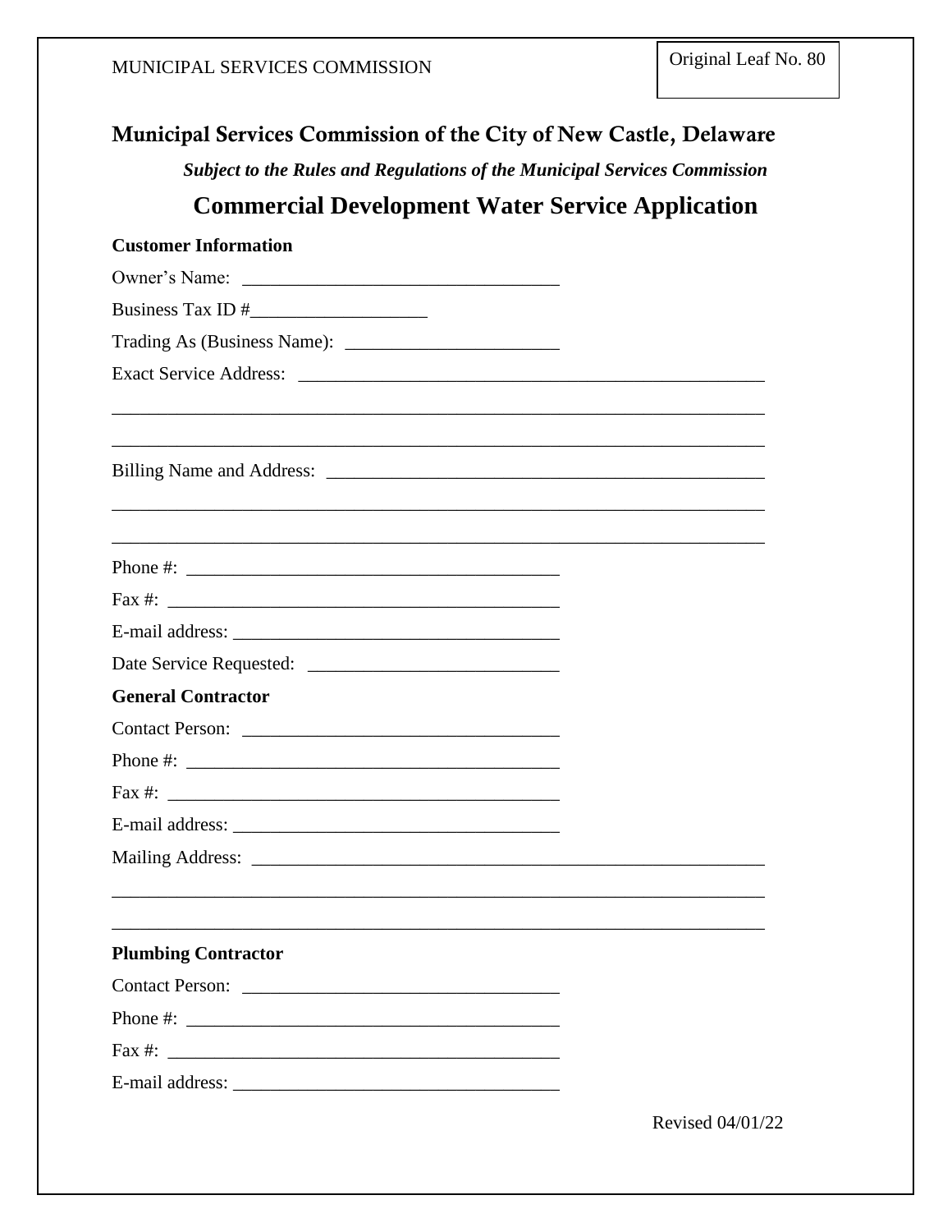## Municipal Services Commission of the City of New Castle, Delaware

*Subject to the Rules and Regulations of the Municipal Services Commission*

# Commercial Development Water Service Application

**Customer Information**

Owner's Name: __________________________________

Business Tax ID #___________________

Trading As (Business Name): _______________________

Exact Service Address: ___________________________________________________

_________________________________________________________________________

_________________________________________________________________________

Billing Name and Address: ________________________________________________

_________________________________________________________________________

_________________________________________________________________________

Phone #: ________________________________________

Fax #: __________________________________________

E-mail address: ___________________________________

Date Service Requested: ___________________________

**General Contractor**

Contact Person: __________________________________

Phone #: ________________________________________

Fax #: __________________________________________

E-mail address: ___________________________________

Mailing Address: _________________________________________________________

_________________________________________________________________________

_________________________________________________________________________

**Plumbing Contractor**

Contact Person: __________________________________

Phone #: ________________________________________

Fax #: __________________________________________

E-mail address: ___________________________________

Revised 04/01/22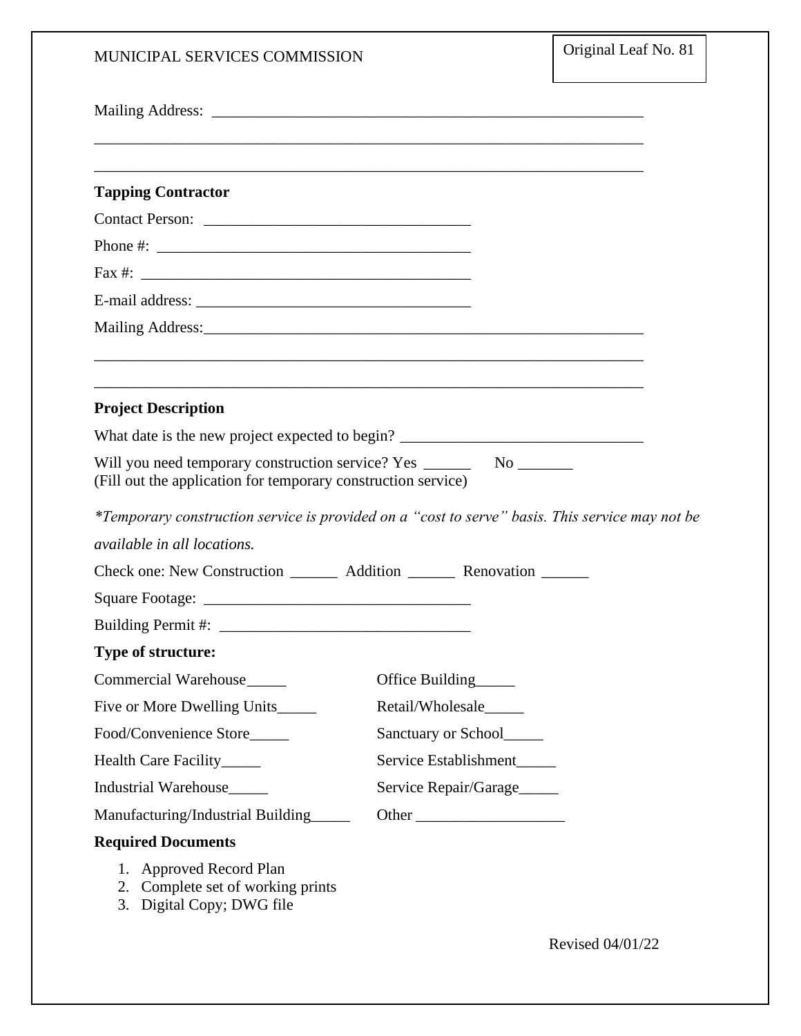Mailing Address: ________________________________________________________

________________________________________________________________________

________________________________________________________________________

**Tapping Contractor**

Contact Person: _________________________________

Phone #: _______________________________________

Fax #: _________________________________________

E-mail address: _________________________________

Mailing Address:_________________________________________________________

________________________________________________________________________

________________________________________________________________________

**Project Description**

What date is the new project expected to begin? ______________________________

Will you need temporary construction service? Yes ______ No _______
(Fill out the application for temporary construction service)

*\*Temporary construction service is provided on a "cost to serve" basis. This service may not be available in all locations.*

Check one: New Construction ______ Addition ______ Renovation ______

Square Footage: _________________________________

Building Permit #: _______________________________

**Type of structure:**

Commercial Warehouse_____

Five or More Dwelling Units_____

Food/Convenience Store_____

Health Care Facility_____

Industrial Warehouse_____

Manufacturing/Industrial Building_____

Office Building_____

Retail/Wholesale_____

Sanctuary or School_____

Service Establishment_____

Service Repair/Garage_____

Other ___________________

**Required Documents**

1. Approved Record Plan
2. Complete set of working prints
3. Digital Copy; DWG file

Revised 04/01/22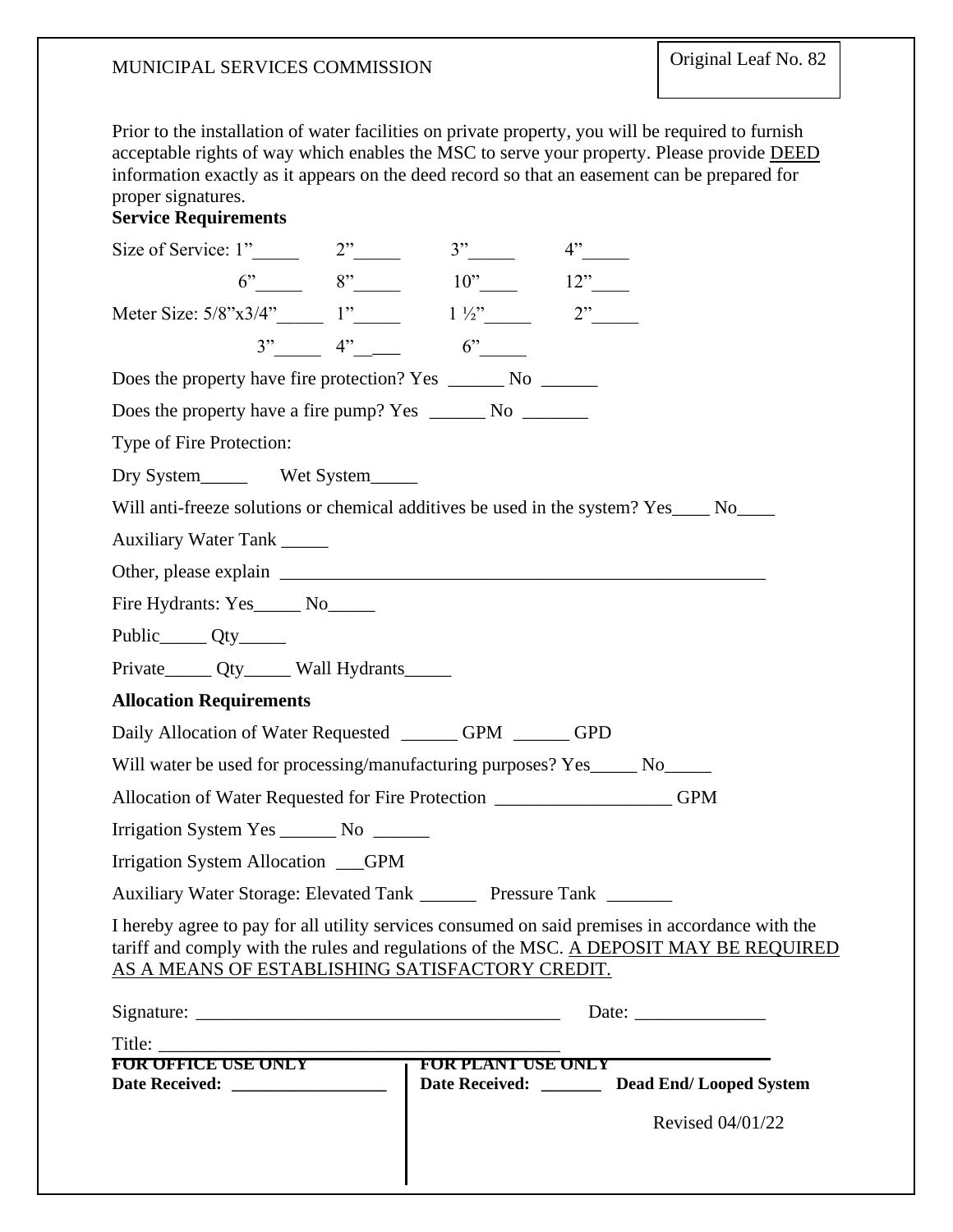MUNICIPAL SERVICES COMMISSION

Original Leaf No. 82

Prior to the installation of water facilities on private property, you will be required to furnish acceptable rights of way which enables the MSC to serve your property. Please provide DEED information exactly as it appears on the deed record so that an easement can be prepared for proper signatures.

**Service Requirements**

Size of Service: 1"_____ 2"_____ 3"_____ 4"_____

6"_____ 8"_____ 10"____ 12"____

Meter Size: 5/8"x3/4"_____ 1"_____ 1 ½"_____ 2"_____

3"_____ 4"_____ 6"_____

Does the property have fire protection? Yes ______ No ______

Does the property have a fire pump? Yes ______ No _______

Type of Fire Protection:

Dry System_____ Wet System_____

Will anti-freeze solutions or chemical additives be used in the system? Yes____ No____

Auxiliary Water Tank _____

Other, please explain ______________________________________________________

Fire Hydrants: Yes_____ No_____

Public_____ Qty_____

Private_____ Qty_____ Wall Hydrants_____

**Allocation Requirements**

Daily Allocation of Water Requested ______ GPM ______ GPD

Will water be used for processing/manufacturing purposes? Yes_____ No_____

Allocation of Water Requested for Fire Protection ___________________ GPM

Irrigation System Yes ______ No ______

Irrigation System Allocation ___GPM

Auxiliary Water Storage: Elevated Tank ______ Pressure Tank _______

I hereby agree to pay for all utility services consumed on said premises in accordance with the tariff and comply with the rules and regulations of the MSC. A DEPOSIT MAY BE REQUIRED AS A MEANS OF ESTABLISHING SATISFACTORY CREDIT.

Signature: ________________________________________ Date: ______________

Title: ____________________________________________

**FOR OFFICE USE ONLY**
**Date Received:** __________________

**FOR PLANT USE ONLY**
**Date Received:** _______ **Dead End/ Looped System**

Revised 04/01/22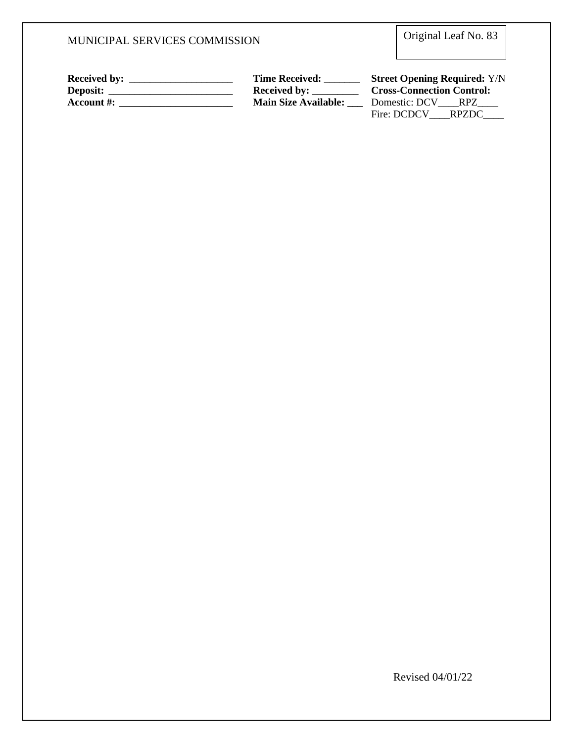**Received by:** ____________________
**Deposit:** ________________________
**Account #:** ______________________

**Time Received:** _______
**Received by:** _________
**Main Size Available:** ___

**Street Opening Required:** Y/N
**Cross-Connection Control:**
Domestic: DCV____RPZ____
Fire: DCDCV____RPZDC____

Revised 04/01/22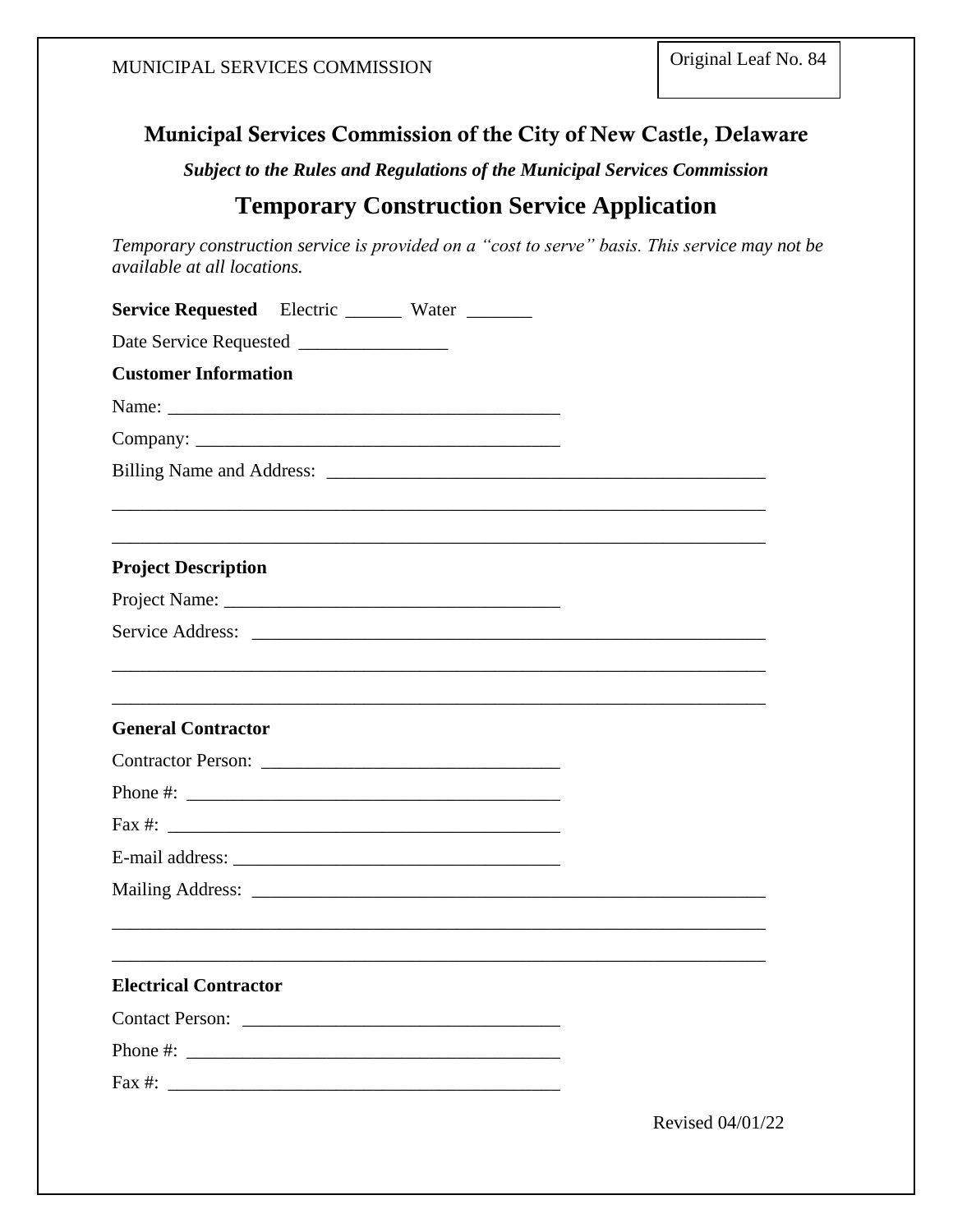## Municipal Services Commission of the City of New Castle, Delaware

***Subject to the Rules and Regulations of the Municipal Services Commission***

# Temporary Construction Service Application

*Temporary construction service is provided on a "cost to serve" basis. This service may not be available at all locations.*

**Service Requested** Electric ______ Water _______

Date Service Requested ________________

**Customer Information**

Name: ___________________________________________

Company: ______________________________________

Billing Name and Address: ________________________________________________

________________________________________________________________________

________________________________________________________________________

**Project Description**

Project Name: ____________________________________

Service Address: _________________________________________________________

________________________________________________________________________

________________________________________________________________________

**General Contractor**

Contractor Person: ________________________________

Phone #: ________________________________________

Fax #: __________________________________________

E-mail address: ___________________________________

Mailing Address: _________________________________________________________

________________________________________________________________________

________________________________________________________________________

**Electrical Contractor**

Contact Person: __________________________________

Phone #: ________________________________________

Fax #: __________________________________________

Revised 04/01/22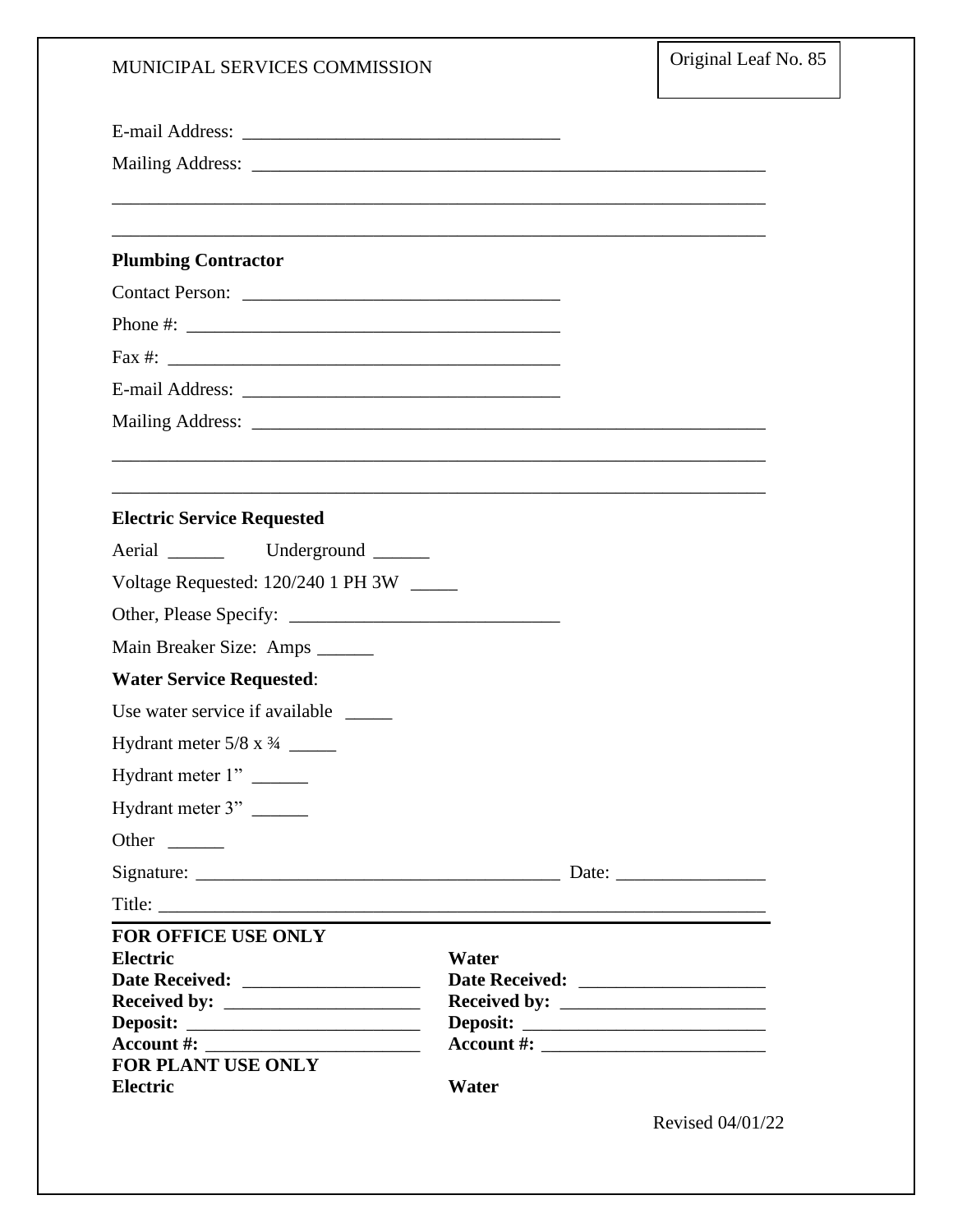MUNICIPAL SERVICES COMMISSION

Original Leaf No. 85

E-mail Address: ___________________________________

Mailing Address: _________________________________________________________

_________________________________________________________________________

_________________________________________________________________________

**Plumbing Contractor**

Contact Person: ___________________________________

Phone #: _________________________________________

Fax #: ___________________________________________

E-mail Address: ___________________________________

Mailing Address: _________________________________________________________

_________________________________________________________________________

_________________________________________________________________________

**Electric Service Requested**

Aerial ______ Underground ______

Voltage Requested: 120/240 1 PH 3W _____

Other, Please Specify: _____________________________

Main Breaker Size: Amps ______

**Water Service Requested**:

Use water service if available _____

Hydrant meter 5/8 x ¾ _____

Hydrant meter 1" ______

Hydrant meter 3" ______

Other ______

Signature: _______________________________________ Date: ________________

Title: ____________________________________________________________________

**FOR OFFICE USE ONLY**

| **Electric** | **Water** |
|---|---|
| **Date Received:** ___________________ | **Date Received:** ___________________ |
| **Received by:** _____________________ | **Received by:** _____________________ |
| **Deposit:** _________________________ | **Deposit:** _________________________ |
| **Account #:** _______________________ | **Account #:** _______________________ |

**FOR PLANT USE ONLY**

| **Electric** | **Water** |
|---|---|

Revised 04/01/22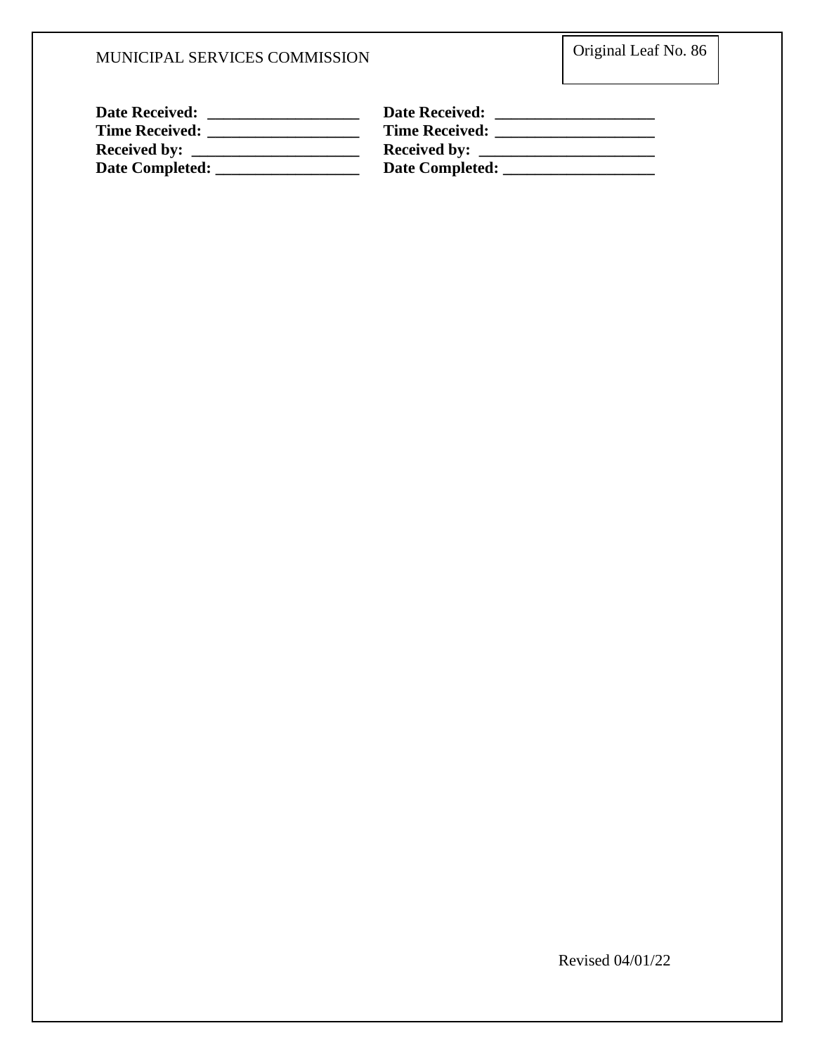| | |
|---|---|
| **Date Received: ___________________** | **Date Received: ____________________** |
| **Time Received: ___________________** | **Time Received: ____________________** |
| **Received by: _____________________** | **Received by: ______________________** |
| **Date Completed: __________________** | **Date Completed: ___________________** |

Revised 04/01/22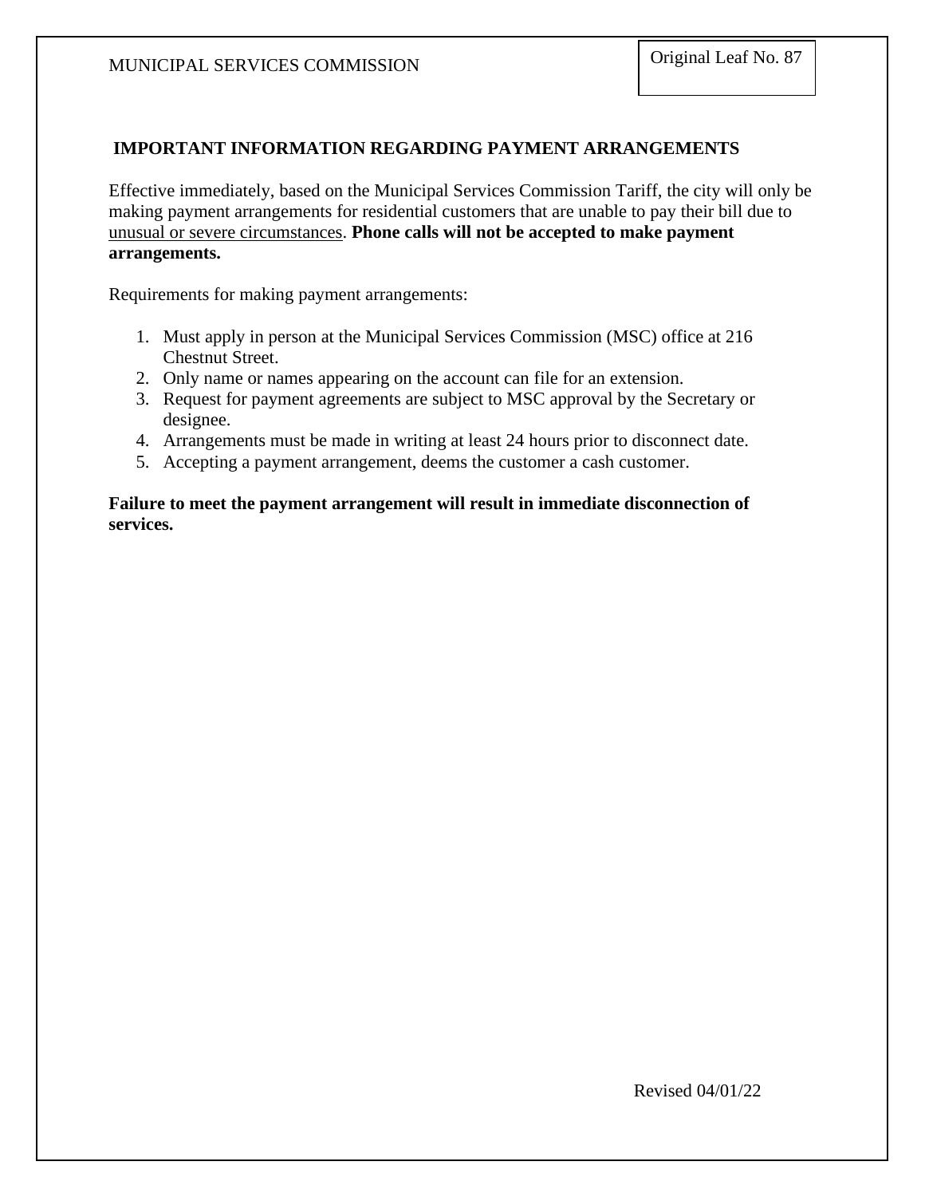## IMPORTANT INFORMATION REGARDING PAYMENT ARRANGEMENTS

Effective immediately, based on the Municipal Services Commission Tariff, the city will only be making payment arrangements for residential customers that are unable to pay their bill due to unusual or severe circumstances. **Phone calls will not be accepted to make payment arrangements.**

Requirements for making payment arrangements:

1. Must apply in person at the Municipal Services Commission (MSC) office at 216 Chestnut Street.
2. Only name or names appearing on the account can file for an extension.
3. Request for payment agreements are subject to MSC approval by the Secretary or designee.
4. Arrangements must be made in writing at least 24 hours prior to disconnect date.
5. Accepting a payment arrangement, deems the customer a cash customer.

**Failure to meet the payment arrangement will result in immediate disconnection of services.**

Revised 04/01/22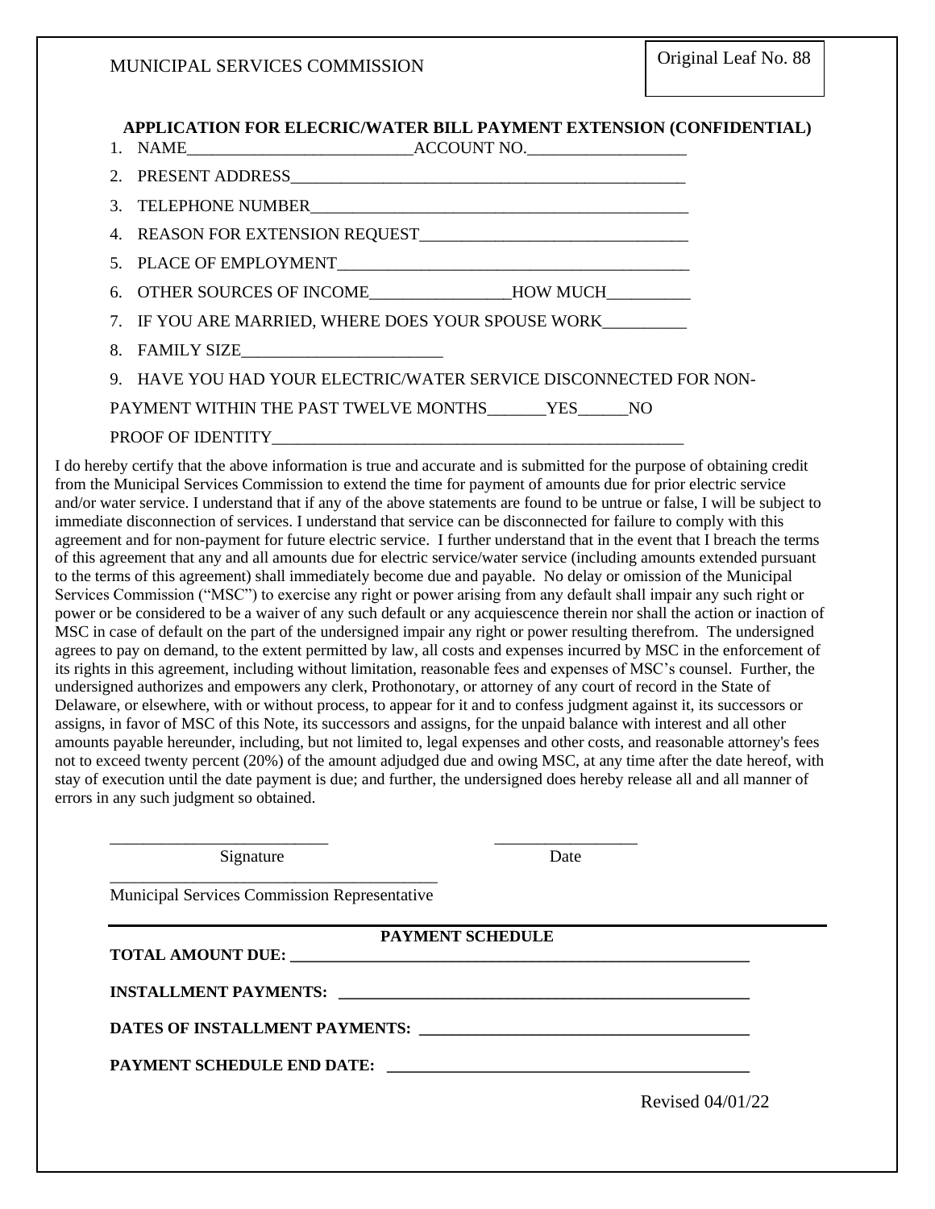MUNICIPAL SERVICES COMMISSION

Original Leaf No. 88

**APPLICATION FOR ELECRIC/WATER BILL PAYMENT EXTENSION (CONFIDENTIAL)**

1. NAME___________________________ACCOUNT NO.___________________
2. PRESENT ADDRESS_______________________________________________
3. TELEPHONE NUMBER______________________________________________
4. REASON FOR EXTENSION REQUEST________________________________
5. PLACE OF EMPLOYMENT_____________________________________________
6. OTHER SOURCES OF INCOME________________HOW MUCH__________
7. IF YOU ARE MARRIED, WHERE DOES YOUR SPOUSE WORK__________
8. FAMILY SIZE________________________
9. HAVE YOU HAD YOUR ELECTRIC/WATER SERVICE DISCONNECTED FOR NON-PAYMENT WITHIN THE PAST TWELVE MONTHS_______YES______NO

PROOF OF IDENTITY___________________________________________________

I do hereby certify that the above information is true and accurate and is submitted for the purpose of obtaining credit from the Municipal Services Commission to extend the time for payment of amounts due for prior electric service and/or water service. I understand that if any of the above statements are found to be untrue or false, I will be subject to immediate disconnection of services. I understand that service can be disconnected for failure to comply with this agreement and for non-payment for future electric service. I further understand that in the event that I breach the terms of this agreement that any and all amounts due for electric service/water service (including amounts extended pursuant to the terms of this agreement) shall immediately become due and payable. No delay or omission of the Municipal Services Commission ("MSC") to exercise any right or power arising from any default shall impair any such right or power or be considered to be a waiver of any such default or any acquiescence therein nor shall the action or inaction of MSC in case of default on the part of the undersigned impair any right or power resulting therefrom. The undersigned agrees to pay on demand, to the extent permitted by law, all costs and expenses incurred by MSC in the enforcement of its rights in this agreement, including without limitation, reasonable fees and expenses of MSC's counsel. Further, the undersigned authorizes and empowers any clerk, Prothonotary, or attorney of any court of record in the State of Delaware, or elsewhere, with or without process, to appear for it and to confess judgment against it, its successors or assigns, in favor of MSC of this Note, its successors and assigns, for the unpaid balance with interest and all other amounts payable hereunder, including, but not limited to, legal expenses and other costs, and reasonable attorney's fees not to exceed twenty percent (20%) of the amount adjudged due and owing MSC, at any time after the date hereof, with stay of execution until the date payment is due; and further, the undersigned does hereby release all and all manner of errors in any such judgment so obtained.

___________________________ _________________
Signature Date

________________________________________
Municipal Services Commission Representative

**PAYMENT SCHEDULE**

**TOTAL AMOUNT DUE:** ____________________________________________________________

**INSTALLMENT PAYMENTS:** _____________________________________________________

**DATES OF INSTALLMENT PAYMENTS:** ________________________________________

**PAYMENT SCHEDULE END DATE:** ____________________________________________

Revised 04/01/22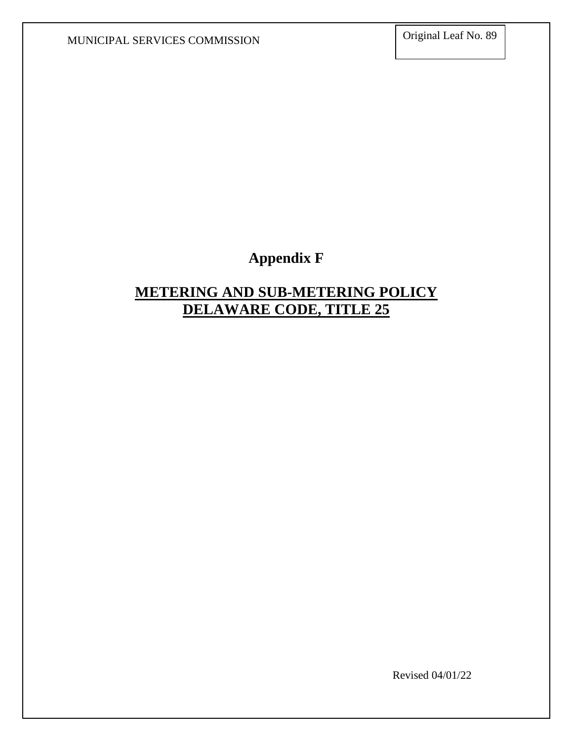# Appendix F

## **METERING AND SUB-METERING POLICY**
## **DELAWARE CODE, TITLE 25**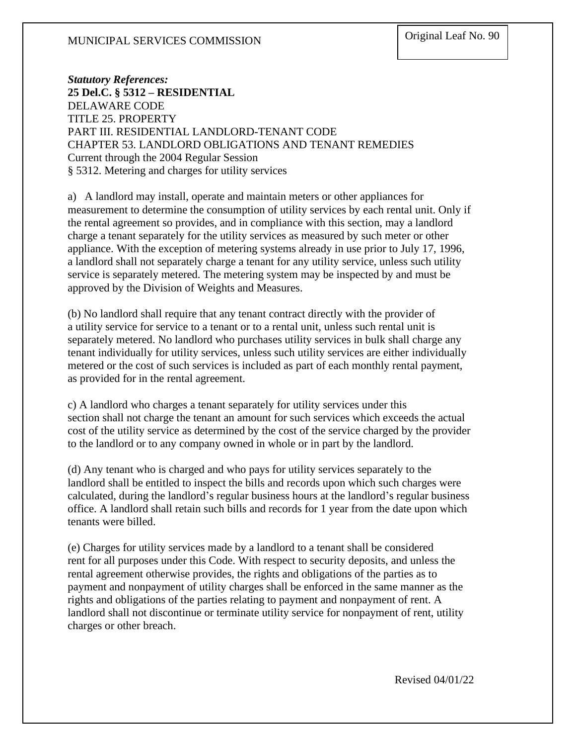***Statutory References:***

**25 Del.C. § 5312 – RESIDENTIAL**

DELAWARE CODE
TITLE 25. PROPERTY
PART III. RESIDENTIAL LANDLORD-TENANT CODE
CHAPTER 53. LANDLORD OBLIGATIONS AND TENANT REMEDIES
Current through the 2004 Regular Session
§ 5312. Metering and charges for utility services

a) A landlord may install, operate and maintain meters or other appliances for measurement to determine the consumption of utility services by each rental unit. Only if the rental agreement so provides, and in compliance with this section, may a landlord charge a tenant separately for the utility services as measured by such meter or other appliance. With the exception of metering systems already in use prior to July 17, 1996, a landlord shall not separately charge a tenant for any utility service, unless such utility service is separately metered. The metering system may be inspected by and must be approved by the Division of Weights and Measures.

(b) No landlord shall require that any tenant contract directly with the provider of a utility service for service to a tenant or to a rental unit, unless such rental unit is separately metered. No landlord who purchases utility services in bulk shall charge any tenant individually for utility services, unless such utility services are either individually metered or the cost of such services is included as part of each monthly rental payment, as provided for in the rental agreement.

c) A landlord who charges a tenant separately for utility services under this section shall not charge the tenant an amount for such services which exceeds the actual cost of the utility service as determined by the cost of the service charged by the provider to the landlord or to any company owned in whole or in part by the landlord.

(d) Any tenant who is charged and who pays for utility services separately to the landlord shall be entitled to inspect the bills and records upon which such charges were calculated, during the landlord's regular business hours at the landlord's regular business office. A landlord shall retain such bills and records for 1 year from the date upon which tenants were billed.

(e) Charges for utility services made by a landlord to a tenant shall be considered rent for all purposes under this Code. With respect to security deposits, and unless the rental agreement otherwise provides, the rights and obligations of the parties as to payment and nonpayment of utility charges shall be enforced in the same manner as the rights and obligations of the parties relating to payment and nonpayment of rent. A landlord shall not discontinue or terminate utility service for nonpayment of rent, utility charges or other breach.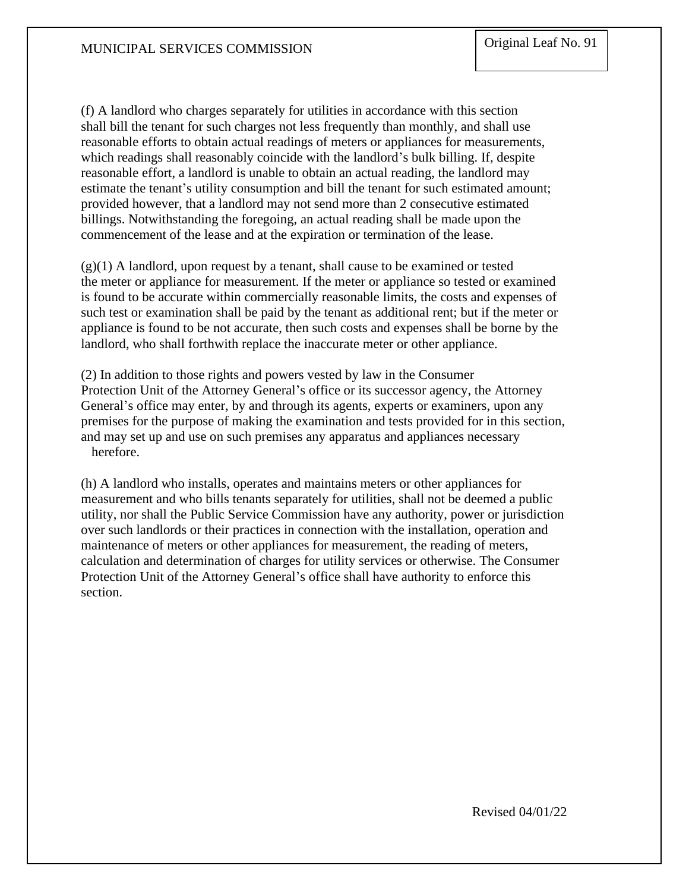(f) A landlord who charges separately for utilities in accordance with this section shall bill the tenant for such charges not less frequently than monthly, and shall use reasonable efforts to obtain actual readings of meters or appliances for measurements, which readings shall reasonably coincide with the landlord's bulk billing. If, despite reasonable effort, a landlord is unable to obtain an actual reading, the landlord may estimate the tenant's utility consumption and bill the tenant for such estimated amount; provided however, that a landlord may not send more than 2 consecutive estimated billings. Notwithstanding the foregoing, an actual reading shall be made upon the commencement of the lease and at the expiration or termination of the lease.

(g)(1) A landlord, upon request by a tenant, shall cause to be examined or tested the meter or appliance for measurement. If the meter or appliance so tested or examined is found to be accurate within commercially reasonable limits, the costs and expenses of such test or examination shall be paid by the tenant as additional rent; but if the meter or appliance is found to be not accurate, then such costs and expenses shall be borne by the landlord, who shall forthwith replace the inaccurate meter or other appliance.

(2) In addition to those rights and powers vested by law in the Consumer Protection Unit of the Attorney General's office or its successor agency, the Attorney General's office may enter, by and through its agents, experts or examiners, upon any premises for the purpose of making the examination and tests provided for in this section, and may set up and use on such premises any apparatus and appliances necessary herefore.

(h) A landlord who installs, operates and maintains meters or other appliances for measurement and who bills tenants separately for utilities, shall not be deemed a public utility, nor shall the Public Service Commission have any authority, power or jurisdiction over such landlords or their practices in connection with the installation, operation and maintenance of meters or other appliances for measurement, the reading of meters, calculation and determination of charges for utility services or otherwise. The Consumer Protection Unit of the Attorney General's office shall have authority to enforce this section.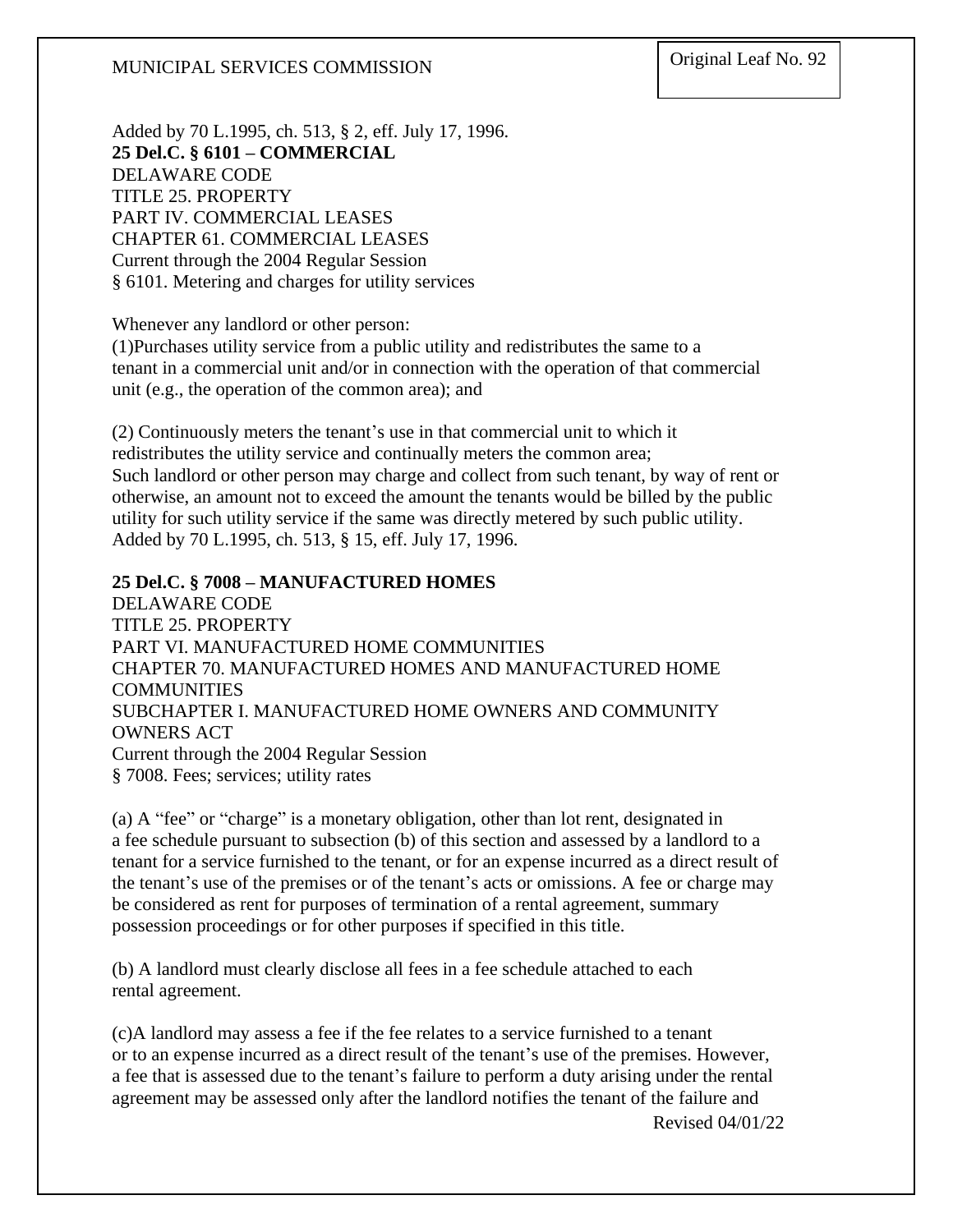Added by 70 L.1995, ch. 513, § 2, eff. July 17, 1996.

**25 Del.C. § 6101 – COMMERCIAL**

DELAWARE CODE
TITLE 25. PROPERTY
PART IV. COMMERCIAL LEASES
CHAPTER 61. COMMERCIAL LEASES
Current through the 2004 Regular Session
§ 6101. Metering and charges for utility services

Whenever any landlord or other person:

(1)Purchases utility service from a public utility and redistributes the same to a tenant in a commercial unit and/or in connection with the operation of that commercial unit (e.g., the operation of the common area); and

(2) Continuously meters the tenant's use in that commercial unit to which it redistributes the utility service and continually meters the common area;
Such landlord or other person may charge and collect from such tenant, by way of rent or otherwise, an amount not to exceed the amount the tenants would be billed by the public utility for such utility service if the same was directly metered by such public utility.
Added by 70 L.1995, ch. 513, § 15, eff. July 17, 1996.

**25 Del.C. § 7008 – MANUFACTURED HOMES**

DELAWARE CODE
TITLE 25. PROPERTY
PART VI. MANUFACTURED HOME COMMUNITIES
CHAPTER 70. MANUFACTURED HOMES AND MANUFACTURED HOME COMMUNITIES
SUBCHAPTER I. MANUFACTURED HOME OWNERS AND COMMUNITY OWNERS ACT
Current through the 2004 Regular Session
§ 7008. Fees; services; utility rates

(a) A "fee" or "charge" is a monetary obligation, other than lot rent, designated in a fee schedule pursuant to subsection (b) of this section and assessed by a landlord to a tenant for a service furnished to the tenant, or for an expense incurred as a direct result of the tenant's use of the premises or of the tenant's acts or omissions. A fee or charge may be considered as rent for purposes of termination of a rental agreement, summary possession proceedings or for other purposes if specified in this title.

(b) A landlord must clearly disclose all fees in a fee schedule attached to each rental agreement.

(c)A landlord may assess a fee if the fee relates to a service furnished to a tenant or to an expense incurred as a direct result of the tenant's use of the premises. However, a fee that is assessed due to the tenant's failure to perform a duty arising under the rental agreement may be assessed only after the landlord notifies the tenant of the failure and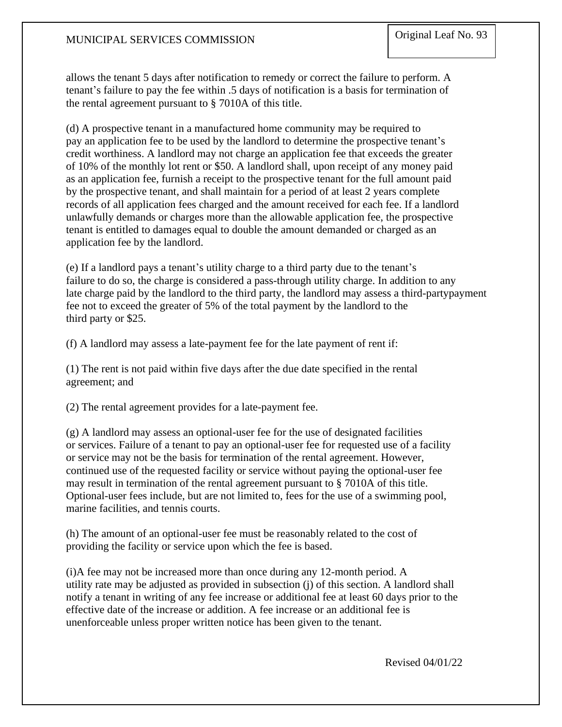allows the tenant 5 days after notification to remedy or correct the failure to perform. A tenant's failure to pay the fee within .5 days of notification is a basis for termination of the rental agreement pursuant to § 7010A of this title.

(d) A prospective tenant in a manufactured home community may be required to pay an application fee to be used by the landlord to determine the prospective tenant's credit worthiness. A landlord may not charge an application fee that exceeds the greater of 10% of the monthly lot rent or \$50. A landlord shall, upon receipt of any money paid as an application fee, furnish a receipt to the prospective tenant for the full amount paid by the prospective tenant, and shall maintain for a period of at least 2 years complete records of all application fees charged and the amount received for each fee. If a landlord unlawfully demands or charges more than the allowable application fee, the prospective tenant is entitled to damages equal to double the amount demanded or charged as an application fee by the landlord.

(e) If a landlord pays a tenant's utility charge to a third party due to the tenant's failure to do so, the charge is considered a pass-through utility charge. In addition to any late charge paid by the landlord to the third party, the landlord may assess a third-partypayment fee not to exceed the greater of 5% of the total payment by the landlord to the third party or \$25.

(f) A landlord may assess a late-payment fee for the late payment of rent if:

(1) The rent is not paid within five days after the due date specified in the rental agreement; and

(2) The rental agreement provides for a late-payment fee.

(g) A landlord may assess an optional-user fee for the use of designated facilities or services. Failure of a tenant to pay an optional-user fee for requested use of a facility or service may not be the basis for termination of the rental agreement. However, continued use of the requested facility or service without paying the optional-user fee may result in termination of the rental agreement pursuant to § 7010A of this title. Optional-user fees include, but are not limited to, fees for the use of a swimming pool, marine facilities, and tennis courts.

(h) The amount of an optional-user fee must be reasonably related to the cost of providing the facility or service upon which the fee is based.

(i)A fee may not be increased more than once during any 12-month period. A utility rate may be adjusted as provided in subsection (j) of this section. A landlord shall notify a tenant in writing of any fee increase or additional fee at least 60 days prior to the effective date of the increase or addition. A fee increase or an additional fee is unenforceable unless proper written notice has been given to the tenant.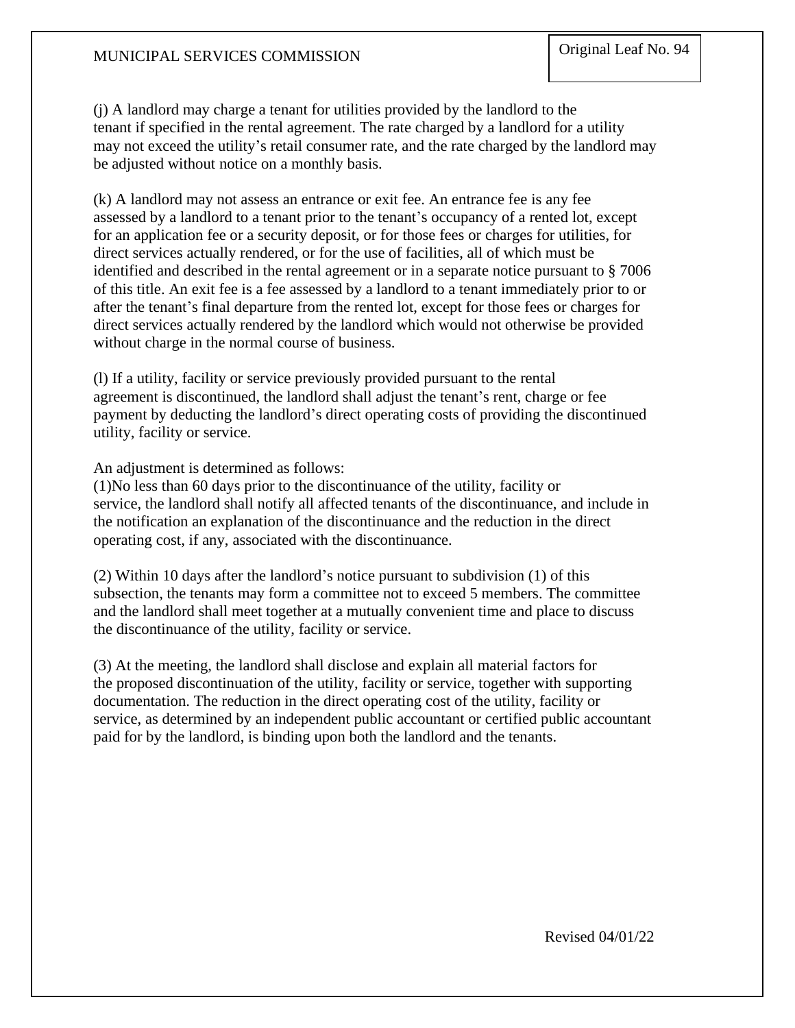(j) A landlord may charge a tenant for utilities provided by the landlord to the tenant if specified in the rental agreement. The rate charged by a landlord for a utility may not exceed the utility's retail consumer rate, and the rate charged by the landlord may be adjusted without notice on a monthly basis.

(k) A landlord may not assess an entrance or exit fee. An entrance fee is any fee assessed by a landlord to a tenant prior to the tenant's occupancy of a rented lot, except for an application fee or a security deposit, or for those fees or charges for utilities, for direct services actually rendered, or for the use of facilities, all of which must be identified and described in the rental agreement or in a separate notice pursuant to § 7006 of this title. An exit fee is a fee assessed by a landlord to a tenant immediately prior to or after the tenant's final departure from the rented lot, except for those fees or charges for direct services actually rendered by the landlord which would not otherwise be provided without charge in the normal course of business.

(l) If a utility, facility or service previously provided pursuant to the rental agreement is discontinued, the landlord shall adjust the tenant's rent, charge or fee payment by deducting the landlord's direct operating costs of providing the discontinued utility, facility or service.

An adjustment is determined as follows:
(1)No less than 60 days prior to the discontinuance of the utility, facility or service, the landlord shall notify all affected tenants of the discontinuance, and include in the notification an explanation of the discontinuance and the reduction in the direct operating cost, if any, associated with the discontinuance.

(2) Within 10 days after the landlord's notice pursuant to subdivision (1) of this subsection, the tenants may form a committee not to exceed 5 members. The committee and the landlord shall meet together at a mutually convenient time and place to discuss the discontinuance of the utility, facility or service.

(3) At the meeting, the landlord shall disclose and explain all material factors for the proposed discontinuation of the utility, facility or service, together with supporting documentation. The reduction in the direct operating cost of the utility, facility or service, as determined by an independent public accountant or certified public accountant paid for by the landlord, is binding upon both the landlord and the tenants.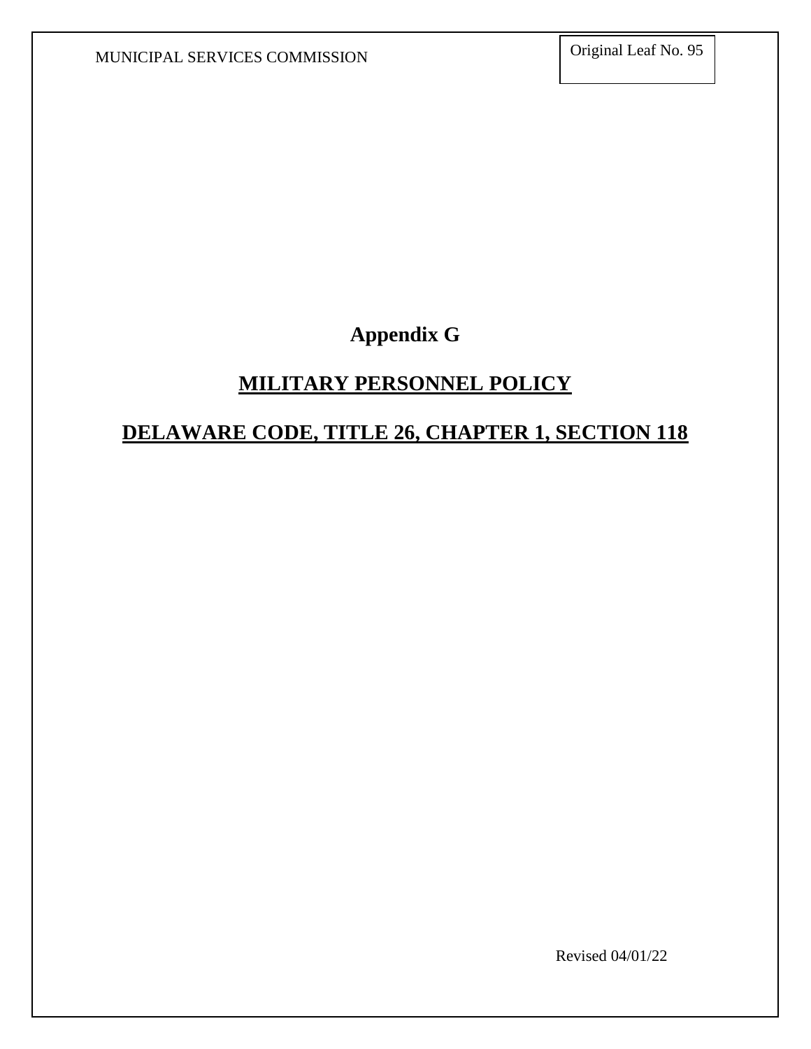# Appendix G

## MILITARY PERSONNEL POLICY

## DELAWARE CODE, TITLE 26, CHAPTER 1, SECTION 118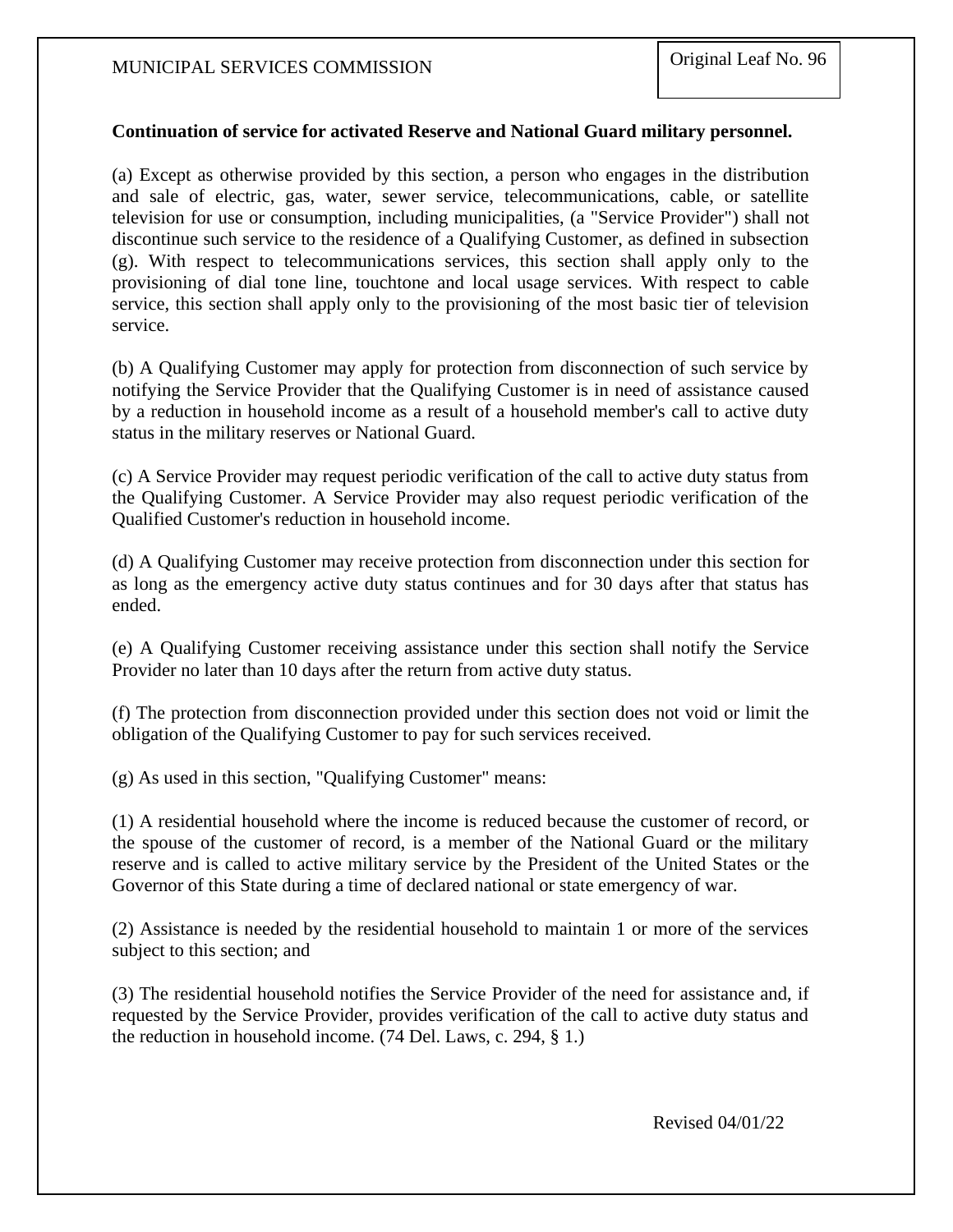**Continuation of service for activated Reserve and National Guard military personnel.**

(a) Except as otherwise provided by this section, a person who engages in the distribution and sale of electric, gas, water, sewer service, telecommunications, cable, or satellite television for use or consumption, including municipalities, (a "Service Provider") shall not discontinue such service to the residence of a Qualifying Customer, as defined in subsection (g). With respect to telecommunications services, this section shall apply only to the provisioning of dial tone line, touchtone and local usage services. With respect to cable service, this section shall apply only to the provisioning of the most basic tier of television service.

(b) A Qualifying Customer may apply for protection from disconnection of such service by notifying the Service Provider that the Qualifying Customer is in need of assistance caused by a reduction in household income as a result of a household member's call to active duty status in the military reserves or National Guard.

(c) A Service Provider may request periodic verification of the call to active duty status from the Qualifying Customer. A Service Provider may also request periodic verification of the Qualified Customer's reduction in household income.

(d) A Qualifying Customer may receive protection from disconnection under this section for as long as the emergency active duty status continues and for 30 days after that status has ended.

(e) A Qualifying Customer receiving assistance under this section shall notify the Service Provider no later than 10 days after the return from active duty status.

(f) The protection from disconnection provided under this section does not void or limit the obligation of the Qualifying Customer to pay for such services received.

(g) As used in this section, "Qualifying Customer" means:

(1) A residential household where the income is reduced because the customer of record, or the spouse of the customer of record, is a member of the National Guard or the military reserve and is called to active military service by the President of the United States or the Governor of this State during a time of declared national or state emergency of war.

(2) Assistance is needed by the residential household to maintain 1 or more of the services subject to this section; and

(3) The residential household notifies the Service Provider of the need for assistance and, if requested by the Service Provider, provides verification of the call to active duty status and the reduction in household income. (74 Del. Laws, c. 294, § 1.)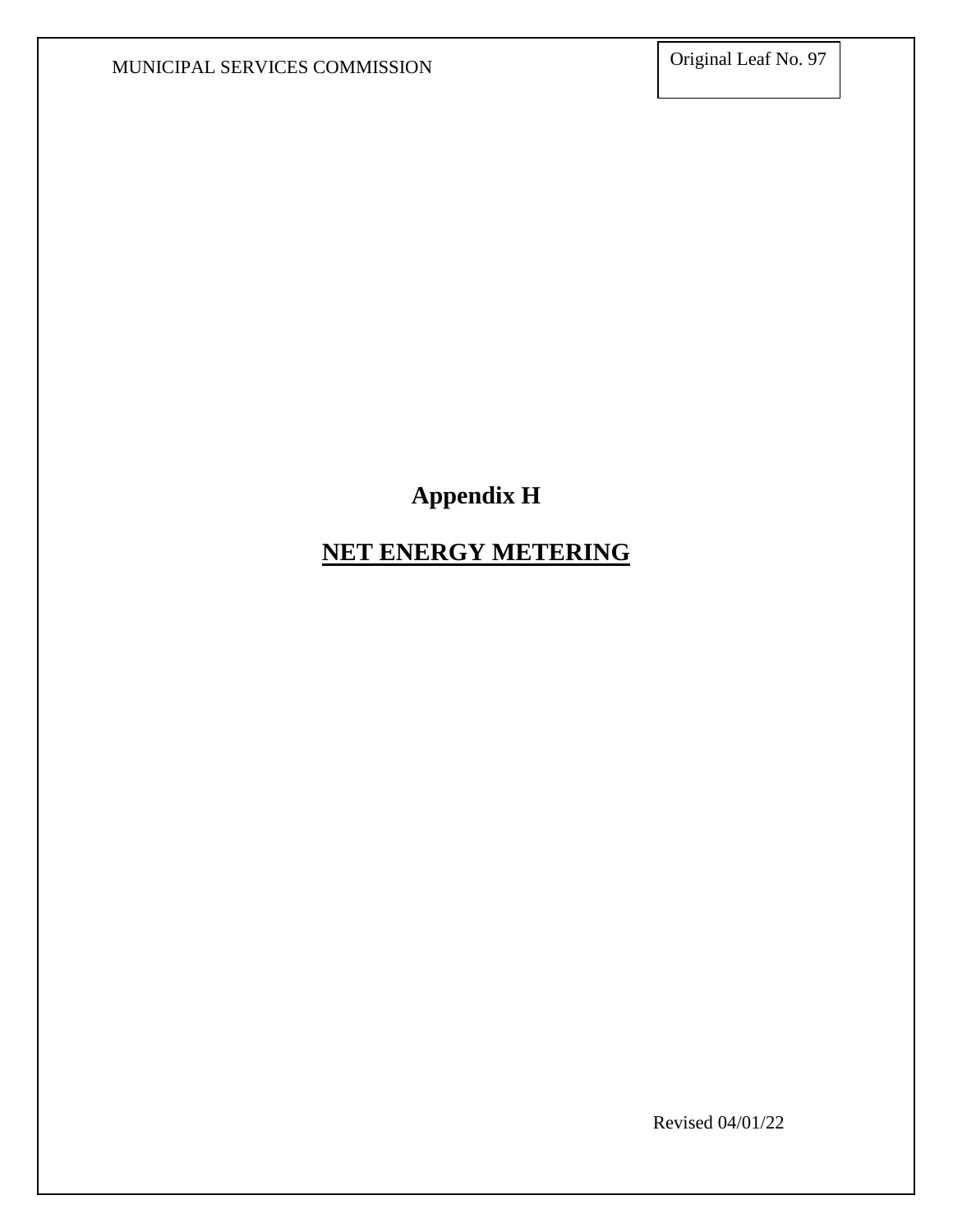# Appendix H

## NET ENERGY METERING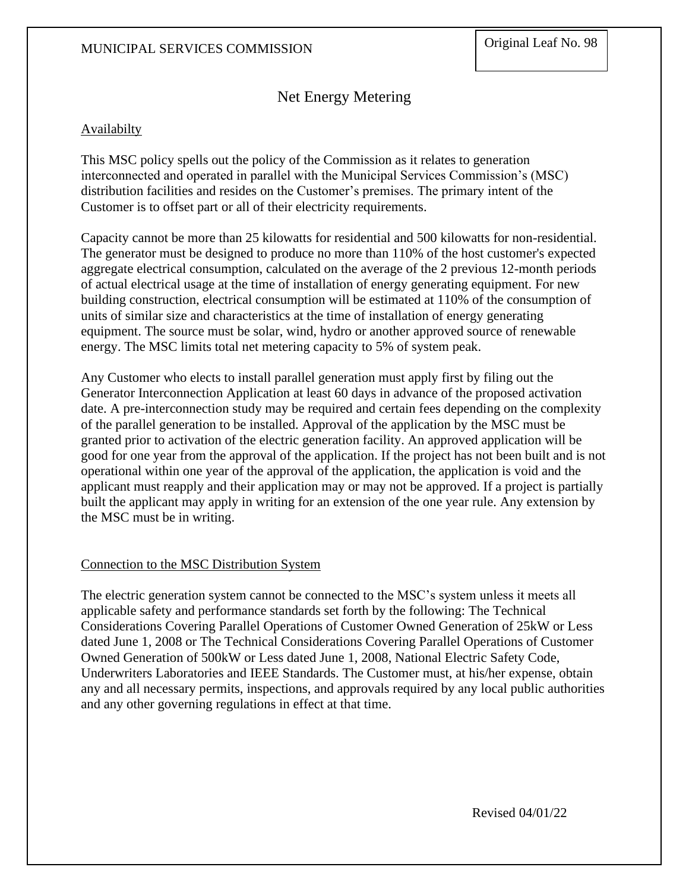# Net Energy Metering

## Availabilty

This MSC policy spells out the policy of the Commission as it relates to generation interconnected and operated in parallel with the Municipal Services Commission's (MSC) distribution facilities and resides on the Customer's premises. The primary intent of the Customer is to offset part or all of their electricity requirements.

Capacity cannot be more than 25 kilowatts for residential and 500 kilowatts for non-residential. The generator must be designed to produce no more than 110% of the host customer's expected aggregate electrical consumption, calculated on the average of the 2 previous 12-month periods of actual electrical usage at the time of installation of energy generating equipment. For new building construction, electrical consumption will be estimated at 110% of the consumption of units of similar size and characteristics at the time of installation of energy generating equipment. The source must be solar, wind, hydro or another approved source of renewable energy. The MSC limits total net metering capacity to 5% of system peak.

Any Customer who elects to install parallel generation must apply first by filing out the Generator Interconnection Application at least 60 days in advance of the proposed activation date. A pre-interconnection study may be required and certain fees depending on the complexity of the parallel generation to be installed. Approval of the application by the MSC must be granted prior to activation of the electric generation facility. An approved application will be good for one year from the approval of the application. If the project has not been built and is not operational within one year of the approval of the application, the application is void and the applicant must reapply and their application may or may not be approved. If a project is partially built the applicant may apply in writing for an extension of the one year rule. Any extension by the MSC must be in writing.

## Connection to the MSC Distribution System

The electric generation system cannot be connected to the MSC's system unless it meets all applicable safety and performance standards set forth by the following: The Technical Considerations Covering Parallel Operations of Customer Owned Generation of 25kW or Less dated June 1, 2008 or The Technical Considerations Covering Parallel Operations of Customer Owned Generation of 500kW or Less dated June 1, 2008, National Electric Safety Code, Underwriters Laboratories and IEEE Standards. The Customer must, at his/her expense, obtain any and all necessary permits, inspections, and approvals required by any local public authorities and any other governing regulations in effect at that time.

Revised 04/01/22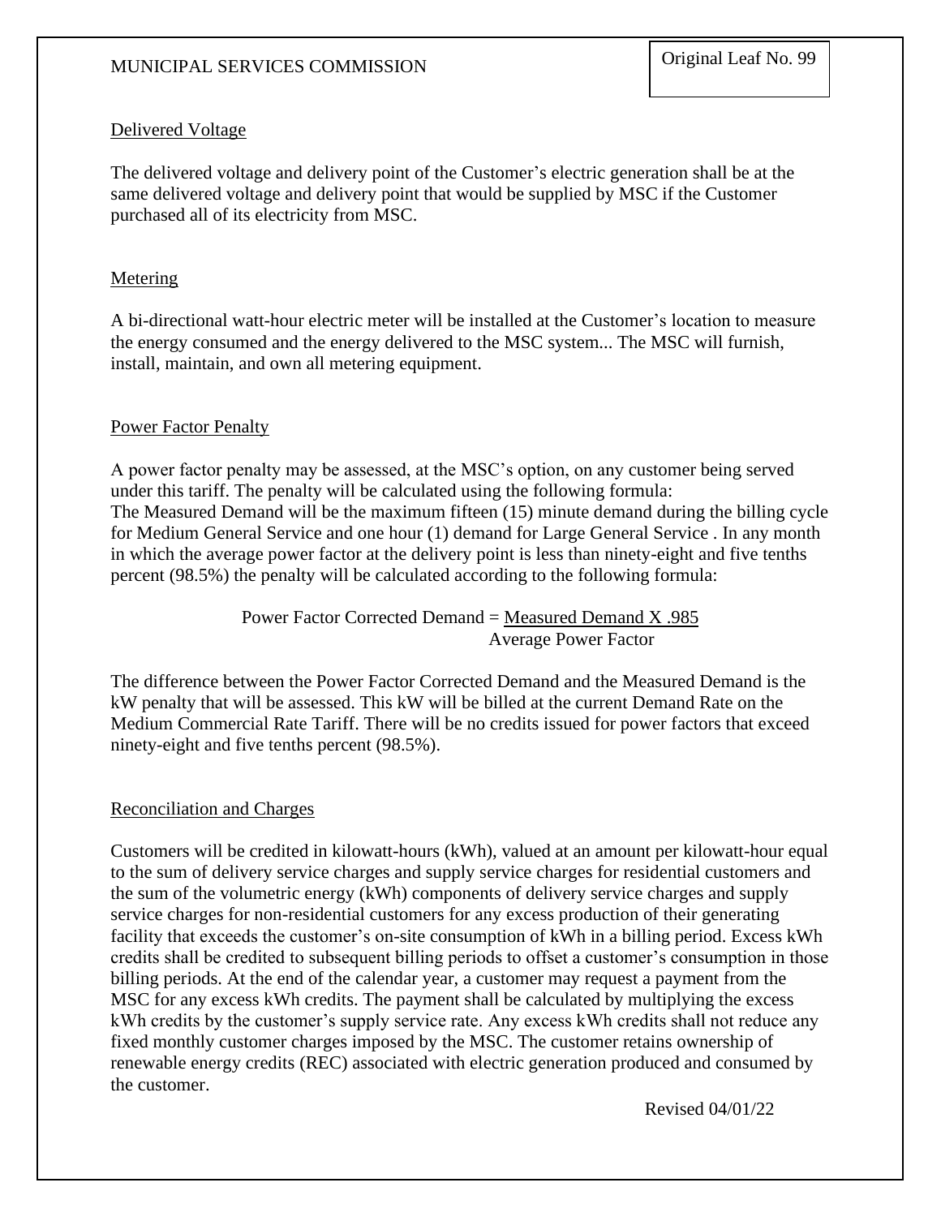MUNICIPAL SERVICES COMMISSION

Original Leaf No. 99

Delivered Voltage

The delivered voltage and delivery point of the Customer's electric generation shall be at the same delivered voltage and delivery point that would be supplied by MSC if the Customer purchased all of its electricity from MSC.

Metering

A bi-directional watt-hour electric meter will be installed at the Customer's location to measure the energy consumed and the energy delivered to the MSC system... The MSC will furnish, install, maintain, and own all metering equipment.

Power Factor Penalty

A power factor penalty may be assessed, at the MSC's option, on any customer being served under this tariff. The penalty will be calculated using the following formula:
The Measured Demand will be the maximum fifteen (15) minute demand during the billing cycle for Medium General Service and one hour (1) demand for Large General Service . In any month in which the average power factor at the delivery point is less than ninety-eight and five tenths percent (98.5%) the penalty will be calculated according to the following formula:

$$\text{Power Factor Corrected Demand} = \frac{\text{Measured Demand X .985}}{\text{Average Power Factor}}$$

The difference between the Power Factor Corrected Demand and the Measured Demand is the kW penalty that will be assessed. This kW will be billed at the current Demand Rate on the Medium Commercial Rate Tariff. There will be no credits issued for power factors that exceed ninety-eight and five tenths percent (98.5%).

Reconciliation and Charges

Customers will be credited in kilowatt-hours (kWh), valued at an amount per kilowatt-hour equal to the sum of delivery service charges and supply service charges for residential customers and the sum of the volumetric energy (kWh) components of delivery service charges and supply service charges for non-residential customers for any excess production of their generating facility that exceeds the customer's on-site consumption of kWh in a billing period. Excess kWh credits shall be credited to subsequent billing periods to offset a customer's consumption in those billing periods. At the end of the calendar year, a customer may request a payment from the MSC for any excess kWh credits. The payment shall be calculated by multiplying the excess kWh credits by the customer's supply service rate. Any excess kWh credits shall not reduce any fixed monthly customer charges imposed by the MSC. The customer retains ownership of renewable energy credits (REC) associated with electric generation produced and consumed by the customer.

Revised 04/01/22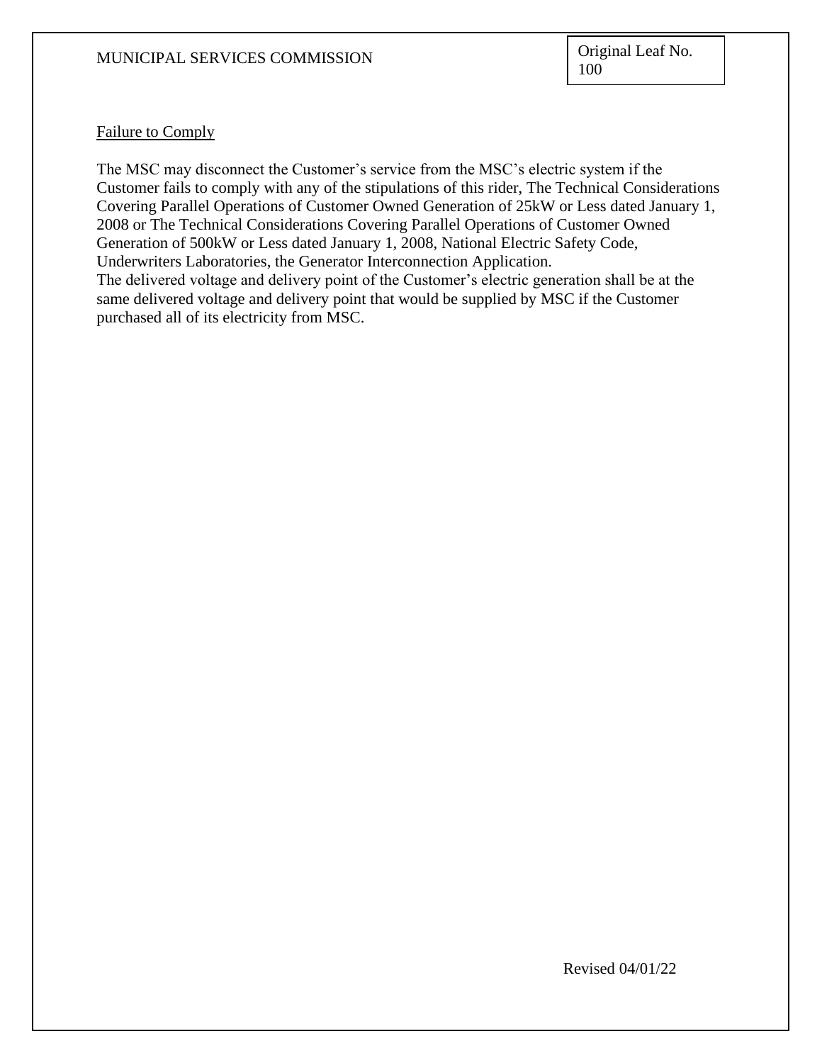## Failure to Comply

The MSC may disconnect the Customer's service from the MSC's electric system if the Customer fails to comply with any of the stipulations of this rider, The Technical Considerations Covering Parallel Operations of Customer Owned Generation of 25kW or Less dated January 1, 2008 or The Technical Considerations Covering Parallel Operations of Customer Owned Generation of 500kW or Less dated January 1, 2008, National Electric Safety Code, Underwriters Laboratories, the Generator Interconnection Application.

The delivered voltage and delivery point of the Customer's electric generation shall be at the same delivered voltage and delivery point that would be supplied by MSC if the Customer purchased all of its electricity from MSC.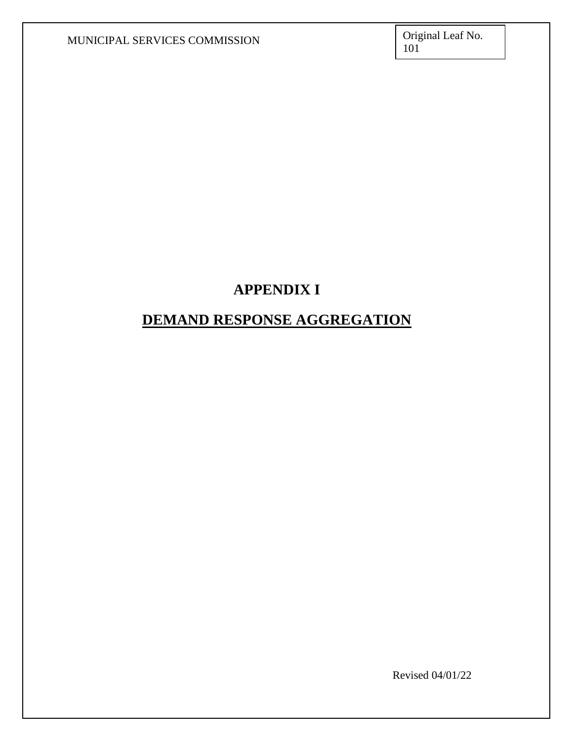# APPENDIX I

## DEMAND RESPONSE AGGREGATION

Revised 04/01/22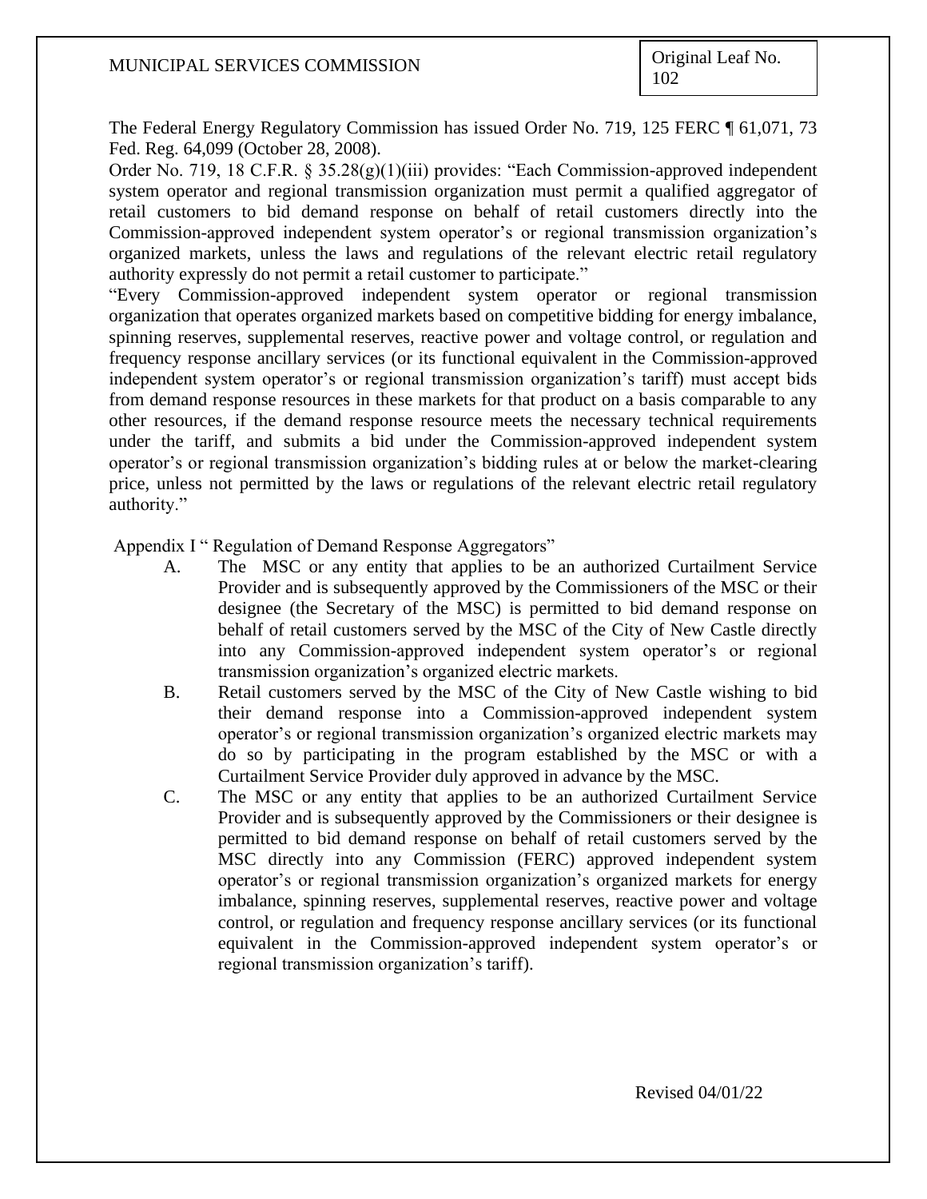The Federal Energy Regulatory Commission has issued Order No. 719, 125 FERC ¶ 61,071, 73 Fed. Reg. 64,099 (October 28, 2008).

Order No. 719, 18 C.F.R. § 35.28(g)(1)(iii) provides: "Each Commission-approved independent system operator and regional transmission organization must permit a qualified aggregator of retail customers to bid demand response on behalf of retail customers directly into the Commission-approved independent system operator's or regional transmission organization's organized markets, unless the laws and regulations of the relevant electric retail regulatory authority expressly do not permit a retail customer to participate."

"Every Commission-approved independent system operator or regional transmission organization that operates organized markets based on competitive bidding for energy imbalance, spinning reserves, supplemental reserves, reactive power and voltage control, or regulation and frequency response ancillary services (or its functional equivalent in the Commission-approved independent system operator's or regional transmission organization's tariff) must accept bids from demand response resources in these markets for that product on a basis comparable to any other resources, if the demand response resource meets the necessary technical requirements under the tariff, and submits a bid under the Commission-approved independent system operator's or regional transmission organization's bidding rules at or below the market-clearing price, unless not permitted by the laws or regulations of the relevant electric retail regulatory authority."

Appendix I " Regulation of Demand Response Aggregators"

A. The MSC or any entity that applies to be an authorized Curtailment Service Provider and is subsequently approved by the Commissioners of the MSC or their designee (the Secretary of the MSC) is permitted to bid demand response on behalf of retail customers served by the MSC of the City of New Castle directly into any Commission-approved independent system operator's or regional transmission organization's organized electric markets.

B. Retail customers served by the MSC of the City of New Castle wishing to bid their demand response into a Commission-approved independent system operator's or regional transmission organization's organized electric markets may do so by participating in the program established by the MSC or with a Curtailment Service Provider duly approved in advance by the MSC.

C. The MSC or any entity that applies to be an authorized Curtailment Service Provider and is subsequently approved by the Commissioners or their designee is permitted to bid demand response on behalf of retail customers served by the MSC directly into any Commission (FERC) approved independent system operator's or regional transmission organization's organized markets for energy imbalance, spinning reserves, supplemental reserves, reactive power and voltage control, or regulation and frequency response ancillary services (or its functional equivalent in the Commission-approved independent system operator's or regional transmission organization's tariff).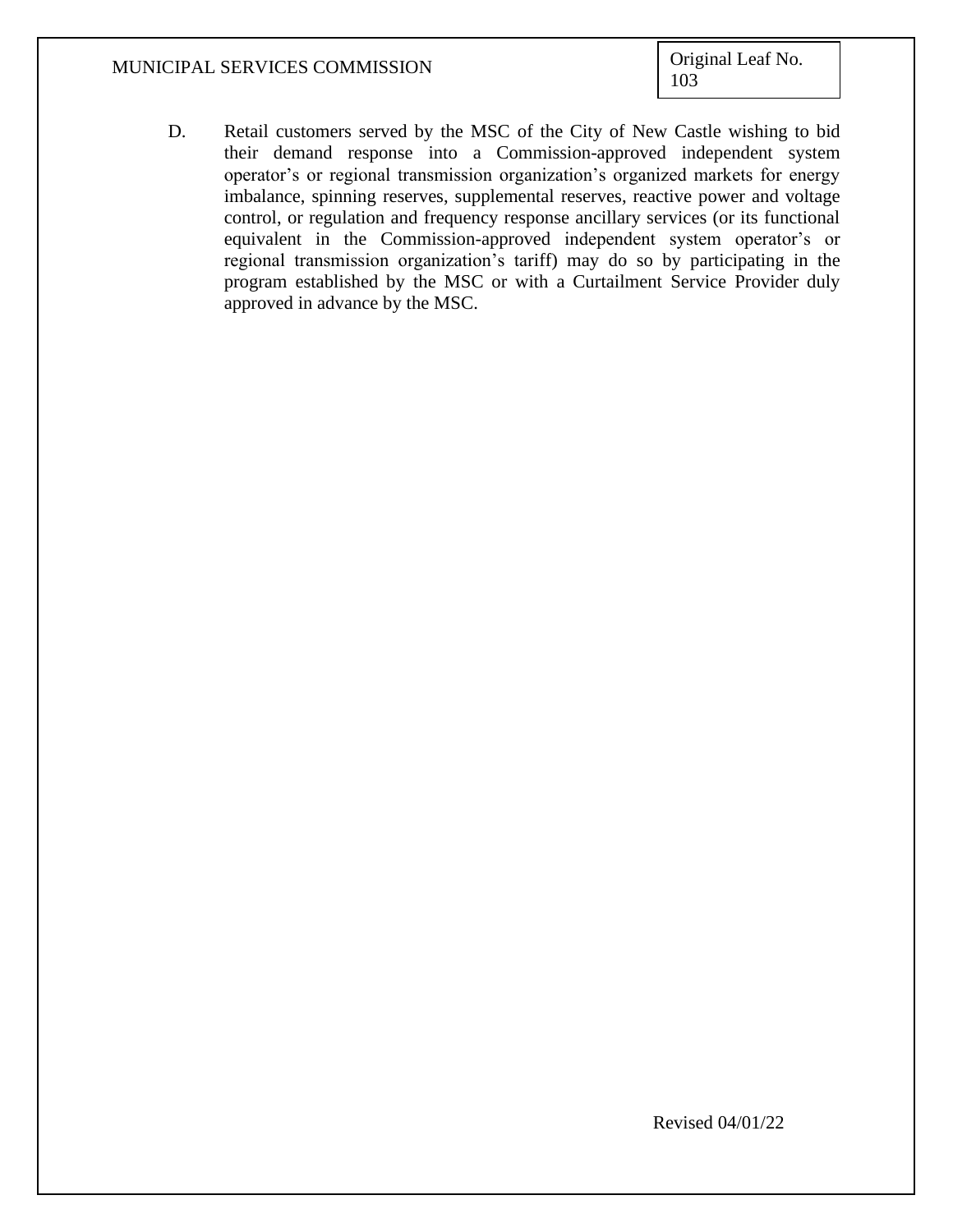D. Retail customers served by the MSC of the City of New Castle wishing to bid their demand response into a Commission-approved independent system operator's or regional transmission organization's organized markets for energy imbalance, spinning reserves, supplemental reserves, reactive power and voltage control, or regulation and frequency response ancillary services (or its functional equivalent in the Commission-approved independent system operator's or regional transmission organization's tariff) may do so by participating in the program established by the MSC or with a Curtailment Service Provider duly approved in advance by the MSC.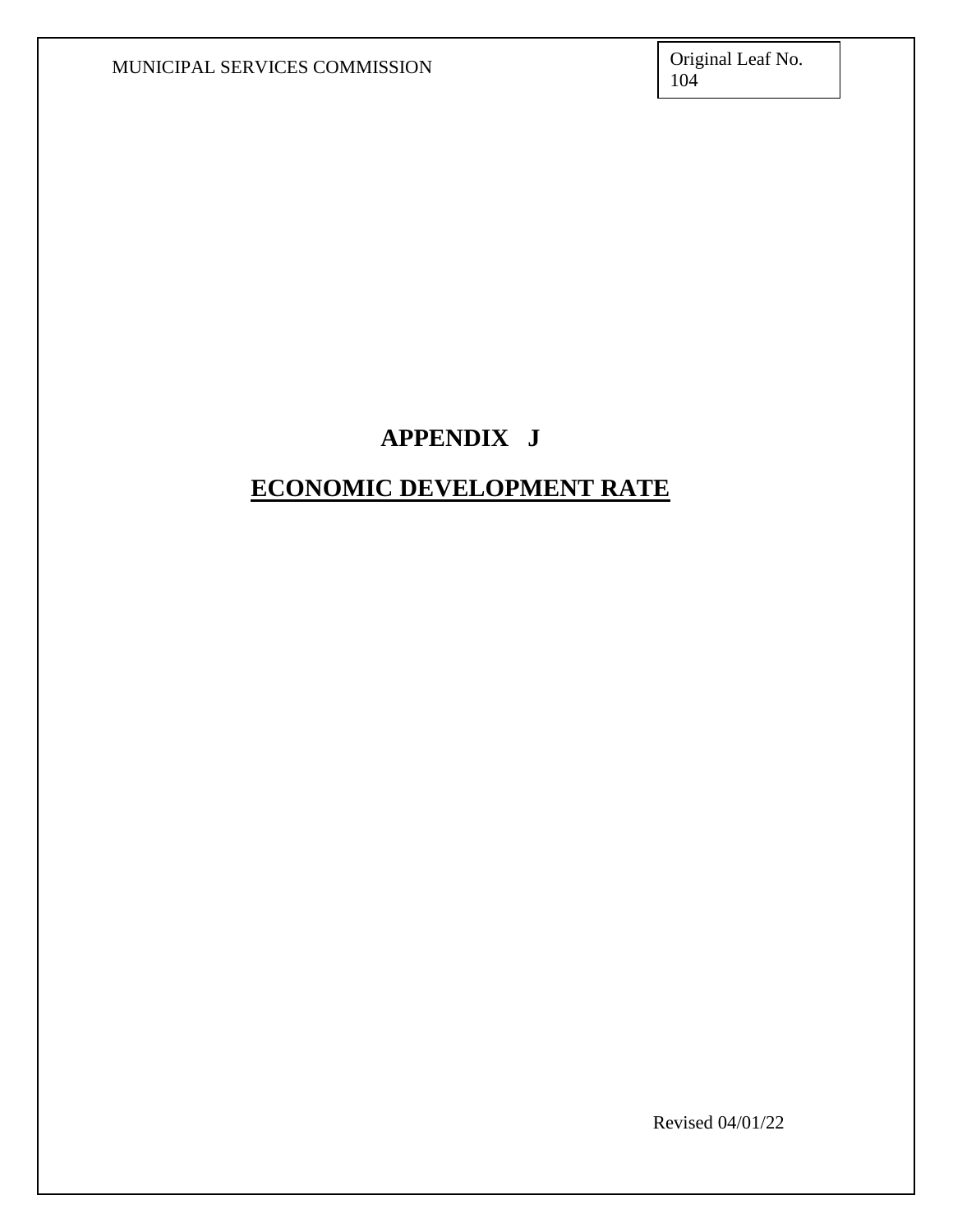# APPENDIX J

## ECONOMIC DEVELOPMENT RATE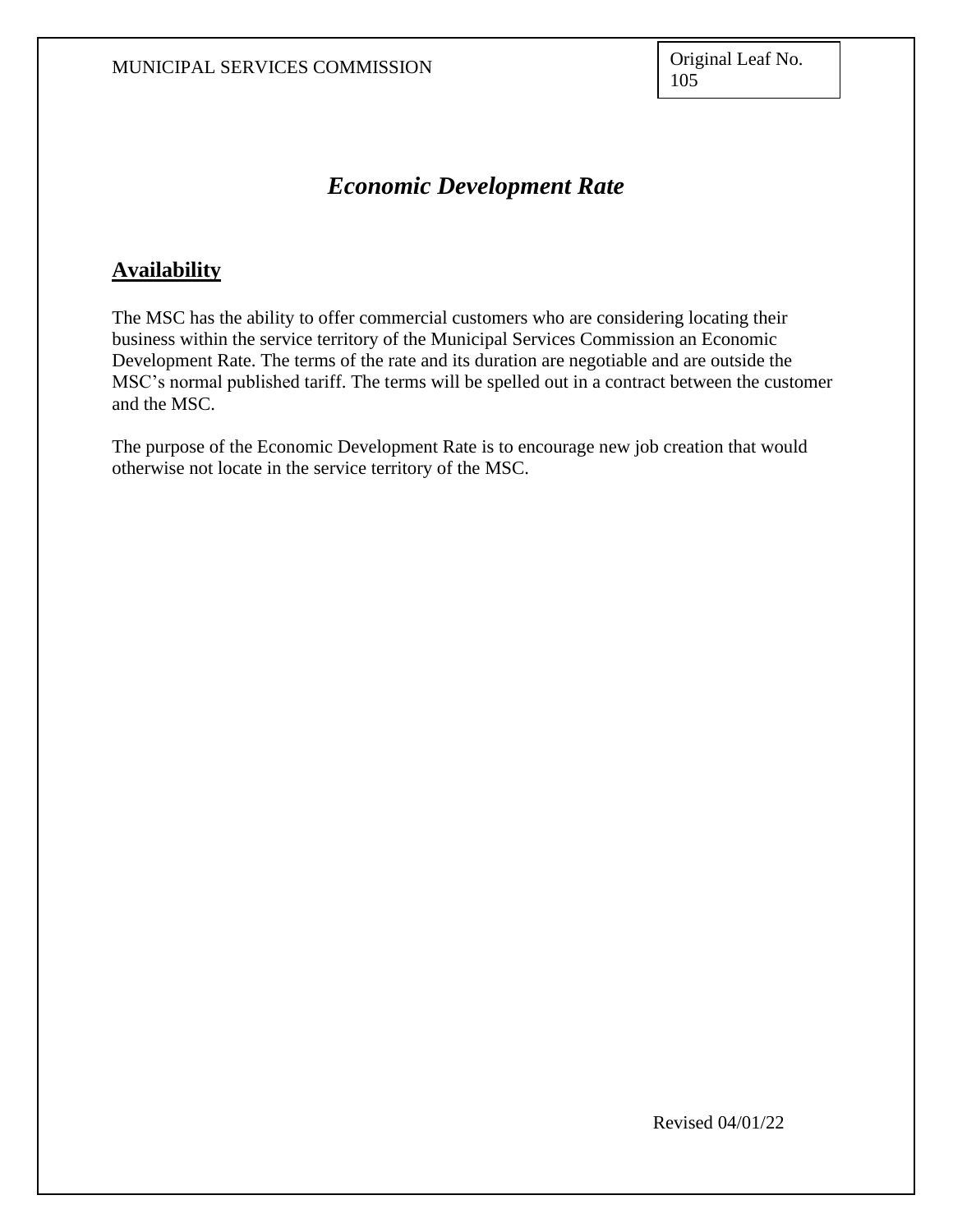# *Economic Development Rate*

## Availability

The MSC has the ability to offer commercial customers who are considering locating their business within the service territory of the Municipal Services Commission an Economic Development Rate. The terms of the rate and its duration are negotiable and are outside the MSC's normal published tariff. The terms will be spelled out in a contract between the customer and the MSC.

The purpose of the Economic Development Rate is to encourage new job creation that would otherwise not locate in the service territory of the MSC.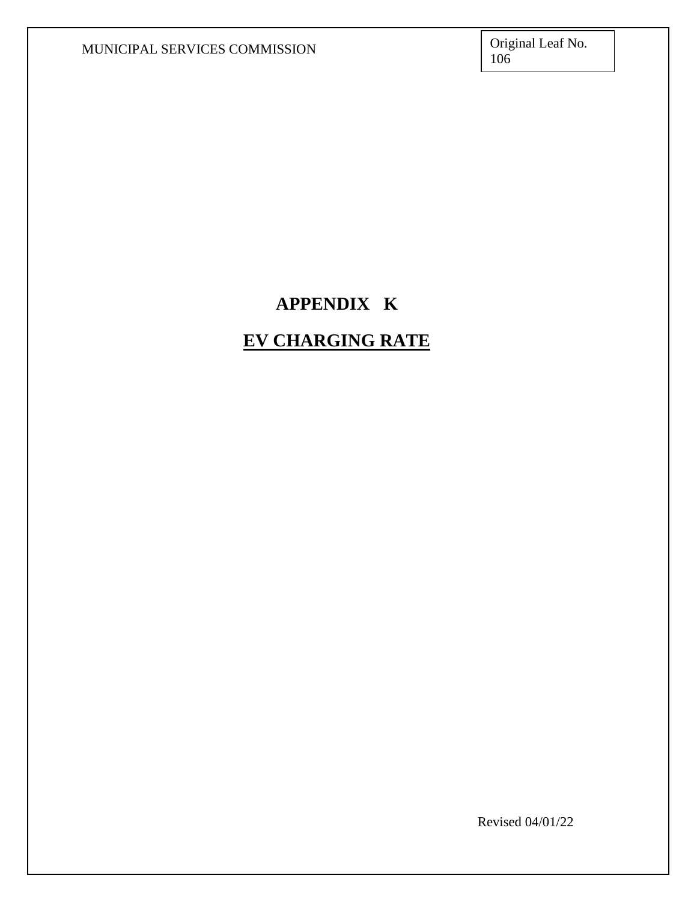# APPENDIX K

## EV CHARGING RATE

Revised 04/01/22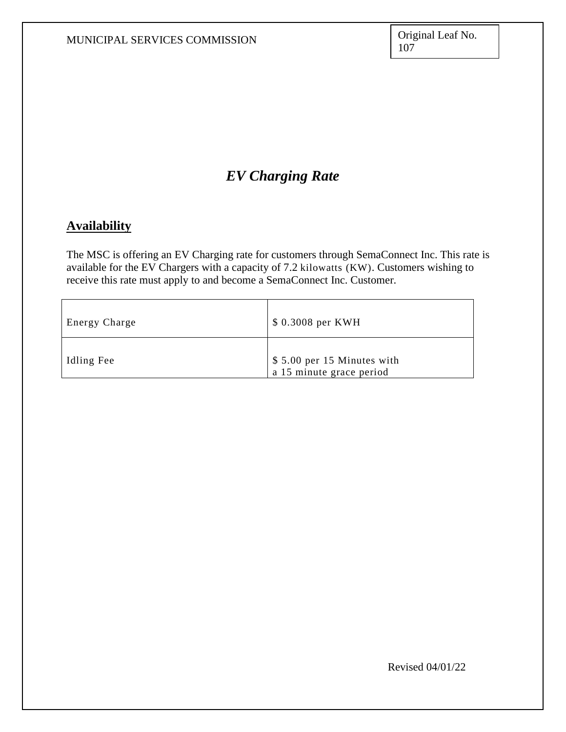# *EV Charging Rate*

## Availability

The MSC is offering an EV Charging rate for customers through SemaConnect Inc. This rate is available for the EV Chargers with a capacity of 7.2 kilowatts (KW). Customers wishing to receive this rate must apply to and become a SemaConnect Inc. Customer.

| | |
|---|---|
| Energy Charge | $ 0.3008 per KWH |
| Idling Fee | $ 5.00 per 15 Minutes with a 15 minute grace period |

Revised 04/01/22